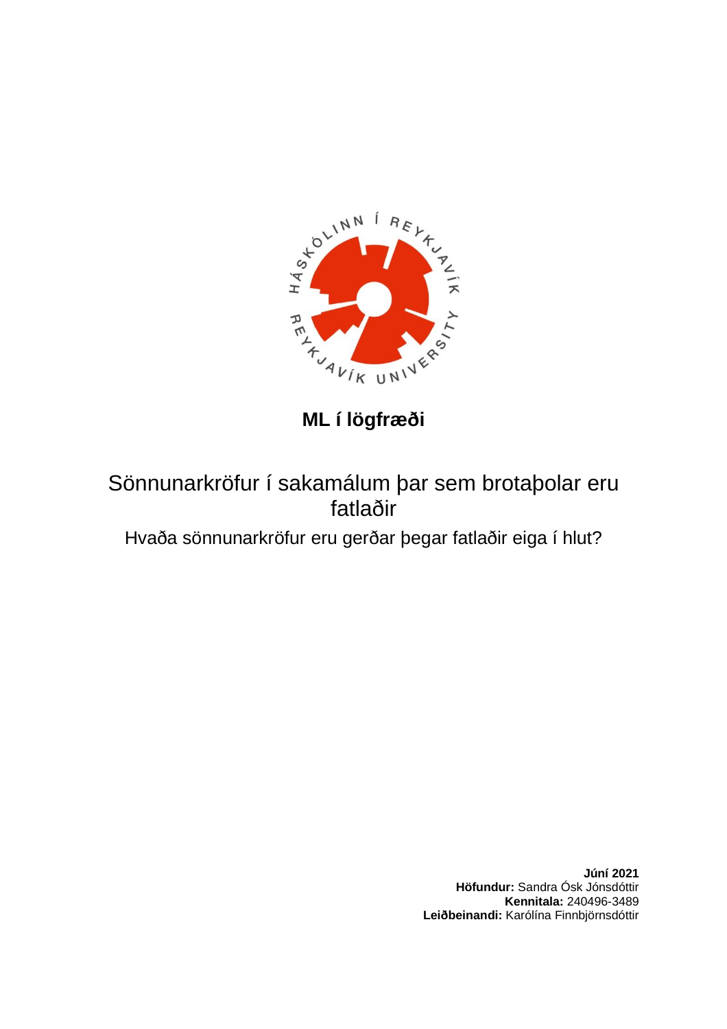**ML í lögfræði**

# Sönnunarkröfur í sakamálum þar sem brotaþolar eru fatlaðir

Hvaða sönnunarkröfur eru gerðar þegar fatlaðir eiga í hlut?

**Júní 2021**
**Höfundur:** Sandra Ósk Jónsdóttir
**Kennitala:** 240496-3489
**Leiðbeinandi:** Karólína Finnbjörnsdóttir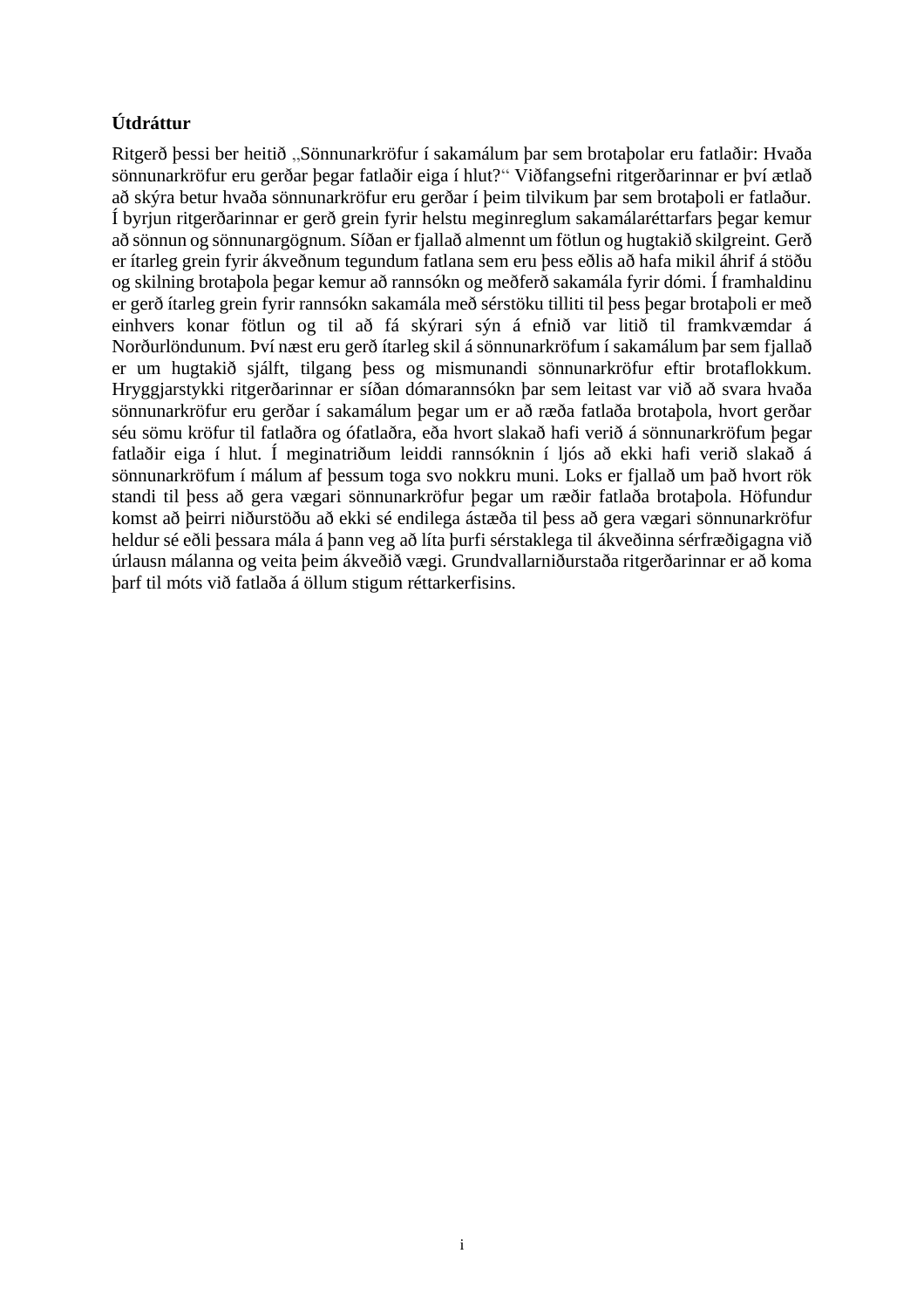**Útdráttur**

Ritgerð þessi ber heitið „Sönnunarkröfur í sakamálum þar sem brotaþolar eru fatlaðir: Hvaða sönnunarkröfur eru gerðar þegar fatlaðir eiga í hlut?“ Viðfangsefni ritgerðarinnar er því ætlað að skýra betur hvaða sönnunarkröfur eru gerðar í þeim tilvikum þar sem brotaþoli er fatlaður. Í byrjun ritgerðarinnar er gerð grein fyrir helstu meginreglum sakamálaréttarfars þegar kemur að sönnun og sönnunargögnum. Síðan er fjallað almennt um fötlun og hugtakið skilgreint. Gerð er ítarleg grein fyrir ákveðnum tegundum fatlana sem eru þess eðlis að hafa mikil áhrif á stöðu og skilning brotaþola þegar kemur að rannsókn og meðferð sakamála fyrir dómi. Í framhaldinu er gerð ítarleg grein fyrir rannsókn sakamála með sérstöku tilliti til þess þegar brotaþoli er með einhvers konar fötlun og til að fá skýrari sýn á efnið var litið til framkvæmdar á Norðurlöndunum. Því næst eru gerð ítarleg skil á sönnunarkröfum í sakamálum þar sem fjallað er um hugtakið sjálft, tilgang þess og mismunandi sönnunarkröfur eftir brotaflokkum. Hryggjarstykki ritgerðarinnar er síðan dómarannsókn þar sem leitast var við að svara hvaða sönnunarkröfur eru gerðar í sakamálum þegar um er að ræða fatlaða brotaþola, hvort gerðar séu sömu kröfur til fatlaðra og ófatlaðra, eða hvort slakað hafi verið á sönnunarkröfum þegar fatlaðir eiga í hlut. Í meginatriðum leiddi rannsóknin í ljós að ekki hafi verið slakað á sönnunarkröfum í málum af þessum toga svo nokkru muni. Loks er fjallað um það hvort rök standi til þess að gera vægari sönnunarkröfur þegar um ræðir fatlaða brotaþola. Höfundur komst að þeirri niðurstöðu að ekki sé endilega ástæða til þess að gera vægari sönnunarkröfur heldur sé eðli þessara mála á þann veg að líta þurfi sérstaklega til ákveðinna sérfræðigagna við úrlausn málanna og veita þeim ákveðið vægi. Grundvallarniðurstaða ritgerðarinnar er að koma þarf til móts við fatlaða á öllum stigum réttarkerfisins.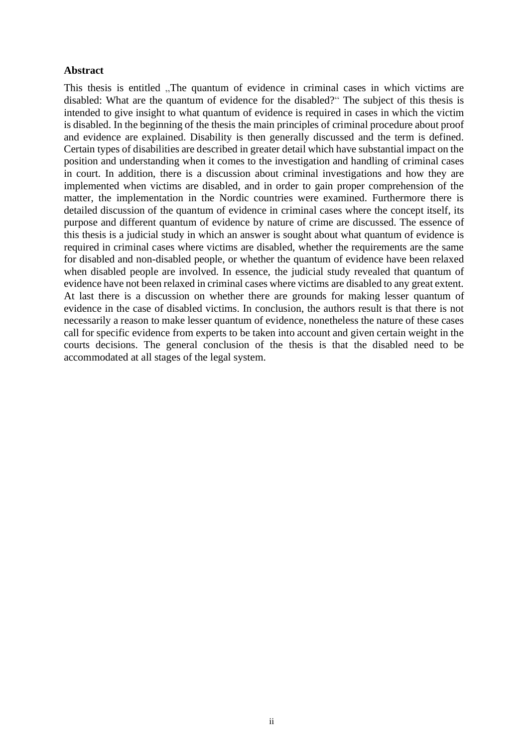**Abstract**

This thesis is entitled „The quantum of evidence in criminal cases in which victims are disabled: What are the quantum of evidence for the disabled?“ The subject of this thesis is intended to give insight to what quantum of evidence is required in cases in which the victim is disabled. In the beginning of the thesis the main principles of criminal procedure about proof and evidence are explained. Disability is then generally discussed and the term is defined. Certain types of disabilities are described in greater detail which have substantial impact on the position and understanding when it comes to the investigation and handling of criminal cases in court. In addition, there is a discussion about criminal investigations and how they are implemented when victims are disabled, and in order to gain proper comprehension of the matter, the implementation in the Nordic countries were examined. Furthermore there is detailed discussion of the quantum of evidence in criminal cases where the concept itself, its purpose and different quantum of evidence by nature of crime are discussed. The essence of this thesis is a judicial study in which an answer is sought about what quantum of evidence is required in criminal cases where victims are disabled, whether the requirements are the same for disabled and non-disabled people, or whether the quantum of evidence have been relaxed when disabled people are involved. In essence, the judicial study revealed that quantum of evidence have not been relaxed in criminal cases where victims are disabled to any great extent. At last there is a discussion on whether there are grounds for making lesser quantum of evidence in the case of disabled victims. In conclusion, the authors result is that there is not necessarily a reason to make lesser quantum of evidence, nonetheless the nature of these cases call for specific evidence from experts to be taken into account and given certain weight in the courts decisions. The general conclusion of the thesis is that the disabled need to be accommodated at all stages of the legal system.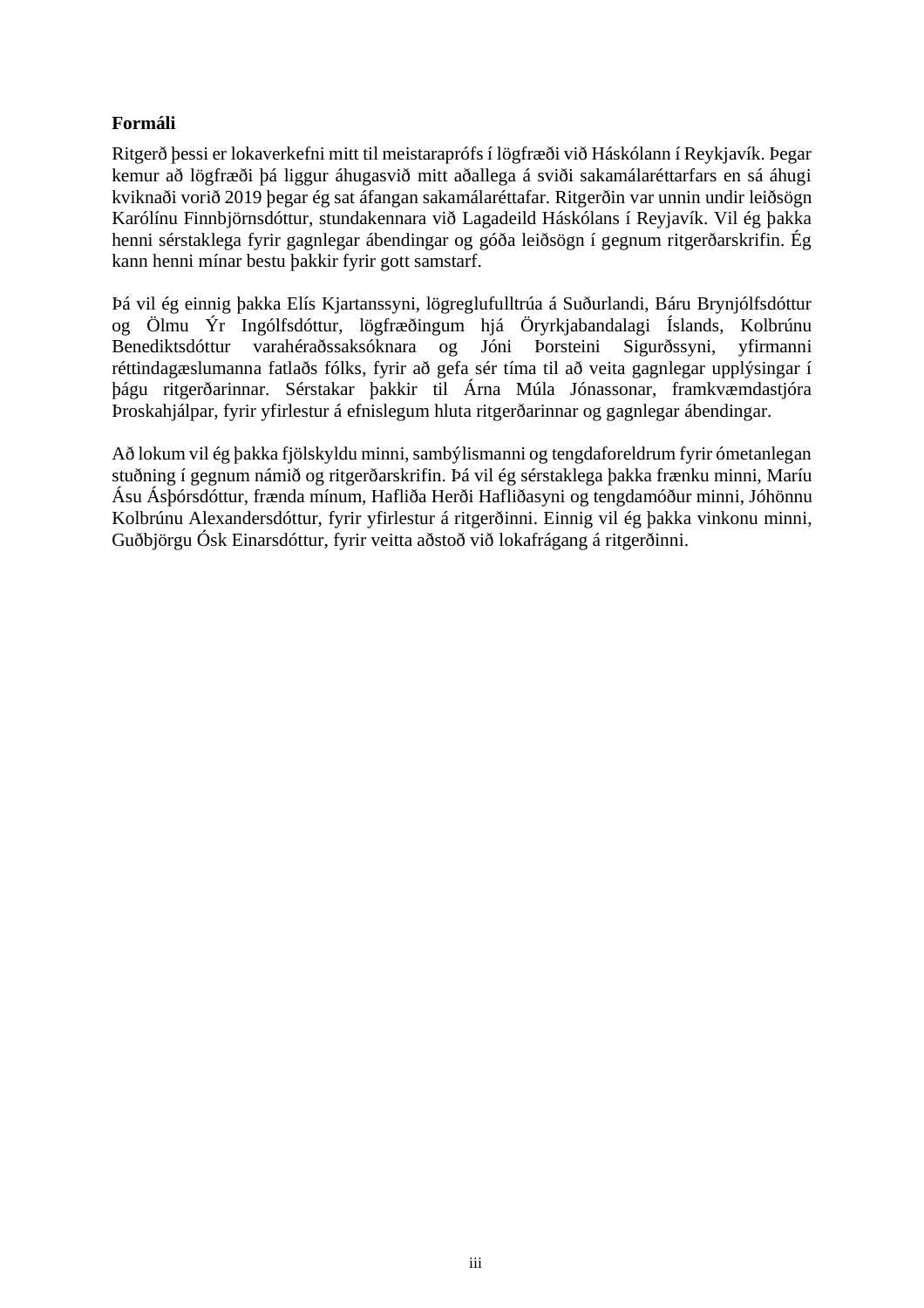**Formáli**

Ritgerð þessi er lokaverkefni mitt til meistaraprófs í lögfræði við Háskólann í Reykjavík. Þegar kemur að lögfræði þá liggur áhugasvið mitt aðallega á sviði sakamálaréttarfars en sá áhugi kviknaði vorið 2019 þegar ég sat áfangan sakamálaréttafar. Ritgerðin var unnin undir leiðsögn Karólínu Finnbjörnsdóttur, stundakennara við Lagadeild Háskólans í Reyjavík. Vil ég þakka henni sérstaklega fyrir gagnlegar ábendingar og góða leiðsögn í gegnum ritgerðarskrifin. Ég kann henni mínar bestu þakkir fyrir gott samstarf.

Þá vil ég einnig þakka Elís Kjartanssyni, lögreglufulltrúa á Suðurlandi, Báru Brynjólfsdóttur og Ölmu Ýr Ingólfsdóttur, lögfræðingum hjá Öryrkjabandalagi Íslands, Kolbrúnu Benediktsdóttur varahéraðssaksóknara og Jóni Þorsteini Sigurðssyni, yfirmanni réttindagæslumanna fatlaðs fólks, fyrir að gefa sér tíma til að veita gagnlegar upplýsingar í þágu ritgerðarinnar. Sérstakar þakkir til Árna Múla Jónassonar, framkvæmdastjóra Þroskahjálpar, fyrir yfirlestur á efnislegum hluta ritgerðarinnar og gagnlegar ábendingar.

Að lokum vil ég þakka fjölskyldu minni, sambýlismanni og tengdaforeldrum fyrir ómetanlegan stuðning í gegnum námið og ritgerðarskrifin. Þá vil ég sérstaklega þakka frænku minni, Maríu Ásu Ásþórsdóttur, frænda mínum, Hafliða Herði Hafliðasyni og tengdamóður minni, Jóhönnu Kolbrúnu Alexandersdóttur, fyrir yfirlestur á ritgerðinni. Einnig vil ég þakka vinkonu minni, Guðbjörgu Ósk Einarsdóttur, fyrir veitta aðstoð við lokafrágang á ritgerðinni.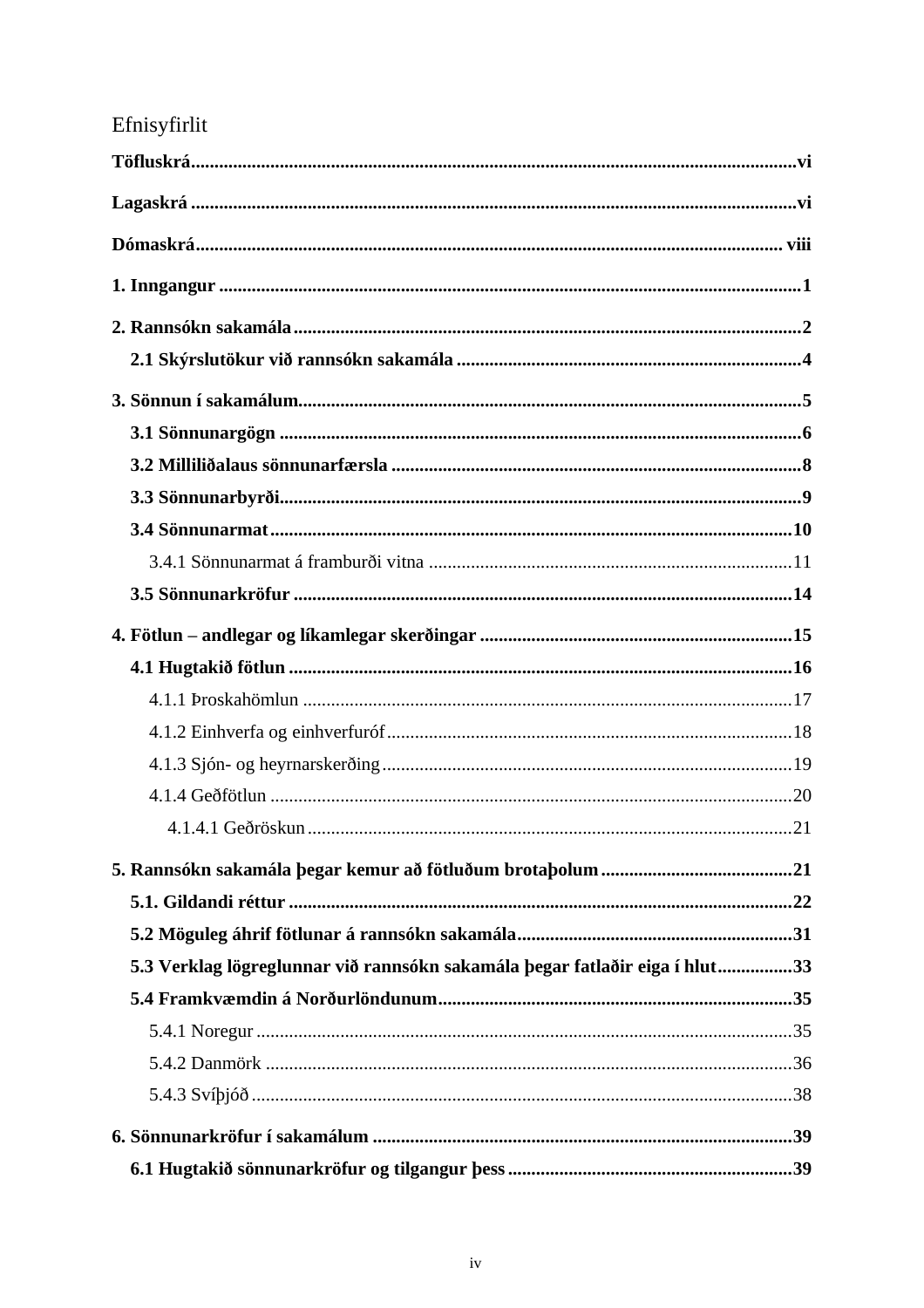# Efnisyfirlit

**Töfluskrá** ..... vi

**Lagaskrá** ..... vi

**Dómaskrá** ..... viii

**1. Inngangur** ..... 1

**2. Rannsókn sakamála** ..... 2

- **2.1 Skýrslutökur við rannsókn sakamála** ..... 4

**3. Sönnun í sakamálum** ..... 5

- **3.1 Sönnunargögn** ..... 6
- **3.2 Milliliðalaus sönnunarfærsla** ..... 8
- **3.3 Sönnunarbyrði** ..... 9
- **3.4 Sönnunarmat** ..... 10
  - 3.4.1 Sönnunarmat á framburði vitna ..... 11
- **3.5 Sönnunarkröfur** ..... 14

**4. Fötlun – andlegar og líkamlegar skerðingar** ..... 15

- **4.1 Hugtakið fötlun** ..... 16
  - 4.1.1 Þroskahömlun ..... 17
  - 4.1.2 Einhverfa og einhverfuróf ..... 18
  - 4.1.3 Sjón- og heyrnarskerðing ..... 19
  - 4.1.4 Geðfötlun ..... 20
    - 4.1.4.1 Geðröskun ..... 21

**5. Rannsókn sakamála þegar kemur að fötluðum brotaþolum** ..... 21

- **5.1. Gildandi réttur** ..... 22
- **5.2 Möguleg áhrif fötlunar á rannsókn sakamála** ..... 31
- **5.3 Verklag lögreglunnar við rannsókn sakamála þegar fatlaðir eiga í hlut** ..... 33
- **5.4 Framkvæmdin á Norðurlöndunum** ..... 35
  - 5.4.1 Noregur ..... 35
  - 5.4.2 Danmörk ..... 36
  - 5.4.3 Svíþjóð ..... 38

**6. Sönnunarkröfur í sakamálum** ..... 39

- **6.1 Hugtakið sönnunarkröfur og tilgangur þess** ..... 39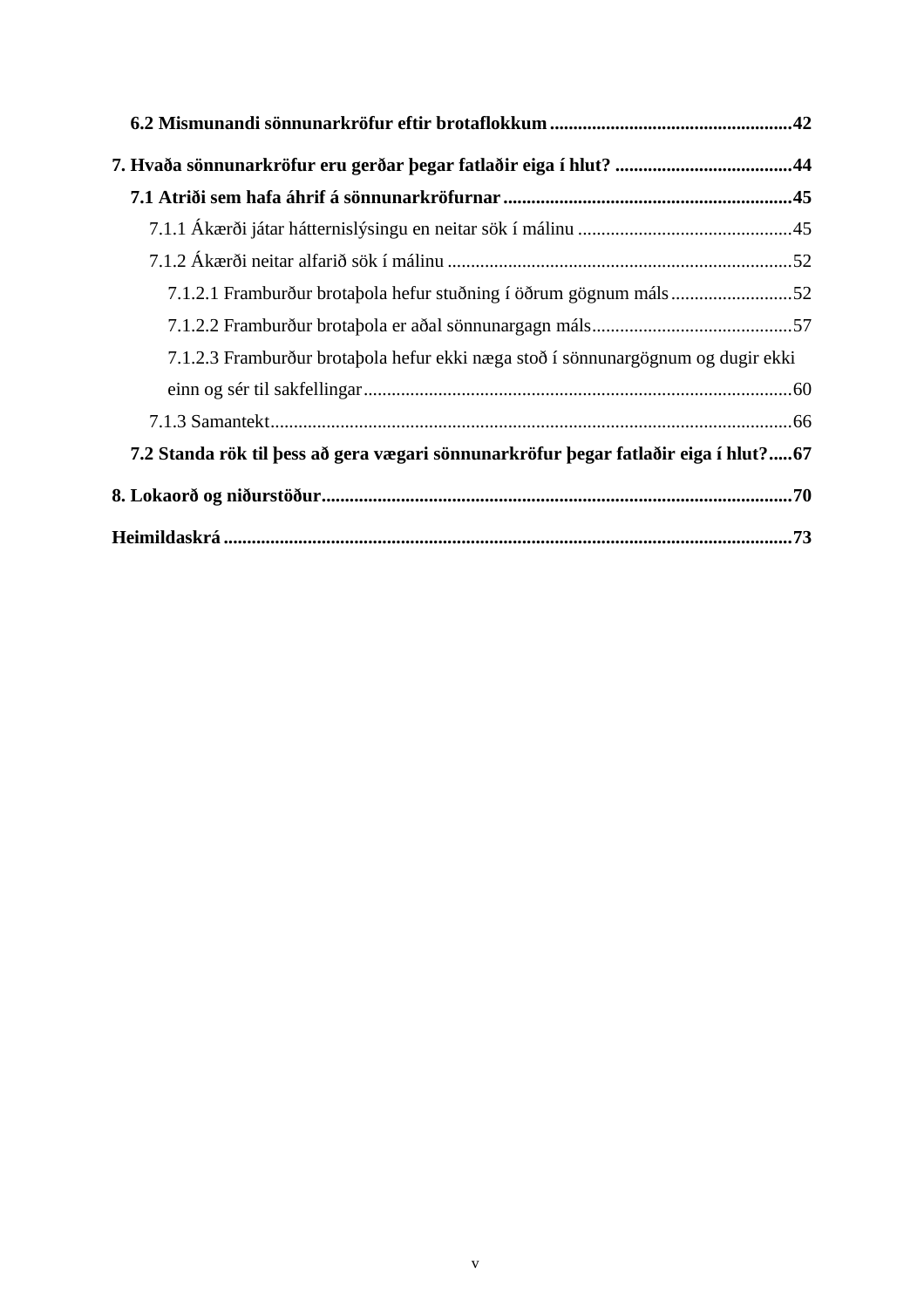**6.2 Mismunandi sönnunarkröfur eftir brotaflokkum** .................................................... **42**

**7. Hvaða sönnunarkröfur eru gerðar þegar fatlaðir eiga í hlut?** ...................................... **44**

**7.1 Atriði sem hafa áhrif á sönnunarkröfurnar** .............................................................. **45**

7.1.1 Ákærði játar háttemislýsingu en neitar sök í málinu ............................................. 45

7.1.2 Ákærði neitar alfarið sök í málinu ......................................................................... 52

7.1.2.1 Framburður brotaþola hefur stuðning í öðrum gögnum máls .......................... 52

7.1.2.2 Framburður brotaþola er aðal sönnunargagn máls ........................................... 57

7.1.2.3 Framburður brotaþola hefur ekki næga stoð í sönnunargögnum og dugir ekki einn og sér til sakfellingar ........................................................................................... 60

7.1.3 Samantekt ............................................................................................................... 66

**7.2 Standa rök til þess að gera vægari sönnunarkröfur þegar fatlaðir eiga í hlut?** ..... **67**

**8. Lokaorð og niðurstöður** .................................................................................................. **70**

**Heimildaskrá** ....................................................................................................................... **73**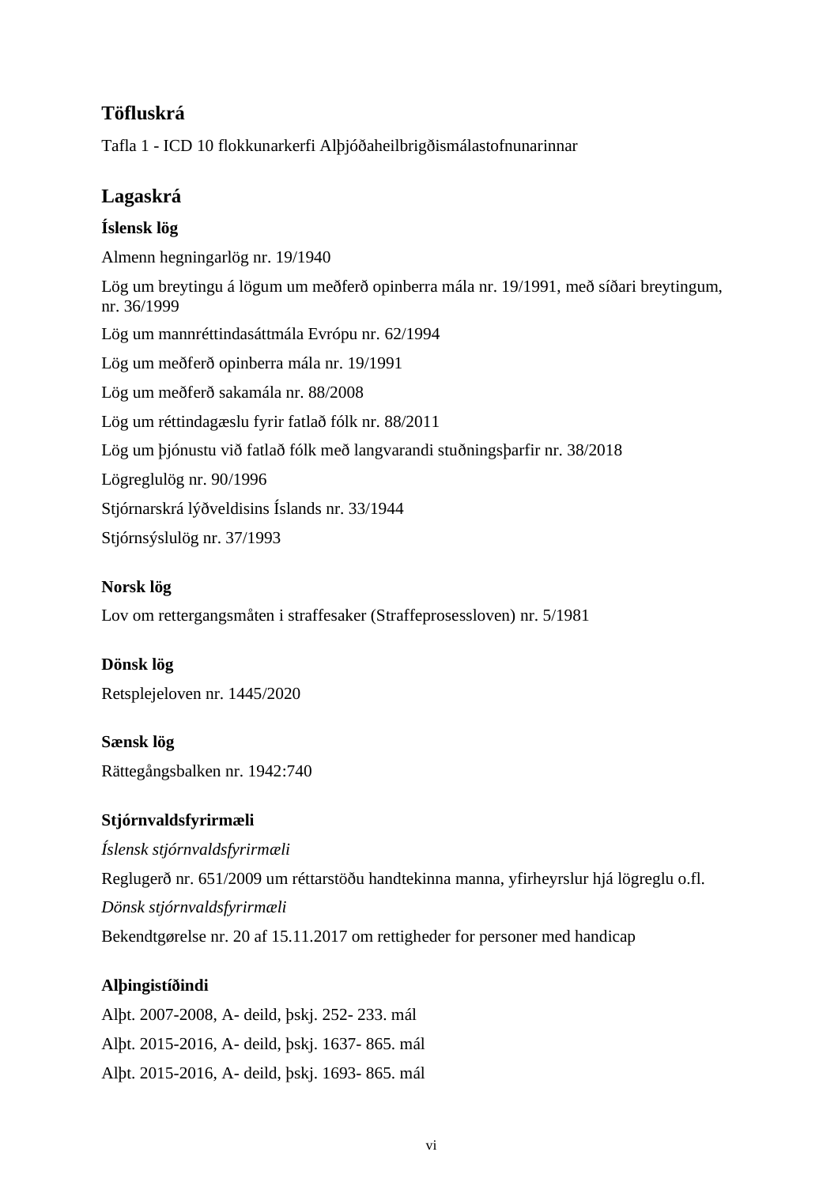## Töfluskrá

Tafla 1 - ICD 10 flokkunarkerfi Alþjóðaheilbrigðismálastofnunarinnar

## Lagaskrá

### Íslensk lög

Almenn hegningarlög nr. 19/1940

Lög um breytingu á lögum um meðferð opinberra mála nr. 19/1991, með síðari breytingum, nr. 36/1999

Lög um mannréttindasáttmála Evrópu nr. 62/1994

Lög um meðferð opinberra mála nr. 19/1991

Lög um meðferð sakamála nr. 88/2008

Lög um réttindagæslu fyrir fatlað fólk nr. 88/2011

Lög um þjónustu við fatlað fólk með langvarandi stuðningsþarfir nr. 38/2018

Lögreglulög nr. 90/1996

Stjórnarskrá lýðveldisins Íslands nr. 33/1944

Stjórnsýslulög nr. 37/1993

### Norsk lög

Lov om rettergangsmåten i straffesaker (Straffeprosessloven) nr. 5/1981

### Dönsk lög

Retsplejeloven nr. 1445/2020

### Sænsk lög

Rättegångsbalken nr. 1942:740

### Stjórnvaldsfyrirmæli

*Íslensk stjórnvaldsfyrirmæli*

Reglugerð nr. 651/2009 um réttarstöðu handtekinna manna, yfirheyrslur hjá lögreglu o.fl.

*Dönsk stjórnvaldsfyrirmæli*

Bekendtgørelse nr. 20 af 15.11.2017 om rettigheder for personer med handicap

### Alþingistíðindi

Alþt. 2007-2008, A- deild, þskj. 252- 233. mál

Alþt. 2015-2016, A- deild, þskj. 1637- 865. mál

Alþt. 2015-2016, A- deild, þskj. 1693- 865. mál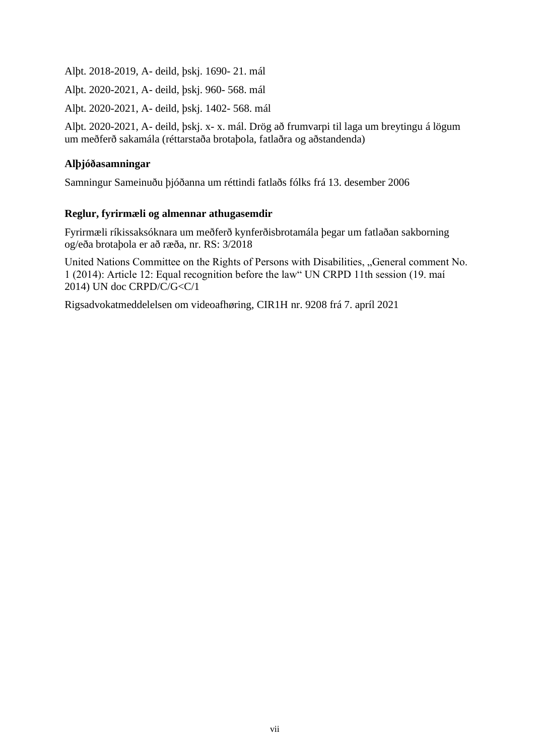Alþt. 2018-2019, A- deild, þskj. 1690- 21. mál

Alþt. 2020-2021, A- deild, þskj. 960- 568. mál

Alþt. 2020-2021, A- deild, þskj. 1402- 568. mál

Alþt. 2020-2021, A- deild, þskj. x- x. mál. Drög að frumvarpi til laga um breytingu á lögum um meðferð sakamála (réttarstaða brotaþola, fatlaðra og aðstandenda)

**Alþjóðasamningar**

Samningur Sameinuðu þjóðanna um réttindi fatlaðs fólks frá 13. desember 2006

**Reglur, fyrirmæli og almennar athugasemdir**

Fyrirmæli ríkissaksóknara um meðferð kynferðisbrotamála þegar um fatlaðan sakborning og/eða brotaþola er að ræða, nr. RS: 3/2018

United Nations Committee on the Rights of Persons with Disabilities, „General comment No. 1 (2014): Article 12: Equal recognition before the law" UN CRPD 11th session (19. maí 2014) UN doc CRPD/C/G<C/1

Rigsadvokatmeddelelsen om videoafhøring, CIR1H nr. 9208 frá 7. apríl 2021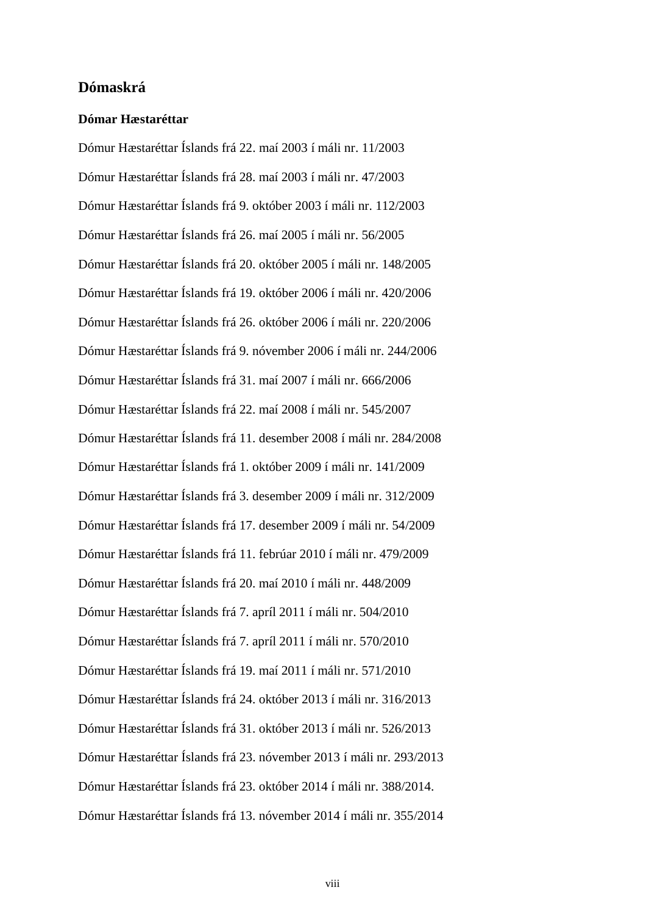# Dómaskrá

## Dómar Hæstaréttar

Dómur Hæstaréttar Íslands frá 22. maí 2003 í máli nr. 11/2003

Dómur Hæstaréttar Íslands frá 28. maí 2003 í máli nr. 47/2003

Dómur Hæstaréttar Íslands frá 9. október 2003 í máli nr. 112/2003

Dómur Hæstaréttar Íslands frá 26. maí 2005 í máli nr. 56/2005

Dómur Hæstaréttar Íslands frá 20. október 2005 í máli nr. 148/2005

Dómur Hæstaréttar Íslands frá 19. október 2006 í máli nr. 420/2006

Dómur Hæstaréttar Íslands frá 26. október 2006 í máli nr. 220/2006

Dómur Hæstaréttar Íslands frá 9. nóvember 2006 í máli nr. 244/2006

Dómur Hæstaréttar Íslands frá 31. maí 2007 í máli nr. 666/2006

Dómur Hæstaréttar Íslands frá 22. maí 2008 í máli nr. 545/2007

Dómur Hæstaréttar Íslands frá 11. desember 2008 í máli nr. 284/2008

Dómur Hæstaréttar Íslands frá 1. október 2009 í máli nr. 141/2009

Dómur Hæstaréttar Íslands frá 3. desember 2009 í máli nr. 312/2009

Dómur Hæstaréttar Íslands frá 17. desember 2009 í máli nr. 54/2009

Dómur Hæstaréttar Íslands frá 11. febrúar 2010 í máli nr. 479/2009

Dómur Hæstaréttar Íslands frá 20. maí 2010 í máli nr. 448/2009

Dómur Hæstaréttar Íslands frá 7. apríl 2011 í máli nr. 504/2010

Dómur Hæstaréttar Íslands frá 7. apríl 2011 í máli nr. 570/2010

Dómur Hæstaréttar Íslands frá 19. maí 2011 í máli nr. 571/2010

Dómur Hæstaréttar Íslands frá 24. október 2013 í máli nr. 316/2013

Dómur Hæstaréttar Íslands frá 31. október 2013 í máli nr. 526/2013

Dómur Hæstaréttar Íslands frá 23. nóvember 2013 í máli nr. 293/2013

Dómur Hæstaréttar Íslands frá 23. október 2014 í máli nr. 388/2014.

Dómur Hæstaréttar Íslands frá 13. nóvember 2014 í máli nr. 355/2014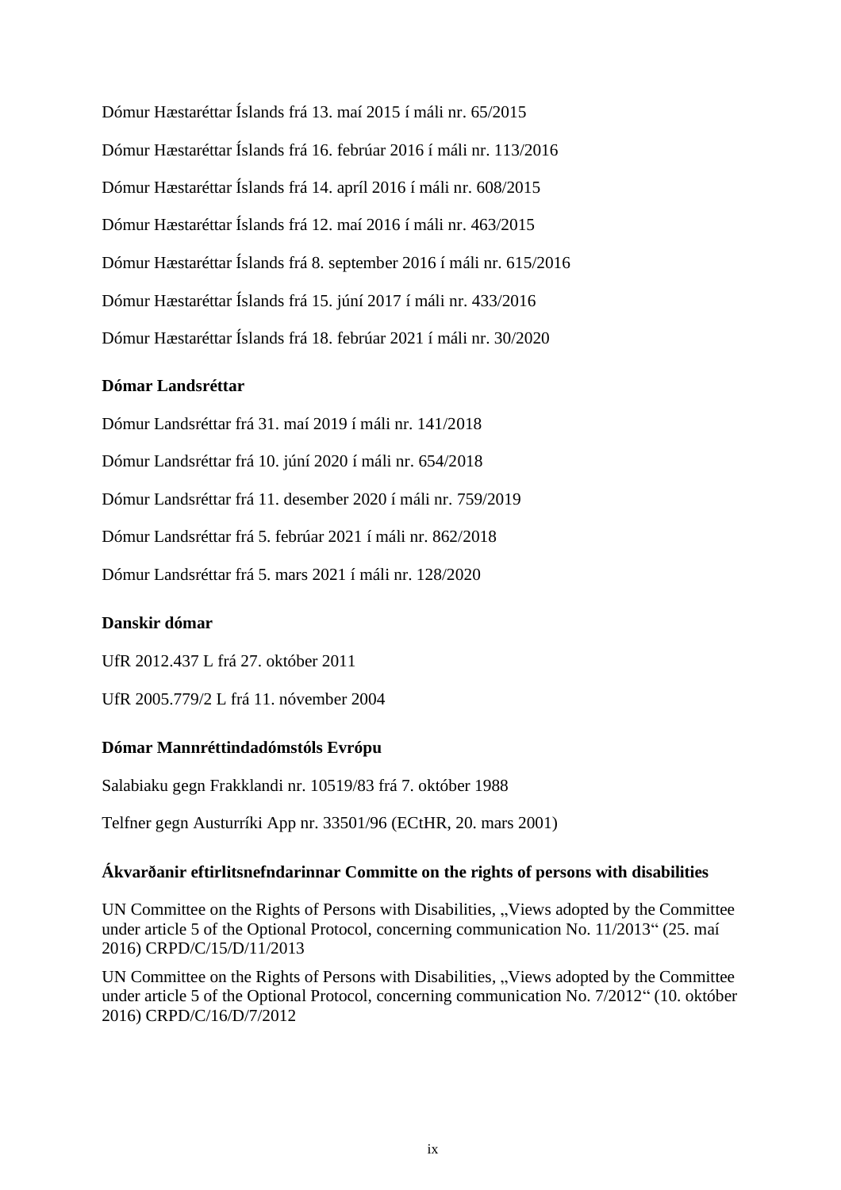Dómur Hæstaréttar Íslands frá 13. maí 2015 í máli nr. 65/2015

Dómur Hæstaréttar Íslands frá 16. febrúar 2016 í máli nr. 113/2016

Dómur Hæstaréttar Íslands frá 14. apríl 2016 í máli nr. 608/2015

Dómur Hæstaréttar Íslands frá 12. maí 2016 í máli nr. 463/2015

Dómur Hæstaréttar Íslands frá 8. september 2016 í máli nr. 615/2016

Dómur Hæstaréttar Íslands frá 15. júní 2017 í máli nr. 433/2016

Dómur Hæstaréttar Íslands frá 18. febrúar 2021 í máli nr. 30/2020

**Dómar Landsréttar**

Dómur Landsréttar frá 31. maí 2019 í máli nr. 141/2018

Dómur Landsréttar frá 10. júní 2020 í máli nr. 654/2018

Dómur Landsréttar frá 11. desember 2020 í máli nr. 759/2019

Dómur Landsréttar frá 5. febrúar 2021 í máli nr. 862/2018

Dómur Landsréttar frá 5. mars 2021 í máli nr. 128/2020

**Danskir dómar**

UfR 2012.437 L frá 27. október 2011

UfR 2005.779/2 L frá 11. nóvember 2004

**Dómar Mannréttindadómstóls Evrópu**

Salabiaku gegn Frakklandi nr. 10519/83 frá 7. október 1988

Telfner gegn Austurríki App nr. 33501/96 (ECtHR, 20. mars 2001)

**Ákvarðanir eftirlitsnefndarinnar Committe on the rights of persons with disabilities**

UN Committee on the Rights of Persons with Disabilities, „Views adopted by the Committee under article 5 of the Optional Protocol, concerning communication No. 11/2013“ (25. maí 2016) CRPD/C/15/D/11/2013

UN Committee on the Rights of Persons with Disabilities, „Views adopted by the Committee under article 5 of the Optional Protocol, concerning communication No. 7/2012“ (10. október 2016) CRPD/C/16/D/7/2012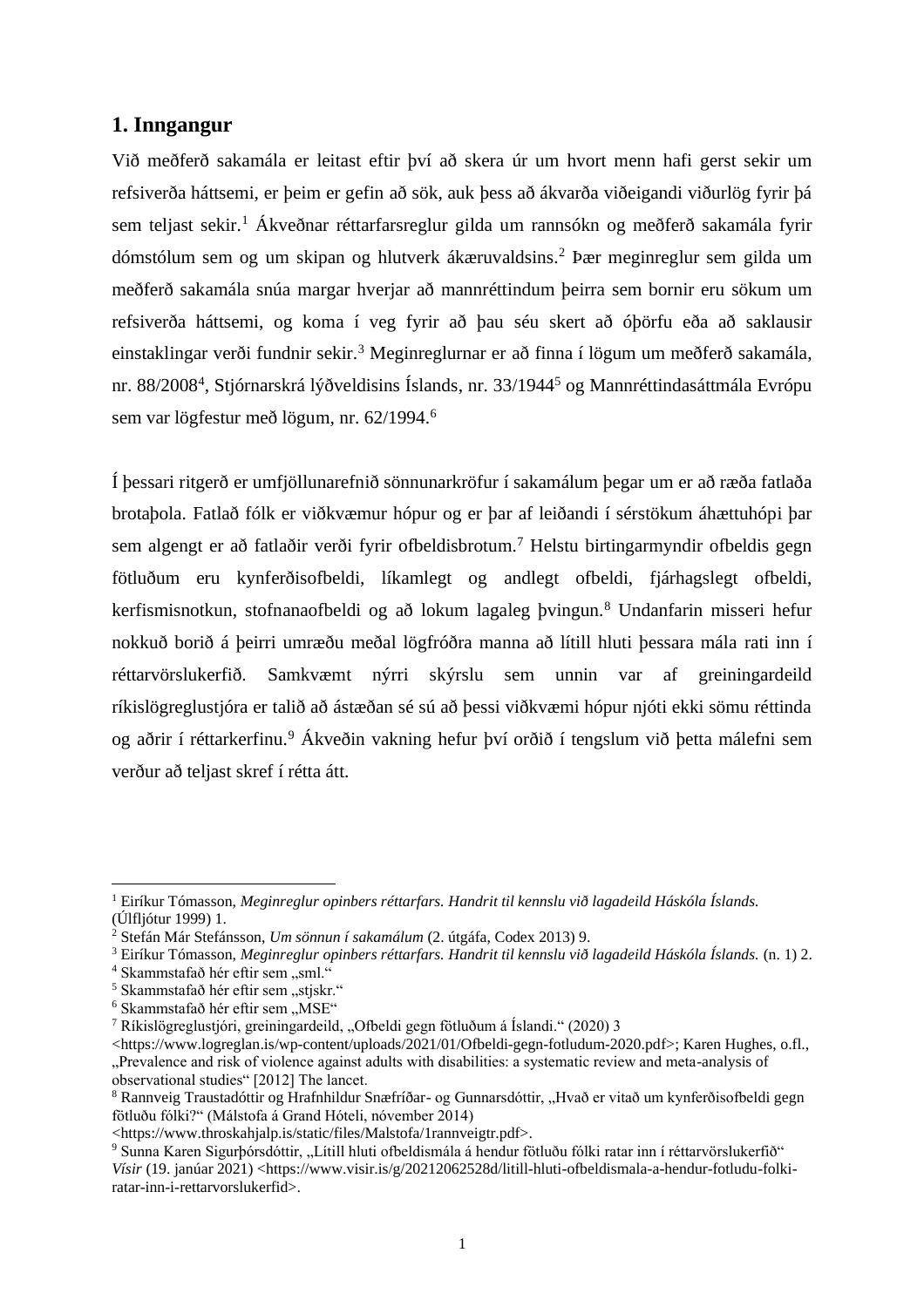## 1. Inngangur

Við meðferð sakamála er leitast eftir því að skera úr um hvort menn hafi gerst sekir um refsiverða háttsemi, er þeim er gefin að sök, auk þess að ákvarða viðeigandi viðurlög fyrir þá sem teljast sekir.[1] Ákveðnar réttarfarsreglur gilda um rannsókn og meðferð sakamála fyrir dómstólum sem og um skipan og hlutverk ákæruvaldsins.[2] Þær meginreglur sem gilda um meðferð sakamála snúa margar hverjar að mannréttindum þeirra sem bornir eru sökum um refsiverða háttsemi, og koma í veg fyrir að þau séu skert að óþörfu eða að saklausir einstaklingar verði fundnir sekir.[3] Meginreglurnar er að finna í lögum um meðferð sakamála, nr. 88/2008[4], Stjórnarskrá lýðveldisins Íslands, nr. 33/1944[5] og Mannréttindasáttmála Evrópu sem var lögfestur með lögum, nr. 62/1994.[6]

Í þessari ritgerð er umfjöllunarefnið sönnunarkröfur í sakamálum þegar um er að ræða fatlaða brotaþola. Fatlað fólk er viðkvæmur hópur og er þar af leiðandi í sérstökum áhættuhópi þar sem algengt er að fatlaðir verði fyrir ofbeldisbrotum.[7] Helstu birtingarmyndir ofbeldis gegn fötluðum eru kynferðisofbeldi, líkamlegt og andlegt ofbeldi, fjárhagslegt ofbeldi, kerfismisnotkun, stofnanaofbeldi og að lokum lagaleg þvingun.[8] Undanfarin misseri hefur nokkuð borið á þeirri umræðu meðal lögfróðra manna að lítill hluti þessara mála rati inn í réttarvörslukerfið. Samkvæmt nýrri skýrslu sem unnin var af greiningardeild ríkislögreglustjóra er talið að ástæðan sé sú að þessi viðkvæmi hópur njóti ekki sömu réttinda og aðrir í réttarkerfinu.[9] Ákveðin vakning hefur því orðið í tengslum við þetta málefni sem verður að teljast skref í rétta átt.

---

[1] Eiríkur Tómasson, *Meginreglur opinbers réttarfars. Handrit til kennslu við lagadeild Háskóla Íslands.* (Úlfljótur 1999) 1.

[2] Stefán Már Stefánsson, *Um sönnun í sakamálum* (2. útgáfa, Codex 2013) 9.

[3] Eiríkur Tómasson, *Meginreglur opinbers réttarfars. Handrit til kennslu við lagadeild Háskóla Íslands.* (n. 1) 2.

[4] Skammstafað hér eftir sem „sml."

[5] Skammstafað hér eftir sem „stjskr."

[6] Skammstafað hér eftir sem „MSE"

[7] Ríkislögreglustjóri, greiningardeild, „Ofbeldi gegn fötluðum á Íslandi." (2020) 3 <https://www.logreglan.is/wp-content/uploads/2021/01/Ofbeldi-gegn-fotludum-2020.pdf>; Karen Hughes, o.fl., „Prevalence and risk of violence against adults with disabilities: a systematic review and meta-analysis of observational studies" [2012] The lancet.

[8] Rannveig Traustadóttir og Hrafnhildur Snæfríðar- og Gunnarsdóttir, „Hvað er vitað um kynferðisofbeldi gegn fötluðu fólki?" (Málstofa á Grand Hóteli, nóvember 2014) <https://www.throskahjalp.is/static/files/Malstofa/1rannveigtr.pdf>.

[9] Sunna Karen Sigurþórsdóttir, „Lítill hluti ofbeldismála á hendur fötluðu fólki ratar inn í réttarvörslukerfið" *Vísir* (19. janúar 2021) <https://www.visir.is/g/20212062528d/litill-hluti-ofbeldismala-a-hendur-fotludu-folki-ratar-inn-i-rettarvorslukerfid>.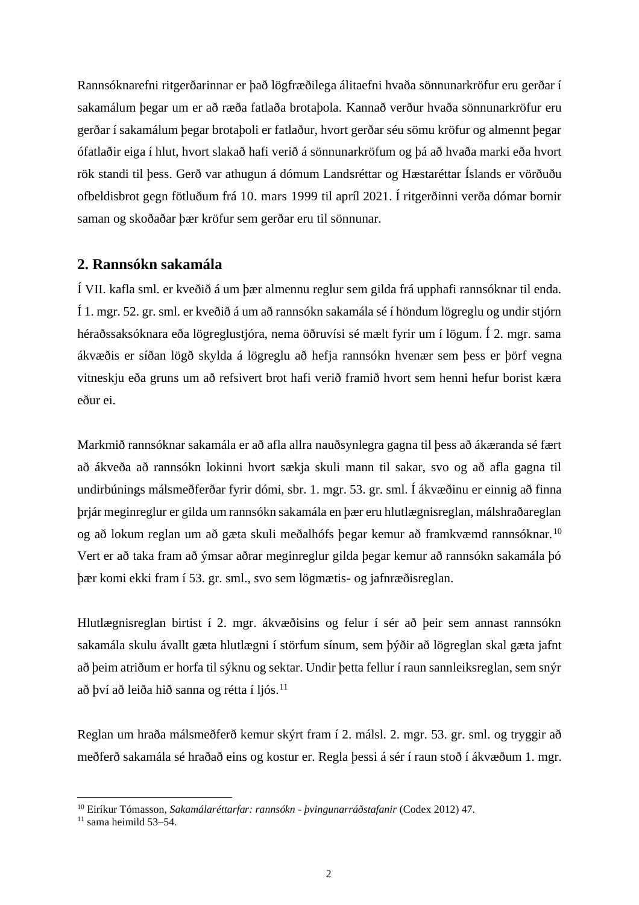Rannsóknarefni ritgerðarinnar er það lögfræðilega álitaefni hvaða sönnunarkröfur eru gerðar í sakamálum þegar um er að ræða fatlaða brotaþola. Kannað verður hvaða sönnunarkröfur eru gerðar í sakamálum þegar brotaþoli er fatlaður, hvort gerðar séu sömu kröfur og almennt þegar ófatlaðir eiga í hlut, hvort slakað hafi verið á sönnunarkröfum og þá að hvaða marki eða hvort rök standi til þess. Gerð var athugun á dómum Landsréttar og Hæstaréttar Íslands er vörðuðu ofbeldisbrot gegn fötluðum frá 10. mars 1999 til apríl 2021. Í ritgerðinni verða dómar bornir saman og skoðaðar þær kröfur sem gerðar eru til sönnunar.

## 2. Rannsókn sakamála

Í VII. kafla sml. er kveðið á um þær almennu reglur sem gilda frá upphafi rannsóknar til enda. Í 1. mgr. 52. gr. sml. er kveðið á um að rannsókn sakamála sé í höndum lögreglu og undir stjórn héraðssaksóknara eða lögreglustjóra, nema öðruvísi sé mælt fyrir um í lögum. Í 2. mgr. sama ákvæðis er síðan lögð skylda á lögreglu að hefja rannsókn hvenær sem þess er þörf vegna vitneskju eða gruns um að refsivert brot hafi verið framið hvort sem henni hefur borist kæra eður ei.

Markmið rannsóknar sakamála er að afla allra nauðsynlegra gagna til þess að ákæranda sé fært að ákveða að rannsókn lokinni hvort sækja skuli mann til sakar, svo og að afla gagna til undirbúnings málsmeðferðar fyrir dómi, sbr. 1. mgr. 53. gr. sml. Í ákvæðinu er einnig að finna þrjár meginreglur er gilda um rannsókn sakamála en þær eru hlutlægnisreglan, málshraðareglan og að lokum reglan um að gæta skuli meðalhófs þegar kemur að framkvæmd rannsóknar.[10] Vert er að taka fram að ýmsar aðrar meginreglur gilda þegar kemur að rannsókn sakamála þó þær komi ekki fram í 53. gr. sml., svo sem lögmætis- og jafnræðisreglan.

Hlutlægnisreglan birtist í 2. mgr. ákvæðisins og felur í sér að þeir sem annast rannsókn sakamála skulu ávallt gæta hlutlægni í störfum sínum, sem þýðir að lögreglan skal gæta jafnt að þeim atriðum er horfa til sýknu og sektar. Undir þetta fellur í raun sannleiksreglan, sem snýr að því að leiða hið sanna og rétta í ljós.[11]

Reglan um hraða málsmeðferð kemur skýrt fram í 2. málsl. 2. mgr. 53. gr. sml. og tryggir að meðferð sakamála sé hraðað eins og kostur er. Regla þessi á sér í raun stoð í ákvæðum 1. mgr.

---

[10] Eiríkur Tómasson, *Sakamálaréttarfar: rannsókn - þvingunarráðstafanir* (Codex 2012) 47.

[11] sama heimild 53–54.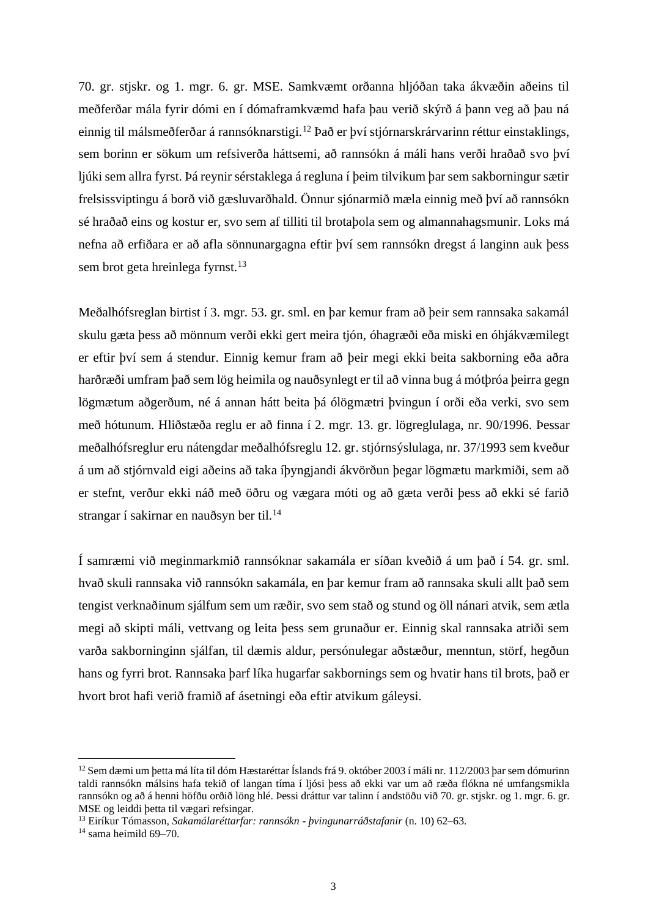70. gr. stjskr. og 1. mgr. 6. gr. MSE. Samkvæmt orðanna hljóðan taka ákvæðin aðeins til meðferðar mála fyrir dómi en í dómaframkvæmd hafa þau verið skýrð á þann veg að þau ná einnig til málsmeðferðar á rannsóknarstigi.[12] Það er því stjórnarskrárvarinn réttur einstaklings, sem borinn er sökum um refsiverða háttsemi, að rannsókn á máli hans verði hraðað svo því ljúki sem allra fyrst. Þá reynir sérstaklega á regluna í þeim tilvikum þar sem sakborningur sætir frelsissviptingu á borð við gæsluvarðhald. Önnur sjónarmið mæla einnig með því að rannsókn sé hraðað eins og kostur er, svo sem af tilliti til brotaþola sem og almannahagsmunir. Loks má nefna að erfiðara er að afla sönnunargagna eftir því sem rannsókn dregst á langinn auk þess sem brot geta hreinlega fyrnst.[13]

Meðalhófsreglan birtist í 3. mgr. 53. gr. sml. en þar kemur fram að þeir sem rannsaka sakamál skulu gæta þess að mönnum verði ekki gert meira tjón, óhagræði eða miski en óhjákvæmilegt er eftir því sem á stendur. Einnig kemur fram að þeir megi ekki beita sakborning eða aðra harðræði umfram það sem lög heimila og nauðsynlegt er til að vinna bug á mótþróa þeirra gegn lögmætum aðgerðum, né á annan hátt beita þá ólögmætri þvingun í orði eða verki, svo sem með hótunum. Hliðstæða reglu er að finna í 2. mgr. 13. gr. lögreglulaga, nr. 90/1996. Þessar meðalhófsreglur eru nátengdar meðalhófsreglu 12. gr. stjórnsýslulaga, nr. 37/1993 sem kveður á um að stjórnvald eigi aðeins að taka íþyngjandi ákvörðun þegar lögmætu markmiði, sem að er stefnt, verður ekki náð með öðru og vægara móti og að gæta verði þess að ekki sé farið strangar í sakirnar en nauðsyn ber til.[14]

Í samræmi við meginmarkmið rannsóknar sakamála er síðan kveðið á um það í 54. gr. sml. hvað skuli rannsaka við rannsókn sakamála, en þar kemur fram að rannsaka skuli allt það sem tengist verknaðinum sjálfum sem um ræðir, svo sem stað og stund og öll nánari atvik, sem ætla megi að skipti máli, vettvang og leita þess sem grunaður er. Einnig skal rannsaka atriði sem varða sakborninginn sjálfan, til dæmis aldur, persónulegar aðstæður, menntun, störf, hegðun hans og fyrri brot. Rannsaka þarf líka hugarfar sakbornings sem og hvatir hans til brots, það er hvort brot hafi verið framið af ásetningi eða eftir atvikum gáleysi.

---

[12] Sem dæmi um þetta má líta til dóm Hæstaréttar Íslands frá 9. október 2003 í máli nr. 112/2003 þar sem dómurinn taldi rannsókn málsins hafa tekið of langan tíma í ljósi þess að ekki var um að ræða flókna né umfangsmikla rannsókn og að á henni höfðu orðið löng hlé. Þessi dráttur var talinn í andstöðu við 70. gr. stjskr. og 1. mgr. 6. gr. MSE og leiddi þetta til vægari refsingar.

[13] Eiríkur Tómasson, *Sakamálaréttarfar: rannsókn - þvingunarráðstafanir* (n. 10) 62–63.

[14] sama heimild 69–70.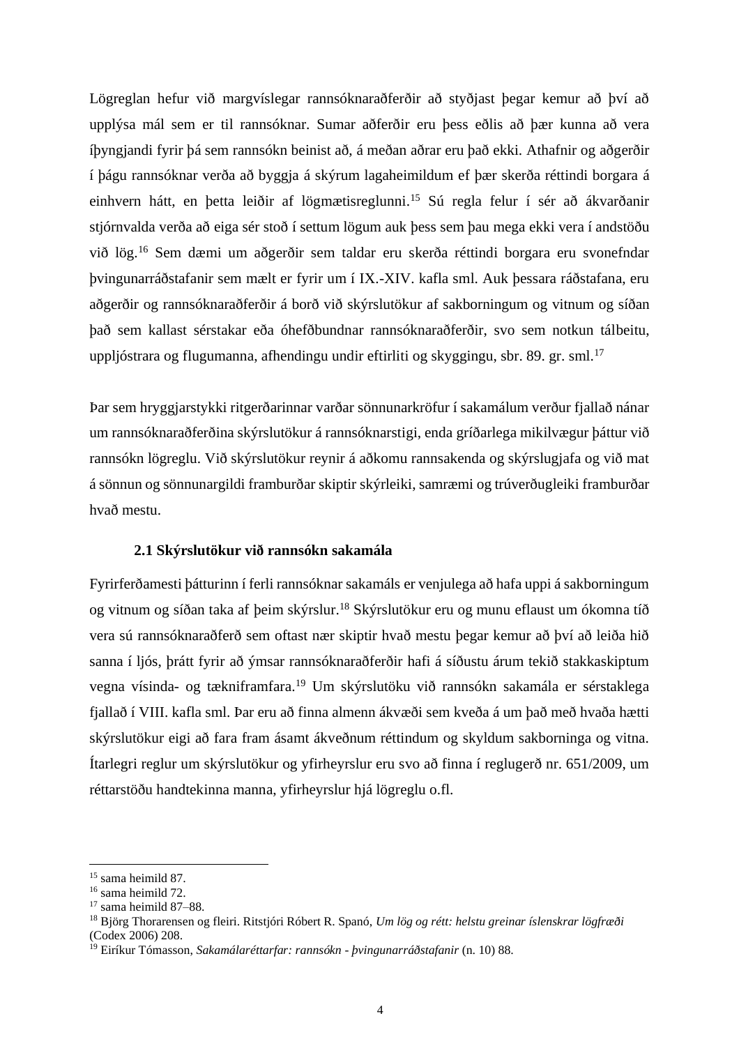Lögreglan hefur við margvíslegar rannsóknaraðferðir að styðjast þegar kemur að því að upplýsa mál sem er til rannsóknar. Sumar aðferðir eru þess eðlis að þær kunna að vera íþyngjandi fyrir þá sem rannsókn beinist að, á meðan aðrar eru það ekki. Athafnir og aðgerðir í þágu rannsóknar verða að byggja á skýrum lagaheimildum ef þær skerða réttindi borgara á einhvern hátt, en þetta leiðir af lögmætisreglunni.[15] Sú regla felur í sér að ákvarðanir stjórnvalda verða að eiga sér stoð í settum lögum auk þess sem þau mega ekki vera í andstöðu við lög.[16] Sem dæmi um aðgerðir sem taldar eru skerða réttindi borgara eru svonefndar þvingunarráðstafanir sem mælt er fyrir um í IX.-XIV. kafla sml. Auk þessara ráðstafana, eru aðgerðir og rannsóknaraðferðir á borð við skýrslutökur af sakborningum og vitnum og síðan það sem kallast sérstakar eða óhefðbundnar rannsóknaraðferðir, svo sem notkun tálbeitu, uppljóstrara og flugumanna, afhendingu undir eftirliti og skyggingu, sbr. 89. gr. sml.[17]

Þar sem hryggjarstykki ritgerðarinnar varðar sönnunarkröfur í sakamálum verður fjallað nánar um rannsóknaraðferðina skýrslutökur á rannsóknarstigi, enda gríðarlega mikilvægur þáttur við rannsókn lögreglu. Við skýrslutökur reynir á aðkomu rannsakenda og skýrslugjafa og við mat á sönnun og sönnunargildi framburðar skiptir skýrleiki, samræmi og trúverðugleiki framburðar hvað mestu.

### 2.1 Skýrslutökur við rannsókn sakamála

Fyrirferðamesti þátturinn í ferli rannsóknar sakamáls er venjulega að hafa uppi á sakborningum og vitnum og síðan taka af þeim skýrslur.[18] Skýrslutökur eru og munu eflaust um ókomna tíð vera sú rannsóknaraðferð sem oftast nær skiptir hvað mestu þegar kemur að því að leiða hið sanna í ljós, þrátt fyrir að ýmsar rannsóknaraðferðir hafi á síðustu árum tekið stakkaskiptum vegna vísinda- og tækniframfara.[19] Um skýrslutöku við rannsókn sakamála er sérstaklega fjallað í VIII. kafla sml. Þar eru að finna almenn ákvæði sem kveða á um það með hvaða hætti skýrslutökur eigi að fara fram ásamt ákveðnum réttindum og skyldum sakborninga og vitna. Ítarlegri reglur um skýrslutökur og yfirheyrslur eru svo að finna í reglugerð nr. 651/2009, um réttarstöðu handtekinna manna, yfirheyrslur hjá lögreglu o.fl.

---

[15] sama heimild 87.

[16] sama heimild 72.

[17] sama heimild 87–88.

[18] Björg Thorarensen og fleiri. Ritstjóri Róbert R. Spanó, *Um lög og rétt: helstu greinar íslenskrar lögfræði* (Codex 2006) 208.

[19] Eiríkur Tómasson, *Sakamálaréttarfar: rannsókn - þvingunarráðstafanir* (n. 10) 88.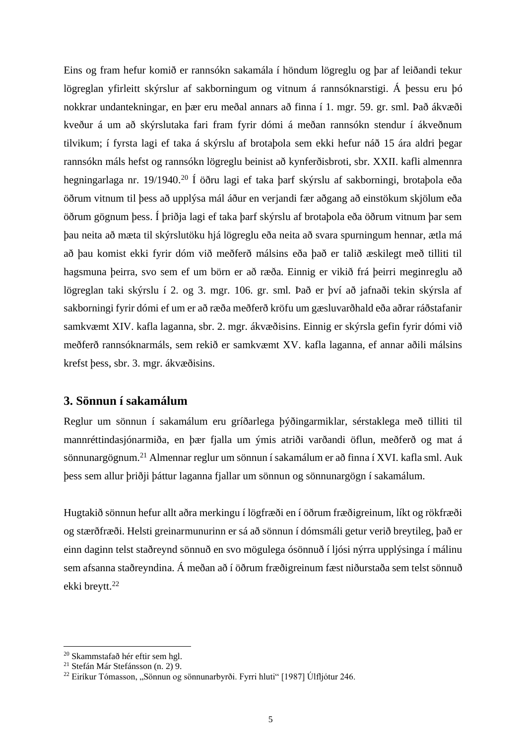Eins og fram hefur komið er rannsókn sakamála í höndum lögreglu og þar af leiðandi tekur lögreglan yfirleitt skýrslur af sakborningum og vitnum á rannsóknarstigi. Á þessu eru þó nokkrar undantekningar, en þær eru meðal annars að finna í 1. mgr. 59. gr. sml. Það ákvæði kveður á um að skýrslutaka fari fram fyrir dómi á meðan rannsókn stendur í ákveðnum tilvikum; í fyrsta lagi ef taka á skýrslu af brotaþola sem ekki hefur náð 15 ára aldri þegar rannsókn máls hefst og rannsókn lögreglu beinist að kynferðisbroti, sbr. XXII. kafli almennra hegningarlaga nr. 19/1940.[20] Í öðru lagi ef taka þarf skýrslu af sakborningi, brotaþola eða öðrum vitnum til þess að upplýsa mál áður en verjandi fær aðgang að einstökum skjölum eða öðrum gögnum þess. Í þriðja lagi ef taka þarf skýrslu af brotaþola eða öðrum vitnum þar sem þau neita að mæta til skýrslutöku hjá lögreglu eða neita að svara spurningum hennar, ætla má að þau komist ekki fyrir dóm við meðferð málsins eða það er talið æskilegt með tilliti til hagsmuna þeirra, svo sem ef um börn er að ræða. Einnig er vikið frá þeirri meginreglu að lögreglan taki skýrslu í 2. og 3. mgr. 106. gr. sml. Það er því að jafnaði tekin skýrsla af sakborningi fyrir dómi ef um er að ræða meðferð kröfu um gæsluvarðhald eða aðrar ráðstafanir samkvæmt XIV. kafla laganna, sbr. 2. mgr. ákvæðisins. Einnig er skýrsla gefin fyrir dómi við meðferð rannsóknarmáls, sem rekið er samkvæmt XV. kafla laganna, ef annar aðili málsins krefst þess, sbr. 3. mgr. ákvæðisins.

## 3. Sönnun í sakamálum

Reglur um sönnun í sakamálum eru gríðarlega þýðingarmiklar, sérstaklega með tilliti til mannréttindasjónarmiða, en þær fjalla um ýmis atriði varðandi öflun, meðferð og mat á sönnunargögnum.[21] Almennar reglur um sönnun í sakamálum er að finna í XVI. kafla sml. Auk þess sem allur þriðji þáttur laganna fjallar um sönnun og sönnunargögn í sakamálum.

Hugtakið sönnun hefur allt aðra merkingu í lögfræði en í öðrum fræðigreinum, líkt og rökfræði og stærðfræði. Helsti greinarmunurinn er sá að sönnun í dómsmáli getur verið breytileg, það er einn daginn telst staðreynd sönnuð en svo mögulega ósönnuð í ljósi nýrra upplýsinga í málinu sem afsanna staðreyndina. Á meðan að í öðrum fræðigreinum fæst niðurstaða sem telst sönnuð ekki breytt.[22]

---

[20] Skammstafað hér eftir sem hgl.
[21] Stefán Már Stefánsson (n. 2) 9.
[22] Eiríkur Tómasson, „Sönnun og sönnunarbyrði. Fyrri hluti" [1987] Úlfljótur 246.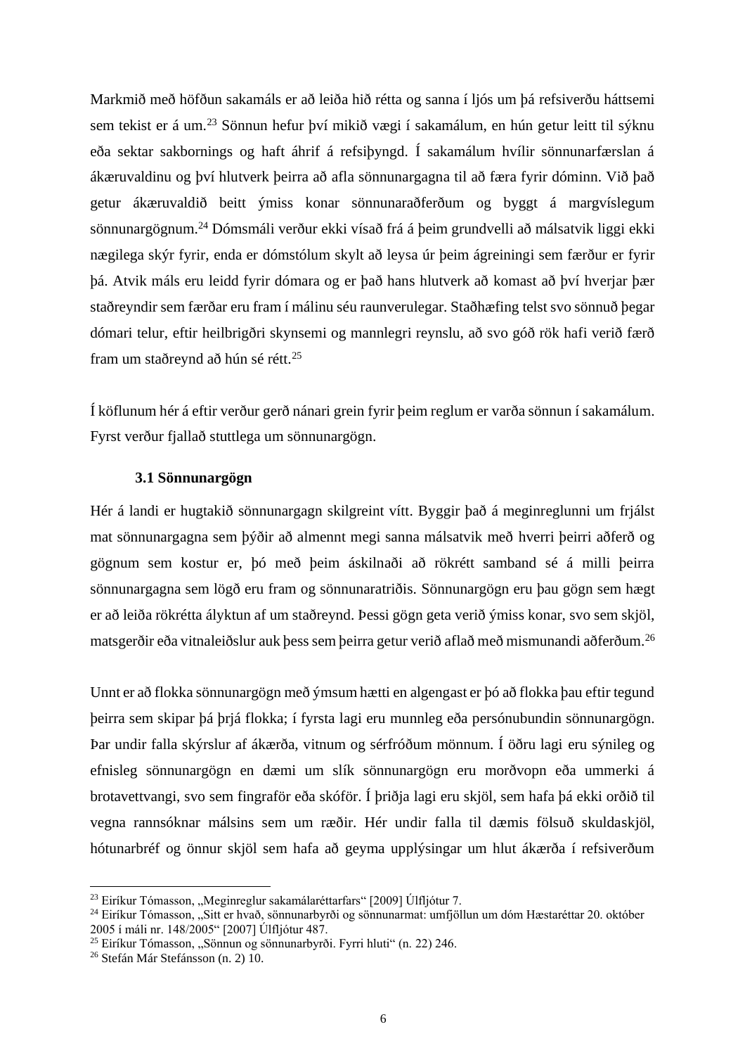Markmið með höfðun sakamáls er að leiða hið rétta og sanna í ljós um þá refsiverðu háttsemi sem tekist er á um.[23] Sönnun hefur því mikið vægi í sakamálum, en hún getur leitt til sýknu eða sektar sakbornings og haft áhrif á refsiþyngd. Í sakamálum hvílir sönnunarfærslan á ákæruvaldinu og því hlutverk þeirra að afla sönnunargagna til að færa fyrir dóminn. Við það getur ákæruvaldið beitt ýmiss konar sönnunaraðferðum og byggt á margvíslegum sönnunargögnum.[24] Dómsmáli verður ekki vísað frá á þeim grundvelli að málsatvik liggi ekki nægilega skýr fyrir, enda er dómstólum skylt að leysa úr þeim ágreiningi sem færður er fyrir þá. Atvik máls eru leidd fyrir dómara og er það hans hlutverk að komast að því hverjar þær staðreyndir sem færðar eru fram í málinu séu raunverulegar. Staðhæfing telst svo sönnuð þegar dómari telur, eftir heilbrigðri skynsemi og mannlegri reynslu, að svo góð rök hafi verið færð fram um staðreynd að hún sé rétt.[25]

Í köflunum hér á eftir verður gerð nánari grein fyrir þeim reglum er varða sönnun í sakamálum. Fyrst verður fjallað stuttlega um sönnunargögn.

### 3.1 Sönnunargögn

Hér á landi er hugtakið sönnunargagn skilgreint vítt. Byggir það á meginreglunni um frjálst mat sönnunargagna sem þýðir að almennt megi sanna málsatvik með hverri þeirri aðferð og gögnum sem kostur er, þó með þeim áskilnaði að rökrétt samband sé á milli þeirra sönnunargagna sem lögð eru fram og sönnunaratriðis. Sönnunargögn eru þau gögn sem hægt er að leiða rökrétta ályktun af um staðreynd. Þessi gögn geta verið ýmiss konar, svo sem skjöl, matsgerðir eða vitnaleiðslur auk þess sem þeirra getur verið aflað með mismunandi aðferðum.[26]

Unnt er að flokka sönnunargögn með ýmsum hætti en algengast er þó að flokka þau eftir tegund þeirra sem skipar þá þrjá flokka; í fyrsta lagi eru munnleg eða persónubundin sönnunargögn. Þar undir falla skýrslur af ákærða, vitnum og sérfróðum mönnum. Í öðru lagi eru sýnileg og efnisleg sönnunargögn en dæmi um slík sönnunargögn eru morðvopn eða ummerki á brotavettvangi, svo sem fingraför eða skóför. Í þriðja lagi eru skjöl, sem hafa þá ekki orðið til vegna rannsóknar málsins sem um ræðir. Hér undir falla til dæmis fölsuð skuldaskjöl, hótunarbréf og önnur skjöl sem hafa að geyma upplýsingar um hlut ákærða í refsiverðum

---

[23] Eiríkur Tómasson, „Meginreglur sakamálaréttarfars" [2009] Úlfljótur 7.

[24] Eiríkur Tómasson, „Sitt er hvað, sönnunarbyrði og sönnunarmat: umfjöllun um dóm Hæstaréttar 20. október 2005 í máli nr. 148/2005" [2007] Úlfljótur 487.

[25] Eiríkur Tómasson, „Sönnun og sönnunarbyrði. Fyrri hluti" (n. 22) 246.

[26] Stefán Már Stefánsson (n. 2) 10.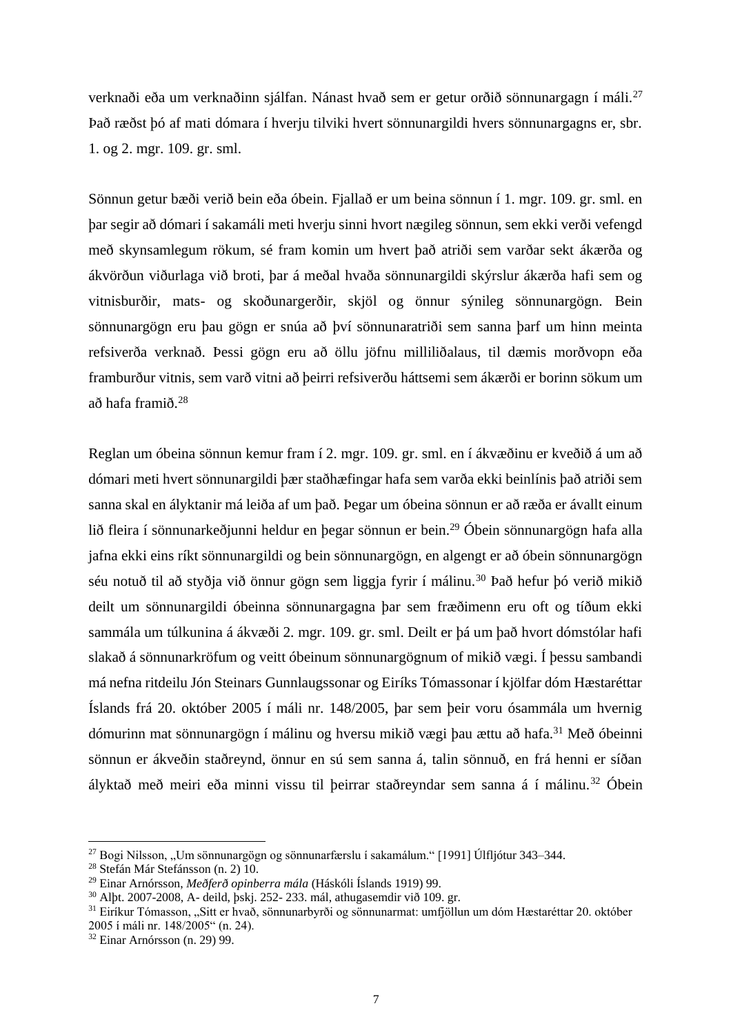verknaði eða um verknaðinn sjálfan. Nánast hvað sem er getur orðið sönnunargagn í máli.[27] Það ræðst þó af mati dómara í hverju tilviki hvert sönnunargildi hvers sönnunargagns er, sbr. 1. og 2. mgr. 109. gr. sml.

Sönnun getur bæði verið bein eða óbein. Fjallað er um beina sönnun í 1. mgr. 109. gr. sml. en þar segir að dómari í sakamáli meti hverju sinni hvort nægileg sönnun, sem ekki verði vefengd með skynsamlegum rökum, sé fram komin um hvert það atriði sem varðar sekt ákærða og ákvörðun viðurlaga við broti, þar á meðal hvaða sönnunargildi skýrslur ákærða hafi sem og vitnisburðir, mats- og skoðunargerðir, skjöl og önnur sýnileg sönnunargögn. Bein sönnunargögn eru þau gögn er snúa að því sönnunaratriði sem sanna þarf um hinn meinta refsiverða verknað. Þessi gögn eru að öllu jöfnu milliliðalaus, til dæmis morðvopn eða framburður vitnis, sem varð vitni að þeirri refsiverðu háttsemi sem ákærði er borinn sökum um að hafa framið.[28]

Reglan um óbeina sönnun kemur fram í 2. mgr. 109. gr. sml. en í ákvæðinu er kveðið á um að dómari meti hvert sönnunargildi þær staðhæfingar hafa sem varða ekki beinlínis það atriði sem sanna skal en ályktanir má leiða af um það. Þegar um óbeina sönnun er að ræða er ávallt einum lið fleira í sönnunarkeðjunni heldur en þegar sönnun er bein.[29] Óbein sönnunargögn hafa alla jafna ekki eins ríkt sönnunargildi og bein sönnunargögn, en algengt er að óbein sönnunargögn séu notuð til að styðja við önnur gögn sem liggja fyrir í málinu.[30] Það hefur þó verið mikið deilt um sönnunargildi óbeinna sönnunargagna þar sem fræðimenn eru oft og tíðum ekki sammála um túlkunina á ákvæði 2. mgr. 109. gr. sml. Deilt er þá um það hvort dómstólar hafi slakað á sönnunarkröfum og veitt óbeinum sönnunargögnum of mikið vægi. Í þessu sambandi má nefna ritdeilu Jón Steinars Gunnlaugssonar og Eiríks Tómassonar í kjölfar dóm Hæstaréttar Íslands frá 20. október 2005 í máli nr. 148/2005, þar sem þeir voru ósammála um hvernig dómurinn mat sönnunargögn í málinu og hversu mikið vægi þau ættu að hafa.[31] Með óbeinni sönnun er ákveðin staðreynd, önnur en sú sem sanna á, talin sönnuð, en frá henni er síðan ályktað með meiri eða minni vissu til þeirrar staðreyndar sem sanna á í málinu.[32] Óbein

---

[27] Bogi Nilsson, „Um sönnunargögn og sönnunarfærslu í sakamálum." [1991] Úlfljótur 343–344.
[28] Stefán Már Stefánsson (n. 2) 10.
[29] Einar Arnórsson, *Meðferð opinberra mála* (Háskóli Íslands 1919) 99.
[30] Alþt. 2007-2008, A- deild, þskj. 252- 233. mál, athugasemdir við 109. gr.
[31] Eiríkur Tómasson, „Sitt er hvað, sönnunarbyrði og sönnunarmat: umfjöllun um dóm Hæstaréttar 20. október 2005 í máli nr. 148/2005" (n. 24).
[32] Einar Arnórsson (n. 29) 99.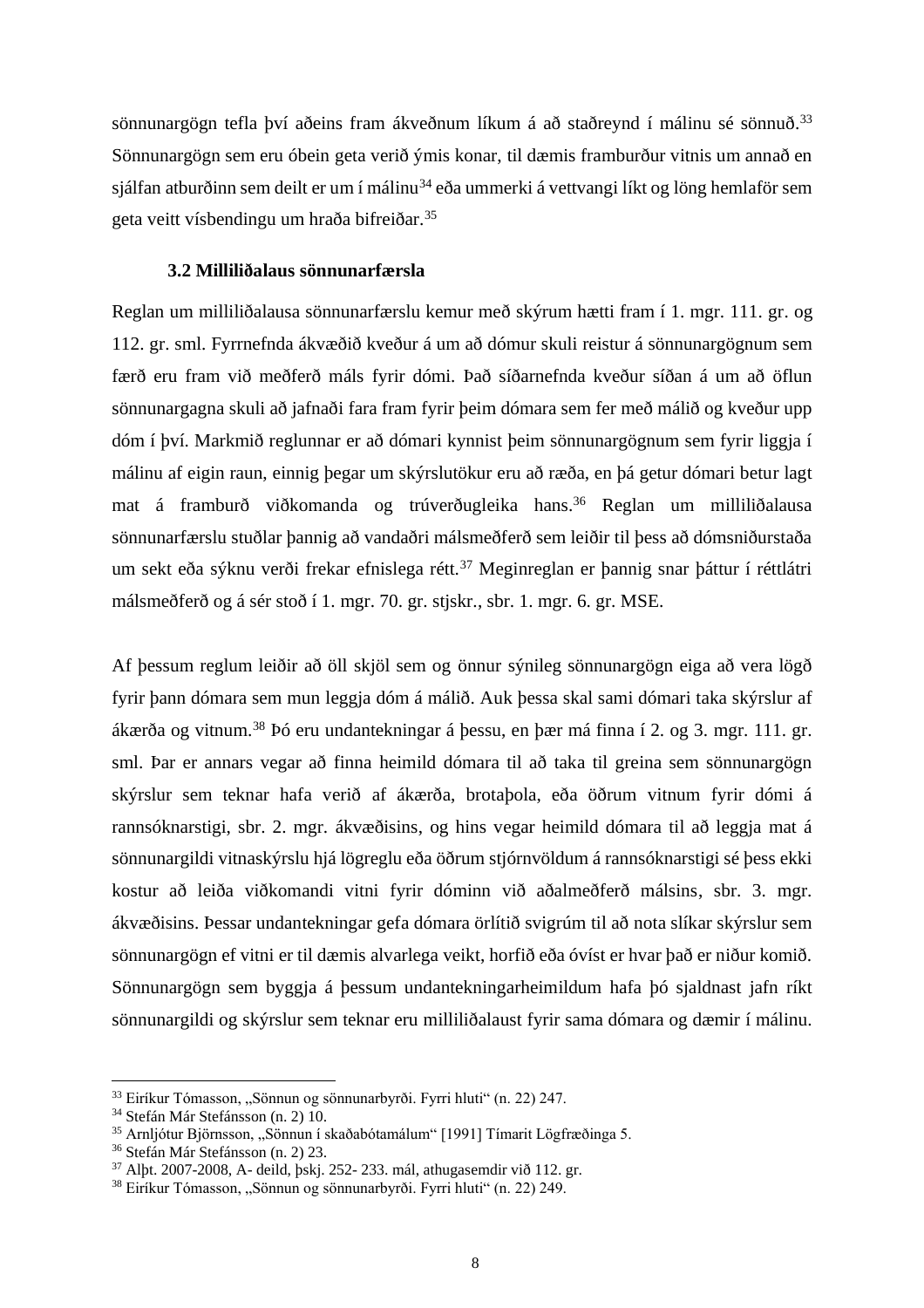sönnunargögn tefla því aðeins fram ákveðnum líkum á að staðreynd í málinu sé sönnuð.[33] Sönnunargögn sem eru óbein geta verið ýmis konar, til dæmis framburður vitnis um annað en sjálfan atburðinn sem deilt er um í málinu[34] eða ummerki á vettvangi líkt og löng hemlaför sem geta veitt vísbendingu um hraða bifreiðar.[35]

### 3.2 Milliliðalaus sönnunarfærsla

Reglan um milliliðalausa sönnunarfærslu kemur með skýrum hætti fram í 1. mgr. 111. gr. og 112. gr. sml. Fyrrnefnda ákvæðið kveður á um að dómur skuli reistur á sönnunargögnum sem færð eru fram við meðferð máls fyrir dómi. Það síðarnefnda kveður síðan á um að öflun sönnunargagna skuli að jafnaði fara fram fyrir þeim dómara sem fer með málið og kveður upp dóm í því. Markmið reglunnar er að dómari kynnist þeim sönnunargögnum sem fyrir liggja í málinu af eigin raun, einnig þegar um skýrslutökur eru að ræða, en þá getur dómari betur lagt mat á framburð viðkomanda og trúverðugleika hans.[36] Reglan um milliliðalausa sönnunarfærslu stuðlar þannig að vandaðri málsmeðferð sem leiðir til þess að dómsniðurstaða um sekt eða sýknu verði frekar efnislega rétt.[37] Meginreglan er þannig snar þáttur í réttlátri málsmeðferð og á sér stoð í 1. mgr. 70. gr. stjskr., sbr. 1. mgr. 6. gr. MSE.

Af þessum reglum leiðir að öll skjöl sem og önnur sýnileg sönnunargögn eiga að vera lögð fyrir þann dómara sem mun leggja dóm á málið. Auk þessa skal sami dómari taka skýrslur af ákærða og vitnum.[38] Þó eru undantekningar á þessu, en þær má finna í 2. og 3. mgr. 111. gr. sml. Þar er annars vegar að finna heimild dómara til að taka til greina sem sönnunargögn skýrslur sem teknar hafa verið af ákærða, brotaþola, eða öðrum vitnum fyrir dómi á rannsóknarstigi, sbr. 2. mgr. ákvæðisins, og hins vegar heimild dómara til að leggja mat á sönnunargildi vitnaskýrslu hjá lögreglu eða öðrum stjórnvöldum á rannsóknarstigi sé þess ekki kostur að leiða viðkomandi vitni fyrir dóminn við aðalmeðferð málsins, sbr. 3. mgr. ákvæðisins. Þessar undantekningar gefa dómara örlítið svigrúm til að nota slíkar skýrslur sem sönnunargögn ef vitni er til dæmis alvarlega veikt, horfið eða óvíst er hvar það er niður komið. Sönnunargögn sem byggja á þessum undantekningarheimildum hafa þó sjaldnast jafn ríkt sönnunargildi og skýrslur sem teknar eru milliliðalaust fyrir sama dómara og dæmir í málinu.

---

[33] Eiríkur Tómasson, „Sönnun og sönnunarbyrði. Fyrri hluti" (n. 22) 247.
[34] Stefán Már Stefánsson (n. 2) 10.
[35] Arnljótur Björnsson, „Sönnun í skaðabótamálum" [1991] Tímarit Lögfræðinga 5.
[36] Stefán Már Stefánsson (n. 2) 23.
[37] Alþt. 2007-2008, A- deild, þskj. 252- 233. mál, athugasemdir við 112. gr.
[38] Eiríkur Tómasson, „Sönnun og sönnunarbyrði. Fyrri hluti" (n. 22) 249.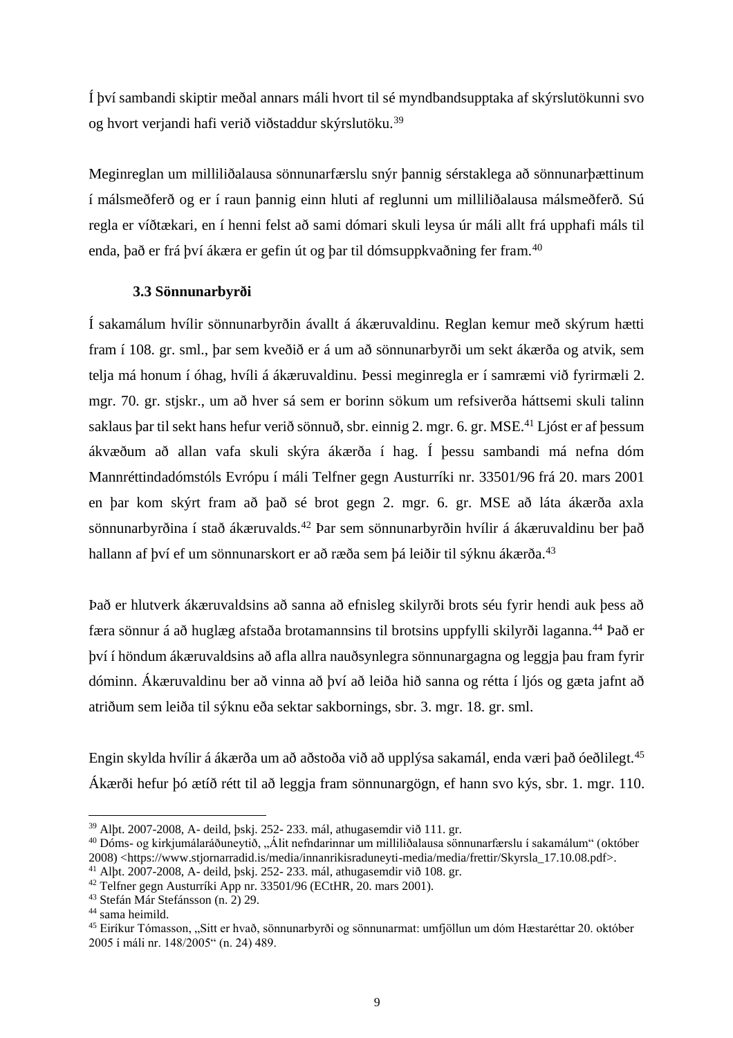Í því sambandi skiptir meðal annars máli hvort til sé myndbandsupptaka af skýrslutökunni svo og hvort verjandi hafi verið viðstaddur skýrslutöku.[39]

Meginreglan um milliliðalausa sönnunarfærslu snýr þannig sérstaklega að sönnunarþættinum í málsmeðferð og er í raun þannig einn hluti af reglunni um milliliðalausa málsmeðferð. Sú regla er víðtækari, en í henni felst að sami dómari skuli leysa úr máli allt frá upphafi máls til enda, það er frá því ákæra er gefin út og þar til dómsuppkvaðning fer fram.[40]

### 3.3 Sönnunarbyrði

Í sakamálum hvílir sönnunarbyrðin ávallt á ákæruvaldinu. Reglan kemur með skýrum hætti fram í 108. gr. sml., þar sem kveðið er á um að sönnunarbyrði um sekt ákærða og atvik, sem telja má honum í óhag, hvíli á ákæruvaldinu. Þessi meginregla er í samræmi við fyrirmæli 2. mgr. 70. gr. stjskr., um að hver sá sem er borinn sökum um refsiverða háttsemi skuli talinn saklaus þar til sekt hans hefur verið sönnuð, sbr. einnig 2. mgr. 6. gr. MSE.[41] Ljóst er af þessum ákvæðum að allan vafa skuli skýra ákærða í hag. Í þessu sambandi má nefna dóm Mannréttindadómstóls Evrópu í máli Telfner gegn Austurríki nr. 33501/96 frá 20. mars 2001 en þar kom skýrt fram að það sé brot gegn 2. mgr. 6. gr. MSE að láta ákærða axla sönnunarbyrðina í stað ákæruvalds.[42] Þar sem sönnunarbyrðin hvílir á ákæruvaldinu ber það hallann af því ef um sönnunarskort er að ræða sem þá leiðir til sýknu ákærða.[43]

Það er hlutverk ákæruvaldsins að sanna að efnisleg skilyrði brots séu fyrir hendi auk þess að færa sönnur á að huglæg afstaða brotamannsins til brotsins uppfylli skilyrði laganna.[44] Það er því í höndum ákæruvaldsins að afla allra nauðsynlegra sönnunargagna og leggja þau fram fyrir dóminn. Ákæruvaldinu ber að vinna að því að leiða hið sanna og rétta í ljós og gæta jafnt að atriðum sem leiða til sýknu eða sektar sakbornings, sbr. 3. mgr. 18. gr. sml.

Engin skylda hvílir á ákærða um að aðstoða við að upplýsa sakamál, enda væri það óeðlilegt.[45] Ákærði hefur þó ætíð rétt til að leggja fram sönnunargögn, ef hann svo kýs, sbr. 1. mgr. 110.

---

[39] Alþt. 2007-2008, A- deild, þskj. 252- 233. mál, athugasemdir við 111. gr.

[40] Dóms- og kirkjumálaráðuneytið, „Álit nefndarinnar um milliliðalausa sönnunarfærslu í sakamálum" (október 2008) <https://www.stjornarradid.is/media/innanrikisraduneyti-media/media/frettir/Skyrsla_17.10.08.pdf>.

[41] Alþt. 2007-2008, A- deild, þskj. 252- 233. mál, athugasemdir við 108. gr.

[42] Telfner gegn Austurríki App nr. 33501/96 (ECtHR, 20. mars 2001).

[43] Stefán Már Stefánsson (n. 2) 29.

[44] sama heimild.

[45] Eiríkur Tómasson, „Sitt er hvað, sönnunarbyrði og sönnunarmat: umfjöllun um dóm Hæstaréttar 20. október 2005 í máli nr. 148/2005" (n. 24) 489.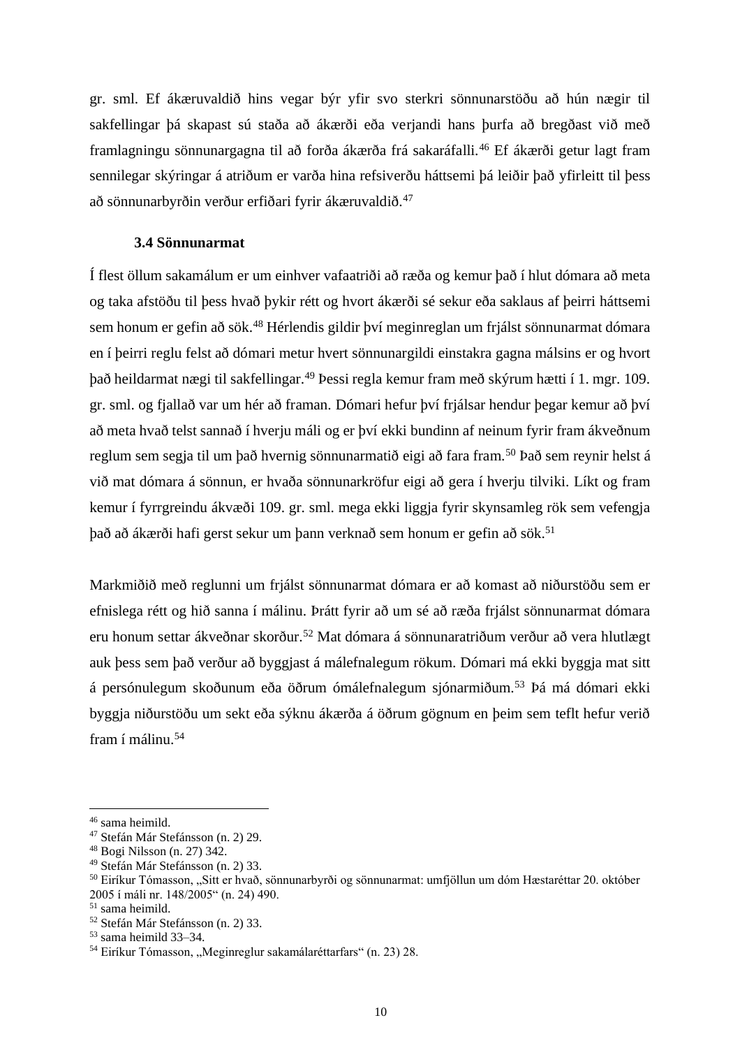gr. sml. Ef ákæruvaldið hins vegar býr yfir svo sterkri sönnunarstöðu að hún nægir til sakfellingar þá skapast sú staða að ákærði eða verjandi hans þurfa að bregðast við með framlagningu sönnunargagna til að forða ákærða frá sakaráfalli.[46] Ef ákærði getur lagt fram sennilegar skýringar á atriðum er varða hina refsiverðu háttsemi þá leiðir það yfirleitt til þess að sönnunarbyrðin verður erfiðari fyrir ákæruvaldið.[47]

### 3.4 Sönnunarmat

Í flest öllum sakamálum er um einhver vafaatriði að ræða og kemur það í hlut dómara að meta og taka afstöðu til þess hvað þykir rétt og hvort ákærði sé sekur eða saklaus af þeirri háttsemi sem honum er gefin að sök.[48] Hérlendis gildir því meginreglan um frjálst sönnunarmat dómara en í þeirri reglu felst að dómari metur hvert sönnunargildi einstakra gagna málsins er og hvort það heildarmat nægi til sakfellingar.[49] Þessi regla kemur fram með skýrum hætti í 1. mgr. 109. gr. sml. og fjallað var um hér að framan. Dómari hefur því frjálsar hendur þegar kemur að því að meta hvað telst sannað í hverju máli og er því ekki bundinn af neinum fyrir fram ákveðnum reglum sem segja til um það hvernig sönnunarmatið eigi að fara fram.[50] Það sem reynir helst á við mat dómara á sönnun, er hvaða sönnunarkröfur eigi að gera í hverju tilviki. Líkt og fram kemur í fyrrgreindu ákvæði 109. gr. sml. mega ekki liggja fyrir skynsamleg rök sem vefengja það að ákærði hafi gerst sekur um þann verknað sem honum er gefin að sök.[51]

Markmiðið með reglunni um frjálst sönnunarmat dómara er að komast að niðurstöðu sem er efnislega rétt og hið sanna í málinu. Þrátt fyrir að um sé að ræða frjálst sönnunarmat dómara eru honum settar ákveðnar skorður.[52] Mat dómara á sönnunaratriðum verður að vera hlutlægt auk þess sem það verður að byggjast á málefnalegum rökum. Dómari má ekki byggja mat sitt á persónulegum skoðunum eða öðrum ómálefnalegum sjónarmiðum.[53] Þá má dómari ekki byggja niðurstöðu um sekt eða sýknu ákærða á öðrum gögnum en þeim sem teflt hefur verið fram í málinu.[54]

---

[46] sama heimild.
[47] Stefán Már Stefánsson (n. 2) 29.
[48] Bogi Nilsson (n. 27) 342.
[49] Stefán Már Stefánsson (n. 2) 33.
[50] Eiríkur Tómasson, „Sitt er hvað, sönnunarbyrði og sönnunarmat: umfjöllun um dóm Hæstaréttar 20. október 2005 í máli nr. 148/2005“ (n. 24) 490.
[51] sama heimild.
[52] Stefán Már Stefánsson (n. 2) 33.
[53] sama heimild 33–34.
[54] Eiríkur Tómasson, „Meginreglur sakamálaréttarfars“ (n. 23) 28.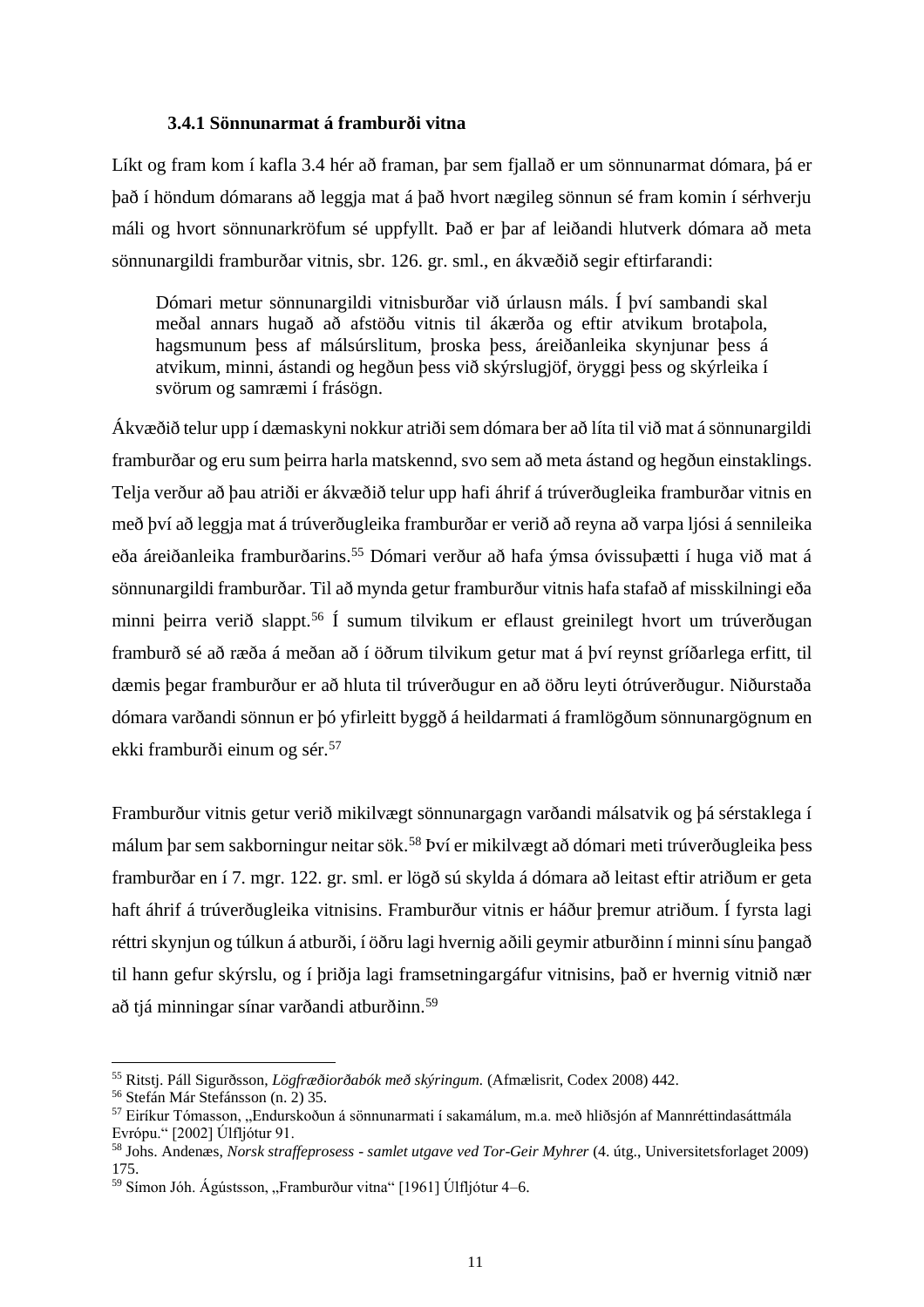### 3.4.1 Sönnunarmat á framburði vitna

Líkt og fram kom í kafla 3.4 hér að framan, þar sem fjallað er um sönnunarmat dómara, þá er það í höndum dómarans að leggja mat á það hvort nægileg sönnun sé fram komin í sérhverju máli og hvort sönnunarkröfum sé uppfyllt. Það er þar af leiðandi hlutverk dómara að meta sönnunargildi framburðar vitnis, sbr. 126. gr. sml., en ákvæðið segir eftirfarandi:

> Dómari metur sönnunargildi vitnisburðar við úrlausn máls. Í því sambandi skal meðal annars hugað að afstöðu vitnis til ákærða og eftir atvikum brotaþola, hagsmunum þess af málsúrslitum, þroska þess, áreiðanleika skynjunar þess á atvikum, minni, ástandi og hegðun þess við skýrslugjöf, öryggi þess og skýrleika í svörum og samræmi í frásögn.

Ákvæðið telur upp í dæmaskyni nokkur atriði sem dómara ber að líta til við mat á sönnunargildi framburðar og eru sum þeirra harla matskennd, svo sem að meta ástand og hegðun einstaklings. Telja verður að þau atriði er ákvæðið telur upp hafi áhrif á trúverðugleika framburðar vitnis en með því að leggja mat á trúverðugleika framburðar er verið að reyna að varpa ljósi á sennileika eða áreiðanleika framburðarins.[55] Dómari verður að hafa ýmsa óvissuþætti í huga við mat á sönnunargildi framburðar. Til að mynda getur framburður vitnis hafa stafað af misskilningi eða minni þeirra verið slappt.[56] Í sumum tilvikum er eflaust greinilegt hvort um trúverðugan framburð sé að ræða á meðan að í öðrum tilvikum getur mat á því reynst gríðarlega erfitt, til dæmis þegar framburður er að hluta til trúverðugur en að öðru leyti ótrúverðugur. Niðurstaða dómara varðandi sönnun er þó yfirleitt byggð á heildarmati á framlögðum sönnunargögnum en ekki framburði einum og sér.[57]

Framburður vitnis getur verið mikilvægt sönnunargagn varðandi málsatvik og þá sérstaklega í málum þar sem sakborningur neitar sök.[58] Því er mikilvægt að dómari meti trúverðugleika þess framburðar en í 7. mgr. 122. gr. sml. er lögð sú skylda á dómara að leitast eftir atriðum er geta haft áhrif á trúverðugleika vitnisins. Framburður vitnis er háður þremur atriðum. Í fyrsta lagi réttri skynjun og túlkun á atburði, í öðru lagi hvernig aðili geymir atburðinn í minni sínu þangað til hann gefur skýrslu, og í þriðja lagi framsetningargáfur vitnisins, það er hvernig vitnið nær að tjá minningar sínar varðandi atburðinn.[59]

---

[55] Ritstj. Páll Sigurðsson, *Lögfræðiorðabók með skýringum.* (Afmælisrit, Codex 2008) 442.

[56] Stefán Már Stefánsson (n. 2) 35.

[57] Eiríkur Tómasson, „Endurskoðun á sönnunarmati í sakamálum, m.a. með hliðsjón af Mannréttindasáttmála Evrópu." [2002] Úlfljótur 91.

[58] Johs. Andenæs, *Norsk straffeprosess - samlet utgave ved Tor-Geir Myhrer* (4. útg., Universitetsforlaget 2009) 175.

[59] Símon Jóh. Ágústsson, „Framburður vitna" [1961] Úlfljótur 4–6.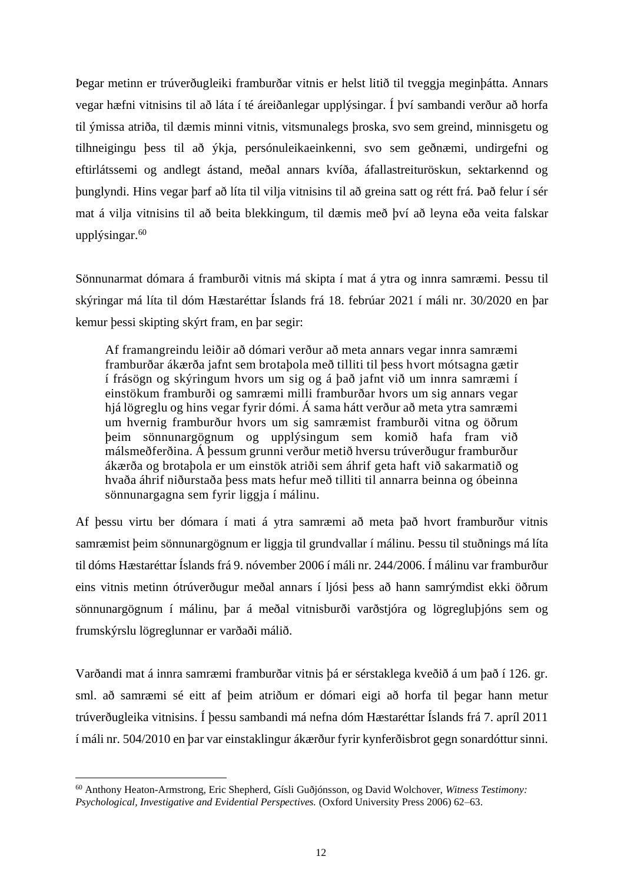Þegar metinn er trúverðugleiki framburðar vitnis er helst litið til tveggja meginþátta. Annars vegar hæfni vitnisins til að láta í té áreiðanlegar upplýsingar. Í því sambandi verður að horfa til ýmissa atriða, til dæmis minni vitnis, vitsmunalegs þroska, svo sem greind, minnisgetu og tilhneigingu þess til að ýkja, persónuleikaeinkenni, svo sem geðnæmi, undirgefni og eftirlátssemi og andlegt ástand, meðal annars kvíða, áfallastreituröskun, sektarkennd og þunglyndi. Hins vegar þarf að líta til vilja vitnisins til að greina satt og rétt frá. Það felur í sér mat á vilja vitnisins til að beita blekkingum, til dæmis með því að leyna eða veita falskar upplýsingar.[60]

Sönnunarmat dómara á framburði vitnis má skipta í mat á ytra og innra samræmi. Þessu til skýringar má líta til dóm Hæstaréttar Íslands frá 18. febrúar 2021 í máli nr. 30/2020 en þar kemur þessi skipting skýrt fram, en þar segir:

> Af framangreindu leiðir að dómari verður að meta annars vegar innra samræmi framburðar ákærða jafnt sem brotaþola með tilliti til þess hvort mótsagna gætir í frásögn og skýringum hvors um sig og á það jafnt við um innra samræmi í einstökum framburði og samræmi milli framburðar hvors um sig annars vegar hjá lögreglu og hins vegar fyrir dómi. Á sama hátt verður að meta ytra samræmi um hvernig framburður hvors um sig samræmist framburði vitna og öðrum þeim sönnunargögnum og upplýsingum sem komið hafa fram við málsmeðferðina. Á þessum grunni verður metið hversu trúverðugur framburður ákærða og brotaþola er um einstök atriði sem áhrif geta haft við sakarmatið og hvaða áhrif niðurstaða þess mats hefur með tilliti til annarra beinna og óbeinna sönnunargagna sem fyrir liggja í málinu.

Af þessu virtu ber dómara í mati á ytra samræmi að meta það hvort framburður vitnis samræmist þeim sönnunargögnum er liggja til grundvallar í málinu. Þessu til stuðnings má líta til dóms Hæstaréttar Íslands frá 9. nóvember 2006 í máli nr. 244/2006. Í málinu var framburður eins vitnis metinn ótrúverðugur meðal annars í ljósi þess að hann samrýmdist ekki öðrum sönnunargögnum í málinu, þar á meðal vitnisburði varðstjóra og lögregluþjóns sem og frumskýrslu lögreglunnar er varðaði málið.

Varðandi mat á innra samræmi framburðar vitnis þá er sérstaklega kveðið á um það í 126. gr. sml. að samræmi sé eitt af þeim atriðum er dómari eigi að horfa til þegar hann metur trúverðugleika vitnisins. Í þessu sambandi má nefna dóm Hæstaréttar Íslands frá 7. apríl 2011 í máli nr. 504/2010 en þar var einstaklingur ákærður fyrir kynferðisbrot gegn sonardóttur sinni.

---

[60] Anthony Heaton-Armstrong, Eric Shepherd, Gísli Guðjónsson, og David Wolchover, *Witness Testimony: Psychological, Investigative and Evidential Perspectives.* (Oxford University Press 2006) 62–63.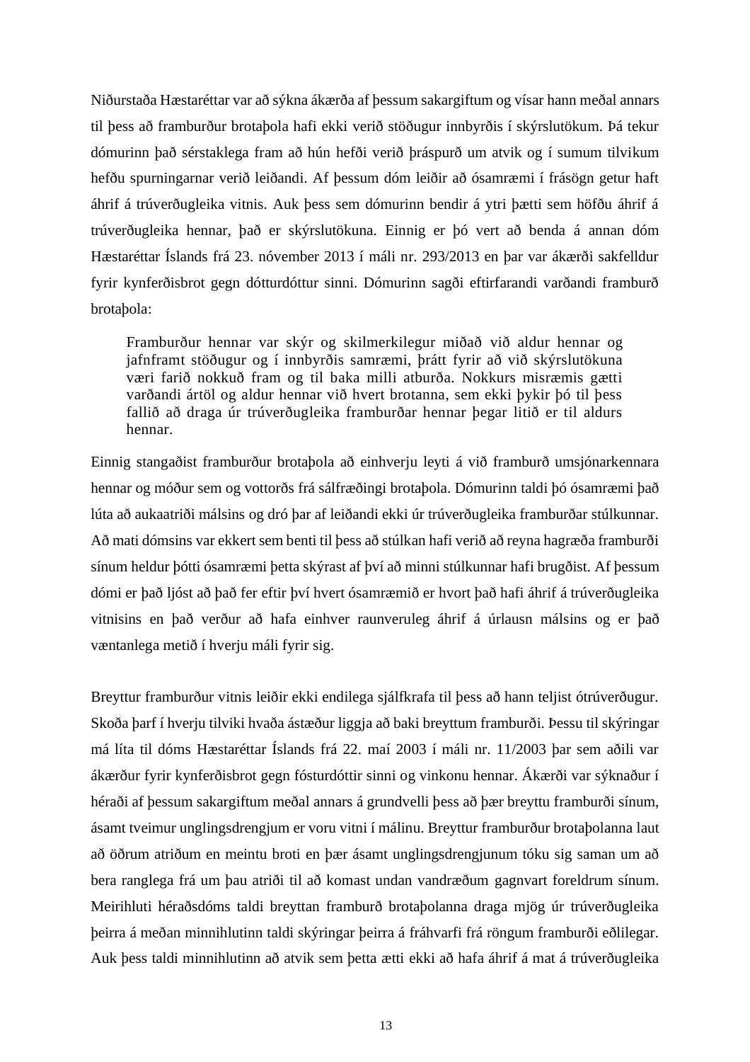Niðurstaða Hæstaréttar var að sýkna ákærða af þessum sakargiftum og vísar hann meðal annars til þess að framburður brotaþola hafi ekki verið stöðugur innbyrðis í skýrslutökum. Þá tekur dómurinn það sérstaklega fram að hún hefði verið þráspurð um atvik og í sumum tilvikum hefðu spurningarnar verið leiðandi. Af þessum dóm leiðir að ósamræmi í frásögn getur haft áhrif á trúverðugleika vitnis. Auk þess sem dómurinn bendir á ytri þætti sem höfðu áhrif á trúverðugleika hennar, það er skýrslutökuna. Einnig er þó vert að benda á annan dóm Hæstaréttar Íslands frá 23. nóvember 2013 í máli nr. 293/2013 en þar var ákærði sakfelldur fyrir kynferðisbrot gegn dótturdóttur sinni. Dómurinn sagði eftirfarandi varðandi framburð brotaþola:

> Framburður hennar var skýr og skilmerkilegur miðað við aldur hennar og jafnframt stöðugur og í innbyrðis samræmi, þrátt fyrir að við skýrslutökuna væri farið nokkuð fram og til baka milli atburða. Nokkurs misræmis gætti varðandi ártöl og aldur hennar við hvert brotanna, sem ekki þykir þó til þess fallið að draga úr trúverðugleika framburðar hennar þegar litið er til aldurs hennar.

Einnig stangaðist framburður brotaþola að einhverju leyti á við framburð umsjónarkennara hennar og móður sem og vottorðs frá sálfræðingi brotaþola. Dómurinn taldi þó ósamræmi það lúta að aukaatriði málsins og dró þar af leiðandi ekki úr trúverðugleika framburðar stúlkunnar. Að mati dómsins var ekkert sem benti til þess að stúlkan hafi verið að reyna hagræða framburði sínum heldur þótti ósamræmi þetta skýrast af því að minni stúlkunnar hafi brugðist. Af þessum dómi er það ljóst að það fer eftir því hvert ósamræmið er hvort það hafi áhrif á trúverðugleika vitnisins en það verður að hafa einhver raunveruleg áhrif á úrlausn málsins og er það væntanlega metið í hverju máli fyrir sig.

Breyttur framburður vitnis leiðir ekki endilega sjálfkrafa til þess að hann teljist ótrúverðugur. Skoða þarf í hverju tilviki hvaða ástæður liggja að baki breyttum framburði. Þessu til skýringar má líta til dóms Hæstaréttar Íslands frá 22. maí 2003 í máli nr. 11/2003 þar sem aðili var ákærður fyrir kynferðisbrot gegn fósturdóttir sinni og vinkonu hennar. Ákærði var sýknaður í héraði af þessum sakargiftum meðal annars á grundvelli þess að þær breyttu framburði sínum, ásamt tveimur unglingsdrengjum er voru vitni í málinu. Breyttur framburður brotaþolanna laut að öðrum atriðum en meintu broti en þær ásamt unglingsdrengjunum tóku sig saman um að bera ranglega frá um þau atriði til að komast undan vandræðum gagnvart foreldrum sínum. Meirihluti héraðsdóms taldi breyttan framburð brotaþolanna draga mjög úr trúverðugleika þeirra á meðan minnihlutinn taldi skýringar þeirra á fráhvarfi frá röngum framburði eðlilegar. Auk þess taldi minnihlutinn að atvik sem þetta ætti ekki að hafa áhrif á mat á trúverðugleika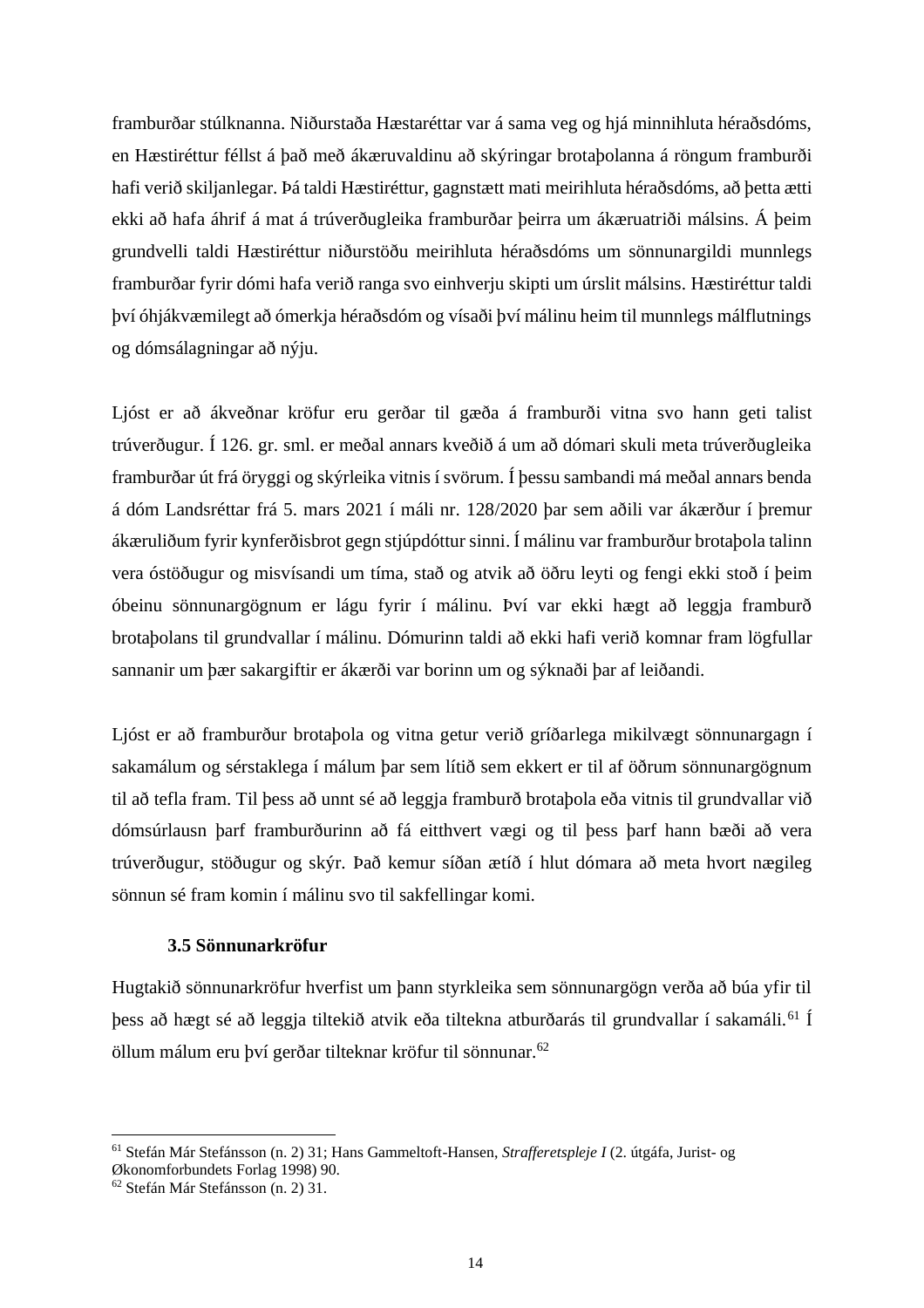framburðar stúlknanna. Niðurstaða Hæstaréttar var á sama veg og hjá minnihluta héraðsdóms, en Hæstiréttur féllst á það með ákæruvaldinu að skýringar brotaþolanna á röngum framburði hafi verið skiljanlegar. Þá taldi Hæstiréttur, gagnstætt mati meirihluta héraðsdóms, að þetta ætti ekki að hafa áhrif á mat á trúverðugleika framburðar þeirra um ákæruatriði málsins. Á þeim grundvelli taldi Hæstiréttur niðurstöðu meirihluta héraðsdóms um sönnunargildi munnlegs framburðar fyrir dómi hafa verið ranga svo einhverju skipti um úrslit málsins. Hæstiréttur taldi því óhjákvæmilegt að ómerkja héraðsdóm og vísaði því málinu heim til munnlegs málflutnings og dómsálagningar að nýju.

Ljóst er að ákveðnar kröfur eru gerðar til gæða á framburði vitna svo hann geti talist trúverðugur. Í 126. gr. sml. er meðal annars kveðið á um að dómari skuli meta trúverðugleika framburðar út frá öryggi og skýrleika vitnis í svörum. Í þessu sambandi má meðal annars benda á dóm Landsréttar frá 5. mars 2021 í máli nr. 128/2020 þar sem aðili var ákærður í þremur ákæruliðum fyrir kynferðisbrot gegn stjúpdóttur sinni. Í málinu var framburður brotaþola talinn vera óstöðugur og misvísandi um tíma, stað og atvik að öðru leyti og fengi ekki stoð í þeim óbeinu sönnunargögnum er lágu fyrir í málinu. Því var ekki hægt að leggja framburð brotaþolans til grundvallar í málinu. Dómurinn taldi að ekki hafi verið komnar fram lögfullar sannanir um þær sakargiftir er ákærði var borinn um og sýknaði þar af leiðandi.

Ljóst er að framburður brotaþola og vitna getur verið gríðarlega mikilvægt sönnunargagn í sakamálum og sérstaklega í málum þar sem lítið sem ekkert er til af öðrum sönnunargögnum til að tefla fram. Til þess að unnt sé að leggja framburð brotaþola eða vitnis til grundvallar við dómsúrlausn þarf framburðurinn að fá eitthvert vægi og til þess þarf hann bæði að vera trúverðugur, stöðugur og skýr. Það kemur síðan ætíð í hlut dómara að meta hvort nægileg sönnun sé fram komin í málinu svo til sakfellingar komi.

### 3.5 Sönnunarkröfur

Hugtakið sönnunarkröfur hverfist um þann styrkleika sem sönnunargögn verða að búa yfir til þess að hægt sé að leggja tiltekið atvik eða tiltekna atburðarás til grundvallar í sakamáli.[61] Í öllum málum eru því gerðar tilteknar kröfur til sönnunar.[62]

---

[61] Stefán Már Stefánsson (n. 2) 31; Hans Gammeltoft-Hansen, *Strafferetspleje I* (2. útgáfa, Jurist- og Økonomforbundets Forlag 1998) 90.

[62] Stefán Már Stefánsson (n. 2) 31.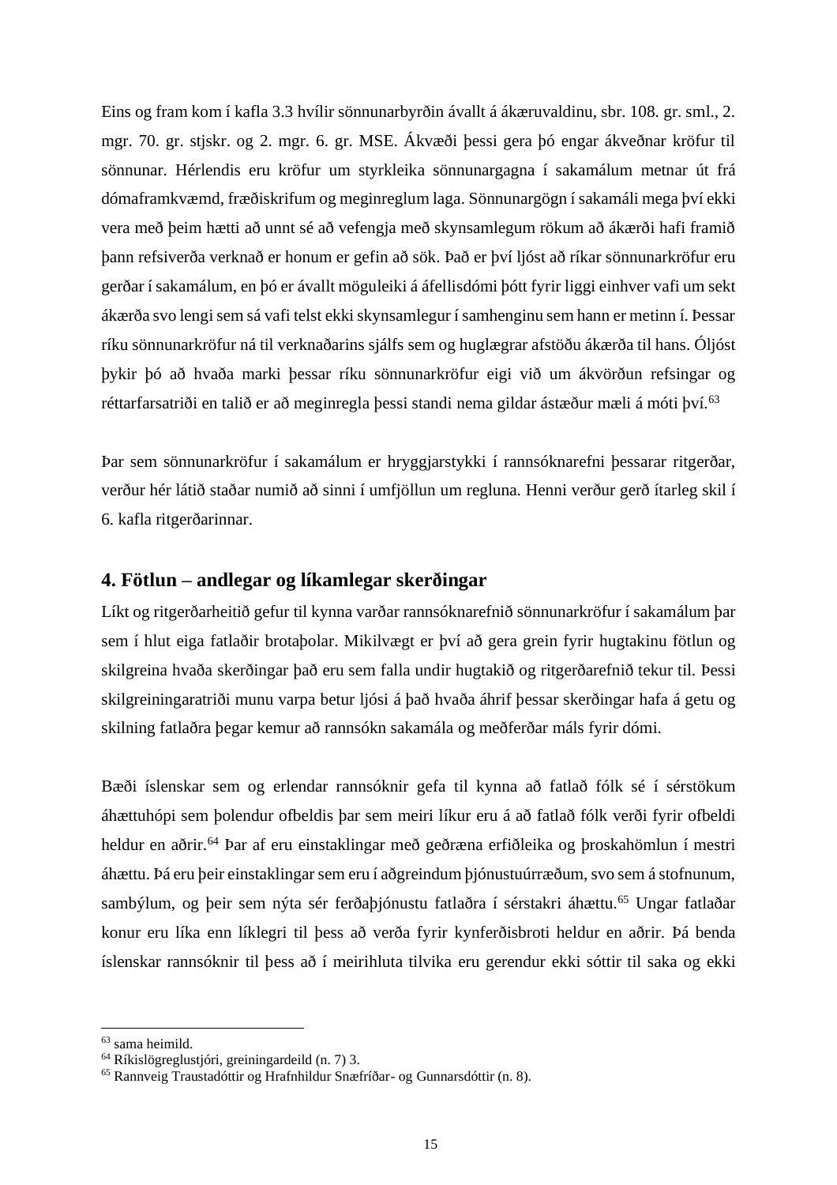Eins og fram kom í kafla 3.3 hvílir sönnunarbyrðin ávallt á ákæruvaldinu, sbr. 108. gr. sml., 2. mgr. 70. gr. stjskr. og 2. mgr. 6. gr. MSE. Ákvæði þessi gera þó engar ákveðnar kröfur til sönnunar. Hérlendis eru kröfur um styrkleika sönnunargagna í sakamálum metnar út frá dómaframkvæmd, fræðiskrifum og meginreglum laga. Sönnunargögn í sakamáli mega því ekki vera með þeim hætti að unnt sé að vefengja með skynsamlegum rökum að ákærði hafi framið þann refsiverða verknað er honum er gefin að sök. Það er því ljóst að ríkar sönnunarkröfur eru gerðar í sakamálum, en þó er ávallt möguleiki á áfellisdómi þótt fyrir liggi einhver vafi um sekt ákærða svo lengi sem sá vafi telst ekki skynsamlegur í samhenginu sem hann er metinn í. Þessar ríku sönnunarkröfur ná til verknaðarins sjálfs sem og huglægrar afstöðu ákærða til hans. Óljóst þykir þó að hvaða marki þessar ríku sönnunarkröfur eigi við um ákvörðun refsingar og réttarfarsatriði en talið er að meginregla þessi standi nema gildar ástæður mæli á móti því.[63]

Þar sem sönnunarkröfur í sakamálum er hryggjarstykki í rannsóknarefni þessarar ritgerðar, verður hér látið staðar numið að sinni í umfjöllun um regluna. Henni verður gerð ítarleg skil í 6. kafla ritgerðarinnar.

## 4. Fötlun – andlegar og líkamlegar skerðingar

Líkt og ritgerðarheitið gefur til kynna varðar rannsóknarefnið sönnunarkröfur í sakamálum þar sem í hlut eiga fatlaðir brotaþolar. Mikilvægt er því að gera grein fyrir hugtakinu fötlun og skilgreina hvaða skerðingar það eru sem falla undir hugtakið og ritgerðarefnið tekur til. Þessi skilgreiningaratriði munu varpa betur ljósi á það hvaða áhrif þessar skerðingar hafa á getu og skilning fatlaðra þegar kemur að rannsókn sakamála og meðferðar máls fyrir dómi.

Bæði íslenskar sem og erlendar rannsóknir gefa til kynna að fatlað fólk sé í sérstökum áhættuhópi sem þolendur ofbeldis þar sem meiri líkur eru á að fatlað fólk verði fyrir ofbeldi heldur en aðrir.[64] Þar af eru einstaklingar með geðræna erfiðleika og þroskahömlun í mestri áhættu. Þá eru þeir einstaklingar sem eru í aðgreindum þjónustuúrræðum, svo sem á stofnunum, sambýlum, og þeir sem nýta sér ferðaþjónustu fatlaðra í sérstakri áhættu.[65] Ungar fatlaðar konur eru líka enn líklegri til þess að verða fyrir kynferðisbroti heldur en aðrir. Þá benda íslenskar rannsóknir til þess að í meirihluta tilvika eru gerendur ekki sóttir til saka og ekki

---

[63] sama heimild.
[64] Ríkislögreglustjóri, greiningardeild (n. 7) 3.
[65] Rannveig Traustadóttir og Hrafnhildur Snæfríðar- og Gunnarsdóttir (n. 8).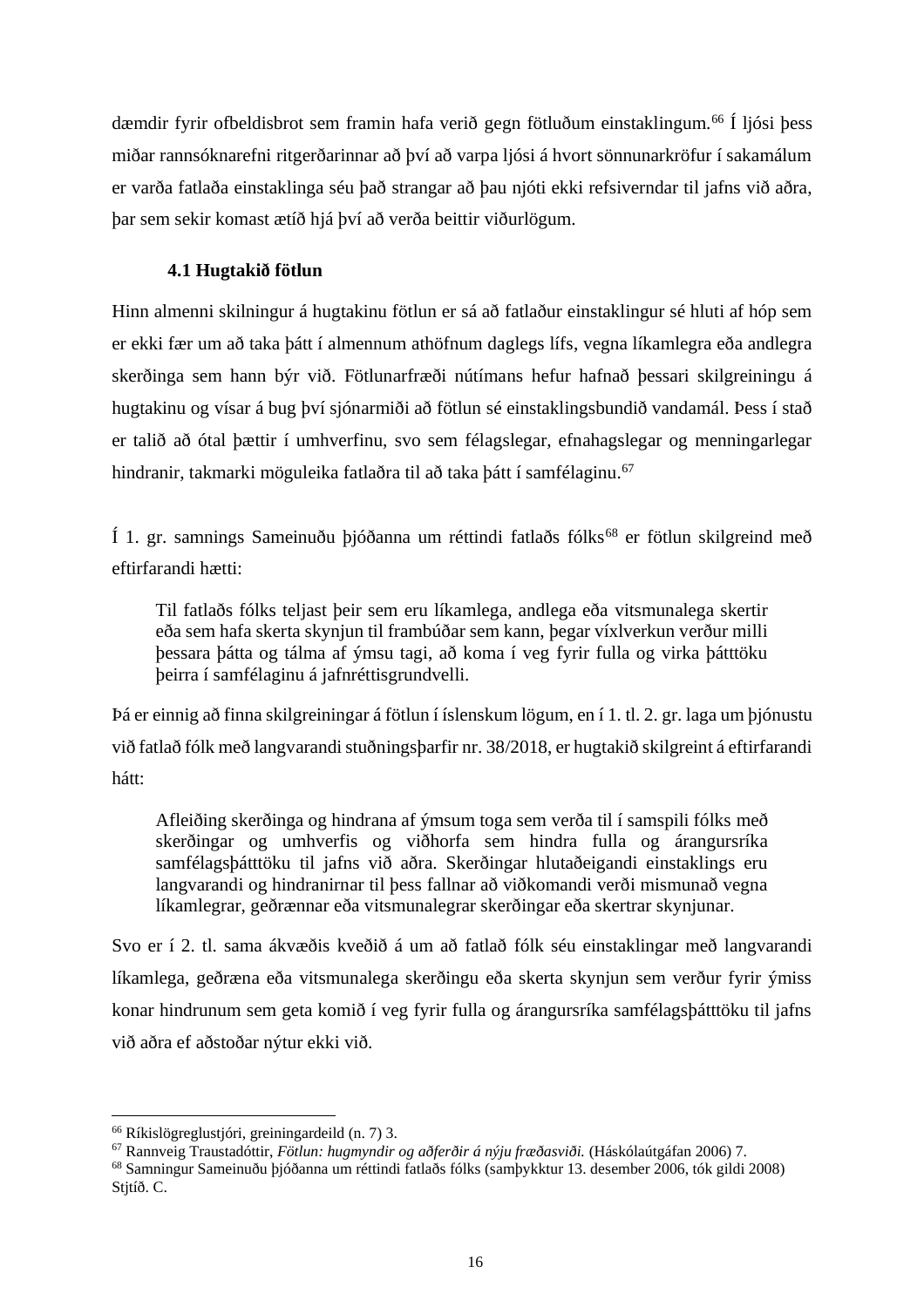dæmdir fyrir ofbeldisbrot sem framin hafa verið gegn fötluðum einstaklingum.[66] Í ljósi þess miðar rannsóknarefni ritgerðarinnar að því að varpa ljósi á hvort sönnunarkröfur í sakamálum er varða fatlaða einstaklinga séu það strangar að þau njóti ekki refsiverndar til jafns við aðra, þar sem sekir komast ætíð hjá því að verða beittir viðurlögum.

### 4.1 Hugtakið fötlun

Hinn almenni skilningur á hugtakinu fötlun er sá að fatlaður einstaklingur sé hluti af hóp sem er ekki fær um að taka þátt í almennum athöfnum daglegs lífs, vegna líkamlegra eða andlegra skerðinga sem hann býr við. Fötlunarfræði nútímans hefur hafnað þessari skilgreiningu á hugtakinu og vísar á bug því sjónarmiði að fötlun sé einstaklingsbundið vandamál. Þess í stað er talið að ótal þættir í umhverfinu, svo sem félagslegar, efnahagslegar og menningarlegar hindranir, takmarki möguleika fatlaðra til að taka þátt í samfélaginu.[67]

Í 1. gr. samnings Sameinuðu þjóðanna um réttindi fatlaðs fólks[68] er fötlun skilgreind með eftirfarandi hætti:

> Til fatlaðs fólks teljast þeir sem eru líkamlega, andlega eða vitsmunalega skertir eða sem hafa skerta skynjun til frambúðar sem kann, þegar víxlverkun verður milli þessara þátta og tálma af ýmsu tagi, að koma í veg fyrir fulla og virka þátttöku þeirra í samfélaginu á jafnréttisgrundvelli.

Þá er einnig að finna skilgreiningar á fötlun í íslenskum lögum, en í 1. tl. 2. gr. laga um þjónustu við fatlað fólk með langvarandi stuðningsþarfir nr. 38/2018, er hugtakið skilgreint á eftirfarandi hátt:

> Afleiðing skerðinga og hindrana af ýmsum toga sem verða til í samspili fólks með skerðingar og umhverfis og viðhorfa sem hindra fulla og árangursríka samfélagsþátttöku til jafns við aðra. Skerðingar hlutaðeigandi einstaklings eru langvarandi og hindranirnar til þess fallnar að viðkomandi verði mismunað vegna líkamlegrar, geðrænnar eða vitsmunalegrar skerðingar eða skertrar skynjunar.

Svo er í 2. tl. sama ákvæðis kveðið á um að fatlað fólk séu einstaklingar með langvarandi líkamlega, geðræna eða vitsmunalega skerðingu eða skerta skynjun sem verður fyrir ýmiss konar hindrunum sem geta komið í veg fyrir fulla og árangursríka samfélagsþátttöku til jafns við aðra ef aðstoðar nýtur ekki við.

---

[66] Ríkislögreglustjóri, greiningardeild (n. 7) 3.

[67] Rannveig Traustadóttir, *Fötlun: hugmyndir og aðferðir á nýju fræðasviði.* (Háskólaútgáfan 2006) 7.

[68] Samningur Sameinuðu þjóðanna um réttindi fatlaðs fólks (samþykktur 13. desember 2006, tók gildi 2008) Stjtíð. C.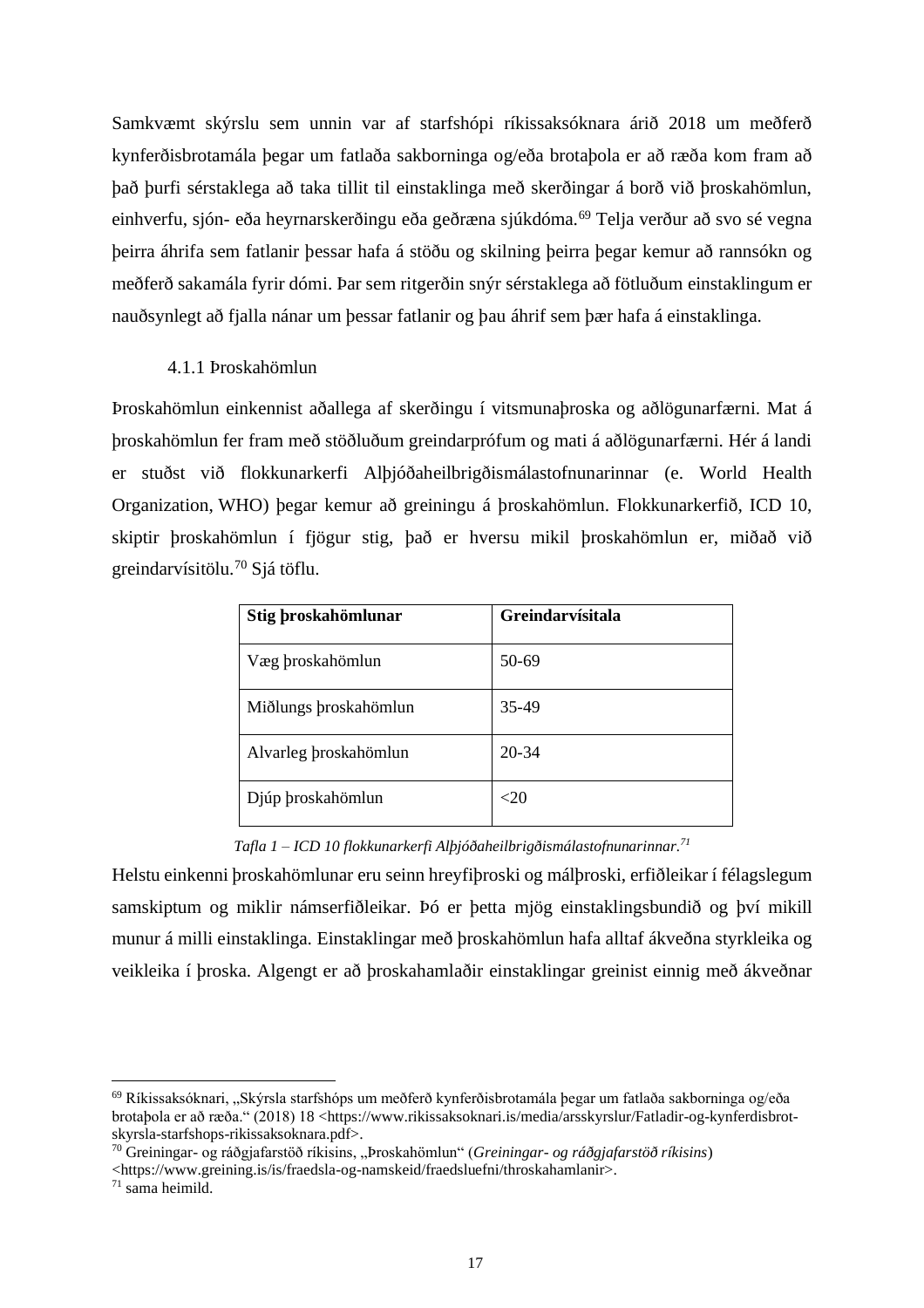Samkvæmt skýrslu sem unnin var af starfshópi ríkissaksóknara árið 2018 um meðferð kynferðisbrotamála þegar um fatlaða sakborninga og/eða brotaþola er að ræða kom fram að það þurfi sérstaklega að taka tillit til einstaklinga með skerðingar á borð við þroskahömlun, einhverfu, sjón- eða heyrnarskerðingu eða geðræna sjúkdóma.[69] Telja verður að svo sé vegna þeirra áhrifa sem fatlanir þessar hafa á stöðu og skilning þeirra þegar kemur að rannsókn og meðferð sakamála fyrir dómi. Þar sem ritgerðin snýr sérstaklega að fötluðum einstaklingum er nauðsynlegt að fjalla nánar um þessar fatlanir og þau áhrif sem þær hafa á einstaklinga.

### 4.1.1 Þroskahömlun

Þroskahömlun einkennist aðallega af skerðingu í vitsmunaþroska og aðlögunarfærni. Mat á þroskahömlun fer fram með stöðluðum greindarprófum og mati á aðlögunarfærni. Hér á landi er stuðst við flokkunarkerfi Alþjóðaheilbrigðismálastofnunarinnar (e. World Health Organization, WHO) þegar kemur að greiningu á þroskahömlun. Flokkunarkerfið, ICD 10, skiptir þroskahömlun í fjögur stig, það er hversu mikil þroskahömlun er, miðað við greindarvísitölu.[70] Sjá töflu.

| **Stig þroskahömlunar** | **Greindarvísitala** |
| --- | --- |
| Væg þroskahömlun | 50-69 |
| Miðlungs þroskahömlun | 35-49 |
| Alvarleg þroskahömlun | 20-34 |
| Djúp þroskahömlun | <20 |

*Tafla 1 – ICD 10 flokkunarkerfi Alþjóðaheilbrigðismálastofnunarinnar.*[71]

Helstu einkenni þroskahömlunar eru seinn hreyfiþroski og málþroski, erfiðleikar í félagslegum samskiptum og miklir námserfiðleikar. Þó er þetta mjög einstaklingsbundið og því mikill munur á milli einstaklinga. Einstaklingar með þroskahömlun hafa alltaf ákveðna styrkleika og veikleika í þroska. Algengt er að þroskahamlaðir einstaklingar greinist einnig með ákveðnar

---

[69] Ríkissaksóknari, „Skýrsla starfshóps um meðferð kynferðisbrotamála þegar um fatlaða sakborninga og/eða brotaþola er að ræða." (2018) 18 <https://www.rikissaksoknari.is/media/arsskyrslur/Fatladir-og-kynferdisbrot-skyrsla-starfshops-rikissaksoknara.pdf>.

[70] Greiningar- og ráðgjafarstöð ríkisins, „Þroskahömlun" (*Greiningar- og ráðgjafarstöð ríkisins*) <https://www.greining.is/is/fraedsla-og-namskeid/fraedsluefni/throskahamlanir>.

[71] sama heimild.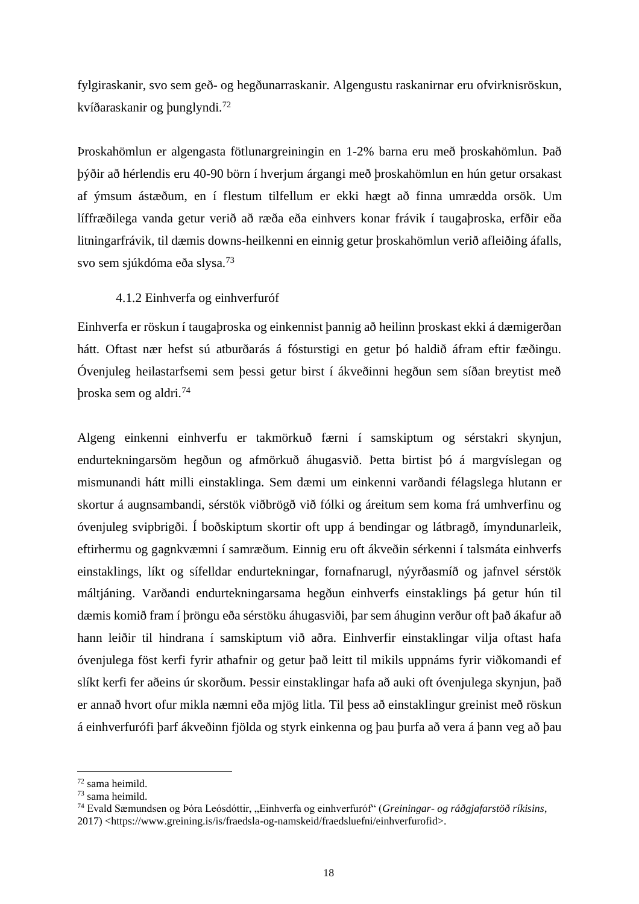fylgiraskanir, svo sem geð- og hegðunarraskanir. Algengustu raskanirnar eru ofvirknisröskun, kvíðaraskanir og þunglyndi.[72]

Þroskahömlun er algengasta fötlunargreiningin en 1-2% barna eru með þroskahömlun. Það þýðir að hérlendis eru 40-90 börn í hverjum árgangi með þroskahömlun en hún getur orsakast af ýmsum ástæðum, en í flestum tilfellum er ekki hægt að finna umrædda orsök. Um líffræðilega vanda getur verið að ræða eða einhvers konar frávik í taugaþroska, erfðir eða litningarfrávik, til dæmis downs-heilkenni en einnig getur þroskahömlun verið afleiðing áfalls, svo sem sjúkdóma eða slysa.[73]

### 4.1.2 Einhverfa og einhverfuróf

Einhverfa er röskun í taugaþroska og einkennist þannig að heilinn þroskast ekki á dæmigerðan hátt. Oftast nær hefst sú atburðarás á fósturstigi en getur þó haldið áfram eftir fæðingu. Óvenjuleg heilastarfsemi sem þessi getur birst í ákveðinni hegðun sem síðan breytist með þroska sem og aldri.[74]

Algeng einkenni einhverfu er takmörkuð færni í samskiptum og sérstakri skynjun, endurtekningarsöm hegðun og afmörkuð áhugasvið. Þetta birtist þó á margvíslegan og mismunandi hátt milli einstaklinga. Sem dæmi um einkenni varðandi félagslega hlutann er skortur á augnsambandi, sérstök viðbrögð við fólki og áreitum sem koma frá umhverfinu og óvenjuleg svipbrigði. Í boðskiptum skortir oft upp á bendingar og látbragð, ímyndunarleik, eftirhermu og gagnkvæmni í samræðum. Einnig eru oft ákveðin sérkenni í talsmáta einhverfs einstaklings, líkt og sífelldar endurtekningar, fornafnarugl, nýyrðasmíð og jafnvel sérstök máltjáning. Varðandi endurtekningarsama hegðun einhverfs einstaklings þá getur hún til dæmis komið fram í þröngu eða sérstöku áhugasviði, þar sem áhuginn verður oft það ákafur að hann leiðir til hindrana í samskiptum við aðra. Einhverfir einstaklingar vilja oftast hafa óvenjulega föst kerfi fyrir athafnir og getur það leitt til mikils uppnáms fyrir viðkomandi ef slíkt kerfi fer aðeins úr skorðum. Þessir einstaklingar hafa að auki oft óvenjulega skynjun, það er annað hvort ofur mikla næmni eða mjög litla. Til þess að einstaklingur greinist með röskun á einhverfurófi þarf ákveðinn fjölda og styrk einkenna og þau þurfa að vera á þann veg að þau

---

[72] sama heimild.

[73] sama heimild.

[74] Evald Sæmundsen og Þóra Leósdóttir, „Einhverfa og einhverfuróf“ (*Greiningar- og ráðgjafarstöð ríkisins*, 2017) <https://www.greining.is/is/fraedsla-og-namskeid/fraedsluefni/einhverfurofid>.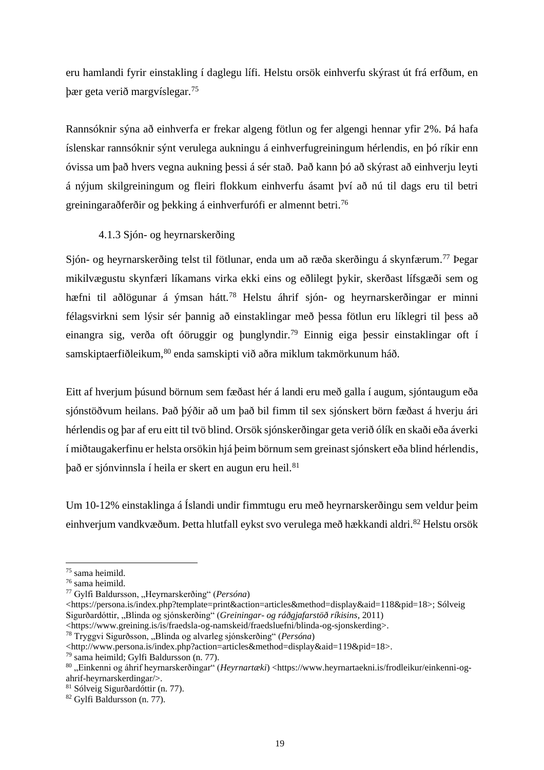eru hamlandi fyrir einstakling í daglegu lífi. Helstu orsök einhverfu skýrast út frá erfðum, en þær geta verið margvíslegar.[75]

Rannsóknir sýna að einhverfa er frekar algeng fötlun og fer algengi hennar yfir 2%. Þá hafa íslenskar rannsóknir sýnt verulega aukningu á einhverfugreiningum hérlendis, en þó ríkir enn óvissa um það hvers vegna aukning þessi á sér stað. Það kann þó að skýrast að einhverju leyti á nýjum skilgreiningum og fleiri flokkum einhverfu ásamt því að nú til dags eru til betri greiningaraðferðir og þekking á einhverfurófi er almennt betri.[76]

### 4.1.3 Sjón- og heyrnarskerðing

Sjón- og heyrnarskerðing telst til fötlunar, enda um að ræða skerðingu á skynfærum.[77] Þegar mikilvægustu skynfæri líkamans virka ekki eins og eðlilegt þykir, skerðast lífsgæði sem og hæfni til aðlögunar á ýmsan hátt.[78] Helstu áhrif sjón- og heyrnarskerðingar er minni félagsvirkni sem lýsir sér þannig að einstaklingar með þessa fötlun eru líklegri til þess að einangra sig, verða oft óöruggir og þunglyndir.[79] Einnig eiga þessir einstaklingar oft í samskiptaerfiðleikum,[80] enda samskipti við aðra miklum takmörkunum háð.

Eitt af hverjum þúsund börnum sem fæðast hér á landi eru með galla í augum, sjóntaugum eða sjónstöðvum heilans. Það þýðir að um það bil fimm til sex sjónskert börn fæðast á hverju ári hérlendis og þar af eru eitt til tvö blind. Orsök sjónskerðingar geta verið ólík en skaði eða áverki í miðtaugakerfinu er helsta orsökin hjá þeim börnum sem greinast sjónskert eða blind hérlendis, það er sjónvinnsla í heila er skert en augun eru heil.[81]

Um 10-12% einstaklinga á Íslandi undir fimmtugu eru með heyrnarskerðingu sem veldur þeim einhverjum vandkvæðum. Þetta hlutfall eykst svo verulega með hækkandi aldri.[82] Helstu orsök

---

[75] sama heimild.
[76] sama heimild.
[77] Gylfi Baldursson, „Heyrnarskerðing“ (*Persóna*) <https://persona.is/index.php?template=print&action=articles&method=display&aid=118&pid=18>; Sólveig Sigurðardóttir, „Blinda og sjónskerðing“ (*Greiningar- og ráðgjafarstöð ríkisins*, 2011) <https://www.greining.is/is/fraedsla-og-namskeid/fraedsluefni/blinda-og-sjonskerding>.
[78] Tryggvi Sigurðsson, „Blinda og alvarleg sjónskerðing“ (*Persóna*) <http://www.persona.is/index.php?action=articles&method=display&aid=119&pid=18>.
[79] sama heimild; Gylfi Baldursson (n. 77).
[80] „Einkenni og áhrif heyrnarskerðingar“ (*Heyrnartæki*) <https://www.heyrnartaekni.is/frodleikur/einkenni-og-ahrif-heyrnarskerdingar/>.
[81] Sólveig Sigurðardóttir (n. 77).
[82] Gylfi Baldursson (n. 77).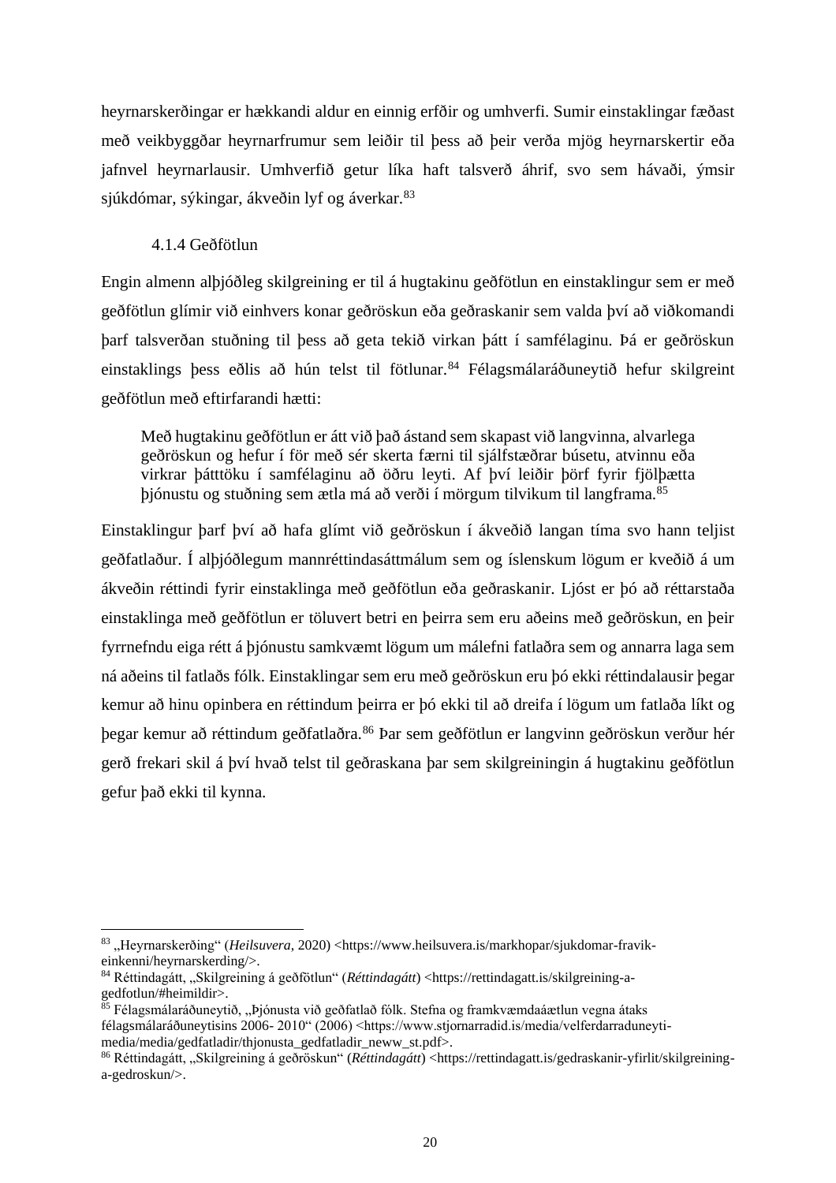heyrnarskerðingar er hækkandi aldur en einnig erfðir og umhverfi. Sumir einstaklingar fæðast með veikbyggðar heyrnarfrumur sem leiðir til þess að þeir verða mjög heyrnarskertir eða jafnvel heyrnarlausir. Umhverfið getur líka haft talsverð áhrif, svo sem hávaði, ýmsir sjúkdómar, sýkingar, ákveðin lyf og áverkar.[83]

### 4.1.4 Geðfötlun

Engin almenn alþjóðleg skilgreining er til á hugtakinu geðfötlun en einstaklingur sem er með geðfötlun glímir við einhvers konar geðröskun eða geðraskanir sem valda því að viðkomandi þarf talsverðan stuðning til þess að geta tekið virkan þátt í samfélaginu. Þá er geðröskun einstaklings þess eðlis að hún telst til fötlunar.[84] Félagsmálaráðuneytið hefur skilgreint geðfötlun með eftirfarandi hætti:

> Með hugtakinu geðfötlun er átt við það ástand sem skapast við langvinna, alvarlega geðröskun og hefur í för með sér skerta færni til sjálfstæðrar búsetu, atvinnu eða virkrar þátttöku í samfélaginu að öðru leyti. Af því leiðir þörf fyrir fjölþætta þjónustu og stuðning sem ætla má að verði í mörgum tilvikum til langframa.[85]

Einstaklingur þarf því að hafa glímt við geðröskun í ákveðið langan tíma svo hann teljist geðfatlaður. Í alþjóðlegum mannréttindasáttmálum sem og íslenskum lögum er kveðið á um ákveðin réttindi fyrir einstaklinga með geðfötlun eða geðraskanir. Ljóst er þó að réttarstaða einstaklinga með geðfötlun er töluvert betri en þeirra sem eru aðeins með geðröskun, en þeir fyrrnefndu eiga rétt á þjónustu samkvæmt lögum um málefni fatlaðra sem og annarra laga sem ná aðeins til fatlaðs fólk. Einstaklingar sem eru með geðröskun eru þó ekki réttindalausir þegar kemur að hinu opinbera en réttindum þeirra er þó ekki til að dreifa í lögum um fatlaða líkt og þegar kemur að réttindum geðfatlaðra.[86] Þar sem geðfötlun er langvinn geðröskun verður hér gerð frekari skil á því hvað telst til geðraskana þar sem skilgreiningin á hugtakinu geðfötlun gefur það ekki til kynna.

---

[83] „Heyrnarskerðing“ (*Heilsuvera*, 2020) <https://www.heilsuvera.is/markhopar/sjukdomar-fravik-einkenni/heyrnarskerding/>.

[84] Réttindagátt, „Skilgreining á geðfötlun“ (*Réttindagátt*) <https://rettindagatt.is/skilgreining-a-gedfotlun/#heimildir>.

[85] Félagsmálaráðuneytið, „Þjónusta við geðfatlað fólk. Stefna og framkvæmdaáætlun vegna átaks félagsmálaráðuneytisins 2006- 2010“ (2006) <https://www.stjornarradid.is/media/velferdarraduneyti-media/media/gedfatladir/thjonusta_gedfatladir_neww_st.pdf>.

[86] Réttindagátt, „Skilgreining á geðröskun“ (*Réttindagátt*) <https://rettindagatt.is/gedraskanir-yfirlit/skilgreining-a-gedroskun/>.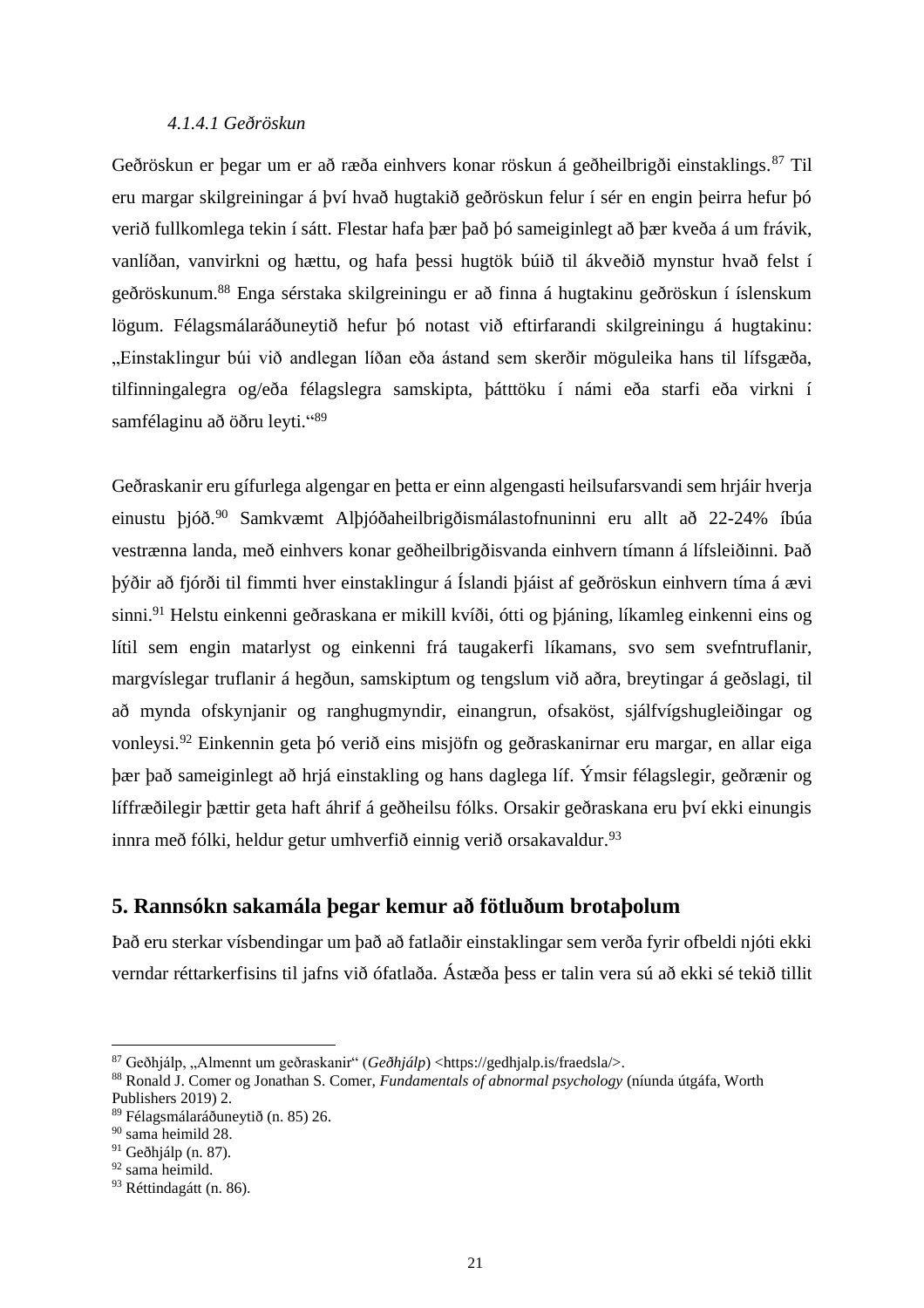#### *4.1.4.1 Geðröskun*

Geðröskun er þegar um er að ræða einhvers konar röskun á geðheilbrigði einstaklings.[87] Til eru margar skilgreiningar á því hvað hugtakið geðröskun felur í sér en engin þeirra hefur þó verið fullkomlega tekin í sátt. Flestar hafa þær það þó sameiginlegt að þær kveða á um frávik, vanlíðan, vanvirkni og hættu, og hafa þessi hugtök búið til ákveðið mynstur hvað felst í geðröskunum.[88] Enga sérstaka skilgreiningu er að finna á hugtakinu geðröskun í íslenskum lögum. Félagsmálaráðuneytið hefur þó notast við eftirfarandi skilgreiningu á hugtakinu: „Einstaklingur búi við andlegan líðan eða ástand sem skerðir möguleika hans til lífsgæða, tilfinningalegra og/eða félagslegra samskipta, þátttöku í námi eða starfi eða virkni í samfélaginu að öðru leyti.“[89]

Geðraskanir eru gífurlega algengar en þetta er einn algengasti heilsufarsvandi sem hrjáir hverja einustu þjóð.[90] Samkvæmt Alþjóðaheilbrigðismálastofnuninni eru allt að 22-24% íbúa vestrænna landa, með einhvers konar geðheilbrigðisvanda einhvern tímann á lífsleiðinni. Það þýðir að fjórði til fimmti hver einstaklingur á Íslandi þjáist af geðröskun einhvern tíma á ævi sinni.[91] Helstu einkenni geðraskana er mikill kvíði, ótti og þjáning, líkamleg einkenni eins og lítil sem engin matarlyst og einkenni frá taugakerfi líkamans, svo sem svefntruflanir, margvíslegar truflanir á hegðun, samskiptum og tengslum við aðra, breytingar á geðslagi, til að mynda ofskynjanir og ranghugmyndir, einangrun, ofsaköst, sjálfvígshugleiðingar og vonleysi.[92] Einkennin geta þó verið eins misjöfn og geðraskanirnar eru margar, en allar eiga þær það sameiginlegt að hrjá einstakling og hans daglega líf. Ýmsir félagslegir, geðrænir og líffræðilegir þættir geta haft áhrif á geðheilsu fólks. Orsakir geðraskana eru því ekki einungis innra með fólki, heldur getur umhverfið einnig verið orsakavaldur.[93]

## 5. Rannsókn sakamála þegar kemur að fötluðum brotaþolum

Það eru sterkar vísbendingar um það að fatlaðir einstaklingar sem verða fyrir ofbeldi njóti ekki verndar réttarkerfisins til jafns við ófatlaða. Ástæða þess er talin vera sú að ekki sé tekið tillit

---

[87] Geðhjálp, „Almennt um geðraskanir“ (*Geðhjálp*) <https://gedhjalp.is/fraedsla/>.
[88] Ronald J. Comer og Jonathan S. Comer, *Fundamentals of abnormal psychology* (níunda útgáfa, Worth Publishers 2019) 2.
[89] Félagsmálaráðuneytið (n. 85) 26.
[90] sama heimild 28.
[91] Geðhjálp (n. 87).
[92] sama heimild.
[93] Réttindagátt (n. 86).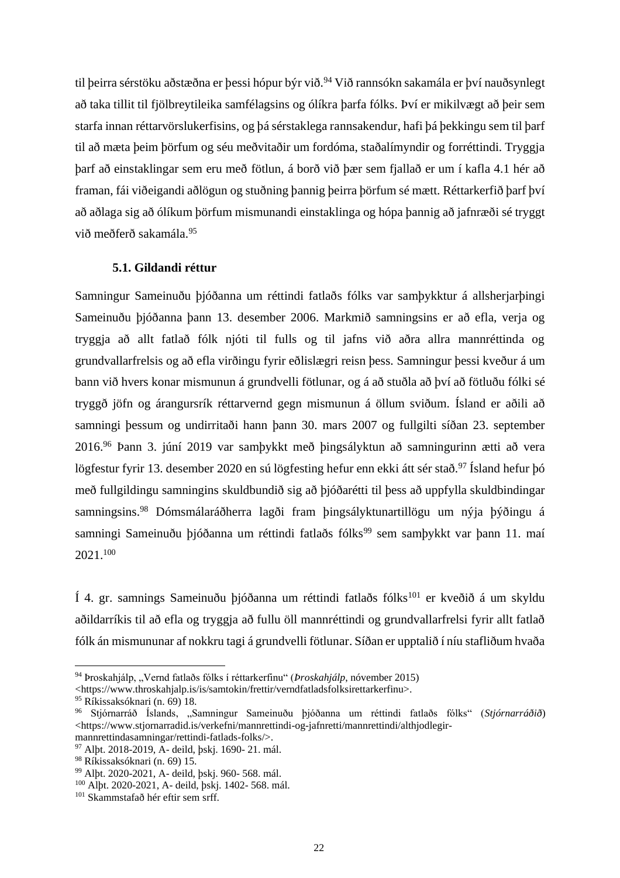til þeirra sérstöku aðstæðna er þessi hópur býr við.[94] Við rannsókn sakamála er því nauðsynlegt að taka tillit til fjölbreytileika samfélagsins og ólíkra þarfa fólks. Því er mikilvægt að þeir sem starfa innan réttarvörslukerfisins, og þá sérstaklega rannsakendur, hafi þá þekkingu sem til þarf til að mæta þeim þörfum og séu meðvitaðir um fordóma, staðalímyndir og forréttindi. Tryggja þarf að einstaklingar sem eru með fötlun, á borð við þær sem fjallað er um í kafla 4.1 hér að framan, fái viðeigandi aðlögun og stuðning þannig þeirra þörfum sé mætt. Réttarkerfið þarf því að aðlaga sig að ólíkum þörfum mismunandi einstaklinga og hópa þannig að jafnræði sé tryggt við meðferð sakamála.[95]

### 5.1. Gildandi réttur

Samningur Sameinuðu þjóðanna um réttindi fatlaðs fólks var samþykktur á allsherjarþingi Sameinuðu þjóðanna þann 13. desember 2006. Markmið samningsins er að efla, verja og tryggja að allt fatlað fólk njóti til fulls og til jafns við aðra allra mannréttinda og grundvallarfrelsis og að efla virðingu fyrir eðlislægri reisn þess. Samningur þessi kveður á um bann við hvers konar mismunun á grundvelli fötlunar, og á að stuðla að því að fötluðu fólki sé tryggð jöfn og árangursrík réttarvernd gegn mismunun á öllum sviðum. Ísland er aðili að samningi þessum og undirritaði hann þann 30. mars 2007 og fullgilti síðan 23. september 2016.[96] Þann 3. júní 2019 var samþykkt með þingsályktun að samningurinn ætti að vera lögfestur fyrir 13. desember 2020 en sú lögfesting hefur enn ekki átt sér stað.[97] Ísland hefur þó með fullgildingu samningins skuldbundið sig að þjóðarétti til þess að uppfylla skuldbindingar samningsins.[98] Dómsmálaráðherra lagði fram þingsályktunartillögu um nýja þýðingu á samningi Sameinuðu þjóðanna um réttindi fatlaðs fólks[99] sem samþykkt var þann 11. maí 2021.[100]

Í 4. gr. samnings Sameinuðu þjóðanna um réttindi fatlaðs fólks[101] er kveðið á um skyldu aðildarríkis til að efla og tryggja að fullu öll mannréttindi og grundvallarfrelsi fyrir allt fatlað fólk án mismununar af nokkru tagi á grundvelli fötlunar. Síðan er upptalið í níu stafliðum hvaða

---

[94] Þroskahjálp, „Vernd fatlaðs fólks í réttarkerfinu" (*Þroskahjálp*, nóvember 2015) <https://www.throskahjalp.is/is/samtokin/frettir/verndfatladsfolksirettarkerfinu>.
[95] Ríkissaksóknari (n. 69) 18.
[96] Stjórnarráð Íslands, „Samningur Sameinuðu þjóðanna um réttindi fatlaðs fólks" (*Stjórnarráðið*) <https://www.stjornarradid.is/verkefni/mannrettindi-og-jafnretti/mannrettindi/althjodlegir-mannrettindasamningar/rettindi-fatlads-folks/>.
[97] Alþt. 2018-2019, A- deild, þskj. 1690- 21. mál.
[98] Ríkissaksóknari (n. 69) 15.
[99] Alþt. 2020-2021, A- deild, þskj. 960- 568. mál.
[100] Alþt. 2020-2021, A- deild, þskj. 1402- 568. mál.
[101] Skammstafað hér eftir sem srff.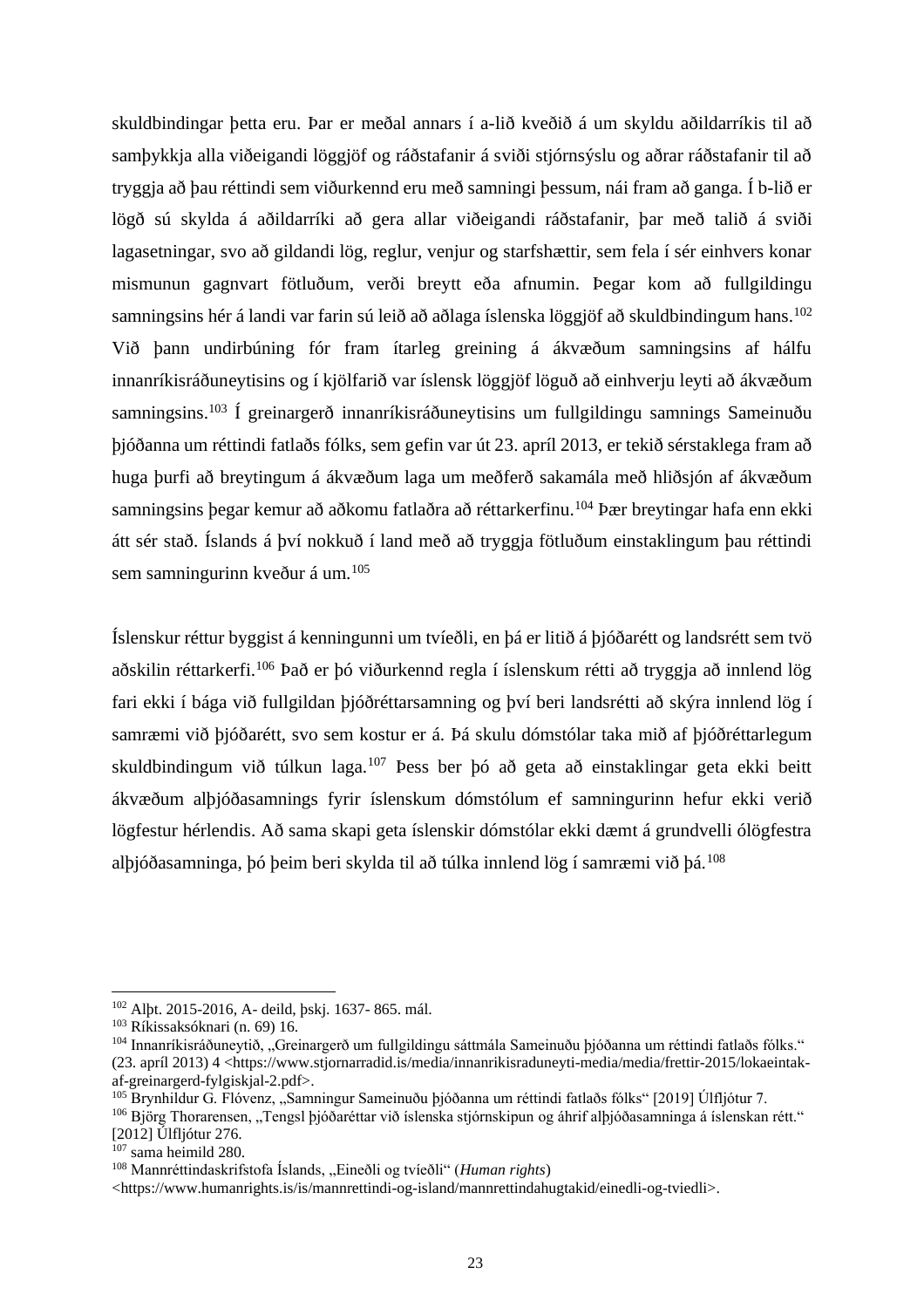skuldbindingar þetta eru. Þar er meðal annars í a-lið kveðið á um skyldu aðildarríkis til að samþykkja alla viðeigandi löggjöf og ráðstafanir á sviði stjórnsýslu og aðrar ráðstafanir til að tryggja að þau réttindi sem viðurkennd eru með samningi þessum, nái fram að ganga. Í b-lið er lögð sú skylda á aðildarríki að gera allar viðeigandi ráðstafanir, þar með talið á sviði lagasetningar, svo að gildandi lög, reglur, venjur og starfshættir, sem fela í sér einhvers konar mismunun gagnvart fötluðum, verði breytt eða afnumin. Þegar kom að fullgildingu samningsins hér á landi var farin sú leið að aðlaga íslenska löggjöf að skuldbindingum hans.[102] Við þann undirbúning fór fram ítarleg greining á ákvæðum samningsins af hálfu innanríkisráðuneytisins og í kjölfarið var íslensk löggjöf löguð að einhverju leyti að ákvæðum samningsins.[103] Í greinargerð innanríkisráðuneytisins um fullgildingu samnings Sameinuðu þjóðanna um réttindi fatlaðs fólks, sem gefin var út 23. apríl 2013, er tekið sérstaklega fram að huga þurfi að breytingum á ákvæðum laga um meðferð sakamála með hliðsjón af ákvæðum samningsins þegar kemur að aðkomu fatlaðra að réttarkerfinu.[104] Þær breytingar hafa enn ekki átt sér stað. Íslands á því nokkuð í land með að tryggja fötluðum einstaklingum þau réttindi sem samningurinn kveður á um.[105]

Íslenskur réttur byggist á kenningunni um tvíeðli, en þá er litið á þjóðarétt og landsrétt sem tvö aðskilin réttarkerfi.[106] Það er þó viðurkennd regla í íslenskum rétti að tryggja að innlend lög fari ekki í bága við fullgildan þjóðréttarsamning og því beri landsrétti að skýra innlend lög í samræmi við þjóðarétt, svo sem kostur er á. Þá skulu dómstólar taka mið af þjóðréttarlegum skuldbindingum við túlkun laga.[107] Þess ber þó að geta að einstaklingar geta ekki beitt ákvæðum alþjóðasamnings fyrir íslenskum dómstólum ef samningurinn hefur ekki verið lögfestur hérlendis. Að sama skapi geta íslenskir dómstólar ekki dæmt á grundvelli ólögfestra alþjóðasamninga, þó þeim beri skylda til að túlka innlend lög í samræmi við þá.[108]

---

[102] Alþt. 2015-2016, A- deild, þskj. 1637- 865. mál.
[103] Ríkissaksóknari (n. 69) 16.
[104] Innanríkisráðuneytið, „Greinargerð um fullgildingu sáttmála Sameinuðu þjóðanna um réttindi fatlaðs fólks.“ (23. apríl 2013) 4 <https://www.stjornarradid.is/media/innanrikisraduneyti-media/media/frettir-2015/lokaeintak-af-greinargerd-fylgiskjal-2.pdf>.
[105] Brynhildur G. Flóvenz, „Samningur Sameinuðu þjóðanna um réttindi fatlaðs fólks“ [2019] Úlfljótur 7.
[106] Björg Thorarensen, „Tengsl þjóðaréttar við íslenska stjórnskipun og áhrif alþjóðasamninga á íslenskan rétt.“ [2012] Úlfljótur 276.
[107] sama heimild 280.
[108] Mannréttindaskrifstofa Íslands, „Eineðli og tvíeðli“ (*Human rights*) <https://www.humanrights.is/is/mannrettindi-og-island/mannrettindahugtakid/einedli-og-tviedli>.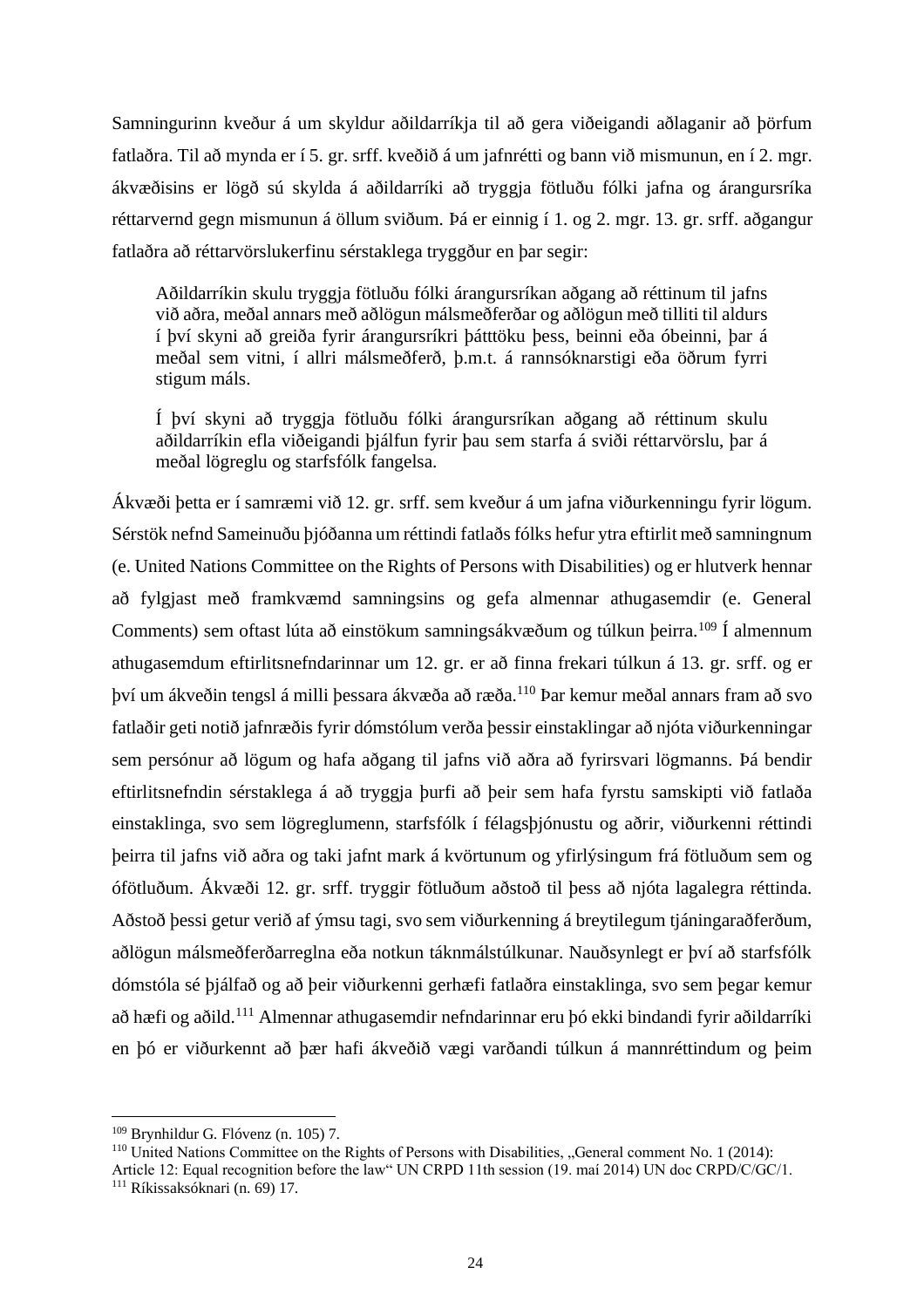Samningurinn kveður á um skyldur aðildarríkja til að gera viðeigandi aðlaganir að þörfum fatlaðra. Til að mynda er í 5. gr. srff. kveðið á um jafnrétti og bann við mismunun, en í 2. mgr. ákvæðisins er lögð sú skylda á aðildarríki að tryggja fötluðu fólki jafna og árangursríka réttarvernd gegn mismunun á öllum sviðum. Þá er einnig í 1. og 2. mgr. 13. gr. srff. aðgangur fatlaðra að réttarvörslukerfinu sérstaklega tryggður en þar segir:

> Aðildarríkin skulu tryggja fötluðu fólki árangursríkan aðgang að réttinum til jafns við aðra, meðal annars með aðlögun málsmeðferðar og aðlögun með tilliti til aldurs í því skyni að greiða fyrir árangursríkri þátttöku þess, beinni eða óbeinni, þar á meðal sem vitni, í allri málsmeðferð, þ.m.t. á rannsóknarstigi eða öðrum fyrri stigum máls.
>
> Í því skyni að tryggja fötluðu fólki árangursríkan aðgang að réttinum skulu aðildarríkin efla viðeigandi þjálfun fyrir þau sem starfa á sviði réttarvörslu, þar á meðal lögreglu og starfsfólk fangelsa.

Ákvæði þetta er í samræmi við 12. gr. srff. sem kveður á um jafna viðurkenningu fyrir lögum. Sérstök nefnd Sameinuðu þjóðanna um réttindi fatlaðs fólks hefur ytra eftirlit með samningnum (e. United Nations Committee on the Rights of Persons with Disabilities) og er hlutverk hennar að fylgjast með framkvæmd samningsins og gefa almennar athugasemdir (e. General Comments) sem oftast lúta að einstökum samningsákvæðum og túlkun þeirra.[109] Í almennum athugasemdum eftirlitsnefndarinnar um 12. gr. er að finna frekari túlkun á 13. gr. srff. og er því um ákveðin tengsl á milli þessara ákvæða að ræða.[110] Þar kemur meðal annars fram að svo fatlaðir geti notið jafnræðis fyrir dómstólum verða þessir einstaklingar að njóta viðurkenningar sem persónur að lögum og hafa aðgang til jafns við aðra að fyrirsvari lögmanns. Þá bendir eftirlitsnefndin sérstaklega á að tryggja þurfi að þeir sem hafa fyrstu samskipti við fatlaða einstaklinga, svo sem lögreglumenn, starfsfólk í félagsþjónustu og aðrir, viðurkenni réttindi þeirra til jafns við aðra og taki jafnt mark á kvörtunum og yfirlýsingum frá fötluðum sem og ófötluðum. Ákvæði 12. gr. srff. tryggir fötluðum aðstoð til þess að njóta lagalegra réttinda. Aðstoð þessi getur verið af ýmsu tagi, svo sem viðurkenning á breytilegum tjáningaraðferðum, aðlögun málsmeðferðarreglna eða notkun táknmálstúlkunar. Nauðsynlegt er því að starfsfólk dómstóla sé þjálfað og að þeir viðurkenni gerhæfi fatlaðra einstaklinga, svo sem þegar kemur að hæfi og aðild.[111] Almennar athugasemdir nefndarinnar eru þó ekki bindandi fyrir aðildarríki en þó er viðurkennt að þær hafi ákveðið vægi varðandi túlkun á mannréttindum og þeim

---

[109] Brynhildur G. Flóvenz (n. 105) 7.

[110] United Nations Committee on the Rights of Persons with Disabilities, „General comment No. 1 (2014): Article 12: Equal recognition before the law" UN CRPD 11th session (19. maí 2014) UN doc CRPD/C/GC/1.

[111] Ríkissaksóknari (n. 69) 17.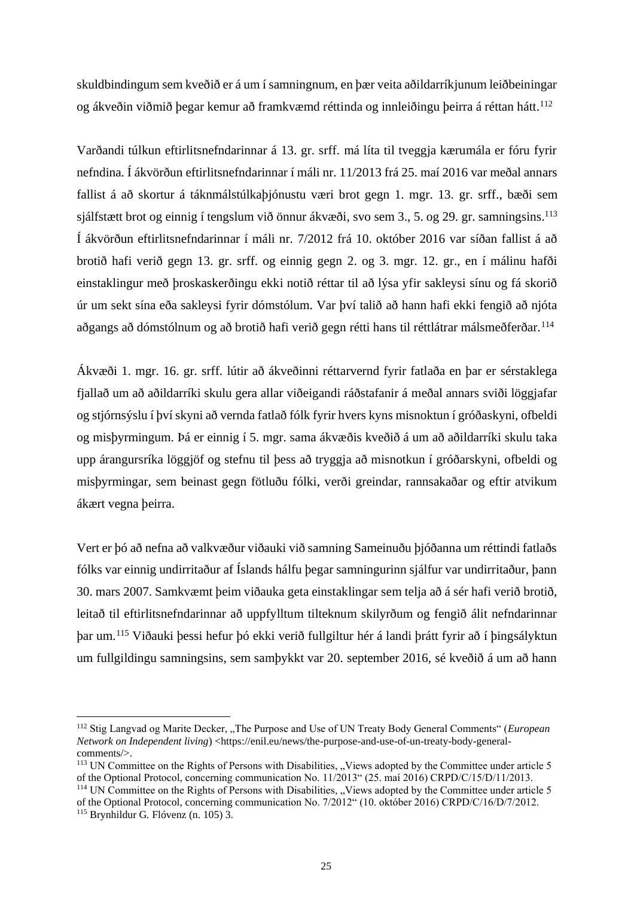skuldbindingum sem kveðið er á um í samningnum, en þær veita aðildarríkjunum leiðbeiningar og ákveðin viðmið þegar kemur að framkvæmd réttinda og innleiðingu þeirra á réttan hátt.[112]

Varðandi túlkun eftirlitsnefndarinnar á 13. gr. srff. má líta til tveggja kærumála er fóru fyrir nefndina. Í ákvörðun eftirlitsnefndarinnar í máli nr. 11/2013 frá 25. maí 2016 var meðal annars fallist á að skortur á táknmálstúlkaþjónustu væri brot gegn 1. mgr. 13. gr. srff., bæði sem sjálfstætt brot og einnig í tengslum við önnur ákvæði, svo sem 3., 5. og 29. gr. samningsins.[113] Í ákvörðun eftirlitsnefndarinnar í máli nr. 7/2012 frá 10. október 2016 var síðan fallist á að brotið hafi verið gegn 13. gr. srff. og einnig gegn 2. og 3. mgr. 12. gr., en í málinu hafði einstaklingur með þroskaskerðingu ekki notið réttar til að lýsa yfir sakleysi sínu og fá skorið úr um sekt sína eða sakleysi fyrir dómstólum. Var því talið að hann hafi ekki fengið að njóta aðgangs að dómstólnum og að brotið hafi verið gegn rétti hans til réttlátrar málsmeðferðar.[114]

Ákvæði 1. mgr. 16. gr. srff. lútir að ákveðinni réttarvernd fyrir fatlaða en þar er sérstaklega fjallað um að aðildarríki skulu gera allar viðeigandi ráðstafanir á meðal annars sviði löggjafar og stjórnsýslu í því skyni að vernda fatlað fólk fyrir hvers kyns misnoktun í gróðaskyni, ofbeldi og misþyrmingum. Þá er einnig í 5. mgr. sama ákvæðis kveðið á um að aðildarríki skulu taka upp árangursríka löggjöf og stefnu til þess að tryggja að misnotkun í gróðarskyni, ofbeldi og misþyrmingar, sem beinast gegn fötluðu fólki, verði greindar, rannsakaðar og eftir atvikum ákært vegna þeirra.

Vert er þó að nefna að valkvæður viðauki við samning Sameinuðu þjóðanna um réttindi fatlaðs fólks var einnig undirritaður af Íslands hálfu þegar samningurinn sjálfur var undirritaður, þann 30. mars 2007. Samkvæmt þeim viðauka geta einstaklingar sem telja að á sér hafi verið brotið, leitað til eftirlitsnefndarinnar að uppfylltum tilteknum skilyrðum og fengið álit nefndarinnar þar um.[115] Viðauki þessi hefur þó ekki verið fullgiltur hér á landi þrátt fyrir að í þingsályktun um fullgildingu samningsins, sem samþykkt var 20. september 2016, sé kveðið á um að hann

---

[112] Stig Langvad og Marite Decker, „The Purpose and Use of UN Treaty Body General Comments“ (*European Network on Independent living*) <https://enil.eu/news/the-purpose-and-use-of-un-treaty-body-general-comments/>.

[113] UN Committee on the Rights of Persons with Disabilities, „Views adopted by the Committee under article 5 of the Optional Protocol, concerning communication No. 11/2013“ (25. maí 2016) CRPD/C/15/D/11/2013.

[114] UN Committee on the Rights of Persons with Disabilities, „Views adopted by the Committee under article 5 of the Optional Protocol, concerning communication No. 7/2012“ (10. október 2016) CRPD/C/16/D/7/2012.

[115] Brynhildur G. Flóvenz (n. 105) 3.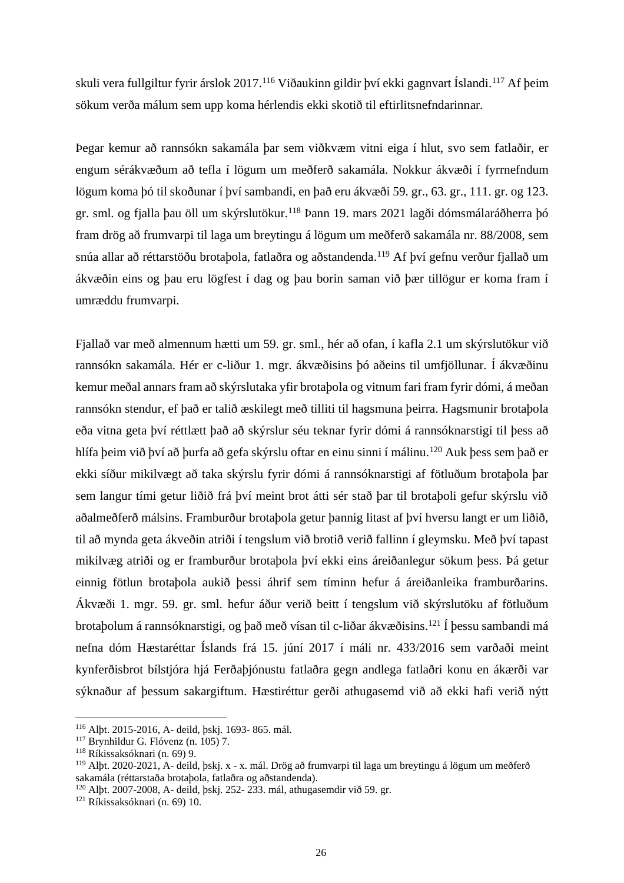skuli vera fullgiltur fyrir árslok 2017.[116] Viðaukinn gildir því ekki gagnvart Íslandi.[117] Af þeim sökum verða málum sem upp koma hérlendis ekki skotið til eftirlitsnefndarinnar.

Þegar kemur að rannsókn sakamála þar sem viðkvæm vitni eiga í hlut, svo sem fatlaðir, er engum sérákvæðum að tefla í lögum um meðferð sakamála. Nokkur ákvæði í fyrrnefndum lögum koma þó til skoðunar í því sambandi, en það eru ákvæði 59. gr., 63. gr., 111. gr. og 123. gr. sml. og fjalla þau öll um skýrslutökur.[118] Þann 19. mars 2021 lagði dómsmálaráðherra þó fram drög að frumvarpi til laga um breytingu á lögum um meðferð sakamála nr. 88/2008, sem snúa allar að réttarstöðu brotaþola, fatlaðra og aðstandenda.[119] Af því gefnu verður fjallað um ákvæðin eins og þau eru lögfest í dag og þau borin saman við þær tillögur er koma fram í umræddu frumvarpi.

Fjallað var með almennum hætti um 59. gr. sml., hér að ofan, í kafla 2.1 um skýrslutökur við rannsókn sakamála. Hér er c-liður 1. mgr. ákvæðisins þó aðeins til umfjöllunar. Í ákvæðinu kemur meðal annars fram að skýrslutaka yfir brotaþola og vitnum fari fram fyrir dómi, á meðan rannsókn stendur, ef það er talið æskilegt með tilliti til hagsmuna þeirra. Hagsmunir brotaþola eða vitna geta því réttlætt það að skýrslur séu teknar fyrir dómi á rannsóknarstigi til þess að hlífa þeim við því að þurfa að gefa skýrslu oftar en einu sinni í málinu.[120] Auk þess sem það er ekki síður mikilvægt að taka skýrslu fyrir dómi á rannsóknarstigi af fötluðum brotaþola þar sem langur tími getur liðið frá því meint brot átti sér stað þar til brotaþoli gefur skýrslu við aðalmeðferð málsins. Framburður brotaþola getur þannig litast af því hversu langt er um liðið, til að mynda geta ákveðin atriði í tengslum við brotið verið fallinn í gleymsku. Með því tapast mikilvæg atriði og er framburður brotaþola því ekki eins áreiðanlegur sökum þess. Þá getur einnig fötlun brotaþola aukið þessi áhrif sem tíminn hefur á áreiðanleika framburðarins. Ákvæði 1. mgr. 59. gr. sml. hefur áður verið beitt í tengslum við skýrslutöku af fötluðum brotaþolum á rannsóknarstigi, og það með vísan til c-liðar ákvæðisins.[121] Í þessu sambandi má nefna dóm Hæstaréttar Íslands frá 15. júní 2017 í máli nr. 433/2016 sem varðaði meint kynferðisbrot bílstjóra hjá Ferðaþjónustu fatlaðra gegn andlega fatlaðri konu en ákærði var sýknaður af þessum sakargiftum. Hæstiréttur gerði athugasemd við að ekki hafi verið nýtt

---

[116] Alþt. 2015-2016, A- deild, þskj. 1693- 865. mál.
[117] Brynhildur G. Flóvenz (n. 105) 7.
[118] Ríkissaksóknari (n. 69) 9.
[119] Alþt. 2020-2021, A- deild, þskj. x - x. mál. Drög að frumvarpi til laga um breytingu á lögum um meðferð sakamála (réttarstaða brotaþola, fatlaðra og aðstandenda).
[120] Alþt. 2007-2008, A- deild, þskj. 252- 233. mál, athugasemdir við 59. gr.
[121] Ríkissaksóknari (n. 69) 10.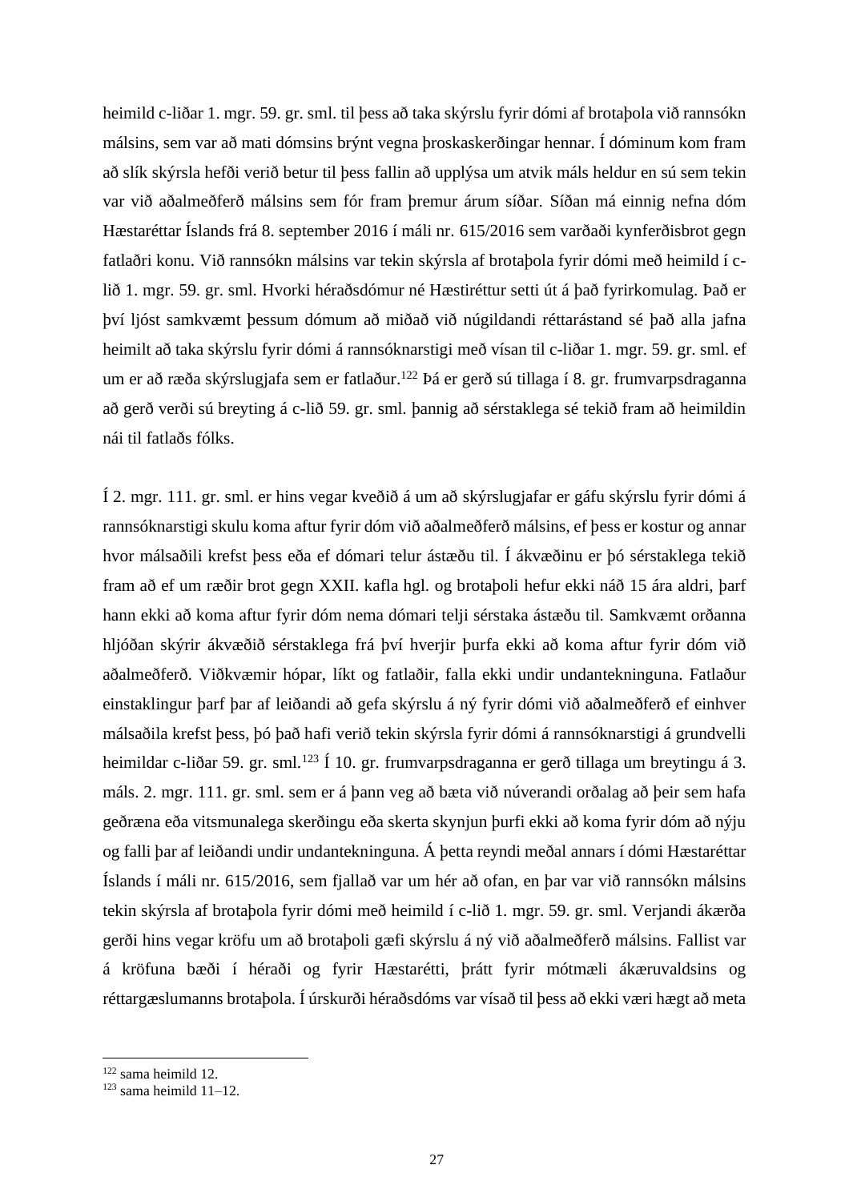heimild c-liðar 1. mgr. 59. gr. sml. til þess að taka skýrslu fyrir dómi af brotaþola við rannsókn málsins, sem var að mati dómsins brýnt vegna þroskaskerðingar hennar. Í dóminum kom fram að slík skýrsla hefði verið betur til þess fallin að upplýsa um atvik máls heldur en sú sem tekin var við aðalmeðferð málsins sem fór fram þremur árum síðar. Síðan má einnig nefna dóm Hæstaréttar Íslands frá 8. september 2016 í máli nr. 615/2016 sem varðaði kynferðisbrot gegn fatlaðri konu. Við rannsókn málsins var tekin skýrsla af brotaþola fyrir dómi með heimild í c-lið 1. mgr. 59. gr. sml. Hvorki héraðsdómur né Hæstiréttur setti út á það fyrirkomulag. Það er því ljóst samkvæmt þessum dómum að miðað við núgildandi réttarástand sé það alla jafna heimilt að taka skýrslu fyrir dómi á rannsóknarstigi með vísan til c-liðar 1. mgr. 59. gr. sml. ef um er að ræða skýrslugjafa sem er fatlaður.[122] Þá er gerð sú tillaga í 8. gr. frumvarpsdraganna að gerð verði sú breyting á c-lið 59. gr. sml. þannig að sérstaklega sé tekið fram að heimildin nái til fatlaðs fólks.

Í 2. mgr. 111. gr. sml. er hins vegar kveðið á um að skýrslugjafar er gáfu skýrslu fyrir dómi á rannsóknarstigi skulu koma aftur fyrir dóm við aðalmeðferð málsins, ef þess er kostur og annar hvor málsaðili krefst þess eða ef dómari telur ástæðu til. Í ákvæðinu er þó sérstaklega tekið fram að ef um ræðir brot gegn XXII. kafla hgl. og brotaþoli hefur ekki náð 15 ára aldri, þarf hann ekki að koma aftur fyrir dóm nema dómari telji sérstaka ástæðu til. Samkvæmt orðanna hljóðan skýrir ákvæðið sérstaklega frá því hverjir þurfa ekki að koma aftur fyrir dóm við aðalmeðferð. Viðkvæmir hópar, líkt og fatlaðir, falla ekki undir undantekninguna. Fatlaður einstaklingur þarf þar af leiðandi að gefa skýrslu á ný fyrir dómi við aðalmeðferð ef einhver málsaðila krefst þess, þó það hafi verið tekin skýrsla fyrir dómi á rannsóknarstigi á grundvelli heimildar c-liðar 59. gr. sml.[123] Í 10. gr. frumvarpsdraganna er gerð tillaga um breytingu á 3. máls. 2. mgr. 111. gr. sml. sem er á þann veg að bæta við núverandi orðalag að þeir sem hafa geðræna eða vitsmunalega skerðingu eða skerta skynjun þurfi ekki að koma fyrir dóm að nýju og falli þar af leiðandi undir undantekninguna. Á þetta reyndi meðal annars í dómi Hæstaréttar Íslands í máli nr. 615/2016, sem fjallað var um hér að ofan, en þar var við rannsókn málsins tekin skýrsla af brotaþola fyrir dómi með heimild í c-lið 1. mgr. 59. gr. sml. Verjandi ákærða gerði hins vegar kröfu um að brotaþoli gæfi skýrslu á ný við aðalmeðferð málsins. Fallist var á kröfuna bæði í héraði og fyrir Hæstarétti, þrátt fyrir mótmæli ákæruvaldsins og réttargæslumanns brotaþola. Í úrskurði héraðsdóms var vísað til þess að ekki væri hægt að meta

[122] sama heimild 12.
[123] sama heimild 11–12.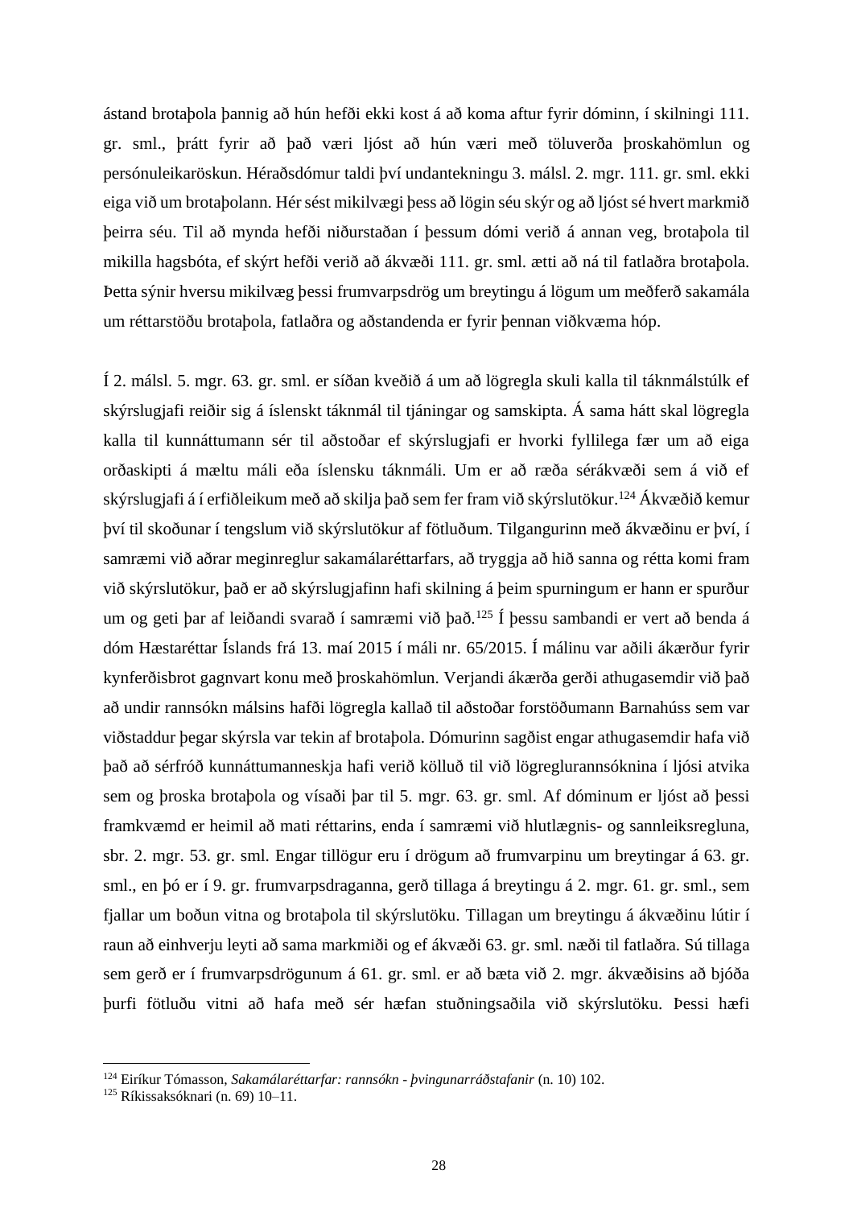ástand brotaþola þannig að hún hefði ekki kost á að koma aftur fyrir dóminn, í skilningi 111. gr. sml., þrátt fyrir að það væri ljóst að hún væri með töluverða þroskahömlun og persónuleikaröskun. Héraðsdómur taldi því undantekningu 3. málsl. 2. mgr. 111. gr. sml. ekki eiga við um brotaþolann. Hér sést mikilvægi þess að lögin séu skýr og að ljóst sé hvert markmið þeirra séu. Til að mynda hefði niðurstaðan í þessum dómi verið á annan veg, brotaþola til mikilla hagsbóta, ef skýrt hefði verið að ákvæði 111. gr. sml. ætti að ná til fatlaðra brotaþola. Þetta sýnir hversu mikilvæg þessi frumvarpsdrög um breytingu á lögum um meðferð sakamála um réttarstöðu brotaþola, fatlaðra og aðstandenda er fyrir þennan viðkvæma hóp.

Í 2. málsl. 5. mgr. 63. gr. sml. er síðan kveðið á um að lögregla skuli kalla til táknmálstúlk ef skýrslugjafi reiðir sig á íslenskt táknmál til tjáningar og samskipta. Á sama hátt skal lögregla kalla til kunnáttumann sér til aðstoðar ef skýrslugjafi er hvorki fyllilega fær um að eiga orðaskipti á mæltu máli eða íslensku táknmáli. Um er að ræða sérákvæði sem á við ef skýrslugjafi á í erfiðleikum með að skilja það sem fer fram við skýrslutökur.[124] Ákvæðið kemur því til skoðunar í tengslum við skýrslutökur af fötluðum. Tilgangurinn með ákvæðinu er því, í samræmi við aðrar meginreglur sakamálaréttarfars, að tryggja að hið sanna og rétta komi fram við skýrslutökur, það er að skýrslugjafinn hafi skilning á þeim spurningum er hann er spurður um og geti þar af leiðandi svarað í samræmi við það.[125] Í þessu sambandi er vert að benda á dóm Hæstaréttar Íslands frá 13. maí 2015 í máli nr. 65/2015. Í málinu var aðili ákærður fyrir kynferðisbrot gagnvart konu með þroskahömlun. Verjandi ákærða gerði athugasemdir við það að undir rannsókn málsins hafði lögregla kallað til aðstoðar forstöðumann Barnahúss sem var viðstaddur þegar skýrsla var tekin af brotaþola. Dómurinn sagðist engar athugasemdir hafa við það að sérfróð kunnáttumanneskja hafi verið kölluð til við lögreglurannsóknina í ljósi atvika sem og þroska brotaþola og vísaði þar til 5. mgr. 63. gr. sml. Af dóminum er ljóst að þessi framkvæmd er heimil að mati réttarins, enda í samræmi við hlutlægnis- og sannleiksregluna, sbr. 2. mgr. 53. gr. sml. Engar tillögur eru í drögum að frumvarpinu um breytingar á 63. gr. sml., en þó er í 9. gr. frumvarpsdraganna, gerð tillaga á breytingu á 2. mgr. 61. gr. sml., sem fjallar um boðun vitna og brotaþola til skýrslutöku. Tillagan um breytingu á ákvæðinu lútir í raun að einhverju leyti að sama markmiði og ef ákvæði 63. gr. sml. næði til fatlaðra. Sú tillaga sem gerð er í frumvarpsdrögunum á 61. gr. sml. er að bæta við 2. mgr. ákvæðisins að bjóða þurfi fötluðu vitni að hafa með sér hæfan stuðningsaðila við skýrslutöku. Þessi hæfi

---

[124] Eiríkur Tómasson, *Sakamálaréttarfar: rannsókn - þvingunarráðstafanir* (n. 10) 102.
[125] Ríkissaksóknari (n. 69) 10–11.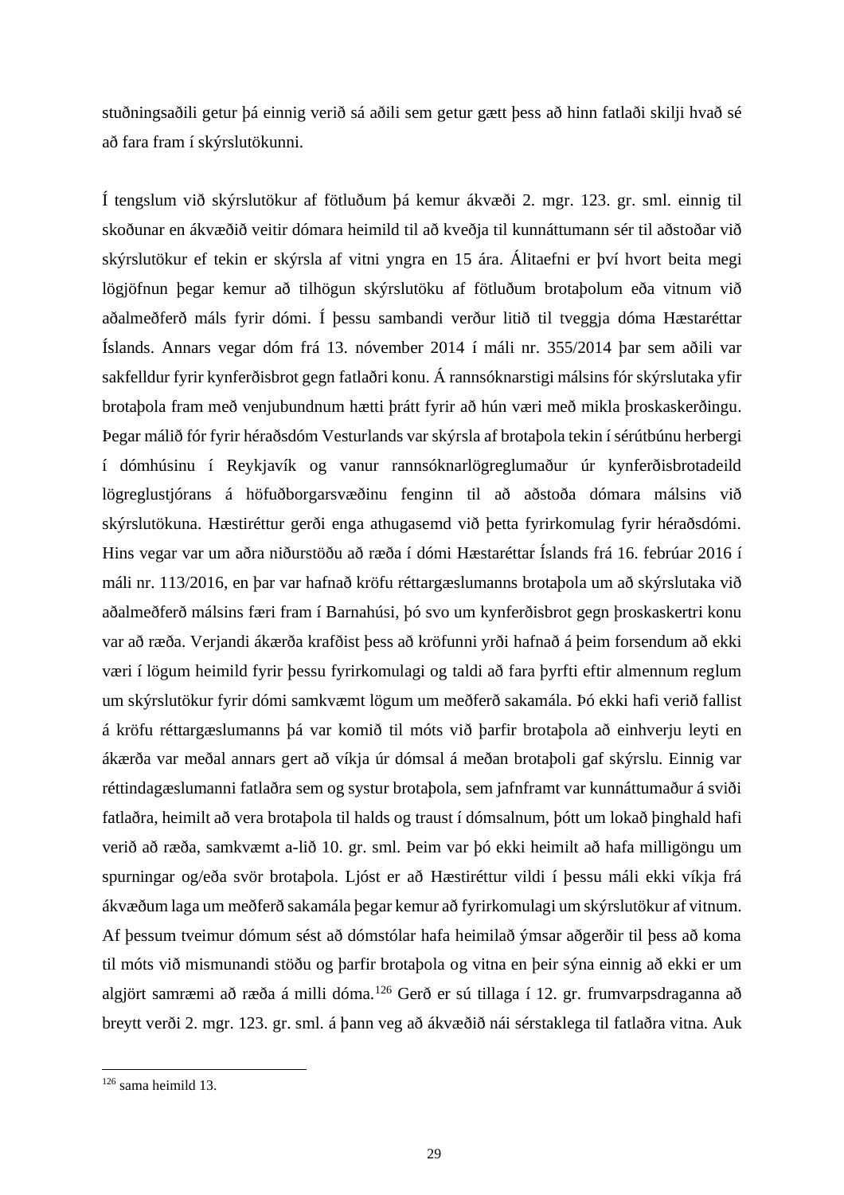stuðningsaðili getur þá einnig verið sá aðili sem getur gætt þess að hinn fatlaði skilji hvað sé að fara fram í skýrslutökunni.

Í tengslum við skýrslutökur af fötluðum þá kemur ákvæði 2. mgr. 123. gr. sml. einnig til skoðunar en ákvæðið veitir dómara heimild til að kveðja til kunnáttumann sér til aðstoðar við skýrslutökur ef tekin er skýrsla af vitni yngra en 15 ára. Álitaefni er því hvort beita megi lögjöfnun þegar kemur að tilhögun skýrslutöku af fötluðum brotaþolum eða vitnum við aðalmeðferð máls fyrir dómi. Í þessu sambandi verður litið til tveggja dóma Hæstaréttar Íslands. Annars vegar dóm frá 13. nóvember 2014 í máli nr. 355/2014 þar sem aðili var sakfelldur fyrir kynferðisbrot gegn fatlaðri konu. Á rannsóknarstigi málsins fór skýrslutaka yfir brotaþola fram með venjubundnum hætti þrátt fyrir að hún væri með mikla þroskaskerðingu. Þegar málið fór fyrir héraðsdóm Vesturlands var skýrsla af brotaþola tekin í sérútbúnu herbergi í dómhúsinu í Reykjavík og vanur rannsóknarlögreglumaður úr kynferðisbrotadeild lögreglustjórans á höfuðborgarsvæðinu fenginn til að aðstoða dómara málsins við skýrslutökuna. Hæstiréttur gerði enga athugasemd við þetta fyrirkomulag fyrir héraðsdómi. Hins vegar var um aðra niðurstöðu að ræða í dómi Hæstaréttar Íslands frá 16. febrúar 2016 í máli nr. 113/2016, en þar var hafnað kröfu réttargæslumanns brotaþola um að skýrslutaka við aðalmeðferð málsins færi fram í Barnahúsi, þó svo um kynferðisbrot gegn þroskaskertri konu var að ræða. Verjandi ákærða krafðist þess að kröfunni yrði hafnað á þeim forsendum að ekki væri í lögum heimild fyrir þessu fyrirkomulagi og taldi að fara þyrfti eftir almennum reglum um skýrslutökur fyrir dómi samkvæmt lögum um meðferð sakamála. Þó ekki hafi verið fallist á kröfu réttargæslumanns þá var komið til móts við þarfir brotaþola að einhverju leyti en ákærða var meðal annars gert að víkja úr dómsal á meðan brotaþoli gaf skýrslu. Einnig var réttindagæslumanni fatlaðra sem og systur brotaþola, sem jafnframt var kunnáttumaður á sviði fatlaðra, heimilt að vera brotaþola til halds og traust í dómsalnum, þótt um lokað þinghald hafi verið að ræða, samkvæmt a-lið 10. gr. sml. Þeim var þó ekki heimilt að hafa milligöngu um spurningar og/eða svör brotaþola. Ljóst er að Hæstiréttur vildi í þessu máli ekki víkja frá ákvæðum laga um meðferð sakamála þegar kemur að fyrirkomulagi um skýrslutökur af vitnum. Af þessum tveimur dómum sést að dómstólar hafa heimilað ýmsar aðgerðir til þess að koma til móts við mismunandi stöðu og þarfir brotaþola og vitna en þeir sýna einnig að ekki er um algjört samræmi að ræða á milli dóma.[126] Gerð er sú tillaga í 12. gr. frumvarpsdraganna að breytt verði 2. mgr. 123. gr. sml. á þann veg að ákvæðið nái sérstaklega til fatlaðra vitna. Auk

[126] sama heimild 13.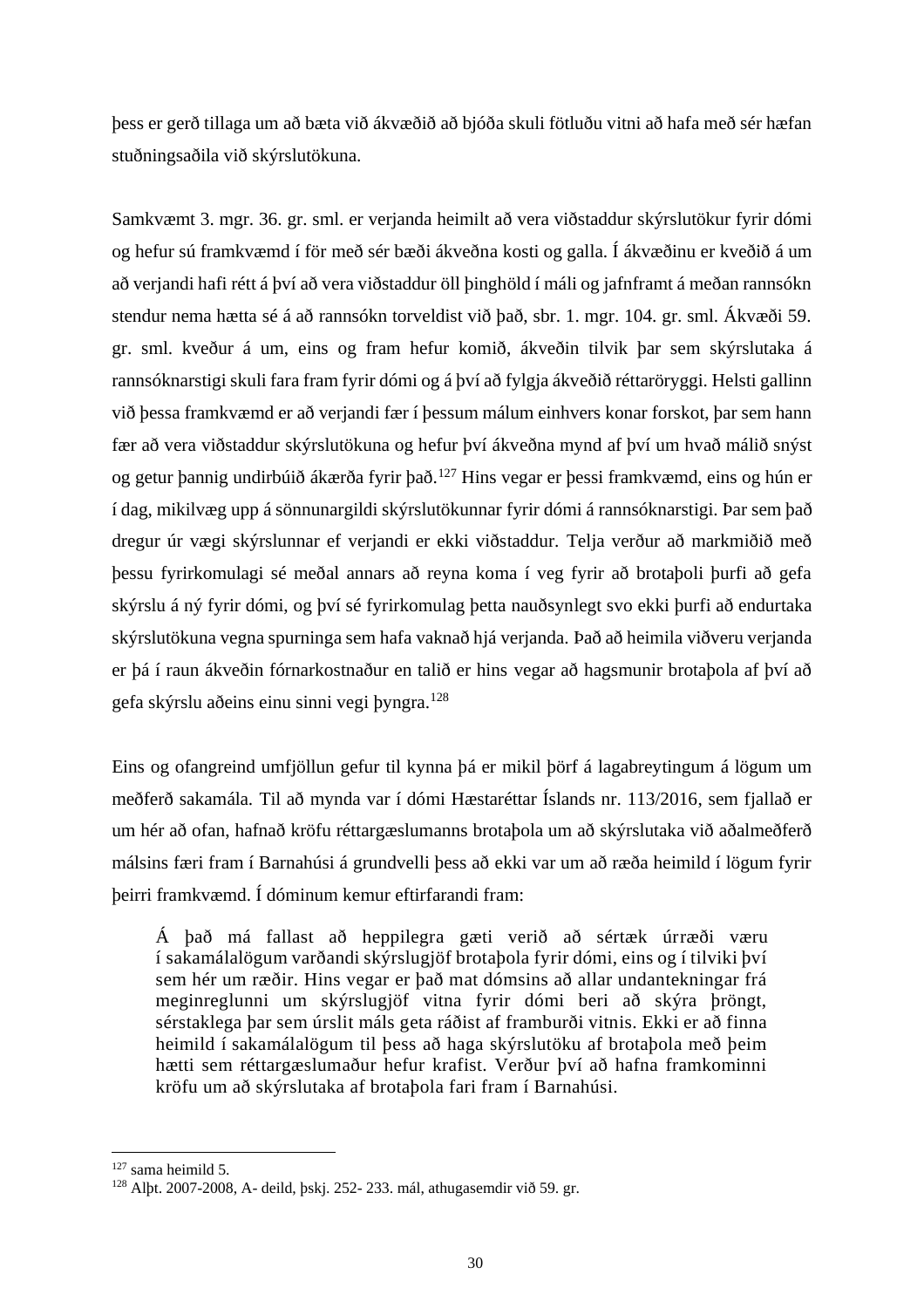þess er gerð tillaga um að bæta við ákvæðið að bjóða skuli fötluðu vitni að hafa með sér hæfan stuðningsaðila við skýrslutökuna.

Samkvæmt 3. mgr. 36. gr. sml. er verjanda heimilt að vera viðstaddur skýrslutökur fyrir dómi og hefur sú framkvæmd í för með sér bæði ákveðna kosti og galla. Í ákvæðinu er kveðið á um að verjandi hafi rétt á því að vera viðstaddur öll þinghöld í máli og jafnframt á meðan rannsókn stendur nema hætta sé á að rannsókn torveldist við það, sbr. 1. mgr. 104. gr. sml. Ákvæði 59. gr. sml. kveður á um, eins og fram hefur komið, ákveðin tilvik þar sem skýrslutaka á rannsóknarstigi skuli fara fram fyrir dómi og á því að fylgja ákveðið réttaröryggi. Helsti gallinn við þessa framkvæmd er að verjandi fær í þessum málum einhvers konar forskot, þar sem hann fær að vera viðstaddur skýrslutökuna og hefur því ákveðna mynd af því um hvað málið snýst og getur þannig undirbúið ákærða fyrir það.[127] Hins vegar er þessi framkvæmd, eins og hún er í dag, mikilvæg upp á sönnunargildi skýrslutökunnar fyrir dómi á rannsóknarstigi. Þar sem það dregur úr vægi skýrslunnar ef verjandi er ekki viðstaddur. Telja verður að markmiðið með þessu fyrirkomulagi sé meðal annars að reyna koma í veg fyrir að brotaþoli þurfi að gefa skýrslu á ný fyrir dómi, og því sé fyrirkomulag þetta nauðsynlegt svo ekki þurfi að endurtaka skýrslutökuna vegna spurninga sem hafa vaknað hjá verjanda. Það að heimila viðveru verjanda er þá í raun ákveðin fórnarkostnaður en talið er hins vegar að hagsmunir brotaþola af því að gefa skýrslu aðeins einu sinni vegi þyngra.[128]

Eins og ofangreind umfjöllun gefur til kynna þá er mikil þörf á lagabreytingum á lögum um meðferð sakamála. Til að mynda var í dómi Hæstaréttar Íslands nr. 113/2016, sem fjallað er um hér að ofan, hafnað kröfu réttargæslumanns brotaþola um að skýrslutaka við aðalmeðferð málsins færi fram í Barnahúsi á grundvelli þess að ekki var um að ræða heimild í lögum fyrir þeirri framkvæmd. Í dóminum kemur eftirfarandi fram:

> Á það má fallast að heppilegra gæti verið að sértæk úrræði væru í sakamálalögum varðandi skýrslugjöf brotaþola fyrir dómi, eins og í tilviki því sem hér um ræðir. Hins vegar er það mat dómsins að allar undantekningar frá meginreglunni um skýrslugjöf vitna fyrir dómi beri að skýra þröngt, sérstaklega þar sem úrslit máls geta ráðist af framburði vitnis. Ekki er að finna heimild í sakamálalögum til þess að haga skýrslutöku af brotaþola með þeim hætti sem réttargæslumaður hefur krafist. Verður því að hafna framkominni kröfu um að skýrslutaka af brotaþola fari fram í Barnahúsi.

---

[127] sama heimild 5.

[128] Alþt. 2007-2008, A- deild, þskj. 252- 233. mál, athugasemdir við 59. gr.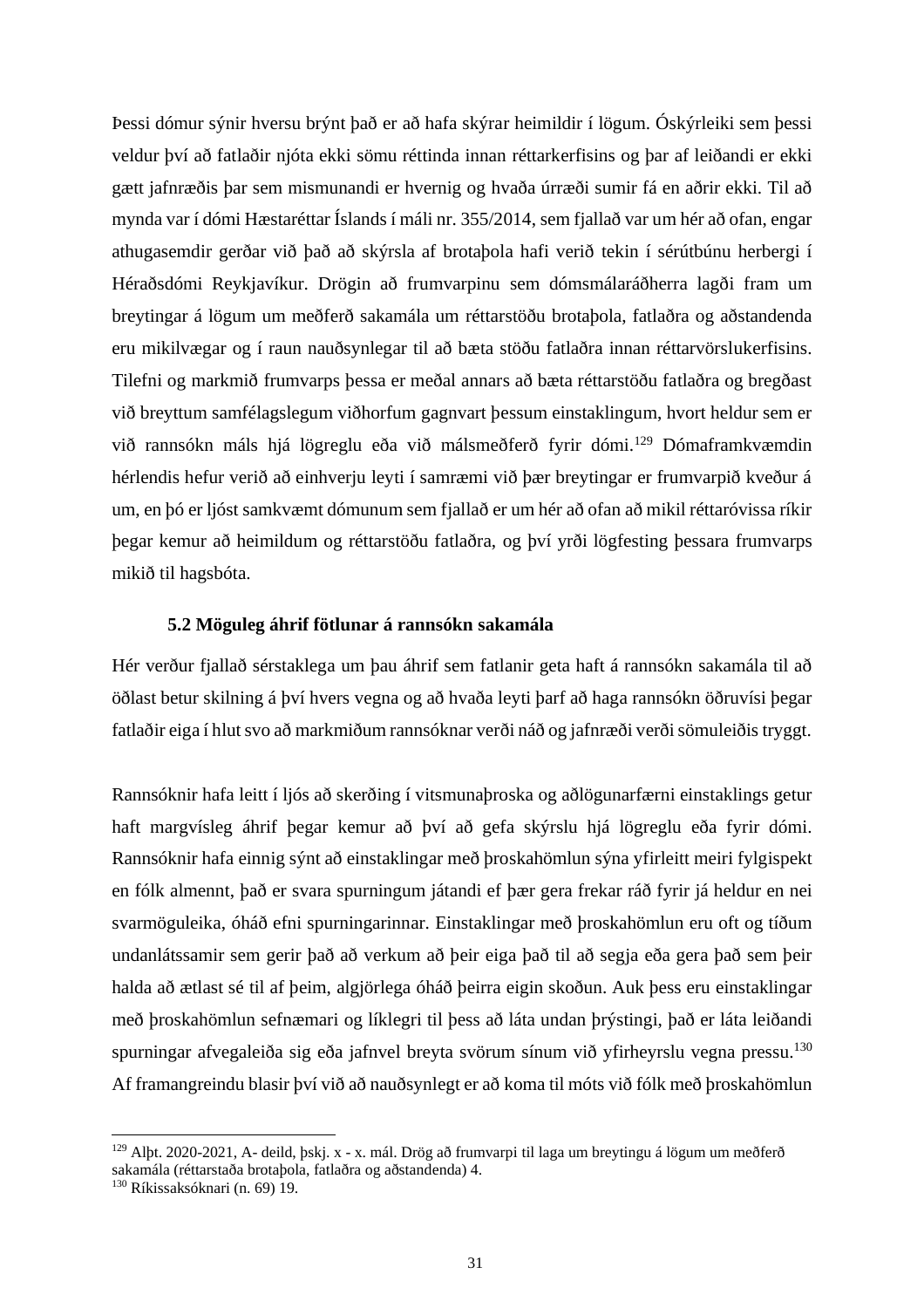Þessi dómur sýnir hversu brýnt það er að hafa skýrar heimildir í lögum. Óskýrleiki sem þessi veldur því að fatlaðir njóta ekki sömu réttinda innan réttarkerfisins og þar af leiðandi er ekki gætt jafnræðis þar sem mismunandi er hvernig og hvaða úrræði sumir fá en aðrir ekki. Til að mynda var í dómi Hæstaréttar Íslands í máli nr. 355/2014, sem fjallað var um hér að ofan, engar athugasemdir gerðar við það að skýrsla af brotaþola hafi verið tekin í sérútbúnu herbergi í Héraðsdómi Reykjavíkur. Drögin að frumvarpinu sem dómsmálaráðherra lagði fram um breytingar á lögum um meðferð sakamála um réttarstöðu brotaþola, fatlaðra og aðstandenda eru mikilvægar og í raun nauðsynlegar til að bæta stöðu fatlaðra innan réttarvörslukerfisins. Tilefni og markmið frumvarps þessa er meðal annars að bæta réttarstöðu fatlaðra og bregðast við breyttum samfélagslegum viðhorfum gagnvart þessum einstaklingum, hvort heldur sem er við rannsókn máls hjá lögreglu eða við málsmeðferð fyrir dómi.[129] Dómaframkvæmdin hérlendis hefur verið að einhverju leyti í samræmi við þær breytingar er frumvarpið kveður á um, en þó er ljóst samkvæmt dómunum sem fjallað er um hér að ofan að mikil réttaróvissa ríkir þegar kemur að heimildum og réttarstöðu fatlaðra, og því yrði lögfesting þessara frumvarps mikið til hagsbóta.

### 5.2 Möguleg áhrif fötlunar á rannsókn sakamála

Hér verður fjallað sérstaklega um þau áhrif sem fatlanir geta haft á rannsókn sakamála til að öðlast betur skilning á því hvers vegna og að hvaða leyti þarf að haga rannsókn öðruvísi þegar fatlaðir eiga í hlut svo að markmiðum rannsóknar verði náð og jafnræði verði sömuleiðis tryggt.

Rannsóknir hafa leitt í ljós að skerðing í vitsmunaþroska og aðlögunarfærni einstaklings getur haft margvísleg áhrif þegar kemur að því að gefa skýrslu hjá lögreglu eða fyrir dómi. Rannsóknir hafa einnig sýnt að einstaklingar með þroskahömlun sýna yfirleitt meiri fylgispekt en fólk almennt, það er svara spurningum játandi ef þær gera frekar ráð fyrir já heldur en nei svarmöguleika, óháð efni spurningarinnar. Einstaklingar með þroskahömlun eru oft og tíðum undanlátssamir sem gerir það að verkum að þeir eiga það til að segja eða gera það sem þeir halda að ætlast sé til af þeim, algjörlega óháð þeirra eigin skoðun. Auk þess eru einstaklingar með þroskahömlun sefnæmari og líklegri til þess að láta undan þrýstingi, það er láta leiðandi spurningar afvegaleiða sig eða jafnvel breyta svörum sínum við yfirheyrslu vegna pressu.[130] Af framangreindu blasir því við að nauðsynlegt er að koma til móts við fólk með þroskahömlun

---

[129] Alþt. 2020-2021, A- deild, þskj. x - x. mál. Drög að frumvarpi til laga um breytingu á lögum um meðferð sakamála (réttarstaða brotaþola, fatlaðra og aðstandenda) 4.

[130] Ríkissaksóknari (n. 69) 19.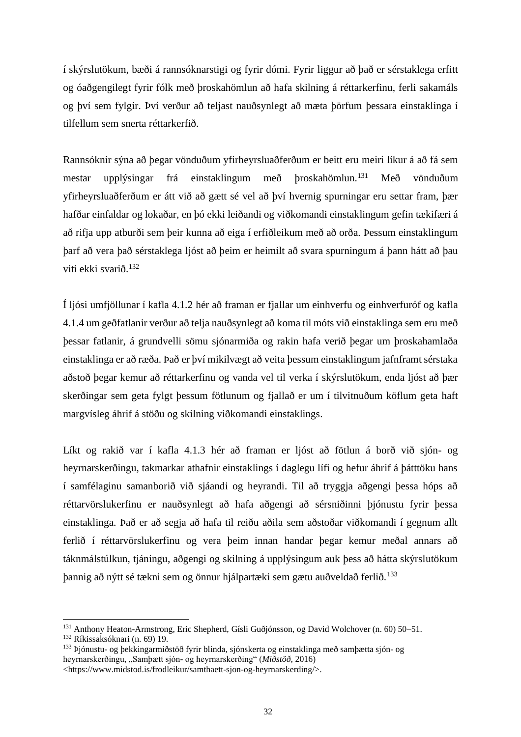í skýrslutökum, bæði á rannsóknarstigi og fyrir dómi. Fyrir liggur að það er sérstaklega erfitt og óaðgengilegt fyrir fólk með þroskahömlun að hafa skilning á réttarkerfinu, ferli sakamáls og því sem fylgir. Því verður að teljast nauðsynlegt að mæta þörfum þessara einstaklinga í tilfellum sem snerta réttarkerfið.

Rannsóknir sýna að þegar vönduðum yfirheyrsluaðferðum er beitt eru meiri líkur á að fá sem mestar upplýsingar frá einstaklingum með þroskahömlun.[131] Með vönduðum yfirheyrsluaðferðum er átt við að gætt sé vel að því hvernig spurningar eru settar fram, þær hafðar einfaldar og lokaðar, en þó ekki leiðandi og viðkomandi einstaklingum gefin tækifæri á að rifja upp atburði sem þeir kunna að eiga í erfiðleikum með að orða. Þessum einstaklingum þarf að vera það sérstaklega ljóst að þeim er heimilt að svara spurningum á þann hátt að þau viti ekki svarið.[132]

Í ljósi umfjöllunar í kafla 4.1.2 hér að framan er fjallar um einhverfu og einhverfuróf og kafla 4.1.4 um geðfatlanir verður að telja nauðsynlegt að koma til móts við einstaklinga sem eru með þessar fatlanir, á grundvelli sömu sjónarmiða og rakin hafa verið þegar um þroskahamlaða einstaklinga er að ræða. Það er því mikilvægt að veita þessum einstaklingum jafnframt sérstaka aðstoð þegar kemur að réttarkerfinu og vanda vel til verka í skýrslutökum, enda ljóst að þær skerðingar sem geta fylgt þessum fötlunum og fjallað er um í tilvitnuðum köflum geta haft margvísleg áhrif á stöðu og skilning viðkomandi einstaklings.

Líkt og rakið var í kafla 4.1.3 hér að framan er ljóst að fötlun á borð við sjón- og heyrnarskerðingu, takmarkar athafnir einstaklings í daglegu lífi og hefur áhrif á þátttöku hans í samfélaginu samanborið við sjáandi og heyrandi. Til að tryggja aðgengi þessa hóps að réttarvörslukerfinu er nauðsynlegt að hafa aðgengi að sérsniðinni þjónustu fyrir þessa einstaklinga. Það er að segja að hafa til reiðu aðila sem aðstoðar viðkomandi í gegnum allt ferlið í réttarvörslukerfinu og vera þeim innan handar þegar kemur meðal annars að táknmálstúlkun, tjáningu, aðgengi og skilning á upplýsingum auk þess að hátta skýrslutökum þannig að nýtt sé tækni sem og önnur hjálpartæki sem gætu auðveldað ferlið.[133]

---

[131] Anthony Heaton-Armstrong, Eric Shepherd, Gísli Guðjónsson, og David Wolchover (n. 60) 50–51.
[132] Ríkissaksóknari (n. 69) 19.
[133] Þjónustu- og þekkingarmiðstöð fyrir blinda, sjónskerta og einstaklinga með samþætta sjón- og heyrnarskerðingu, „Samþætt sjón- og heyrnarskerðing“ (*Miðstöð*, 2016) <https://www.midstod.is/frodleikur/samthaett-sjon-og-heyrnarskerding/>.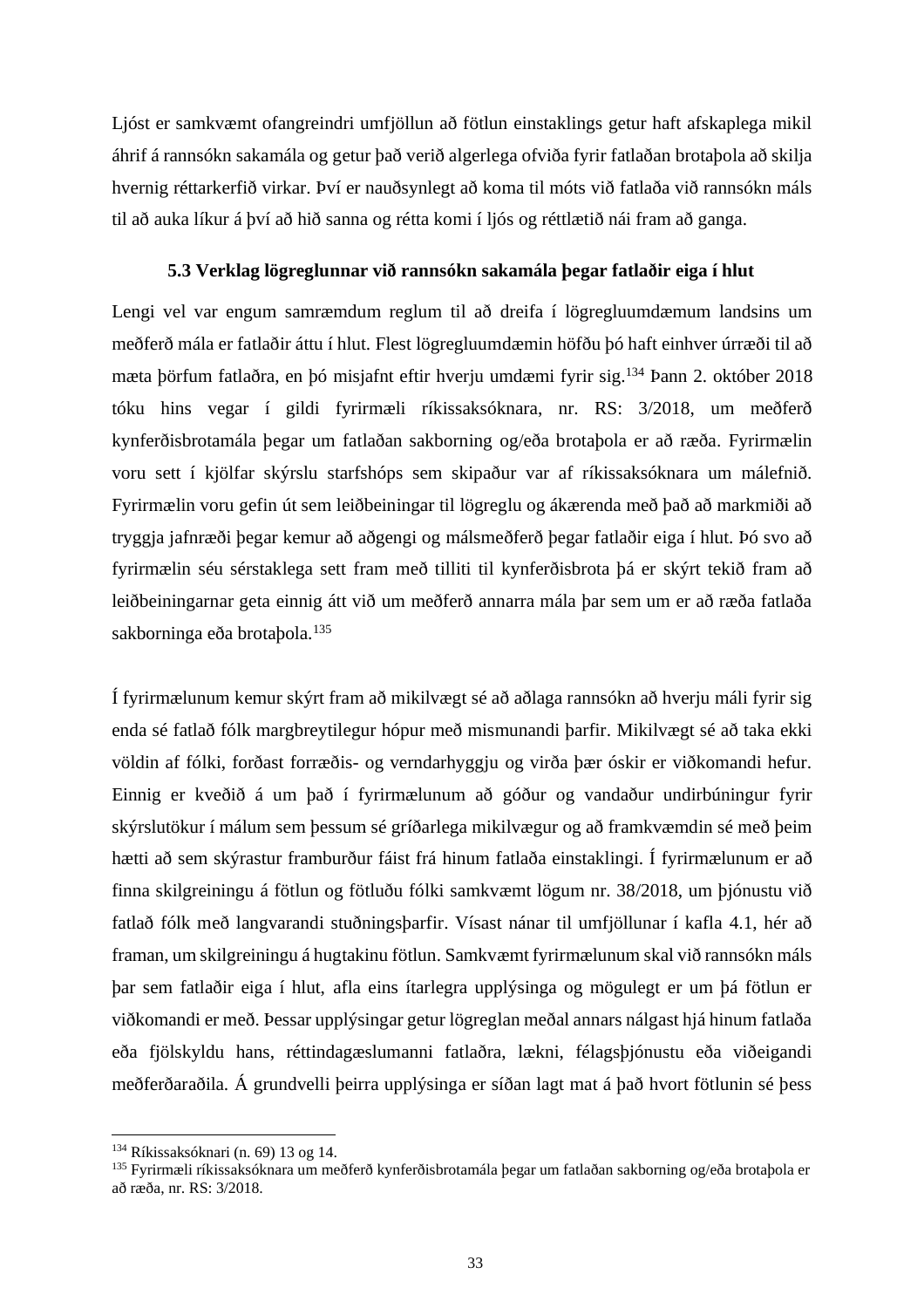Ljóst er samkvæmt ofangreindri umfjöllun að fötlun einstaklings getur haft afskaplega mikil áhrif á rannsókn sakamála og getur það verið algerlega ofviða fyrir fatlaðan brotaþola að skilja hvernig réttarkerfið virkar. Því er nauðsynlegt að koma til móts við fatlaða við rannsókn máls til að auka líkur á því að hið sanna og rétta komi í ljós og réttlætið nái fram að ganga.

### 5.3 Verklag lögreglunnar við rannsókn sakamála þegar fatlaðir eiga í hlut

Lengi vel var engum samræmdum reglum til að dreifa í lögregluumdæmum landsins um meðferð mála er fatlaðir áttu í hlut. Flest lögregluumdæmin höfðu þó haft einhver úrræði til að mæta þörfum fatlaðra, en þó misjafnt eftir hverju umdæmi fyrir sig.[134] Þann 2. október 2018 tóku hins vegar í gildi fyrirmæli ríkissaksóknara, nr. RS: 3/2018, um meðferð kynferðisbrotamála þegar um fatlaðan sakborning og/eða brotaþola er að ræða. Fyrirmælin voru sett í kjölfar skýrslu starfshóps sem skipaður var af ríkissaksóknara um málefnið. Fyrirmælin voru gefin út sem leiðbeiningar til lögreglu og ákærenda með það að markmiði að tryggja jafnræði þegar kemur að aðgengi og málsmeðferð þegar fatlaðir eiga í hlut. Þó svo að fyrirmælin séu sérstaklega sett fram með tilliti til kynferðisbrota þá er skýrt tekið fram að leiðbeiningarnar geta einnig átt við um meðferð annarra mála þar sem um er að ræða fatlaða sakborninga eða brotaþola.[135]

Í fyrirmælunum kemur skýrt fram að mikilvægt sé að aðlaga rannsókn að hverju máli fyrir sig enda sé fatlað fólk margbreytilegur hópur með mismunandi þarfir. Mikilvægt sé að taka ekki völdin af fólki, forðast forræðis- og verndarhyggju og virða þær óskir er viðkomandi hefur. Einnig er kveðið á um það í fyrirmælunum að góður og vandaður undirbúningur fyrir skýrslutökur í málum sem þessum sé gríðarlega mikilvægur og að framkvæmdin sé með þeim hætti að sem skýrastur framburður fáist frá hinum fatlaða einstaklingi. Í fyrirmælunum er að finna skilgreiningu á fötlun og fötluðu fólki samkvæmt lögum nr. 38/2018, um þjónustu við fatlað fólk með langvarandi stuðningsþarfir. Vísast nánar til umfjöllunar í kafla 4.1, hér að framan, um skilgreiningu á hugtakinu fötlun. Samkvæmt fyrirmælunum skal við rannsókn máls þar sem fatlaðir eiga í hlut, afla eins ítarlegra upplýsinga og mögulegt er um þá fötlun er viðkomandi er með. Þessar upplýsingar getur lögreglan meðal annars nálgast hjá hinum fatlaða eða fjölskyldu hans, réttindagæslumanni fatlaðra, lækni, félagsþjónustu eða viðeigandi meðferðaraðila. Á grundvelli þeirra upplýsinga er síðan lagt mat á það hvort fötlunin sé þess

---

[134] Ríkissaksóknari (n. 69) 13 og 14.

[135] Fyrirmæli ríkissaksóknara um meðferð kynferðisbrotamála þegar um fatlaðan sakborning og/eða brotaþola er að ræða, nr. RS: 3/2018.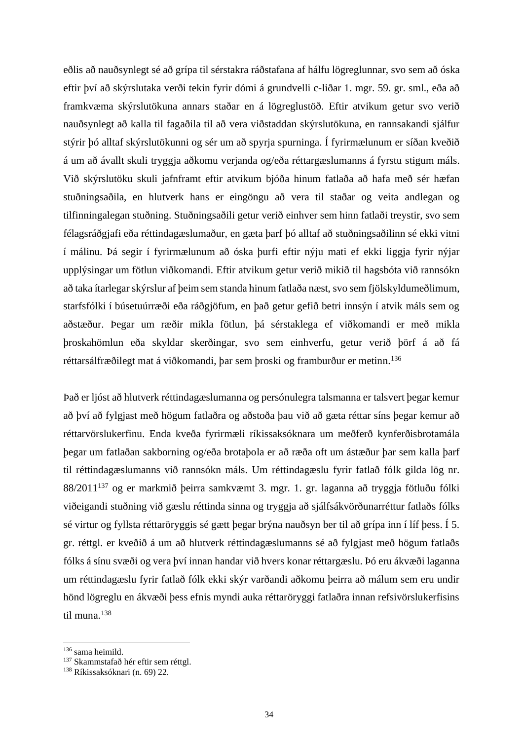eðlis að nauðsynlegt sé að grípa til sérstakra ráðstafana af hálfu lögreglunnar, svo sem að óska eftir því að skýrslutaka verði tekin fyrir dómi á grundvelli c-liðar 1. mgr. 59. gr. sml., eða að framkvæma skýrslutökuna annars staðar en á lögreglustöð. Eftir atvikum getur svo verið nauðsynlegt að kalla til fagaðila til að vera viðstaddan skýrslutökuna, en rannsakandi sjálfur stýrir þó alltaf skýrslutökunni og sér um að spyrja spurninga. Í fyrirmælunum er síðan kveðið á um að ávallt skuli tryggja aðkomu verjanda og/eða réttargæslumanns á fyrstu stigum máls. Við skýrslutöku skuli jafnframt eftir atvikum bjóða hinum fatlaða að hafa með sér hæfan stuðningsaðila, en hlutverk hans er eingöngu að vera til staðar og veita andlegan og tilfinningalegan stuðning. Stuðningsaðili getur verið einhver sem hinn fatlaði treystir, svo sem félagsráðgjafi eða réttindagæslumaður, en gæta þarf þó alltaf að stuðningsaðilinn sé ekki vitni í málinu. Þá segir í fyrirmælunum að óska þurfi eftir nýju mati ef ekki liggja fyrir nýjar upplýsingar um fötlun viðkomandi. Eftir atvikum getur verið mikið til hagsbóta við rannsókn að taka ítarlegar skýrslur af þeim sem standa hinum fatlaða næst, svo sem fjölskyldumeðlimum, starfsfólki í búsetuúrræði eða ráðgjöfum, en það getur gefið betri innsýn í atvik máls sem og aðstæður. Þegar um ræðir mikla fötlun, þá sérstaklega ef viðkomandi er með mikla þroskahömlun eða skyldar skerðingar, svo sem einhverfu, getur verið þörf á að fá réttarsálfræðilegt mat á viðkomandi, þar sem þroski og framburður er metinn.[136]

Það er ljóst að hlutverk réttindagæslumanna og persónulegra talsmanna er talsvert þegar kemur að því að fylgjast með högum fatlaðra og aðstoða þau við að gæta réttar síns þegar kemur að réttarvörslukerfinu. Enda kveða fyrirmæli ríkissaksóknara um meðferð kynferðisbrotamála þegar um fatlaðan sakborning og/eða brotaþola er að ræða oft um ástæður þar sem kalla þarf til réttindagæslumanns við rannsókn máls. Um réttindagæslu fyrir fatlað fólk gilda lög nr. 88/2011[137] og er markmið þeirra samkvæmt 3. mgr. 1. gr. laganna að tryggja fötluðu fólki viðeigandi stuðning við gæslu réttinda sinna og tryggja að sjálfsákvörðunarréttur fatlaðs fólks sé virtur og fyllsta réttaröryggis sé gætt þegar brýna nauðsyn ber til að grípa inn í líf þess. Í 5. gr. réttgl. er kveðið á um að hlutverk réttindagæslumanns sé að fylgjast með högum fatlaðs fólks á sínu svæði og vera því innan handar við hvers konar réttargæslu. Þó eru ákvæði laganna um réttindagæslu fyrir fatlað fólk ekki skýr varðandi aðkomu þeirra að málum sem eru undir hönd lögreglu en ákvæði þess efnis myndi auka réttaröryggi fatlaðra innan refsivörslukerfisins til muna.[138]

---

[136] sama heimild.
[137] Skammstafað hér eftir sem réttgl.
[138] Ríkissaksóknari (n. 69) 22.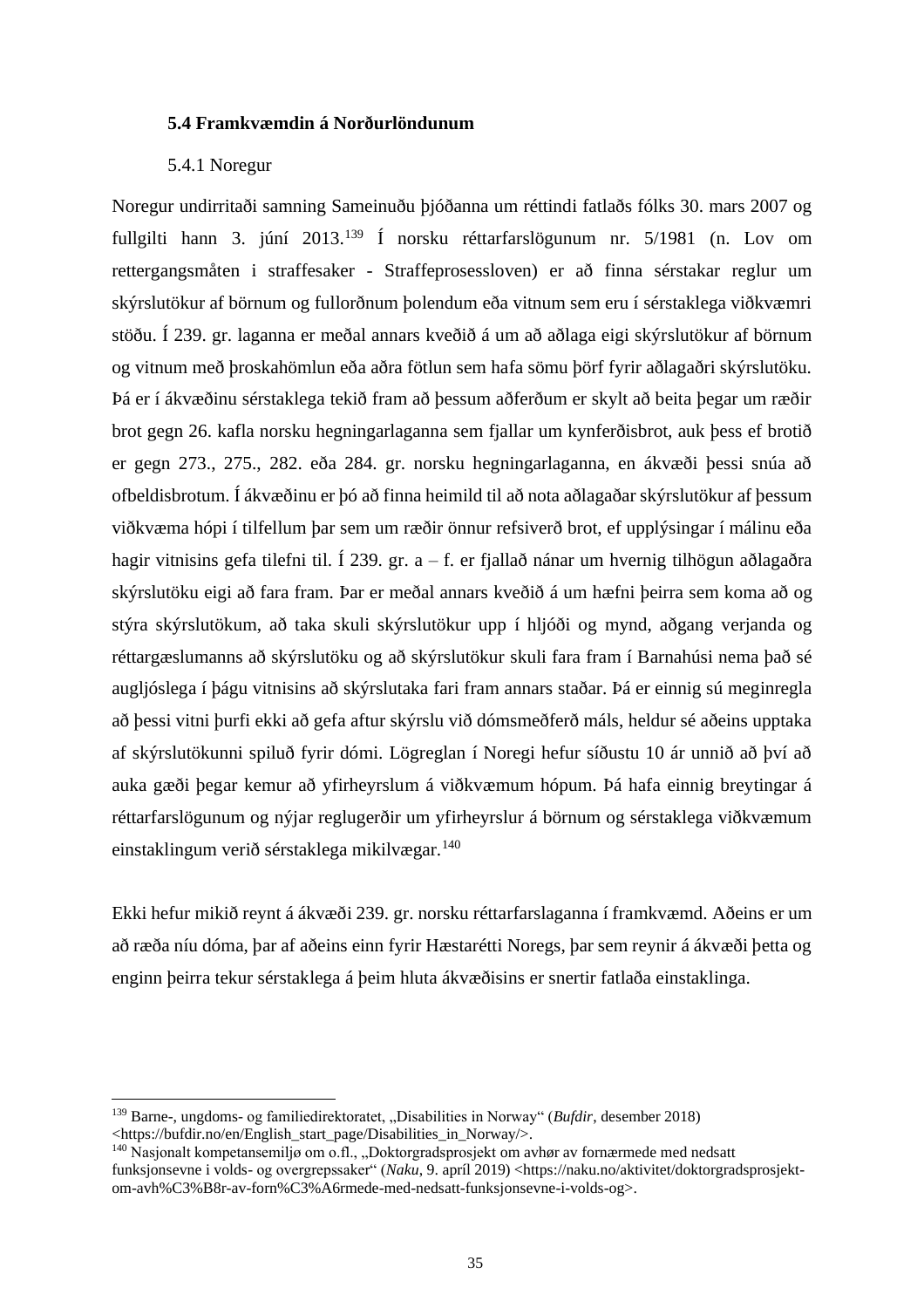### 5.4 Framkvæmdin á Norðurlöndunum

#### 5.4.1 Noregur

Noregur undirritaði samning Sameinuðu þjóðanna um réttindi fatlaðs fólks 30. mars 2007 og fullgilti hann 3. júní 2013.[139] Í norsku réttarfarslögunum nr. 5/1981 (n. Lov om rettergangsmåten i straffesaker - Straffeprosessloven) er að finna sérstakar reglur um skýrslutökur af börnum og fullorðnum þolendum eða vitnum sem eru í sérstaklega viðkvæmri stöðu. Í 239. gr. laganna er meðal annars kveðið á um að aðlaga eigi skýrslutökur af börnum og vitnum með þroskahömlun eða aðra fötlun sem hafa sömu þörf fyrir aðlagaðri skýrslutöku. Þá er í ákvæðinu sérstaklega tekið fram að þessum aðferðum er skylt að beita þegar um ræðir brot gegn 26. kafla norsku hegningarlaganna sem fjallar um kynferðisbrot, auk þess ef brotið er gegn 273., 275., 282. eða 284. gr. norsku hegningarlaganna, en ákvæði þessi snúa að ofbeldisbrotum. Í ákvæðinu er þó að finna heimild til að nota aðlagaðar skýrslutökur af þessum viðkvæma hópi í tilfellum þar sem um ræðir önnur refsiverð brot, ef upplýsingar í málinu eða hagir vitnisins gefa tilefni til. Í 239. gr. a – f. er fjallað nánar um hvernig tilhögun aðlagaðra skýrslutöku eigi að fara fram. Þar er meðal annars kveðið á um hæfni þeirra sem koma að og stýra skýrslutökum, að taka skuli skýrslutökur upp í hljóði og mynd, aðgang verjanda og réttargæslumanns að skýrslutöku og að skýrslutökur skuli fara fram í Barnahúsi nema það sé augljóslega í þágu vitnisins að skýrslutaka fari fram annars staðar. Þá er einnig sú meginregla að þessi vitni þurfi ekki að gefa aftur skýrslu við dómsmeðferð máls, heldur sé aðeins upptaka af skýrslutökunni spiluð fyrir dómi. Lögreglan í Noregi hefur síðustu 10 ár unnið að því að auka gæði þegar kemur að yfirheyrslum á viðkvæmum hópum. Þá hafa einnig breytingar á réttarfarslögunum og nýjar reglugerðir um yfirheyrslur á börnum og sérstaklega viðkvæmum einstaklingum verið sérstaklega mikilvægar.[140]

Ekki hefur mikið reynt á ákvæði 239. gr. norsku réttarfarslaganna í framkvæmd. Aðeins er um að ræða níu dóma, þar af aðeins einn fyrir Hæstarétti Noregs, þar sem reynir á ákvæði þetta og enginn þeirra tekur sérstaklega á þeim hluta ákvæðisins er snertir fatlaða einstaklinga.

---

[139] Barne-, ungdoms- og familiedirektoratet, „Disabilities in Norway“ (*Bufdir*, desember 2018) <https://bufdir.no/en/English_start_page/Disabilities_in_Norway/>.

[140] Nasjonalt kompetansemiljø om o.fl., „Doktorgradsprosjekt om avhør av fornærmede med nedsatt funksjonsevne i volds- og overgrepssaker“ (*Naku*, 9. apríl 2019) <https://naku.no/aktivitet/doktorgradsprosjekt-om-avh%C3%B8r-av-forn%C3%A6rmede-med-nedsatt-funksjonsevne-i-volds-og>.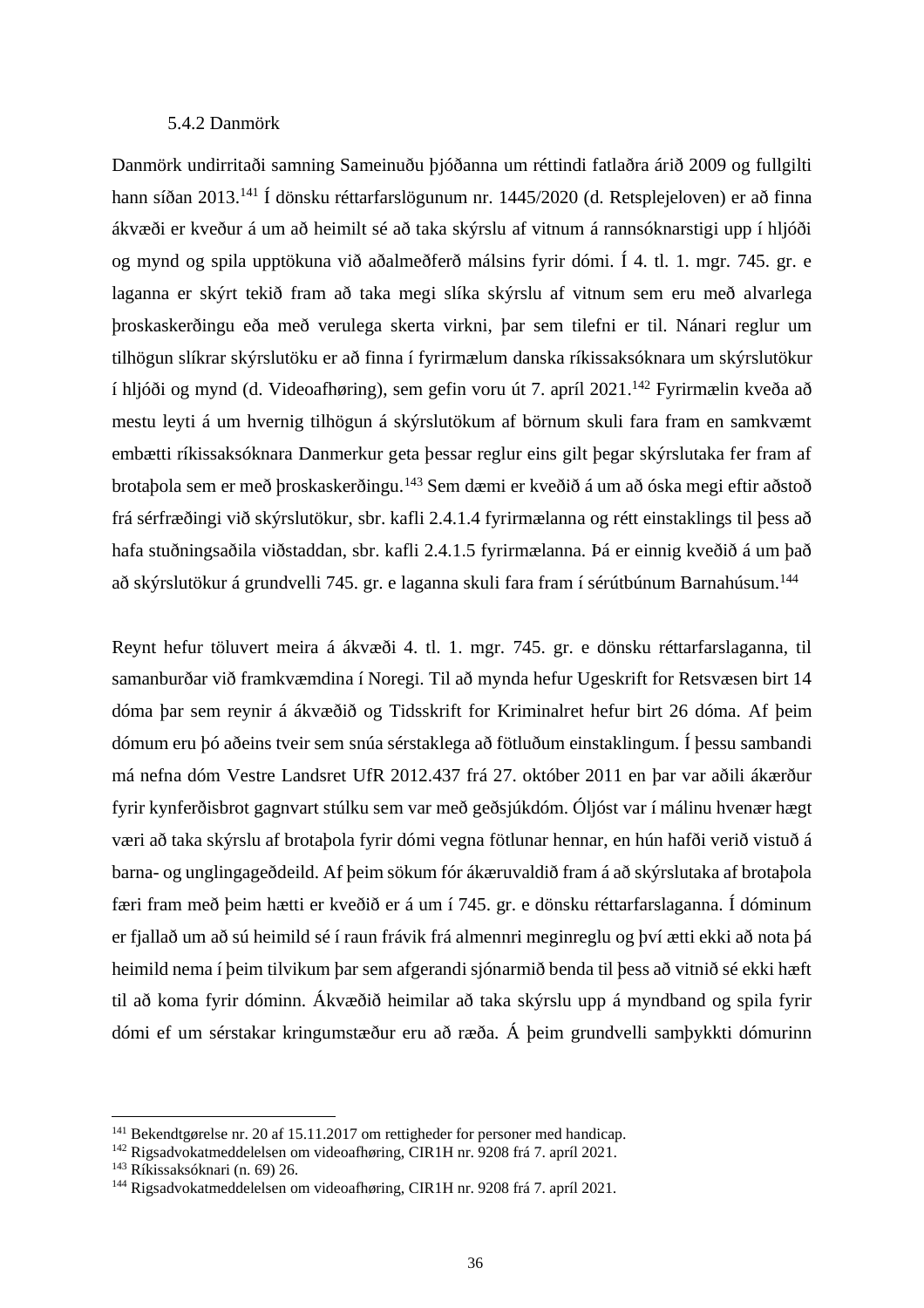### 5.4.2 Danmörk

Danmörk undirritaði samning Sameinuðu þjóðanna um réttindi fatlaðra árið 2009 og fullgilti hann síðan 2013.[141] Í dönsku réttarfarslögunum nr. 1445/2020 (d. Retsplejeloven) er að finna ákvæði er kveður á um að heimilt sé að taka skýrslu af vitnum á rannsóknarstigi upp í hljóði og mynd og spila upptökuna við aðalmeðferð málsins fyrir dómi. Í 4. tl. 1. mgr. 745. gr. e laganna er skýrt tekið fram að taka megi slíka skýrslu af vitnum sem eru með alvarlega þroskaskerðingu eða með verulega skerta virkni, þar sem tilefni er til. Nánari reglur um tilhögun slíkrar skýrslutöku er að finna í fyrirmælum danska ríkissaksóknara um skýrslutökur í hljóði og mynd (d. Videoafhøring), sem gefin voru út 7. apríl 2021.[142] Fyrirmælin kveða að mestu leyti á um hvernig tilhögun á skýrslutökum af börnum skuli fara fram en samkvæmt embætti ríkissaksóknara Danmerkur geta þessar reglur eins gilt þegar skýrslutaka fer fram af brotaþola sem er með þroskaskerðingu.[143] Sem dæmi er kveðið á um að óska megi eftir aðstoð frá sérfræðingi við skýrslutökur, sbr. kafli 2.4.1.4 fyrirmælanna og rétt einstaklings til þess að hafa stuðningsaðila viðstaddan, sbr. kafli 2.4.1.5 fyrirmælanna. Þá er einnig kveðið á um það að skýrslutökur á grundvelli 745. gr. e laganna skuli fara fram í sérútbúnum Barnahúsum.[144]

Reynt hefur töluvert meira á ákvæði 4. tl. 1. mgr. 745. gr. e dönsku réttarfarslaganna, til samanburðar við framkvæmdina í Noregi. Til að mynda hefur Ugeskrift for Retsvæsen birt 14 dóma þar sem reynir á ákvæðið og Tidsskrift for Kriminalret hefur birt 26 dóma. Af þeim dómum eru þó aðeins tveir sem snúa sérstaklega að fötluðum einstaklingum. Í þessu sambandi má nefna dóm Vestre Landsret UfR 2012.437 frá 27. október 2011 en þar var aðili ákærður fyrir kynferðisbrot gagnvart stúlku sem var með geðsjúkdóm. Óljóst var í málinu hvenær hægt væri að taka skýrslu af brotaþola fyrir dómi vegna fötlunar hennar, en hún hafði verið vistuð á barna- og unglingageðdeild. Af þeim sökum fór ákæruvaldið fram á að skýrslutaka af brotaþola færi fram með þeim hætti er kveðið er á um í 745. gr. e dönsku réttarfarslaganna. Í dóminum er fjallað um að sú heimild sé í raun frávik frá almennri meginreglu og því ætti ekki að nota þá heimild nema í þeim tilvikum þar sem afgerandi sjónarmið benda til þess að vitnið sé ekki hæft til að koma fyrir dóminn. Ákvæðið heimilar að taka skýrslu upp á myndband og spila fyrir dómi ef um sérstakar kringumstæður eru að ræða. Á þeim grundvelli samþykkti dómurinn

---

[141] Bekendtgørelse nr. 20 af 15.11.2017 om rettigheder for personer med handicap.

[142] Rigsadvokatmeddelelsen om videoafhøring, CIR1H nr. 9208 frá 7. apríl 2021.

[143] Ríkissaksóknari (n. 69) 26.

[144] Rigsadvokatmeddelelsen om videoafhøring, CIR1H nr. 9208 frá 7. apríl 2021.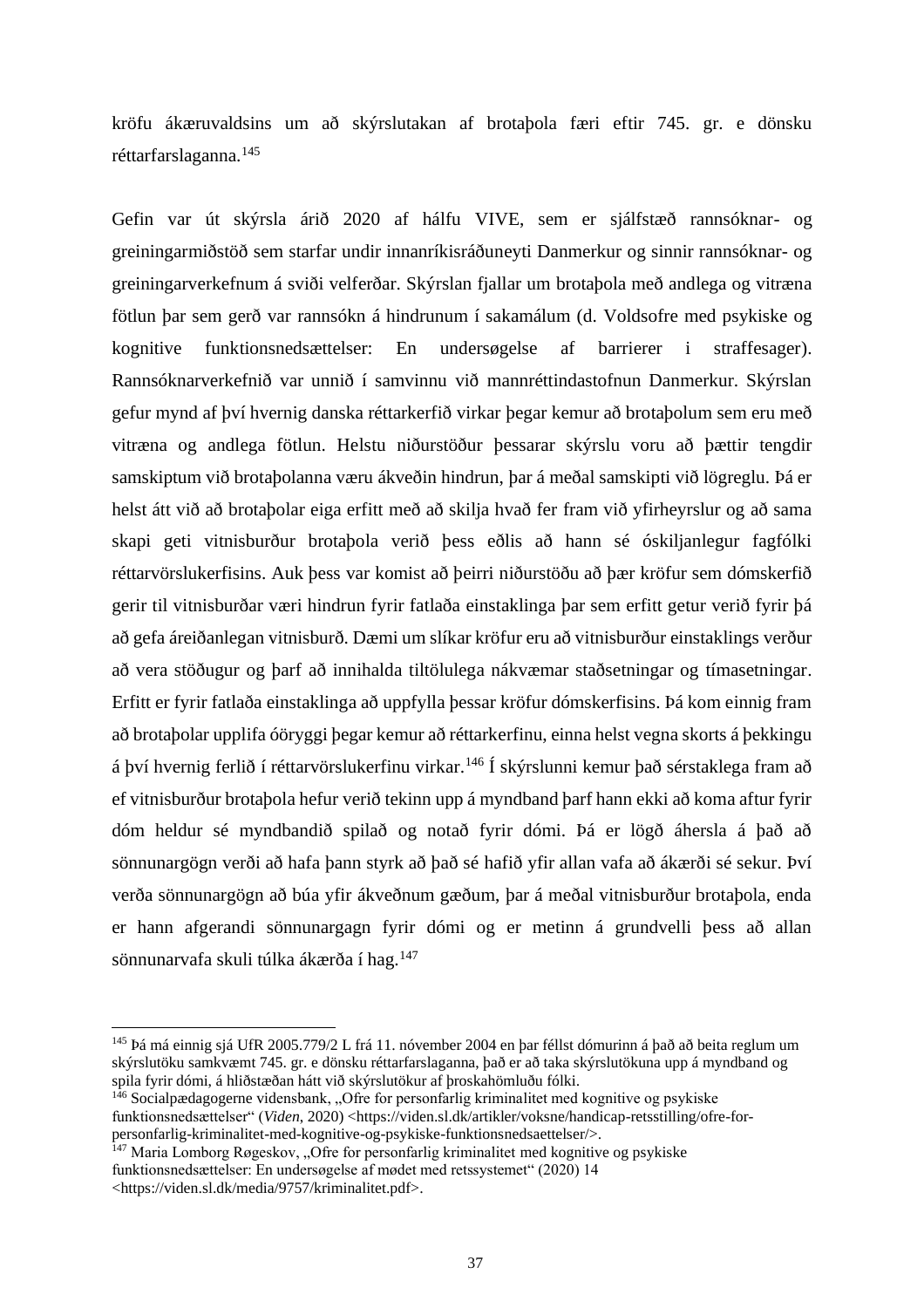kröfu ákæruvaldsins um að skýrslutakan af brotaþola færi eftir 745. gr. e dönsku réttarfarslaganna.[145]

Gefin var út skýrsla árið 2020 af hálfu VIVE, sem er sjálfstæð rannsóknar- og greiningarmiðstöð sem starfar undir innanríkisráðuneyti Danmerkur og sinnir rannsóknar- og greiningarverkefnum á sviði velferðar. Skýrslan fjallar um brotaþola með andlega og vitræna fötlun þar sem gerð var rannsókn á hindrunum í sakamálum (d. Voldsofre med psykiske og kognitive funktionsnedsættelser: En undersøgelse af barrierer i straffesager). Rannsóknarverkefnið var unnið í samvinnu við mannréttindastofnun Danmerkur. Skýrslan gefur mynd af því hvernig danska réttarkerfið virkar þegar kemur að brotaþolum sem eru með vitræna og andlega fötlun. Helstu niðurstöður þessarar skýrslu voru að þættir tengdir samskiptum við brotaþolanna væru ákveðin hindrun, þar á meðal samskipti við lögreglu. Þá er helst átt við að brotaþolar eiga erfitt með að skilja hvað fer fram við yfirheyrslur og að sama skapi geti vitnisburður brotaþola verið þess eðlis að hann sé óskiljanlegur fagfólki réttarvörslukerfisins. Auk þess var komist að þeirri niðurstöðu að þær kröfur sem dómskerfið gerir til vitnisburðar væri hindrun fyrir fatlaða einstaklinga þar sem erfitt getur verið fyrir þá að gefa áreiðanlegan vitnisburð. Dæmi um slíkar kröfur eru að vitnisburður einstaklings verður að vera stöðugur og þarf að innihalda tiltölulega nákvæmar staðsetningar og tímasetningar. Erfitt er fyrir fatlaða einstaklinga að uppfylla þessar kröfur dómskerfisins. Þá kom einnig fram að brotaþolar upplifa óöryggi þegar kemur að réttarkerfinu, einna helst vegna skorts á þekkingu á því hvernig ferlið í réttarvörslukerfinu virkar.[146] Í skýrslunni kemur það sérstaklega fram að ef vitnisburður brotaþola hefur verið tekinn upp á myndband þarf hann ekki að koma aftur fyrir dóm heldur sé myndbandið spilað og notað fyrir dómi. Þá er lögð áhersla á það að sönnunargögn verði að hafa þann styrk að það sé hafið yfir allan vafa að ákærði sé sekur. Því verða sönnunargögn að búa yfir ákveðnum gæðum, þar á meðal vitnisburður brotaþola, enda er hann afgerandi sönnunargagn fyrir dómi og er metinn á grundvelli þess að allan sönnunarvafa skuli túlka ákærða í hag.[147]

---

[145] Þá má einnig sjá UfR 2005.779/2 L frá 11. nóvember 2004 en þar féllst dómurinn á það að beita reglum um skýrslutöku samkvæmt 745. gr. e dönsku réttarfarslaganna, það er að taka skýrslutökuna upp á myndband og spila fyrir dómi, á hliðstæðan hátt við skýrslutökur af þroskahömluðu fólki.

[146] Socialpædagogerne vidensbank, „Ofre for personfarlig kriminalitet med kognitive og psykiske funktionsnedsættelser" (*Viden*, 2020) <https://viden.sl.dk/artikler/voksne/handicap-retsstilling/ofre-for-personfarlig-kriminalitet-med-kognitive-og-psykiske-funktionsnedsaettelser/>.

[147] Maria Lomborg Røgeskov, „Ofre for personfarlig kriminalitet med kognitive og psykiske funktionsnedsættelser: En undersøgelse af mødet med retssystemet" (2020) 14 <https://viden.sl.dk/media/9757/kriminalitet.pdf>.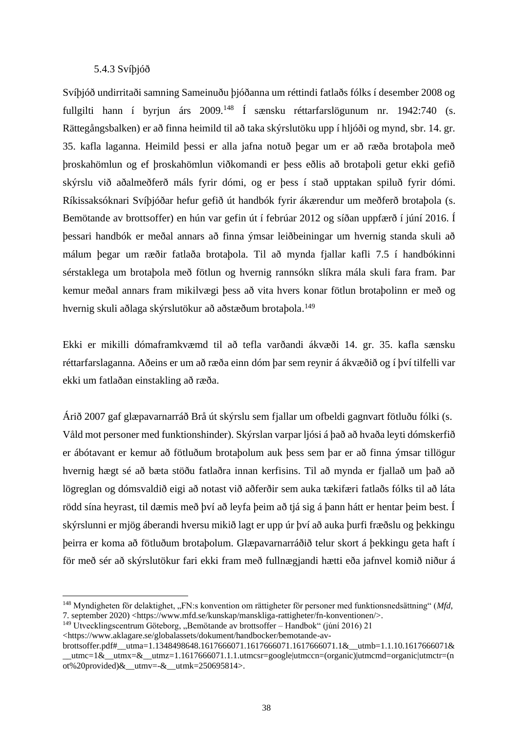### 5.4.3 Svíþjóð

Svíþjóð undirritaði samning Sameinuðu þjóðanna um réttindi fatlaðs fólks í desember 2008 og fullgilti hann í byrjun árs 2009.[148] Í sænsku réttarfarslögunum nr. 1942:740 (s. Rättegångsbalken) er að finna heimild til að taka skýrslutöku upp í hljóði og mynd, sbr. 14. gr. 35. kafla laganna. Heimild þessi er alla jafna notuð þegar um er að ræða brotaþola með þroskahömlun og ef þroskahömlun viðkomandi er þess eðlis að brotaþoli getur ekki gefið skýrslu við aðalmeðferð máls fyrir dómi, og er þess í stað upptakan spiluð fyrir dómi. Ríkissaksóknari Svíþjóðar hefur gefið út handbók fyrir ákærendur um meðferð brotaþola (s. Bemötande av brottsoffer) en hún var gefin út í febrúar 2012 og síðan uppfærð í júní 2016. Í þessari handbók er meðal annars að finna ýmsar leiðbeiningar um hvernig standa skuli að málum þegar um ræðir fatlaða brotaþola. Til að mynda fjallar kafli 7.5 í handbókinni sérstaklega um brotaþola með fötlun og hvernig rannsókn slíkra mála skuli fara fram. Þar kemur meðal annars fram mikilvægi þess að vita hvers konar fötlun brotaþolinn er með og hvernig skuli aðlaga skýrslutökur að aðstæðum brotaþola.[149]

Ekki er mikilli dómaframkvæmd til að tefla varðandi ákvæði 14. gr. 35. kafla sænsku réttarfarslaganna. Aðeins er um að ræða einn dóm þar sem reynir á ákvæðið og í því tilfelli var ekki um fatlaðan einstakling að ræða.

Árið 2007 gaf glæpavarnarráð Brå út skýrslu sem fjallar um ofbeldi gagnvart fötluðu fólki (s. Våld mot personer med funktionshinder). Skýrslan varpar ljósi á það að hvaða leyti dómskerfið er ábótavant er kemur að fötluðum brotaþolum auk þess sem þar er að finna ýmsar tillögur hvernig hægt sé að bæta stöðu fatlaðra innan kerfisins. Til að mynda er fjallað um það að lögreglan og dómsvaldið eigi að notast við aðferðir sem auka tækifæri fatlaðs fólks til að láta rödd sína heyrast, til dæmis með því að leyfa þeim að tjá sig á þann hátt er hentar þeim best. Í skýrslunni er mjög áberandi hversu mikið lagt er upp úr því að auka þurfi fræðslu og þekkingu þeirra er koma að fötluðum brotaþolum. Glæpavarnarráðið telur skort á þekkingu geta haft í för með sér að skýrslutökur fari ekki fram með fullnægjandi hætti eða jafnvel komið niður á

---

[148] Myndigheten för delaktighet, „FN:s konvention om rättigheter för personer med funktionsnedsättning" (*Mfd*, 7. september 2020) <https://www.mfd.se/kunskap/manskliga-rattigheter/fn-konventionen/>.

[149] Utvecklingscentrum Göteborg, „Bemötande av brottsoffer – Handbok" (júní 2016) 21 <https://www.aklagare.se/globalassets/dokument/handbocker/bemotande-av-brottsoffer.pdf#__utma=1.1348498648.1617666071.1617666071.1617666071.1&__utmb=1.1.10.1617666071&__utmc=1&__utmx=&__utmz=1.1617666071.1.1.utmcsr=google|utmccn=(organic)|utmcmd=organic|utmctr=(not%20provided)&__utmv=-&__utmk=250695814>.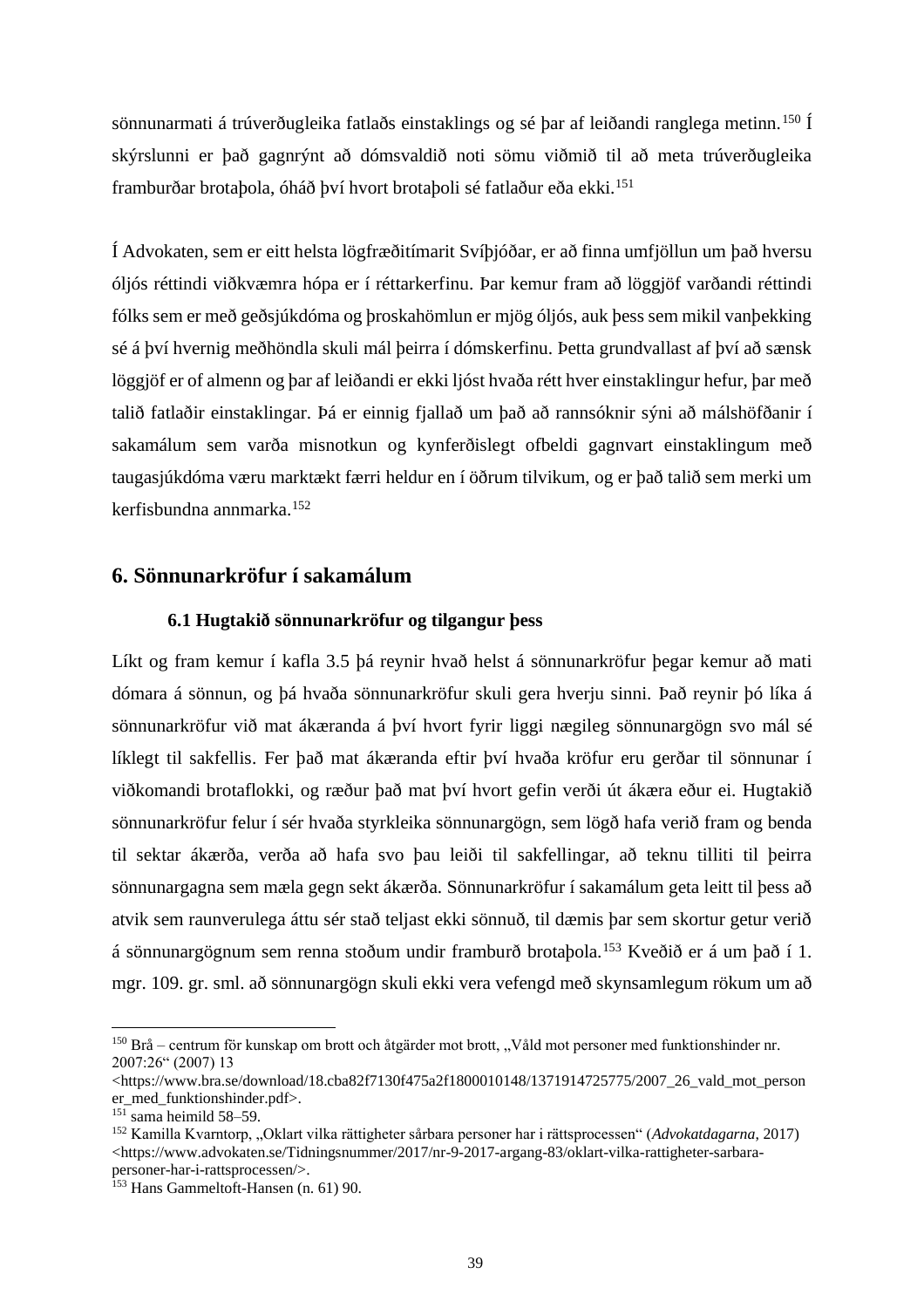sönnunarmati á trúverðugleika fatlaðs einstaklings og sé þar af leiðandi ranglega metinn.[150] Í skýrslunni er það gagnrýnt að dómsvaldið noti sömu viðmið til að meta trúverðugleika framburðar brotaþola, óháð því hvort brotaþoli sé fatlaður eða ekki.[151]

Í Advokaten, sem er eitt helsta lögfræðitímarit Svíþjóðar, er að finna umfjöllun um það hversu óljós réttindi viðkvæmra hópa er í réttarkerfinu. Þar kemur fram að löggjöf varðandi réttindi fólks sem er með geðsjúkdóma og þroskahömlun er mjög óljós, auk þess sem mikil vanþekking sé á því hvernig meðhöndla skuli mál þeirra í dómskerfinu. Þetta grundvallast af því að sænsk löggjöf er of almenn og þar af leiðandi er ekki ljóst hvaða rétt hver einstaklingur hefur, þar með talið fatlaðir einstaklingar. Þá er einnig fjallað um það að rannsóknir sýni að málshöfðanir í sakamálum sem varða misnotkun og kynferðislegt ofbeldi gagnvart einstaklingum með taugasjúkdóma væru marktækt færri heldur en í öðrum tilvikum, og er það talið sem merki um kerfisbundna annmarka.[152]

## 6. Sönnunarkröfur í sakamálum

### 6.1 Hugtakið sönnunarkröfur og tilgangur þess

Líkt og fram kemur í kafla 3.5 þá reynir hvað helst á sönnunarkröfur þegar kemur að mati dómara á sönnun, og þá hvaða sönnunarkröfur skuli gera hverju sinni. Það reynir þó líka á sönnunarkröfur við mat ákæranda á því hvort fyrir liggi nægileg sönnunargögn svo mál sé líklegt til sakfellis. Fer það mat ákæranda eftir því hvaða kröfur eru gerðar til sönnunar í viðkomandi brotaflokki, og ræður það mat því hvort gefin verði út ákæra eður ei. Hugtakið sönnunarkröfur felur í sér hvaða styrkleika sönnunargögn, sem lögð hafa verið fram og benda til sektar ákærða, verða að hafa svo þau leiði til sakfellingar, að teknu tilliti til þeirra sönnunargagna sem mæla gegn sekt ákærða. Sönnunarkröfur í sakamálum geta leitt til þess að atvik sem raunverulega áttu sér stað teljast ekki sönnuð, til dæmis þar sem skortur getur verið á sönnunargögnum sem renna stoðum undir framburð brotaþola.[153] Kveðið er á um það í 1. mgr. 109. gr. sml. að sönnunargögn skuli ekki vera vefengd með skynsamlegum rökum um að

---

[150] Brå – centrum för kunskap om brott och åtgärder mot brott, „Våld mot personer med funktionshinder nr. 2007:26" (2007) 13 <https://www.bra.se/download/18.cba82f7130f475a2f1800010148/1371914725775/2007_26_vald_mot_personer_med_funktionshinder.pdf>.

[151] sama heimild 58–59.

[152] Kamilla Kvarntorp, „Oklart vilka rättigheter sårbara personer har i rättsprocessen" (*Advokatdagarna*, 2017) <https://www.advokaten.se/Tidningsnummer/2017/nr-9-2017-argang-83/oklart-vilka-rattigheter-sarbara-personer-har-i-rattsprocessen/>.

[153] Hans Gammeltoft-Hansen (n. 61) 90.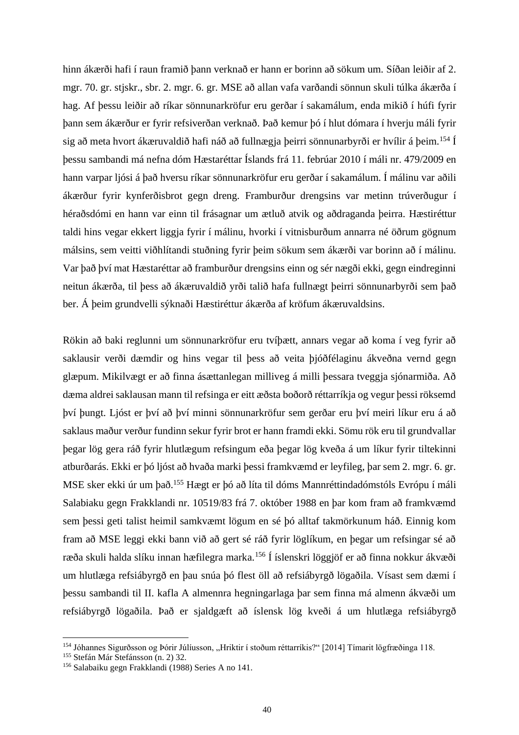hinn ákærði hafi í raun framið þann verknað er hann er borinn að sökum um. Síðan leiðir af 2. mgr. 70. gr. stjskr., sbr. 2. mgr. 6. gr. MSE að allan vafa varðandi sönnun skuli túlka ákærða í hag. Af þessu leiðir að ríkar sönnunarkröfur eru gerðar í sakamálum, enda mikið í húfi fyrir þann sem ákærður er fyrir refsiverðan verknað. Það kemur þó í hlut dómara í hverju máli fyrir sig að meta hvort ákæruvaldið hafi náð að fullnægja þeirri sönnunarbyrði er hvílir á þeim.[154] Í þessu sambandi má nefna dóm Hæstaréttar Íslands frá 11. febrúar 2010 í máli nr. 479/2009 en hann varpar ljósi á það hversu ríkar sönnunarkröfur eru gerðar í sakamálum. Í málinu var aðili ákærður fyrir kynferðisbrot gegn dreng. Framburður drengsins var metinn trúverðugur í héraðsdómi en hann var einn til frásagnar um ætluð atvik og aðdraganda þeirra. Hæstiréttur taldi hins vegar ekkert liggja fyrir í málinu, hvorki í vitnisburðum annarra né öðrum gögnum málsins, sem veitti viðhlítandi stuðning fyrir þeim sökum sem ákærði var borinn að í málinu. Var það því mat Hæstaréttar að framburður drengsins einn og sér nægði ekki, gegn eindreginni neitun ákærða, til þess að ákæruvaldið yrði talið hafa fullnægt þeirri sönnunarbyrði sem það ber. Á þeim grundvelli sýknaði Hæstiréttur ákærða af kröfum ákæruvaldsins.

Rökin að baki reglunni um sönnunarkröfur eru tvíþætt, annars vegar að koma í veg fyrir að saklausir verði dæmdir og hins vegar til þess að veita þjóðfélaginu ákveðna vernd gegn glæpum. Mikilvægt er að finna ásættanlegan milliveg á milli þessara tveggja sjónarmiða. Að dæma aldrei saklausan mann til refsinga er eitt æðsta boðorð réttarríkja og vegur þessi röksemd því þungt. Ljóst er því að því minni sönnunarkröfur sem gerðar eru því meiri líkur eru á að saklaus maður verður fundinn sekur fyrir brot er hann framdi ekki. Sömu rök eru til grundvallar þegar lög gera ráð fyrir hlutlægum refsingum eða þegar lög kveða á um líkur fyrir tiltekinni atburðarás. Ekki er þó ljóst að hvaða marki þessi framkvæmd er leyfileg, þar sem 2. mgr. 6. gr. MSE sker ekki úr um það.[155] Hægt er þó að líta til dóms Mannréttindadómstóls Evrópu í máli Salabiaku gegn Frakklandi nr. 10519/83 frá 7. október 1988 en þar kom fram að framkvæmd sem þessi geti talist heimil samkvæmt lögum en sé þó alltaf takmörkunum háð. Einnig kom fram að MSE leggi ekki bann við að gert sé ráð fyrir löglíkum, en þegar um refsingar sé að ræða skuli halda slíku innan hæfilegra marka.[156] Í íslenskri löggjöf er að finna nokkur ákvæði um hlutlæga refsiábyrgð en þau snúa þó flest öll að refsiábyrgð lögaðila. Vísast sem dæmi í þessu sambandi til II. kafla A almennra hegningarlaga þar sem finna má almenn ákvæði um refsiábyrgð lögaðila. Það er sjaldgæft að íslensk lög kveði á um hlutlæga refsiábyrgð

---

[154] Jóhannes Sigurðsson og Þórir Júlíusson, „Hriktir í stoðum réttarríkis?" [2014] Tímarit lögfræðinga 118.

[155] Stefán Már Stefánsson (n. 2) 32.

[156] Salabaiku gegn Frakklandi (1988) Series A no 141.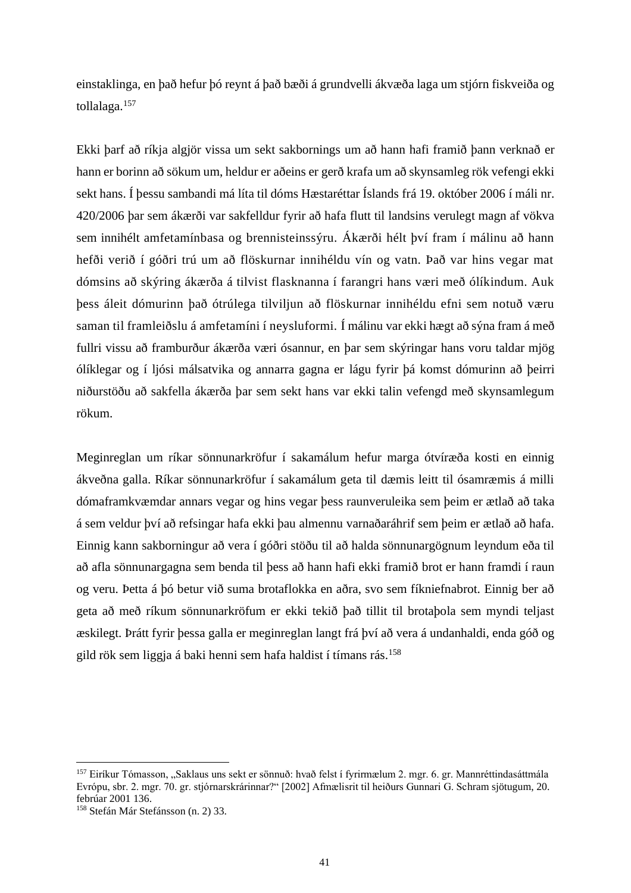einstaklinga, en það hefur þó reynt á það bæði á grundvelli ákvæða laga um stjórn fiskveiða og tollalaga.[157]

Ekki þarf að ríkja algjör vissa um sekt sakbornings um að hann hafi framið þann verknað er hann er borinn að sökum um, heldur er aðeins er gerð krafa um að skynsamleg rök vefengi ekki sekt hans. Í þessu sambandi má líta til dóms Hæstaréttar Íslands frá 19. október 2006 í máli nr. 420/2006 þar sem ákærði var sakfelldur fyrir að hafa flutt til landsins verulegt magn af vökva sem innihélt amfetamínbasa og brennisteinssýru. Ákærði hélt því fram í málinu að hann hefði verið í góðri trú um að flöskurnar innihéldu vín og vatn. Það var hins vegar mat dómsins að skýring ákærða á tilvist flasknanna í farangri hans væri með ólíkindum. Auk þess áleit dómurinn það ótrúlega tilviljun að flöskurnar innihéldu efni sem notuð væru saman til framleiðslu á amfetamíni í neysluformi. Í málinu var ekki hægt að sýna fram á með fullri vissu að framburður ákærða væri ósannur, en þar sem skýringar hans voru taldar mjög ólíklegar og í ljósi málsatvika og annarra gagna er lágu fyrir þá komst dómurinn að þeirri niðurstöðu að sakfella ákærða þar sem sekt hans var ekki talin vefengd með skynsamlegum rökum.

Meginreglan um ríkar sönnunarkröfur í sakamálum hefur marga ótvíræða kosti en einnig ákveðna galla. Ríkar sönnunarkröfur í sakamálum geta til dæmis leitt til ósamræmis á milli dómaframkvæmdar annars vegar og hins vegar þess raunveruleika sem þeim er ætlað að taka á sem veldur því að refsingar hafa ekki þau almennu varnaðaráhrif sem þeim er ætlað að hafa. Einnig kann sakborningur að vera í góðri stöðu til að halda sönnunargögnum leyndum eða til að afla sönnunargagna sem benda til þess að hann hafi ekki framið brot er hann framdi í raun og veru. Þetta á þó betur við suma brotaflokka en aðra, svo sem fíkniefnabrot. Einnig ber að geta að með ríkum sönnunarkröfum er ekki tekið það tillit til brotaþola sem myndi teljast æskilegt. Þrátt fyrir þessa galla er meginreglan langt frá því að vera á undanhaldi, enda góð og gild rök sem liggja á baki henni sem hafa haldist í tímans rás.[158]

---

[157] Eiríkur Tómasson, „Saklaus uns sekt er sönnuð: hvað felst í fyrirmælum 2. mgr. 6. gr. Mannréttindasáttmála Evrópu, sbr. 2. mgr. 70. gr. stjórnarskrárinnar?" [2002] Afmælisrit til heiðurs Gunnari G. Schram sjötugum, 20. febrúar 2001 136.

[158] Stefán Már Stefánsson (n. 2) 33.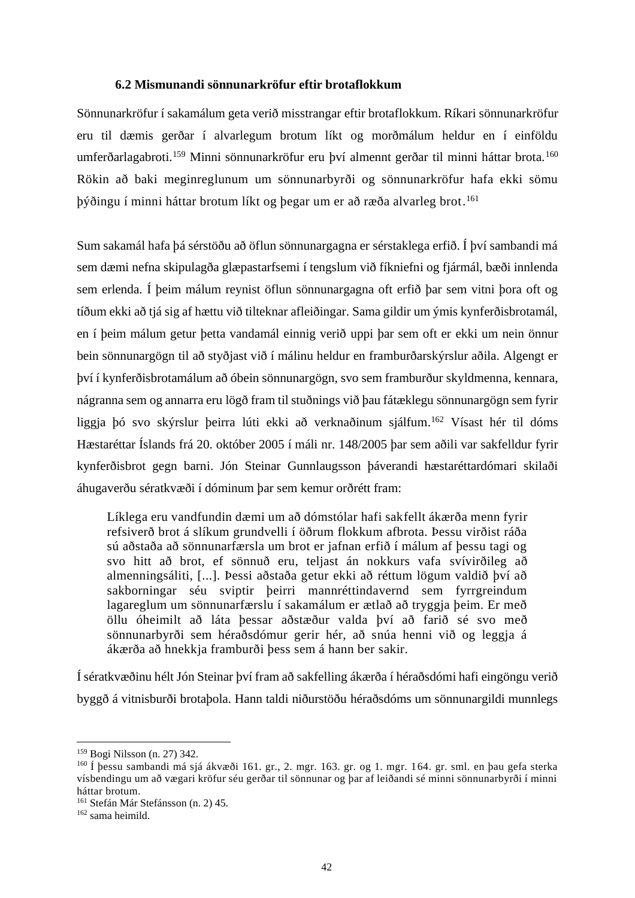### 6.2 Mismunandi sönnunarkröfur eftir brotaflokkum

Sönnunarkröfur í sakamálum geta verið misstrangar eftir brotaflokkum. Ríkari sönnunarkröfur eru til dæmis gerðar í alvarlegum brotum líkt og morðmálum heldur en í einföldu umferðarlagabroti.[159] Minni sönnunarkröfur eru því almennt gerðar til minni háttar brota.[160] Rökin að baki meginreglunum um sönnunarbyrði og sönnunarkröfur hafa ekki sömu þýðingu í minni háttar brotum líkt og þegar um er að ræða alvarleg brot.[161]

Sum sakamál hafa þá sérstöðu að öflun sönnunargagna er sérstaklega erfið. Í því sambandi má sem dæmi nefna skipulagða glæpastarfsemi í tengslum við fíkniefni og fjármál, bæði innlenda sem erlenda. Í þeim málum reynist öflun sönnunargagna oft erfið þar sem vitni þora oft og tíðum ekki að tjá sig af hættu við tilteknar afleiðingar. Sama gildir um ýmis kynferðisbrotamál, en í þeim málum getur þetta vandamál einnig verið uppi þar sem oft er ekki um nein önnur bein sönnunargögn til að styðjast við í málinu heldur en framburðarskýrslur aðila. Algengt er því í kynferðisbrotamálum að óbein sönnunargögn, svo sem framburður skyldmenna, kennara, nágranna sem og annarra eru lögð fram til stuðnings við þau fátæklegu sönnunargögn sem fyrir liggja þó svo skýrslur þeirra lúti ekki að verknaðinum sjálfum.[162] Vísast hér til dóms Hæstaréttar Íslands frá 20. október 2005 í máli nr. 148/2005 þar sem aðili var sakfelldur fyrir kynferðisbrot gegn barni. Jón Steinar Gunnlaugsson þáverandi hæstaréttardómari skilaði áhugaverðu sératkvæði í dóminum þar sem kemur orðrétt fram:

> Líklega eru vandfundin dæmi um að dómstólar hafi sakfellt ákærða menn fyrir refsiverð brot á slíkum grundvelli í öðrum flokkum afbrota. Þessu virðist ráða sú aðstaða að sönnunarfærsla um brot er jafnan erfið í málum af þessu tagi og svo hitt að brot, ef sönnuð eru, teljast án nokkurs vafa svívirðileg að almenningsáliti, [...]. Þessi aðstaða getur ekki að réttum lögum valdið því að sakborningar séu sviptir þeirri mannréttindavernd sem fyrrgreindum lagareglum um sönnunarfærslu í sakamálum er ætlað að tryggja þeim. Er með öllu óheimilt að láta þessar aðstæður valda því að farið sé svo með sönnunarbyrði sem héraðsdómur gerir hér, að snúa henni við og leggja á ákærða að hnekkja framburði þess sem á hann ber sakir.

Í sératkvæðinu hélt Jón Steinar því fram að sakfelling ákærða í héraðsdómi hafi eingöngu verið byggð á vitnisburði brotaþola. Hann taldi niðurstöðu héraðsdóms um sönnunargildi munnlegs

---

[159] Bogi Nilsson (n. 27) 342.

[160] Í þessu sambandi má sjá ákvæði 161. gr., 2. mgr. 163. gr. og 1. mgr. 164. gr. sml. en þau gefa sterka vísbendingu um að vægari kröfur séu gerðar til sönnunar og þar af leiðandi sé minni sönnunarbyrði í minni háttar brotum.

[161] Stefán Már Stefánsson (n. 2) 45.

[162] sama heimild.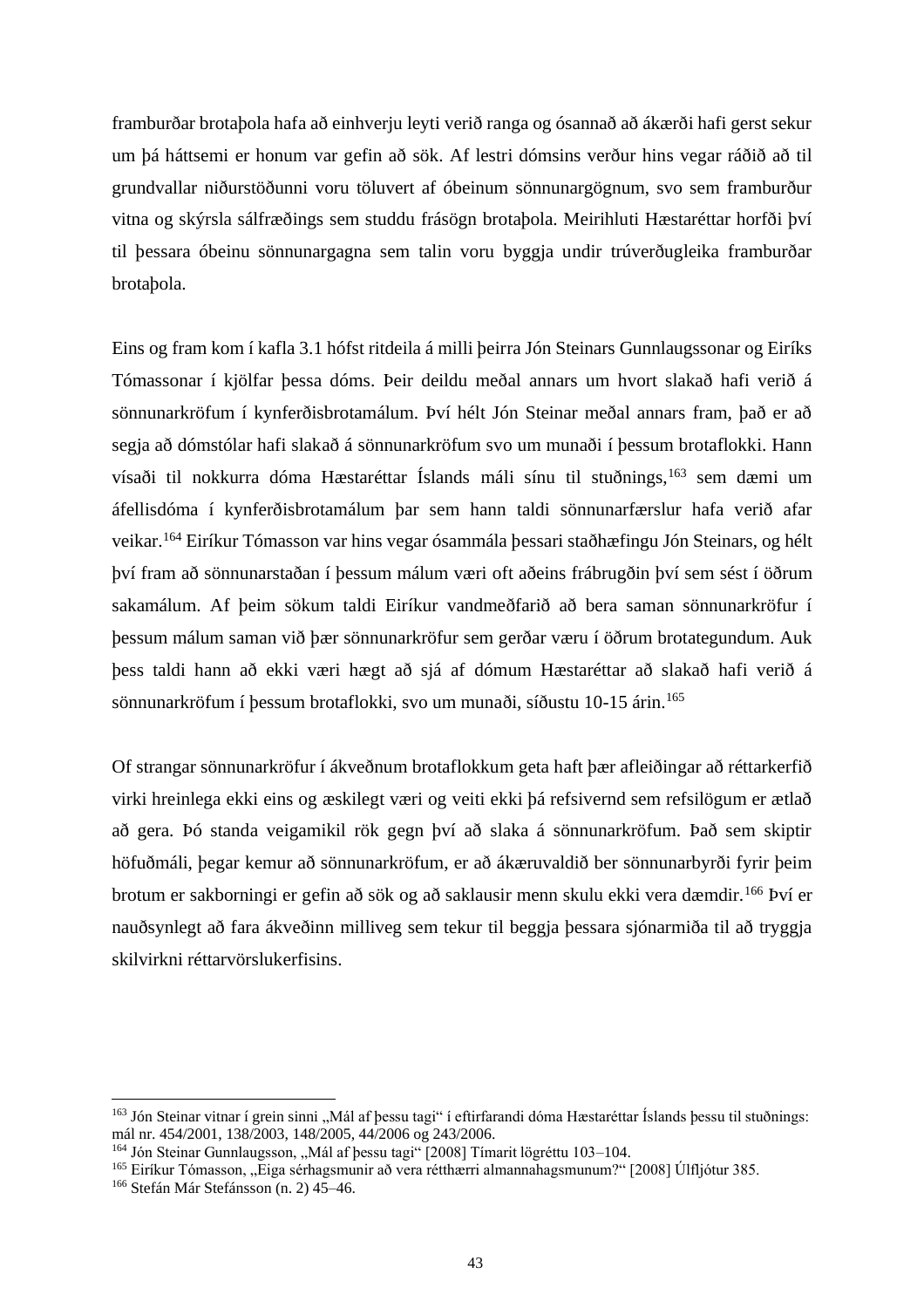framburðar brotaþola hafa að einhverju leyti verið ranga og ósannað að ákærði hafi gerst sekur um þá háttsemi er honum var gefin að sök. Af lestri dómsins verður hins vegar ráðið að til grundvallar niðurstöðunni voru töluvert af óbeinum sönnunargögnum, svo sem framburður vitna og skýrsla sálfræðings sem studdu frásögn brotaþola. Meirihluti Hæstaréttar horfði því til þessara óbeinu sönnunargagna sem talin voru byggja undir trúverðugleika framburðar brotaþola.

Eins og fram kom í kafla 3.1 hófst ritdeila á milli þeirra Jón Steinars Gunnlaugssonar og Eiríks Tómassonar í kjölfar þessa dóms. Þeir deildu meðal annars um hvort slakað hafi verið á sönnunarkröfum í kynferðisbrotamálum. Því hélt Jón Steinar meðal annars fram, það er að segja að dómstólar hafi slakað á sönnunarkröfum svo um munaði í þessum brotaflokki. Hann vísaði til nokkurra dóma Hæstaréttar Íslands máli sínu til stuðnings,[163] sem dæmi um áfellisdóma í kynferðisbrotamálum þar sem hann taldi sönnunarfærslur hafa verið afar veikar.[164] Eiríkur Tómasson var hins vegar ósammála þessari staðhæfingu Jón Steinars, og hélt því fram að sönnunarstaðan í þessum málum væri oft aðeins frábrugðin því sem sést í öðrum sakamálum. Af þeim sökum taldi Eiríkur vandmeðfarið að bera saman sönnunarkröfur í þessum málum saman við þær sönnunarkröfur sem gerðar væru í öðrum brotategundum. Auk þess taldi hann að ekki væri hægt að sjá af dómum Hæstaréttar að slakað hafi verið á sönnunarkröfum í þessum brotaflokki, svo um munaði, síðustu 10-15 árin.[165]

Of strangar sönnunarkröfur í ákveðnum brotaflokkum geta haft þær afleiðingar að réttarkerfið virki hreinlega ekki eins og æskilegt væri og veiti ekki þá refsivernd sem refsilögum er ætlað að gera. Þó standa veigamikil rök gegn því að slaka á sönnunarkröfum. Það sem skiptir höfuðmáli, þegar kemur að sönnunarkröfum, er að ákæruvaldið ber sönnunarbyrði fyrir þeim brotum er sakborningi er gefin að sök og að saklausir menn skulu ekki vera dæmdir.[166] Því er nauðsynlegt að fara ákveðinn milliveg sem tekur til beggja þessara sjónarmiða til að tryggja skilvirkni réttarvörslukerfisins.

---

[163] Jón Steinar vitnar í grein sinni „Mál af þessu tagi“ í eftirfarandi dóma Hæstaréttar Íslands þessu til stuðnings: mál nr. 454/2001, 138/2003, 148/2005, 44/2006 og 243/2006.

[164] Jón Steinar Gunnlaugsson, „Mál af þessu tagi“ [2008] Tímarit lögréttu 103–104.

[165] Eiríkur Tómasson, „Eiga sérhagsmunir að vera rétthærri almannahagsmunum?“ [2008] Úlfljótur 385.

[166] Stefán Már Stefánsson (n. 2) 45–46.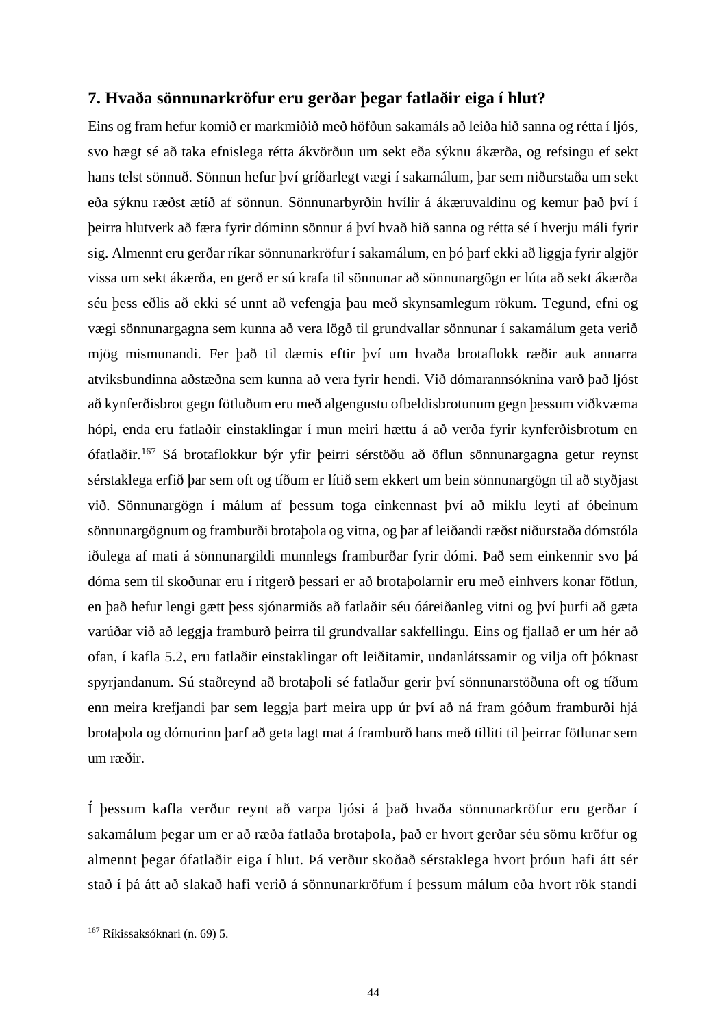## 7. Hvaða sönnunarkröfur eru gerðar þegar fatlaðir eiga í hlut?

Eins og fram hefur komið er markmiðið með höfðun sakamáls að leiða hið sanna og rétta í ljós, svo hægt sé að taka efnislega rétta ákvörðun um sekt eða sýknu ákærða, og refsingu ef sekt hans telst sönnuð. Sönnun hefur því gríðarlegt vægi í sakamálum, þar sem niðurstaða um sekt eða sýknu ræðst ætíð af sönnun. Sönnunarbyrðin hvílir á ákæruvaldinu og kemur það því í þeirra hlutverk að færa fyrir dóminn sönnur á því hvað hið sanna og rétta sé í hverju máli fyrir sig. Almennt eru gerðar ríkar sönnunarkröfur í sakamálum, en þó þarf ekki að liggja fyrir algjör vissa um sekt ákærða, en gerð er sú krafa til sönnunar að sönnunargögn er lúta að sekt ákærða séu þess eðlis að ekki sé unnt að vefengja þau með skynsamlegum rökum. Tegund, efni og vægi sönnunargagna sem kunna að vera lögð til grundvallar sönnunar í sakamálum geta verið mjög mismunandi. Fer það til dæmis eftir því um hvaða brotaflokk ræðir auk annarra atviksbundinna aðstæðna sem kunna að vera fyrir hendi. Við dómarannsóknina varð það ljóst að kynferðisbrot gegn fötluðum eru með algengustu ofbeldisbrotunum gegn þessum viðkvæma hópi, enda eru fatlaðir einstaklingar í mun meiri hættu á að verða fyrir kynferðisbrotum en ófatlaðir.[167] Sá brotaflokkur býr yfir þeirri sérstöðu að öflun sönnunargagna getur reynst sérstaklega erfið þar sem oft og tíðum er lítið sem ekkert um bein sönnunargögn til að styðjast við. Sönnunargögn í málum af þessum toga einkennast því að miklu leyti af óbeinum sönnunargögnum og framburði brotaþola og vitna, og þar af leiðandi ræðst niðurstaða dómstóla iðulega af mati á sönnunargildi munnlegs framburðar fyrir dómi. Það sem einkennir svo þá dóma sem til skoðunar eru í ritgerð þessari er að brotaþolarnir eru með einhvers konar fötlun, en það hefur lengi gætt þess sjónarmiðs að fatlaðir séu óáreiðanleg vitni og því þurfi að gæta varúðar við að leggja framburð þeirra til grundvallar sakfellingu. Eins og fjallað er um hér að ofan, í kafla 5.2, eru fatlaðir einstaklingar oft leiðitamir, undanlátssamir og vilja oft þóknast spyrjandanum. Sú staðreynd að brotaþoli sé fatlaður gerir því sönnunarstöðuna oft og tíðum enn meira krefjandi þar sem leggja þarf meira upp úr því að ná fram góðum framburði hjá brotaþola og dómurinn þarf að geta lagt mat á framburð hans með tilliti til þeirrar fötlunar sem um ræðir.

Í þessum kafla verður reynt að varpa ljósi á það hvaða sönnunarkröfur eru gerðar í sakamálum þegar um er að ræða fatlaða brotaþola, það er hvort gerðar séu sömu kröfur og almennt þegar ófatlaðir eiga í hlut. Þá verður skoðað sérstaklega hvort þróun hafi átt sér stað í þá átt að slakað hafi verið á sönnunarkröfum í þessum málum eða hvort rök standi

---

[167] Ríkissaksóknari (n. 69) 5.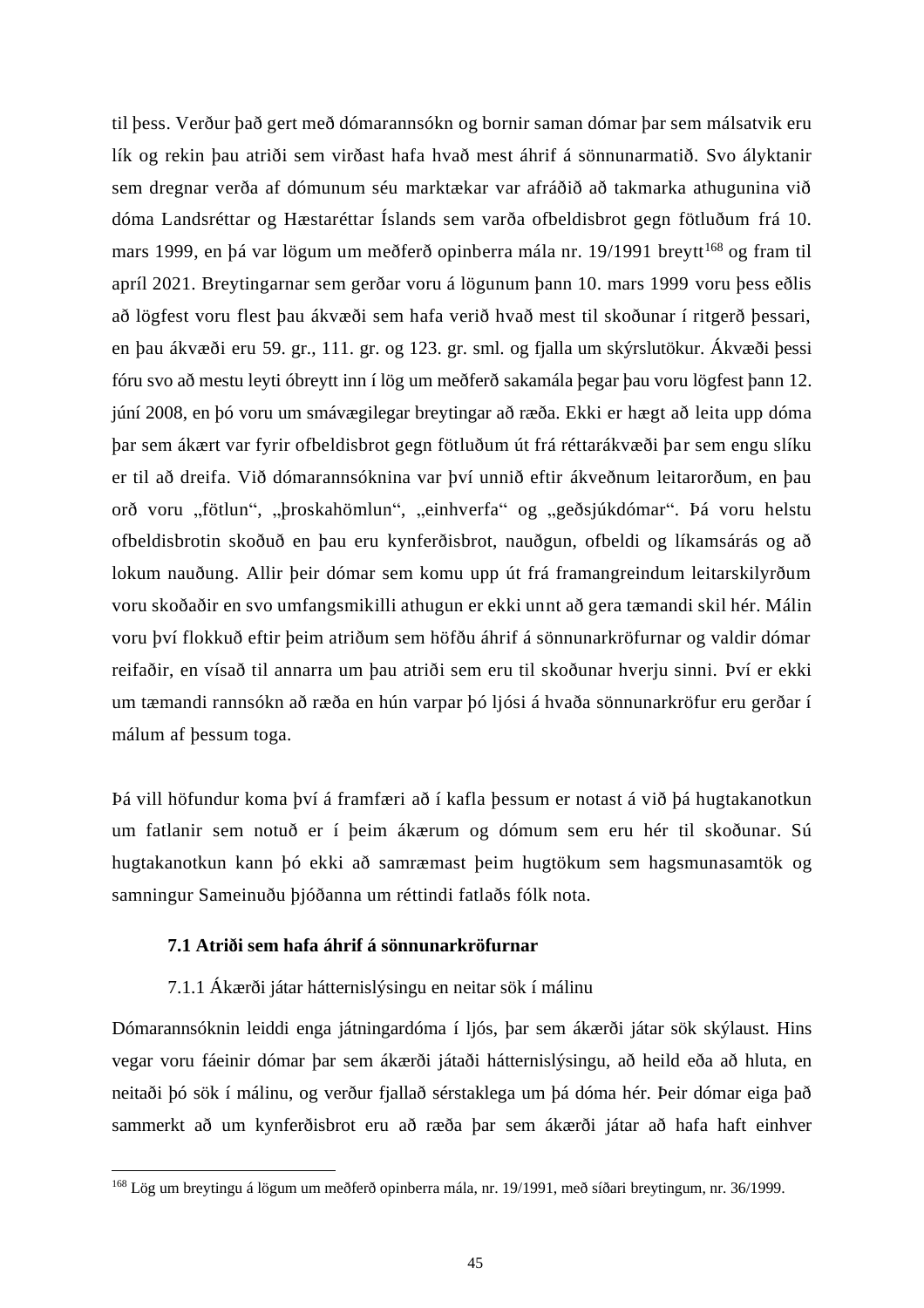til þess. Verður það gert með dómarannsókn og bornir saman dómar þar sem málsatvik eru lík og rekin þau atriði sem virðast hafa hvað mest áhrif á sönnunarmatið. Svo ályktanir sem dregnar verða af dómunum séu marktækar var afráðið að takmarka athugunina við dóma Landsréttar og Hæstaréttar Íslands sem varða ofbeldisbrot gegn fötluðum frá 10. mars 1999, en þá var lögum um meðferð opinberra mála nr. 19/1991 breytt[168] og fram til apríl 2021. Breytingarnar sem gerðar voru á lögunum þann 10. mars 1999 voru þess eðlis að lögfest voru flest þau ákvæði sem hafa verið hvað mest til skoðunar í ritgerð þessari, en þau ákvæði eru 59. gr., 111. gr. og 123. gr. sml. og fjalla um skýrslutökur. Ákvæði þessi fóru svo að mestu leyti óbreytt inn í lög um meðferð sakamála þegar þau voru lögfest þann 12. júní 2008, en þó voru um smávægilegar breytingar að ræða. Ekki er hægt að leita upp dóma þar sem ákært var fyrir ofbeldisbrot gegn fötluðum út frá réttarákvæði þar sem engu slíku er til að dreifa. Við dómarannsóknina var því unnið eftir ákveðnum leitarorðum, en þau orð voru „fötlun", „þroskahömlun", „einhverfa" og „geðsjúkdómar". Þá voru helstu ofbeldisbrotin skoðuð en þau eru kynferðisbrot, nauðgun, ofbeldi og líkamsárás og að lokum nauðung. Allir þeir dómar sem komu upp út frá framangreindum leitarskilyrðum voru skoðaðir en svo umfangsmikilli athugun er ekki unnt að gera tæmandi skil hér. Málin voru því flokkuð eftir þeim atriðum sem höfðu áhrif á sönnunarkröfurnar og valdir dómar reifaðir, en vísað til annarra um þau atriði sem eru til skoðunar hverju sinni. Því er ekki um tæmandi rannsókn að ræða en hún varpar þó ljósi á hvaða sönnunarkröfur eru gerðar í málum af þessum toga.

Þá vill höfundur koma því á framfæri að í kafla þessum er notast á við þá hugtakanotkun um fatlanir sem notuð er í þeim ákærum og dómum sem eru hér til skoðunar. Sú hugtakanotkun kann þó ekki að samræmast þeim hugtökum sem hagsmunasamtök og samningur Sameinuðu þjóðanna um réttindi fatlaðs fólk nota.

### 7.1 Atriði sem hafa áhrif á sönnunarkröfurnar

#### 7.1.1 Ákærði játar háttemislýsingu en neitar sök í málinu

Dómarannsóknin leiddi enga játningardóma í ljós, þar sem ákærði játar sök skýlaust. Hins vegar voru fáeinir dómar þar sem ákærði játaði háttemislýsingu, að heild eða að hluta, en neitaði þó sök í málinu, og verður fjallað sérstaklega um þá dóma hér. Þeir dómar eiga það sammerkt að um kynferðisbrot eru að ræða þar sem ákærði játar að hafa haft einhver

---

[168] Lög um breytingu á lögum um meðferð opinberra mála, nr. 19/1991, með síðari breytingum, nr. 36/1999.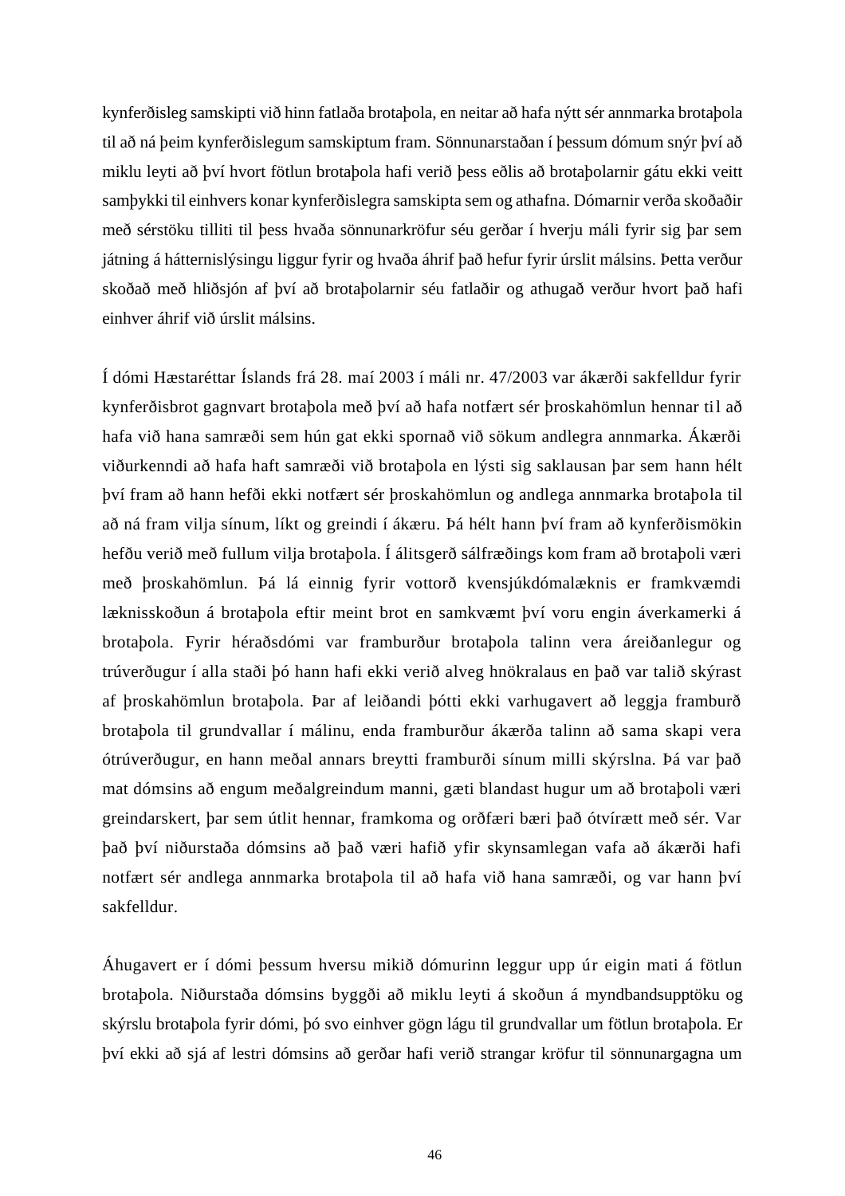kynferðisleg samskipti við hinn fatlaða brotaþola, en neitar að hafa nýtt sér annmarka brotaþola til að ná þeim kynferðislegum samskiptum fram. Sönnunarstaðan í þessum dómum snýr því að miklu leyti að því hvort fötlun brotaþola hafi verið þess eðlis að brotaþolarnir gátu ekki veitt samþykki til einhvers konar kynferðislegra samskipta sem og athafna. Dómarnir verða skoðaðir með sérstöku tilliti til þess hvaða sönnunarkröfur séu gerðar í hverju máli fyrir sig þar sem játning á háttemislýsingu liggur fyrir og hvaða áhrif það hefur fyrir úrslit málsins. Þetta verður skoðað með hliðsjón af því að brotaþolarnir séu fatlaðir og athugað verður hvort það hafi einhver áhrif við úrslit málsins.

Í dómi Hæstaréttar Íslands frá 28. maí 2003 í máli nr. 47/2003 var ákærði sakfelldur fyrir kynferðisbrot gagnvart brotaþola með því að hafa notfært sér þroskahömlun hennar til að hafa við hana samræði sem hún gat ekki spornað við sökum andlegra annmarka. Ákærði viðurkenndi að hafa haft samræði við brotaþola en lýsti sig saklausan þar sem hann hélt því fram að hann hefði ekki notfært sér þroskahömlun og andlega annmarka brotaþola til að ná fram vilja sínum, líkt og greindi í ákæru. Þá hélt hann því fram að kynferðismökin hefðu verið með fullum vilja brotaþola. Í álitsgerð sálfræðings kom fram að brotaþoli væri með þroskahömlun. Þá lá einnig fyrir vottorð kvensjúkdómalæknis er framkvæmdi læknisskoðun á brotaþola eftir meint brot en samkvæmt því voru engin áverkamerki á brotaþola. Fyrir héraðsdómi var framburður brotaþola talinn vera áreiðanlegur og trúverðugur í alla staði þó hann hafi ekki verið alveg hnökralaus en það var talið skýrast af þroskahömlun brotaþola. Þar af leiðandi þótti ekki varhugavert að leggja framburð brotaþola til grundvallar í málinu, enda framburður ákærða talinn að sama skapi vera ótrúverðugur, en hann meðal annars breytti framburði sínum milli skýrslna. Þá var það mat dómsins að engum meðalgreindum manni, gæti blandast hugur um að brotaþoli væri greindarskert, þar sem útlit hennar, framkoma og orðfæri bæri það ótvírætt með sér. Var það því niðurstaða dómsins að það væri hafið yfir skynsamlegan vafa að ákærði hafi notfært sér andlega annmarka brotaþola til að hafa við hana samræði, og var hann því sakfelldur.

Áhugavert er í dómi þessum hversu mikið dómurinn leggur upp úr eigin mati á fötlun brotaþola. Niðurstaða dómsins byggði að miklu leyti á skoðun á myndbandsupptöku og skýrslu brotaþola fyrir dómi, þó svo einhver gögn lágu til grundvallar um fötlun brotaþola. Er því ekki að sjá af lestri dómsins að gerðar hafi verið strangar kröfur til sönnunargagna um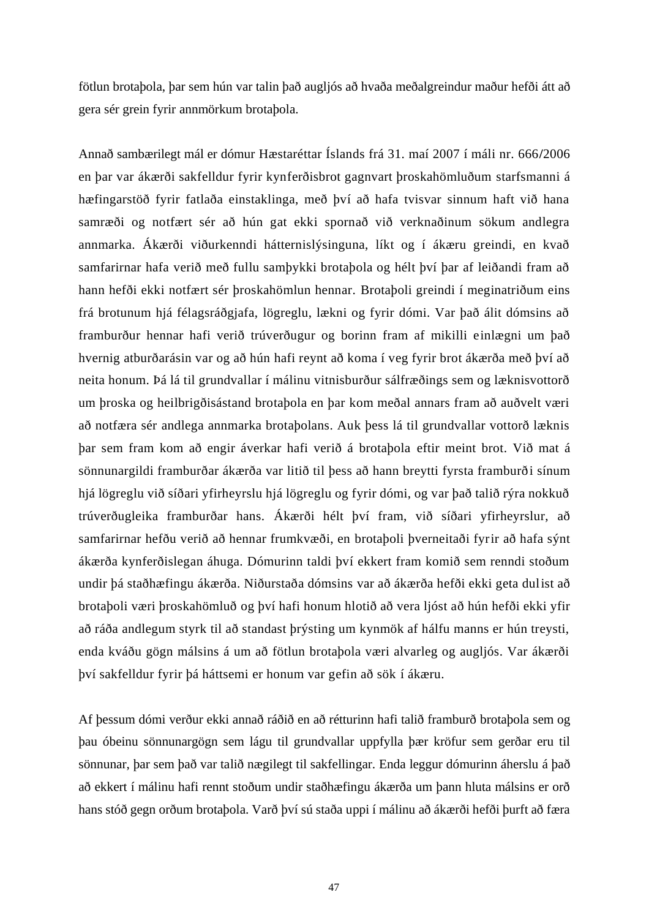fötlun brotaþola, þar sem hún var talin það augljós að hvaða meðalgreindur maður hefði átt að gera sér grein fyrir annmörkum brotaþola.

Annað sambærilegt mál er dómur Hæstaréttar Íslands frá 31. maí 2007 í máli nr. 666/2006 en þar var ákærði sakfelldur fyrir kynferðisbrot gagnvart þroskahömluðum starfsmanni á hæfingarstöð fyrir fatlaða einstaklinga, með því að hafa tvisvar sinnum haft við hana samræði og notfært sér að hún gat ekki spornað við verknaðinum sökum andlegra annmarka. Ákærði viðurkenndi hátternislýsinguna, líkt og í ákæru greindi, en kvað samfarirnar hafa verið með fullu samþykki brotaþola og hélt því þar af leiðandi fram að hann hefði ekki notfært sér þroskahömlun hennar. Brotaþoli greindi í meginatriðum eins frá brotunum hjá félagsráðgjafa, lögreglu, lækni og fyrir dómi. Var það álit dómsins að framburður hennar hafi verið trúverðugur og borinn fram af mikilli einlægni um það hvernig atburðarásin var og að hún hafi reynt að koma í veg fyrir brot ákærða með því að neita honum. Þá lá til grundvallar í málinu vitnisburður sálfræðings sem og læknisvottorð um þroska og heilbrigðisástand brotaþola en þar kom meðal annars fram að auðvelt væri að notfæra sér andlega annmarka brotaþolans. Auk þess lá til grundvallar vottorð læknis þar sem fram kom að engir áverkar hafi verið á brotaþola eftir meint brot. Við mat á sönnunargildi framburðar ákærða var litið til þess að hann breytti fyrsta framburði sínum hjá lögreglu við síðari yfirheyrslu hjá lögreglu og fyrir dómi, og var það talið rýra nokkuð trúverðugleika framburðar hans. Ákærði hélt því fram, við síðari yfirheyrslur, að samfarirnar hefðu verið að hennar frumkvæði, en brotaþoli þverneitaði fyrir að hafa sýnt ákærða kynferðislegan áhuga. Dómurinn taldi því ekkert fram komið sem renndi stoðum undir þá staðhæfingu ákærða. Niðurstaða dómsins var að ákærða hefði ekki geta dulist að brotaþoli væri þroskahömluð og því hafi honum hlotið að vera ljóst að hún hefði ekki yfir að ráða andlegum styrk til að standast þrýsting um kynmök af hálfu manns er hún treysti, enda kváðu gögn málsins á um að fötlun brotaþola væri alvarleg og augljós. Var ákærði því sakfelldur fyrir þá háttsemi er honum var gefin að sök í ákæru.

Af þessum dómi verður ekki annað ráðið en að rétturinn hafi talið framburð brotaþola sem og þau óbeinu sönnunargögn sem lágu til grundvallar uppfylla þær kröfur sem gerðar eru til sönnunar, þar sem það var talið nægilegt til sakfellingar. Enda leggur dómurinn áherslu á það að ekkert í málinu hafi rennt stoðum undir staðhæfingu ákærða um þann hluta málsins er orð hans stóð gegn orðum brotaþola. Varð því sú staða uppi í málinu að ákærði hefði þurft að færa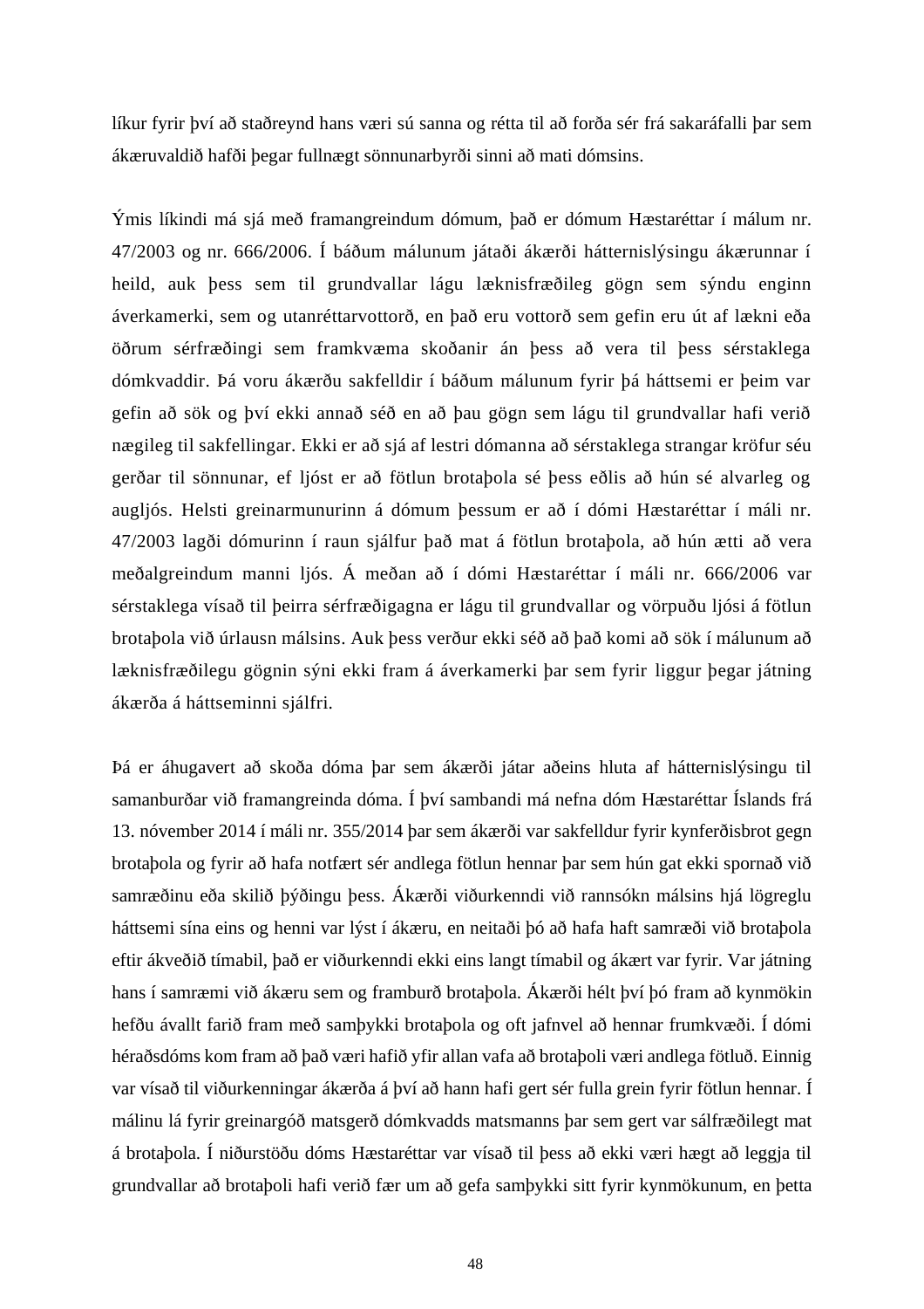líkur fyrir því að staðreynd hans væri sú sanna og rétta til að forða sér frá sakaráfalli þar sem ákæruvaldið hafði þegar fullnægt sönnunarbyrði sinni að mati dómsins.

Ýmis líkindi má sjá með framangreindum dómum, það er dómum Hæstaréttar í málum nr. 47/2003 og nr. 666/2006. Í báðum málunum játaði ákærði háttemislýsingu ákærunnar í heild, auk þess sem til grundvallar lágu læknisfræðileg gögn sem sýndu enginn áverkamerki, sem og utanréttarvottorð, en það eru vottorð sem gefin eru út af lækni eða öðrum sérfræðingi sem framkvæma skoðanir án þess að vera til þess sérstaklega dómkvaddir. Þá voru ákærðu sakfelldir í báðum málunum fyrir þá háttsemi er þeim var gefin að sök og því ekki annað séð en að þau gögn sem lágu til grundvallar hafi verið nægileg til sakfellingar. Ekki er að sjá af lestri dómanna að sérstaklega strangar kröfur séu gerðar til sönnunar, ef ljóst er að fötlun brotaþola sé þess eðlis að hún sé alvarleg og augljós. Helsti greinarmunurinn á dómum þessum er að í dómi Hæstaréttar í máli nr. 47/2003 lagði dómurinn í raun sjálfur það mat á fötlun brotaþola, að hún ætti að vera meðalgreindum manni ljós. Á meðan að í dómi Hæstaréttar í máli nr. 666/2006 var sérstaklega vísað til þeirra sérfræðigagna er lágu til grundvallar og vörpuðu ljósi á fötlun brotaþola við úrlausn málsins. Auk þess verður ekki séð að það komi að sök í málunum að læknisfræðilegu gögnin sýni ekki fram á áverkamerki þar sem fyrir liggur þegar játning ákærða á háttseminni sjálfri.

Þá er áhugavert að skoða dóma þar sem ákærði játar aðeins hluta af háttemislýsingu til samanburðar við framangreinda dóma. Í því sambandi má nefna dóm Hæstaréttar Íslands frá 13. nóvember 2014 í máli nr. 355/2014 þar sem ákærði var sakfelldur fyrir kynferðisbrot gegn brotaþola og fyrir að hafa notfært sér andlega fötlun hennar þar sem hún gat ekki spornað við samræðinu eða skilið þýðingu þess. Ákærði viðurkenndi við rannsókn málsins hjá lögreglu háttsemi sína eins og henni var lýst í ákæru, en neitaði þó að hafa haft samræði við brotaþola eftir ákveðið tímabil, það er viðurkenndi ekki eins langt tímabil og ákært var fyrir. Var játning hans í samræmi við ákæru sem og framburð brotaþola. Ákærði hélt því þó fram að kynmökin hefðu ávallt farið fram með samþykki brotaþola og oft jafnvel að hennar frumkvæði. Í dómi héraðsdóms kom fram að það væri hafið yfir allan vafa að brotaþoli væri andlega fötluð. Einnig var vísað til viðurkenningar ákærða á því að hann hafi gert sér fulla grein fyrir fötlun hennar. Í málinu lá fyrir greinargóð matsgerð dómkvadds matsmanns þar sem gert var sálfræðilegt mat á brotaþola. Í niðurstöðu dóms Hæstaréttar var vísað til þess að ekki væri hægt að leggja til grundvallar að brotaþoli hafi verið fær um að gefa samþykki sitt fyrir kynmökunum, en þetta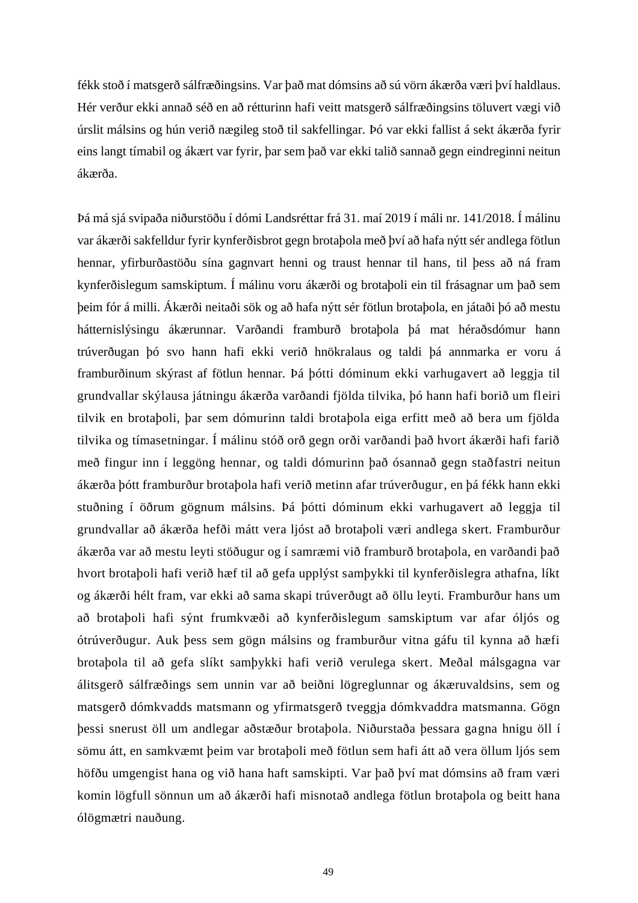fékk stoð í matsgerð sálfræðingsins. Var það mat dómsins að sú vörn ákærða væri því haldlaus. Hér verður ekki annað séð en að rétturinn hafi veitt matsgerð sálfræðingsins töluvert vægi við úrslit málsins og hún verið nægileg stoð til sakfellingar. Þó var ekki fallist á sekt ákærða fyrir eins langt tímabil og ákært var fyrir, þar sem það var ekki talið sannað gegn eindreginni neitun ákærða.

Þá má sjá svipaða niðurstöðu í dómi Landsréttar frá 31. maí 2019 í máli nr. 141/2018. Í málinu var ákærði sakfelldur fyrir kynferðisbrot gegn brotaþola með því að hafa nýtt sér andlega fötlun hennar, yfirburðastöðu sína gagnvart henni og traust hennar til hans, til þess að ná fram kynferðislegum samskiptum. Í málinu voru ákærði og brotaþoli ein til frásagnar um það sem þeim fór á milli. Ákærði neitaði sök og að hafa nýtt sér fötlun brotaþola, en játaði þó að mestu háttsemislýsingu ákærunnar. Varðandi framburð brotaþola þá mat héraðsdómur hann trúverðugan þó svo hann hafi ekki verið hnökralaus og taldi þá annmarka er voru á framburðinum skýrast af fötlun hennar. Þá þótti dóminum ekki varhugavert að leggja til grundvallar skýlausa játningu ákærða varðandi fjölda tilvika, þó hann hafi borið um fleiri tilvik en brotaþoli, þar sem dómurinn taldi brotaþola eiga erfitt með að bera um fjölda tilvika og tímasetningar. Í málinu stóð orð gegn orði varðandi það hvort ákærði hafi farið með fingur inn í leggöng hennar, og taldi dómurinn það ósannað gegn staðfastri neitun ákærða þótt framburður brotaþola hafi verið metinn afar trúverðugur, en þá fékk hann ekki stuðning í öðrum gögnum málsins. Þá þótti dóminum ekki varhugavert að leggja til grundvallar að ákærða hefði mátt vera ljóst að brotaþoli væri andlega skert. Framburður ákærða var að mestu leyti stöðugur og í samræmi við framburð brotaþola, en varðandi það hvort brotaþoli hafi verið hæf til að gefa upplýst samþykki til kynferðislegra athafna, líkt og ákærði hélt fram, var ekki að sama skapi trúverðugt að öllu leyti. Framburður hans um að brotaþoli hafi sýnt frumkvæði að kynferðislegum samskiptum var afar óljós og ótrúverðugur. Auk þess sem gögn málsins og framburður vitna gáfu til kynna að hæfi brotaþola til að gefa slíkt samþykki hafi verið verulega skert. Meðal málsgagna var álitsgerð sálfræðings sem unnin var að beiðni lögreglunnar og ákæruvaldsins, sem og matsgerð dómkvadds matsmann og yfirmatsgerð tveggja dómkvaddra matsmanna. Gögn þessi snerust öll um andlegar aðstæður brotaþola. Niðurstaða þessara gagna hnigu öll í sömu átt, en samkvæmt þeim var brotaþoli með fötlun sem hafi átt að vera öllum ljós sem höfðu umgengist hana og við hana haft samskipti. Var það því mat dómsins að fram væri komin lögfull sönnun um að ákærði hafi misnotað andlega fötlun brotaþola og beitt hana ólögmætri nauðung.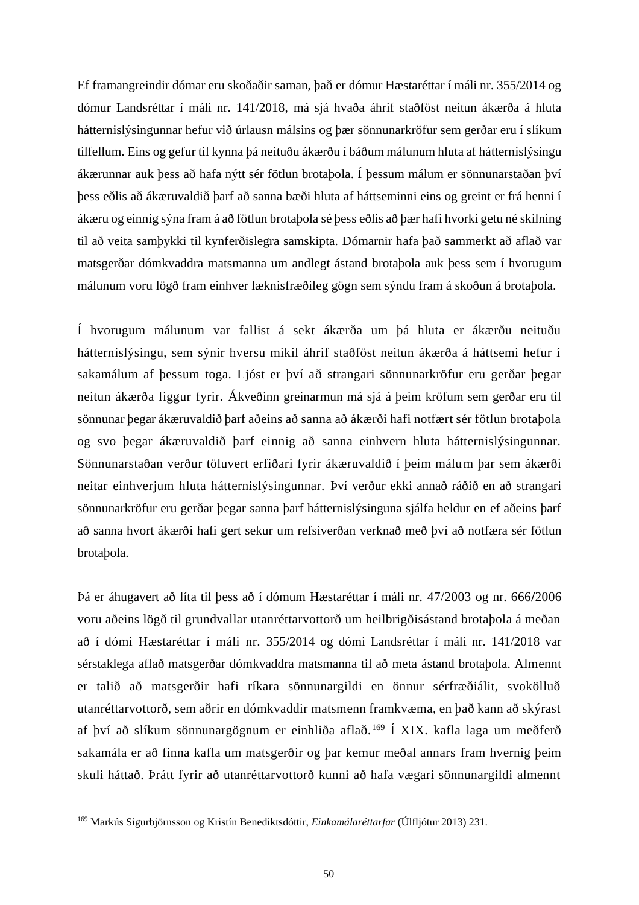Ef framangreindir dómar eru skoðaðir saman, það er dómur Hæstaréttar í máli nr. 355/2014 og dómur Landsréttar í máli nr. 141/2018, má sjá hvaða áhrif staðföst neitun ákærða á hluta háttернislýsingunnar hefur við úrlausn málsins og þær sönnunarkröfur sem gerðar eru í slíkum tilfellum. Eins og gefur til kynna þá neituðu ákærðu í báðum málunum hluta af háttернislýsingu ákærunnar auk þess að hafa nýtt sér fötlun brotaþola. Í þessum málum er sönnunarstaðan því þess eðlis að ákæruvaldið þarf að sanna bæði hluta af háttseminni eins og greint er frá henni í ákæru og einnig sýna fram á að fötlun brotaþola sé þess eðlis að þær hafi hvorki getu né skilning til að veita samþykki til kynferðislegra samskipta. Dómarnir hafa það sammerkt að aflað var matsgerðar dómkvaddra matsmanna um andlegt ástand brotaþola auk þess sem í hvorugum málunum voru lögð fram einhver læknisfræðileg gögn sem sýndu fram á skoðun á brotaþola.

Í hvorugum málunum var fallist á sekt ákærða um þá hluta er ákærðu neituðu háttернislýsingu, sem sýnir hversu mikil áhrif staðföst neitun ákærða á háttsemi hefur í sakamálum af þessum toga. Ljóst er því að strangari sönnunarkröfur eru gerðar þegar neitun ákærða liggur fyrir. Ákveðinn greinarmun má sjá á þeim kröfum sem gerðar eru til sönnunar þegar ákæruvaldið þarf aðeins að sanna að ákærði hafi notfært sér fötlun brotaþola og svo þegar ákæruvaldið þarf einnig að sanna einhvern hluta háttернislýsingunnar. Sönnunarstaðan verður töluvert erfiðari fyrir ákæruvaldið í þeim málum þar sem ákærði neitar einhverjum hluta háttернislýsingunnar. Því verður ekki annað ráðið en að strangari sönnunarkröfur eru gerðar þegar sanna þarf háttернislýsinguna sjálfa heldur en ef aðeins þarf að sanna hvort ákærði hafi gert sekur um refsiverðan verknað með því að notfæra sér fötlun brotaþola.

Þá er áhugavert að líta til þess að í dómum Hæstaréttar í máli nr. 47/2003 og nr. 666/2006 voru aðeins lögð til grundvallar utanréttarvottorð um heilbrigðisástand brotaþola á meðan að í dómi Hæstaréttar í máli nr. 355/2014 og dómi Landsréttar í máli nr. 141/2018 var sérstaklega aflað matsgerðar dómkvaddra matsmanna til að meta ástand brotaþola. Almennt er talið að matsgerðir hafi ríkara sönnunargildi en önnur sérfræðiálit, svokölluð utanréttarvottorð, sem aðrir en dómkvaddir matsmenn framkvæma, en það kann að skýrast af því að slíkum sönnunargögnum er einhliða aflað.[169] Í XIX. kafla laga um meðferð sakamála er að finna kafla um matsgerðir og þar kemur meðal annars fram hvernig þeim skuli háttað. Þrátt fyrir að utanréttarvottorð kunni að hafa vægari sönnunargildi almennt

[169] Markús Sigurbjörnsson og Kristín Benediktsdóttir, *Einkamálaréttarfar* (Úlfljótur 2013) 231.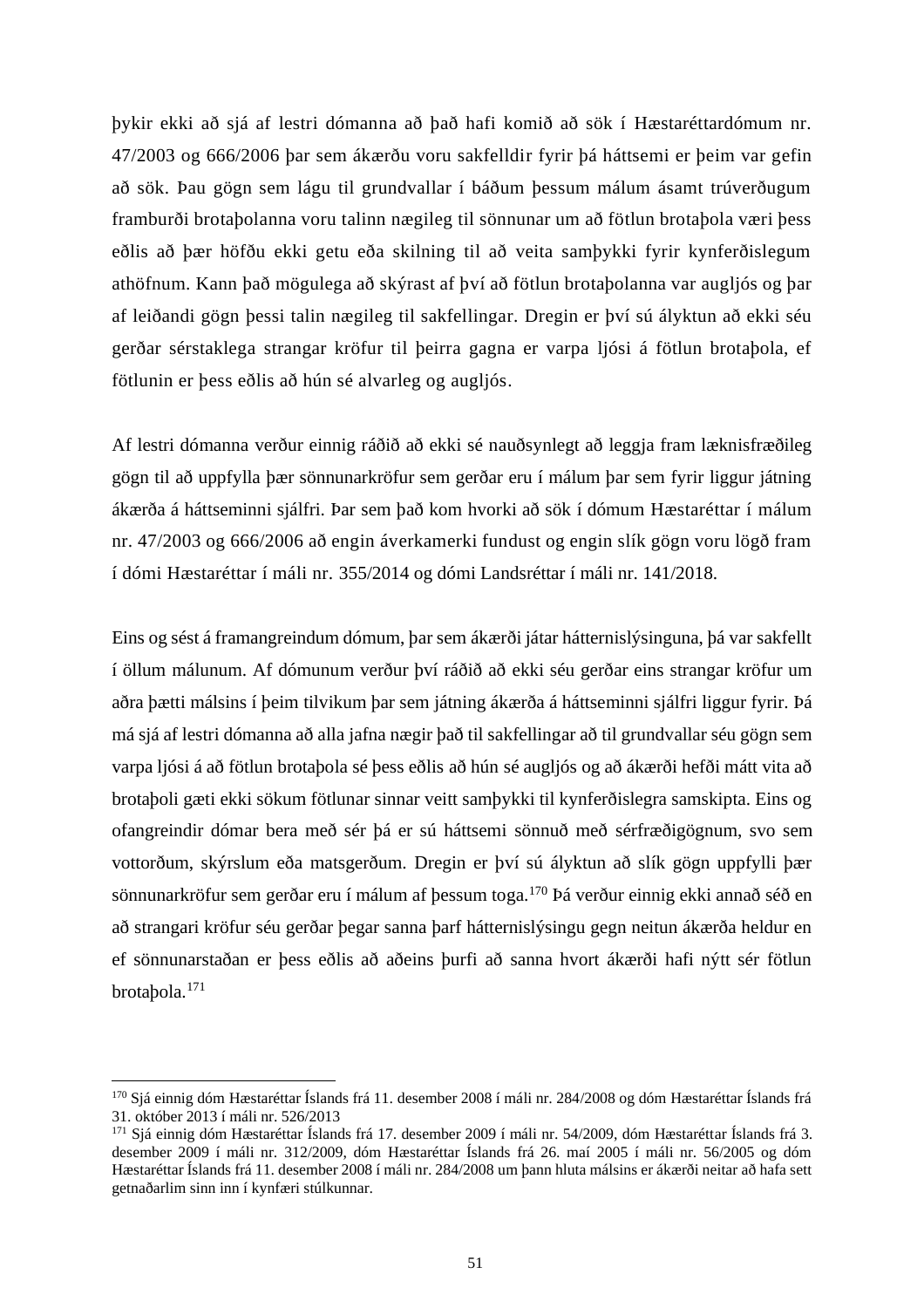þykir ekki að sjá af lestri dómanna að það hafi komið að sök í Hæstaréttardómum nr. 47/2003 og 666/2006 þar sem ákærðu voru sakfelldir fyrir þá háttsemi er þeim var gefin að sök. Þau gögn sem lágu til grundvallar í báðum þessum málum ásamt trúverðugum framburði brotaþolanna voru talinn nægileg til sönnunar um að fötlun brotaþola væri þess eðlis að þær höfðu ekki getu eða skilning til að veita samþykki fyrir kynferðislegum athöfnum. Kann það mögulega að skýrast af því að fötlun brotaþolanna var augljós og þar af leiðandi gögn þessi talin nægileg til sakfellingar. Dregin er því sú ályktun að ekki séu gerðar sérstaklega strangar kröfur til þeirra gagna er varpa ljósi á fötlun brotaþola, ef fötlunin er þess eðlis að hún sé alvarleg og augljós.

Af lestri dómanna verður einnig ráðið að ekki sé nauðsynlegt að leggja fram læknisfræðileg gögn til að uppfylla þær sönnunarkröfur sem gerðar eru í málum þar sem fyrir liggur játning ákærða á háttseminni sjálfri. Þar sem það kom hvorki að sök í dómum Hæstaréttar í málum nr. 47/2003 og 666/2006 að engin áverkamerki fundust og engin slík gögn voru lögð fram í dómi Hæstaréttar í máli nr. 355/2014 og dómi Landsréttar í máli nr. 141/2018.

Eins og sést á framangreindum dómum, þar sem ákærði játar hátternislýsinguna, þá var sakfellt í öllum málunum. Af dómunum verður því ráðið að ekki séu gerðar eins strangar kröfur um aðra þætti málsins í þeim tilvikum þar sem játning ákærða á háttseminni sjálfri liggur fyrir. Þá má sjá af lestri dómanna að alla jafna nægir það til sakfellingar að til grundvallar séu gögn sem varpa ljósi á að fötlun brotaþola sé þess eðlis að hún sé augljós og að ákærði hefði mátt vita að brotaþoli gæti ekki sökum fötlunar sinnar veitt samþykki til kynferðislegra samskipta. Eins og ofangreindir dómar bera með sér þá er sú háttsemi sönnuð með sérfræðigögnum, svo sem vottorðum, skýrslum eða matsgerðum. Dregin er því sú ályktun að slík gögn uppfylli þær sönnunarkröfur sem gerðar eru í málum af þessum toga.[170] Þá verður einnig ekki annað séð en að strangari kröfur séu gerðar þegar sanna þarf hátternislýsingu gegn neitun ákærða heldur en ef sönnunarstaðan er þess eðlis að aðeins þurfi að sanna hvort ákærði hafi nýtt sér fötlun brotaþola.[171]

---

[170] Sjá einnig dóm Hæstaréttar Íslands frá 11. desember 2008 í máli nr. 284/2008 og dóm Hæstaréttar Íslands frá 31. október 2013 í máli nr. 526/2013

[171] Sjá einnig dóm Hæstaréttar Íslands frá 17. desember 2009 í máli nr. 54/2009, dóm Hæstaréttar Íslands frá 3. desember 2009 í máli nr. 312/2009, dóm Hæstaréttar Íslands frá 26. maí 2005 í máli nr. 56/2005 og dóm Hæstaréttar Íslands frá 11. desember 2008 í máli nr. 284/2008 um þann hluta málsins er ákærði neitar að hafa sett getnaðarlim sinn inn í kynfæri stúlkunnar.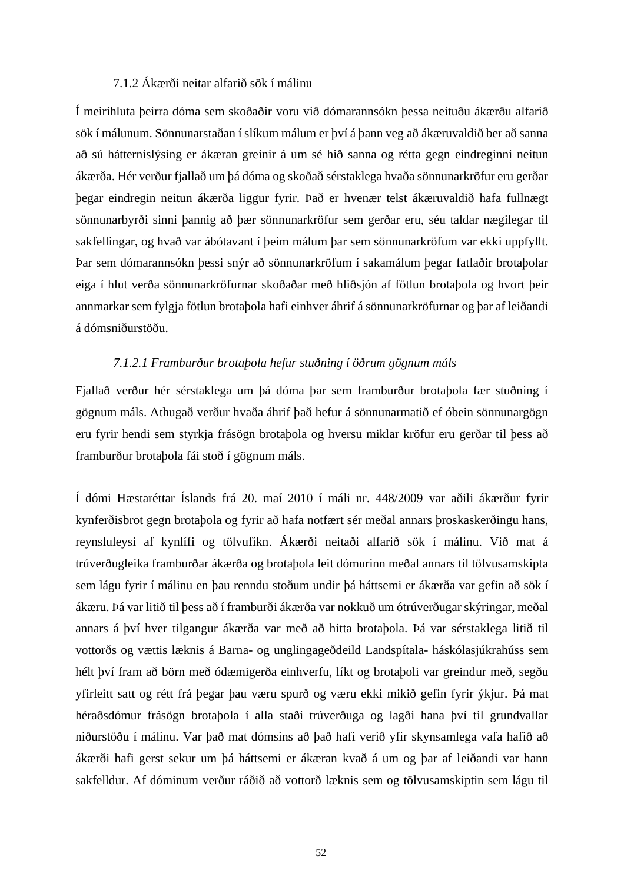### 7.1.2 Ákærði neitar alfarið sök í málinu

Í meirihluta þeirra dóma sem skoðaðir voru við dómarannsókn þessa neituðu ákærðu alfarið sök í málunum. Sönnunarstaðan í slíkum málum er því á þann veg að ákæruvaldið ber að sanna að sú háttern­islýsing er ákæran greinir á um sé hið sanna og rétta gegn eindreginni neitun ákærða. Hér verður fjallað um þá dóma og skoðað sérstaklega hvaða sönnunarkröfur eru gerðar þegar eindregin neitun ákærða liggur fyrir. Það er hvenær telst ákæruvaldið hafa fullnægt sönnunarbyrði sinni þannig að þær sönnunarkröfur sem gerðar eru, séu taldar nægilegar til sakfellingar, og hvað var ábótavant í þeim málum þar sem sönnunarkröfum var ekki uppfyllt. Þar sem dómarannsókn þessi snýr að sönnunarkröfum í sakamálum þegar fatlaðir brotaþolar eiga í hlut verða sönnunarkröfurnar skoðaðar með hliðsjón af fötlun brotaþola og hvort þeir annmarkar sem fylgja fötlun brotaþola hafi einhver áhrif á sönnunarkröfurnar og þar af leiðandi á dómsniðurstöðu.

#### *7.1.2.1 Framburður brotaþola hefur stuðning í öðrum gögnum máls*

Fjallað verður hér sérstaklega um þá dóma þar sem framburður brotaþola fær stuðning í gögnum máls. Athugað verður hvaða áhrif það hefur á sönnunarmatið ef óbein sönnunargögn eru fyrir hendi sem styrkja frásögn brotaþola og hversu miklar kröfur eru gerðar til þess að framburður brotaþola fái stoð í gögnum máls.

Í dómi Hæstaréttar Íslands frá 20. maí 2010 í máli nr. 448/2009 var aðili ákærður fyrir kynferðisbrot gegn brotaþola og fyrir að hafa notfært sér meðal annars þroskaskerðingu hans, reynsluleysi af kynlífi og tölvufíkn. Ákærði neitaði alfarið sök í málinu. Við mat á trúverðugleika framburðar ákærða og brotaþola leit dómurinn meðal annars til tölvusamskipta sem lágu fyrir í málinu en þau renndu stoðum undir þá háttsemi er ákærða var gefin að sök í ákæru. Þá var litið til þess að í framburði ákærða var nokkuð um ótrúverðugar skýringar, meðal annars á því hver tilgangur ákærða var með að hitta brotaþola. Þá var sérstaklega litið til vottorðs og vættis læknis á Barna- og unglingageðdeild Landspítala- háskólasjúkrahúss sem hélt því fram að börn með ódæmigerða einhverfu, líkt og brotaþoli var greindur með, segðu yfirleitt satt og rétt frá þegar þau væru spurð og væru ekki mikið gefin fyrir ýkjur. Þá mat héraðsdómur frásögn brotaþola í alla staði trúverðuga og lagði hana því til grundvallar niðurstöðu í málinu. Var það mat dómsins að það hafi verið yfir skynsamlega vafa hafið að ákærði hafi gerst sekur um þá háttsemi er ákæran kvað á um og þar af leiðandi var hann sakfelldur. Af dóminum verður ráðið að vottorð læknis sem og tölvusamskiptin sem lágu til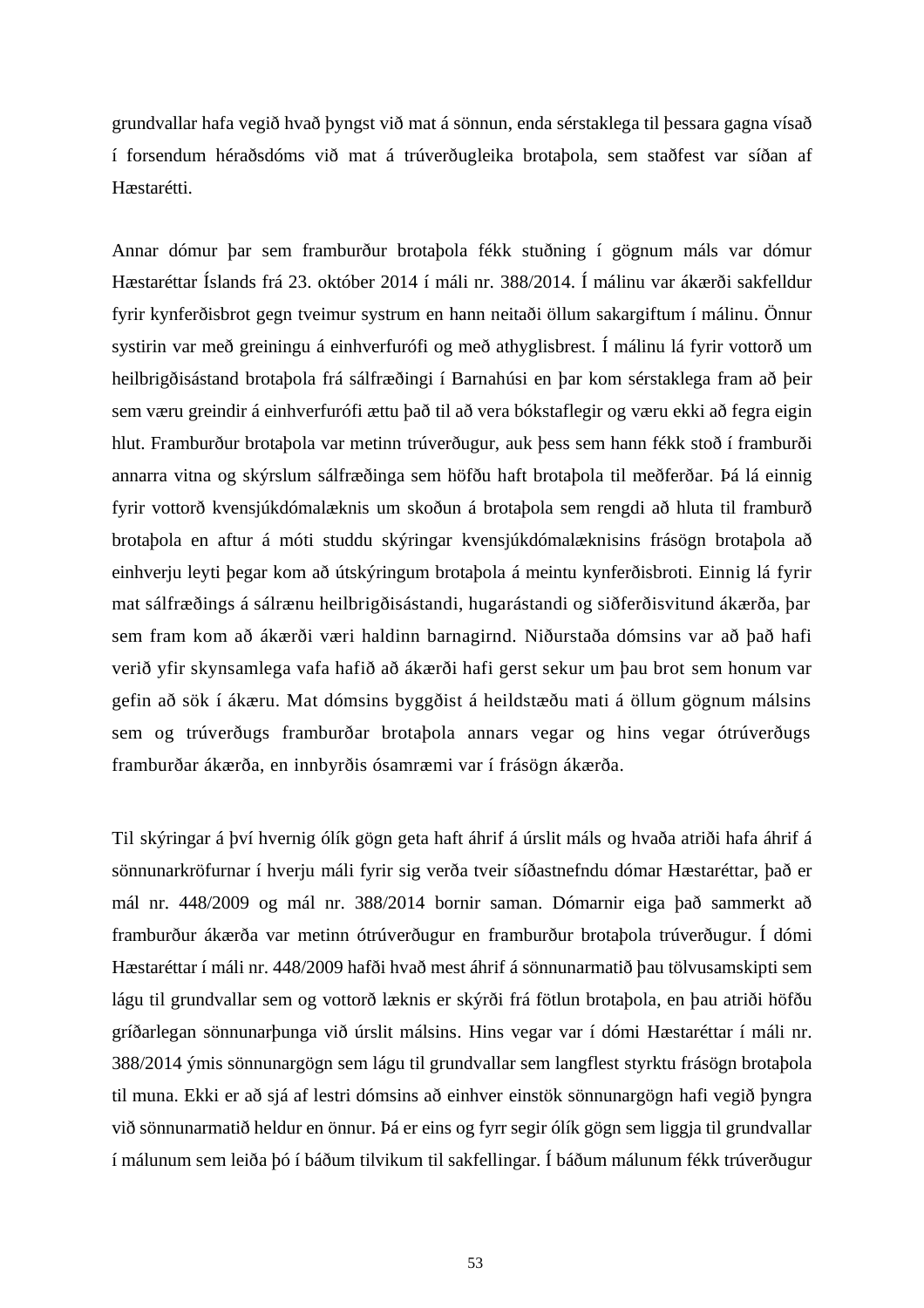grundvallar hafa vegið hvað þyngst við mat á sönnun, enda sérstaklega til þessara gagna vísað í forsendum héraðsdóms við mat á trúverðugleika brotaþola, sem staðfest var síðan af Hæstarétti.

Annar dómur þar sem framburður brotaþola fékk stuðning í gögnum máls var dómur Hæstaréttar Íslands frá 23. október 2014 í máli nr. 388/2014. Í málinu var ákærði sakfelldur fyrir kynferðisbrot gegn tveimur systrum en hann neitaði öllum sakargiftum í málinu. Önnur systirin var með greiningu á einhverfurófi og með athyglisbrest. Í málinu lá fyrir vottorð um heilbrigðisástand brotaþola frá sálfræðingi í Barnahúsi en þar kom sérstaklega fram að þeir sem væru greindir á einhverfurófi ættu það til að vera bókstaflegir og væru ekki að fegra eigin hlut. Framburður brotaþola var metinn trúverðugur, auk þess sem hann fékk stoð í framburði annarra vitna og skýrslum sálfræðinga sem höfðu haft brotaþola til meðferðar. Þá lá einnig fyrir vottorð kvensjúkdómalæknis um skoðun á brotaþola sem rengdi að hluta til framburð brotaþola en aftur á móti studdu skýringar kvensjúkdómalæknisins frásögn brotaþola að einhverju leyti þegar kom að útskýringum brotaþola á meintu kynferðisbroti. Einnig lá fyrir mat sálfræðings á sálrænu heilbrigðisástandi, hugarástandi og siðferðisvitund ákærða, þar sem fram kom að ákærði væri haldinn barnagirnd. Niðurstaða dómsins var að það hafi verið yfir skynsamlega vafa hafið að ákærði hafi gerst sekur um þau brot sem honum var gefin að sök í ákæru. Mat dómsins byggðist á heildstæðu mati á öllum gögnum málsins sem og trúverðugs framburðar brotaþola annars vegar og hins vegar ótrúverðugs framburðar ákærða, en innbyrðis ósamræmi var í frásögn ákærða.

Til skýringar á því hvernig ólík gögn geta haft áhrif á úrslit máls og hvaða atriði hafa áhrif á sönnunarkröfurnar í hverju máli fyrir sig verða tveir síðastnefndu dómar Hæstaréttar, það er mál nr. 448/2009 og mál nr. 388/2014 bornir saman. Dómarnir eiga það sammerkt að framburður ákærða var metinn ótrúverðugur en framburður brotaþola trúverðugur. Í dómi Hæstaréttar í máli nr. 448/2009 hafði hvað mest áhrif á sönnunarmatið þau tölvusamskipti sem lágu til grundvallar sem og vottorð læknis er skýrði frá fötlun brotaþola, en þau atriði höfðu gríðarlegan sönnunarþunga við úrslit málsins. Hins vegar var í dómi Hæstaréttar í máli nr. 388/2014 ýmis sönnunargögn sem lágu til grundvallar sem langflest styrktu frásögn brotaþola til muna. Ekki er að sjá af lestri dómsins að einhver einstök sönnunargögn hafi vegið þyngra við sönnunarmatið heldur en önnur. Þá er eins og fyrr segir ólík gögn sem liggja til grundvallar í málunum sem leiða þó í báðum tilvikum til sakfellingar. Í báðum málunum fékk trúverðugur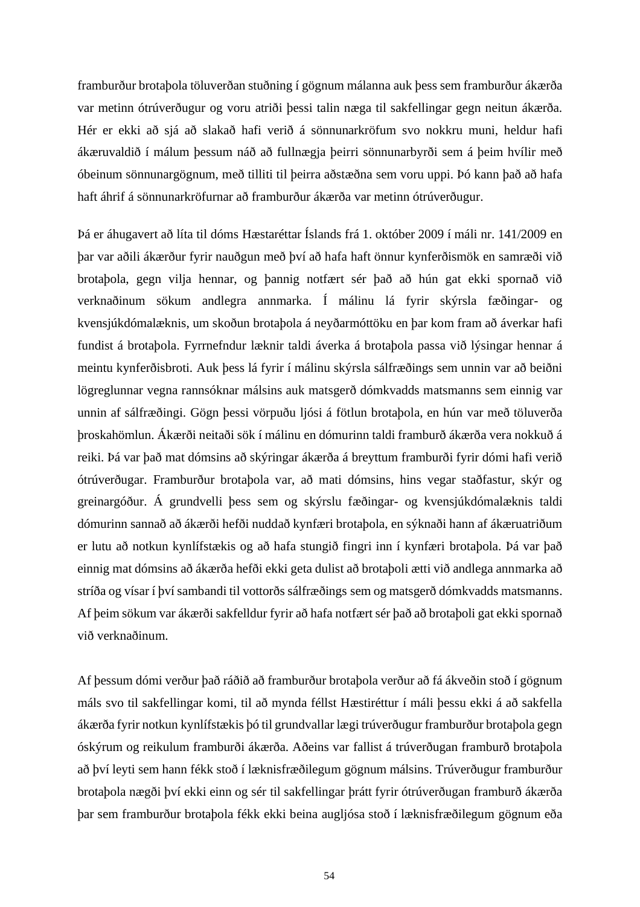framburður brotaþola töluverðan stuðning í gögnum málanna auk þess sem framburður ákærða var metinn ótrúverðugur og voru atriði þessi talin næga til sakfellingar gegn neitun ákærða. Hér er ekki að sjá að slakað hafi verið á sönnunarkröfum svo nokkru muni, heldur hafi ákæruvaldið í málum þessum náð að fullnægja þeirri sönnunarbyrði sem á þeim hvílir með óbeinum sönnunargögnum, með tilliti til þeirra aðstæðna sem voru uppi. Þó kann það að hafa haft áhrif á sönnunarkröfurnar að framburður ákærða var metinn ótrúverðugur.

Þá er áhugavert að líta til dóms Hæstaréttar Íslands frá 1. október 2009 í máli nr. 141/2009 en þar var aðili ákærður fyrir nauðgun með því að hafa haft önnur kynferðismök en samræði við brotaþola, gegn vilja hennar, og þannig notfært sér það að hún gat ekki spornað við verknaðinum sökum andlegra annmarka. Í málinu lá fyrir skýrsla fæðingar- og kvensjúkdómalæknis, um skoðun brotaþola á neyðarmóttöku en þar kom fram að áverkar hafi fundist á brotaþola. Fyrrnefndur læknir taldi áverka á brotaþola passa við lýsingar hennar á meintu kynferðisbroti. Auk þess lá fyrir í málinu skýrsla sálfræðings sem unnin var að beiðni lögreglunnar vegna rannsóknar málsins auk matsgerð dómkvadds matsmanns sem einnig var unnin af sálfræðingi. Gögn þessi vörpuðu ljósi á fötlun brotaþola, en hún var með töluverða þroskahömlun. Ákærði neitaði sök í málinu en dómurinn taldi framburð ákærða vera nokkuð á reiki. Þá var það mat dómsins að skýringar ákærða á breyttum framburði fyrir dómi hafi verið ótrúverðugar. Framburður brotaþola var, að mati dómsins, hins vegar staðfastur, skýr og greinargóður. Á grundvelli þess sem og skýrslu fæðingar- og kvensjúkdómalæknis taldi dómurinn sannað að ákærði hefði nuddað kynfæri brotaþola, en sýknaði hann af ákæruatriðum er lutu að notkun kynlífstækis og að hafa stungið fingri inn í kynfæri brotaþola. Þá var það einnig mat dómsins að ákærða hefði ekki geta dulist að brotaþoli ætti við andlega annmarka að stríða og vísar í því sambandi til vottorðs sálfræðings sem og matsgerð dómkvadds matsmanns. Af þeim sökum var ákærði sakfelldur fyrir að hafa notfært sér það að brotaþoli gat ekki spornað við verknaðinum.

Af þessum dómi verður það ráðið að framburður brotaþola verður að fá ákveðin stoð í gögnum máls svo til sakfellingar komi, til að mynda féllst Hæstiréttur í máli þessu ekki á að sakfella ákærða fyrir notkun kynlífstækis þó til grundvallar lægi trúverðugur framburður brotaþola gegn óskýrum og reikulum framburði ákærða. Aðeins var fallist á trúverðugan framburð brotaþola að því leyti sem hann fékk stoð í læknisfræðilegum gögnum málsins. Trúverðugur framburður brotaþola nægði því ekki einn og sér til sakfellingar þrátt fyrir ótrúverðugan framburð ákærða þar sem framburður brotaþola fékk ekki beina augljósa stoð í læknisfræðilegum gögnum eða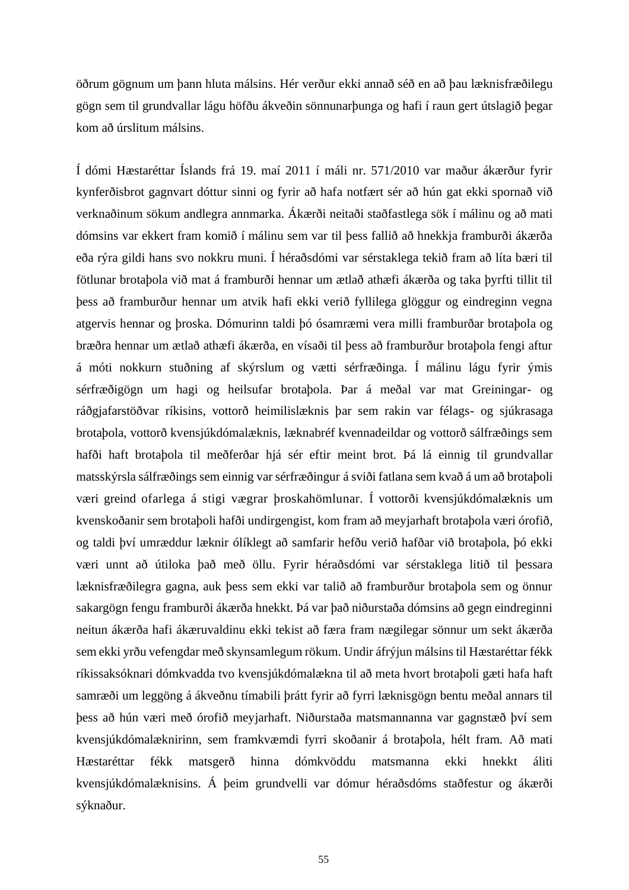öðrum gögnum um þann hluta málsins. Hér verður ekki annað séð en að þau læknisfræðilegu gögn sem til grundvallar lágu höfðu ákveðin sönnunarþunga og hafi í raun gert útslagið þegar kom að úrslitum málsins.

Í dómi Hæstaréttar Íslands frá 19. maí 2011 í máli nr. 571/2010 var maður ákærður fyrir kynferðisbrot gagnvart dóttur sinni og fyrir að hafa notfært sér að hún gat ekki spornað við verknaðinum sökum andlegra annmarka. Ákærði neitaði staðfastlega sök í málinu og að mati dómsins var ekkert fram komið í málinu sem var til þess fallið að hnekkja framburði ákærða eða rýra gildi hans svo nokkru muni. Í héraðsdómi var sérstaklega tekið fram að líta bæri til fötlunar brotaþola við mat á framburði hennar um ætlað athæfi ákærða og taka þyrfti tillit til þess að framburður hennar um atvik hafi ekki verið fyllilega glöggur og eindreginn vegna atgervis hennar og þroska. Dómurinn taldi þó ósamræmi vera milli framburðar brotaþola og bræðra hennar um ætlað athæfi ákærða, en vísaði til þess að framburður brotaþola fengi aftur á móti nokkurn stuðning af skýrslum og vætti sérfræðinga. Í málinu lágu fyrir ýmis sérfræðigögn um hagi og heilsufar brotaþola. Þar á meðal var mat Greiningar- og ráðgjafarstöðvar ríkisins, vottorð heimilislæknis þar sem rakin var félags- og sjúkrasaga brotaþola, vottorð kvensjúkdómalæknis, læknabréf kvennadeildar og vottorð sálfræðings sem hafði haft brotaþola til meðferðar hjá sér eftir meint brot. Þá lá einnig til grundvallar matsskýrsla sálfræðings sem einnig var sérfræðingur á sviði fatlana sem kvað á um að brotaþoli væri greind ofarlega á stigi vægrar þroskahömlunar. Í vottorði kvensjúkdómalæknis um kvenskoðanir sem brotaþoli hafði undirgengist, kom fram að meyjarhaft brotaþola væri órofið, og taldi því umræddur læknir ólíklegt að samfarir hefðu verið hafðar við brotaþola, þó ekki væri unnt að útiloka það með öllu. Fyrir héraðsdómi var sérstaklega litið til þessara læknisfræðilegra gagna, auk þess sem ekki var talið að framburður brotaþola sem og önnur sakargögn fengu framburði ákærða hnekkt. Þá var það niðurstaða dómsins að gegn eindreginni neitun ákærða hafi ákæruvaldinu ekki tekist að færa fram nægilegar sönnur um sekt ákærða sem ekki yrðu vefengdar með skynsamlegum rökum. Undir áfrýjun málsins til Hæstaréttar fékk ríkissaksóknari dómkvadda tvo kvensjúkdómalækna til að meta hvort brotaþoli gæti hafa haft samræði um leggöng á ákveðnu tímabili þrátt fyrir að fyrri læknisgögn bentu meðal annars til þess að hún væri með órofið meyjarhaft. Niðurstaða matsmannanna var gagnstæð því sem kvensjúkdómalæknirinn, sem framkvæmdi fyrri skoðanir á brotaþola, hélt fram. Að mati Hæstaréttar fékk matsgerð hinna dómkvöddu matsmanna ekki hnekkt áliti kvensjúkdómalæknisins. Á þeim grundvelli var dómur héraðsdóms staðfestur og ákærði sýknaður.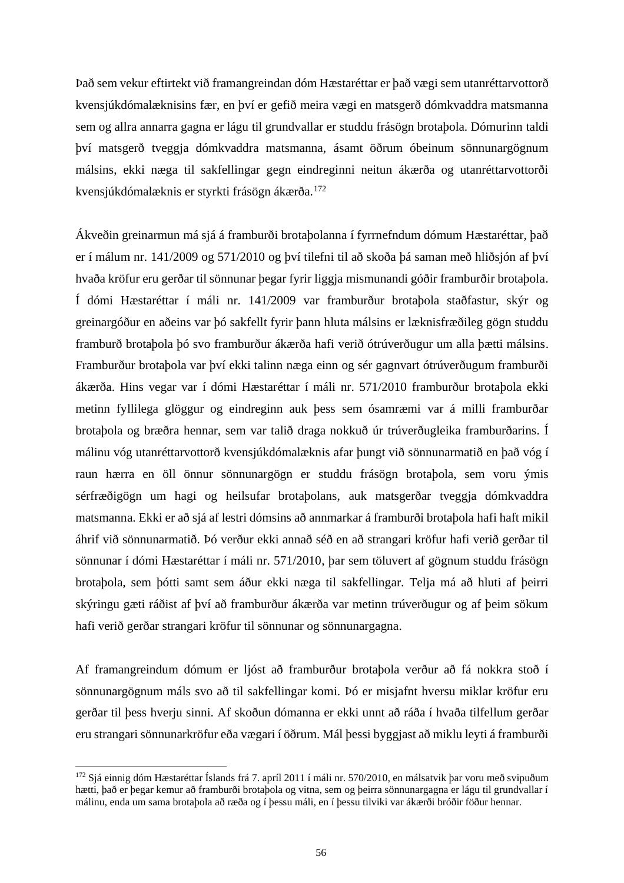Það sem vekur eftirtekt við framangreindan dóm Hæstaréttar er það vægi sem utanréttarvottorð kvensjúkdómalæknisins fær, en því er gefið meira vægi en matsgerð dómkvaddra matsmanna sem og allra annarra gagna er lágu til grundvallar er studdu frásögn brotaþola. Dómurinn taldi því matsgerð tveggja dómkvaddra matsmanna, ásamt öðrum óbeinum sönnunargögnum málsins, ekki nægja til sakfellingar gegn eindreginni neitun ákærða og utanréttarvottorði kvensjúkdómalæknis er styrkti frásögn ákærða.[172]

Ákveðin greinarmun má sjá á framburði brotaþolanna í fyrrnefndum dómum Hæstaréttar, það er í málum nr. 141/2009 og 571/2010 og því tilefni til að skoða þá saman með hliðsjón af því hvaða kröfur eru gerðar til sönnunar þegar fyrir liggja mismunandi góðir framburðir brotaþola. Í dómi Hæstaréttar í máli nr. 141/2009 var framburður brotaþola staðfastur, skýr og greinargóður en aðeins var þó sakfellt fyrir þann hluta málsins er læknisfræðileg gögn studdu framburð brotaþola þó svo framburður ákærða hafi verið ótrúverðugur um alla þætti málsins. Framburður brotaþola var því ekki talinn nægja einn og sér gagnvart ótrúverðugum framburði ákærða. Hins vegar var í dómi Hæstaréttar í máli nr. 571/2010 framburður brotaþola ekki metinn fyllilega glöggur og eindreginn auk þess sem ósamræmi var á milli framburðar brotaþola og bræðra hennar, sem var talið draga nokkuð úr trúverðugleika framburðarins. Í málinu vóg utanréttarvottorð kvensjúkdómalæknis afar þungt við sönnunarmatið en það vóg í raun hærra en öll önnur sönnunargögn er studdu frásögn brotaþola, sem voru ýmis sérfræðigögn um hagi og heilsufar brotaþolans, auk matsgerðar tveggja dómkvaddra matsmanna. Ekki er að sjá af lestri dómsins að annmarkar á framburði brotaþola hafi haft mikil áhrif við sönnunarmatið. Þó verður ekki annað séð en að strangari kröfur hafi verið gerðar til sönnunar í dómi Hæstaréttar í máli nr. 571/2010, þar sem töluvert af gögnum studdu frásögn brotaþola, sem þótti samt sem áður ekki nægja til sakfellingar. Telja má að hluti af þeirri skýringu gæti ráðist af því að framburður ákærða var metinn trúverðugur og af þeim sökum hafi verið gerðar strangari kröfur til sönnunar og sönnunargagna.

Af framangreindum dómum er ljóst að framburður brotaþola verður að fá nokkra stoð í sönnunargögnum máls svo að til sakfellingar komi. Þó er misjafnt hversu miklar kröfur eru gerðar til þess hverju sinni. Af skoðun dómanna er ekki unnt að ráða í hvaða tilfellum gerðar eru strangari sönnunarkröfur eða vægari í öðrum. Mál þessi byggjast að miklu leyti á framburði

---

[172] Sjá einnig dóm Hæstaréttar Íslands frá 7. apríl 2011 í máli nr. 570/2010, en málsatvik þar voru með svipuðum hætti, það er þegar kemur að framburði brotaþola og vitna, sem og þeirra sönnunargagna er lágu til grundvallar í málinu, enda um sama brotaþola að ræða og í þessu máli, en í þessu tilviki var ákærði bróðir föður hennar.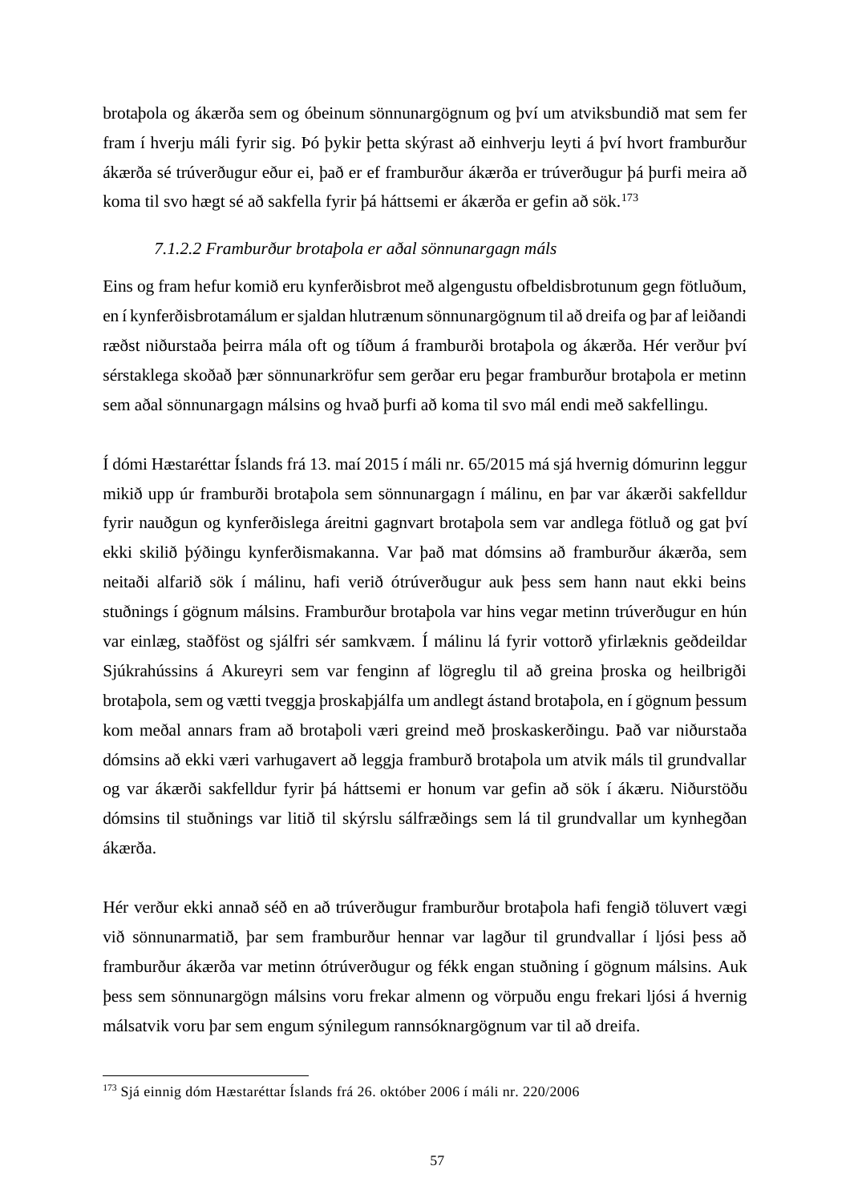brotaþola og ákærða sem og óbeinum sönnunargögnum og því um atviksbundið mat sem fer fram í hverju máli fyrir sig. Þó þykir þetta skýrast að einhverju leyti á því hvort framburður ákærða sé trúverðugur eður ei, það er ef framburður ákærða er trúverðugur þá þurfi meira að koma til svo hægt sé að sakfella fyrir þá háttsemi er ákærða er gefin að sök.[173]

#### *7.1.2.2 Framburður brotaþola er aðal sönnunargagn máls*

Eins og fram hefur komið eru kynferðisbrot með algengustu ofbeldisbrotunum gegn fötluðum, en í kynferðisbrotamálum er sjaldan hlutrænum sönnunargögnum til að dreifa og þar af leiðandi ræðst niðurstaða þeirra mála oft og tíðum á framburði brotaþola og ákærða. Hér verður því sérstaklega skoðað þær sönnunarkröfur sem gerðar eru þegar framburður brotaþola er metinn sem aðal sönnunargagn málsins og hvað þurfi að koma til svo mál endi með sakfellingu.

Í dómi Hæstaréttar Íslands frá 13. maí 2015 í máli nr. 65/2015 má sjá hvernig dómurinn leggur mikið upp úr framburði brotaþola sem sönnunargagn í málinu, en þar var ákærði sakfelldur fyrir nauðgun og kynferðislega áreitni gagnvart brotaþola sem var andlega fötluð og gat því ekki skilið þýðingu kynferðismakanna. Var það mat dómsins að framburður ákærða, sem neitaði alfarið sök í málinu, hafi verið ótrúverðugur auk þess sem hann naut ekki beins stuðnings í gögnum málsins. Framburður brotaþola var hins vegar metinn trúverðugur en hún var einlæg, staðföst og sjálfri sér samkvæm. Í málinu lá fyrir vottorð yfirlæknis geðdeildar Sjúkrahússins á Akureyri sem var fenginn af lögreglu til að greina þroska og heilbrigði brotaþola, sem og vætti tveggja þroskaþjálfa um andlegt ástand brotaþola, en í gögnum þessum kom meðal annars fram að brotaþoli væri greind með þroskaskerðingu. Það var niðurstaða dómsins að ekki væri varhugavert að leggja framburð brotaþola um atvik máls til grundvallar og var ákærði sakfelldur fyrir þá háttsemi er honum var gefin að sök í ákæru. Niðurstöðu dómsins til stuðnings var litið til skýrslu sálfræðings sem lá til grundvallar um kynhegðan ákærða.

Hér verður ekki annað séð en að trúverðugur framburður brotaþola hafi fengið töluvert vægi við sönnunarmatið, þar sem framburður hennar var lagður til grundvallar í ljósi þess að framburður ákærða var metinn ótrúverðugur og fékk engan stuðning í gögnum málsins. Auk þess sem sönnunargögn málsins voru frekar almenn og vörpuðu engu frekari ljósi á hvernig málsatvik voru þar sem engum sýnilegum rannsóknargögnum var til að dreifa.

---

[173] Sjá einnig dóm Hæstaréttar Íslands frá 26. október 2006 í máli nr. 220/2006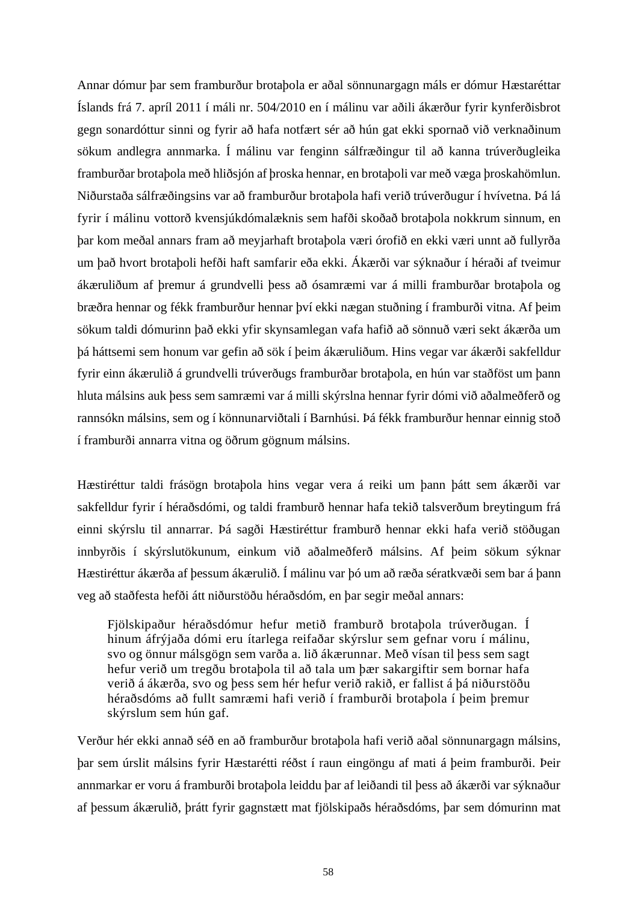Annar dómur þar sem framburður brotaþola er aðal sönnunargagn máls er dómur Hæstaréttar Íslands frá 7. apríl 2011 í máli nr. 504/2010 en í málinu var aðili ákærður fyrir kynferðisbrot gegn sonardóttur sinni og fyrir að hafa notfært sér að hún gat ekki spornað við verknaðinum sökum andlegra annmarka. Í málinu var fenginn sálfræðingur til að kanna trúverðugleika framburðar brotaþola með hliðsjón af þroska hennar, en brotaþoli var með væga þroskahömlun. Niðurstaða sálfræðingsins var að framburður brotaþola hafi verið trúverðugur í hvívetna. Þá lá fyrir í málinu vottorð kvensjúkdómalæknis sem hafði skoðað brotaþola nokkrum sinnum, en þar kom meðal annars fram að meyjarhaft brotaþola væri órofið en ekki væri unnt að fullyrða um það hvort brotaþoli hefði haft samfarir eða ekki. Ákærði var sýknaður í héraði af tveimur ákæruliðum af þremur á grundvelli þess að ósamræmi var á milli framburðar brotaþola og bræðra hennar og fékk framburður hennar því ekki nægan stuðning í framburði vitna. Af þeim sökum taldi dómurinn það ekki yfir skynsamlegan vafa hafið að sönnuð væri sekt ákærða um þá háttsemi sem honum var gefin að sök í þeim ákæruliðum. Hins vegar var ákærði sakfelldur fyrir einn ákærulið á grundvelli trúverðugs framburðar brotaþola, en hún var staðföst um þann hluta málsins auk þess sem samræmi var á milli skýrslna hennar fyrir dómi við aðalmeðferð og rannsókn málsins, sem og í könnunarviðtali í Barnhúsi. Þá fékk framburður hennar einnig stoð í framburði annarra vitna og öðrum gögnum málsins.

Hæstiréttur taldi frásögn brotaþola hins vegar vera á reiki um þann þátt sem ákærði var sakfelldur fyrir í héraðsdómi, og taldi framburð hennar hafa tekið talsverðum breytingum frá einni skýrslu til annarrar. Þá sagði Hæstiréttur framburð hennar ekki hafa verið stöðugan innbyrðis í skýrslutökunum, einkum við aðalmeðferð málsins. Af þeim sökum sýknar Hæstiréttur ákærða af þessum ákærulið. Í málinu var þó um að ræða sératkvæði sem bar á þann veg að staðfesta hefði átt niðurstöðu héraðsdóm, en þar segir meðal annars:

> Fjölskipaður héraðsdómur hefur metið framburð brotaþola trúverðugan. Í hinum áfrýjaða dómi eru ítarlega reifaðar skýrslur sem gefnar voru í málinu, svo og önnur málsgögn sem varða a. lið ákærunnar. Með vísan til þess sem sagt hefur verið um tregðu brotaþola til að tala um þær sakargiftir sem bornar hafa verið á ákærða, svo og þess sem hér hefur verið rakið, er fallist á þá niðurstöðu héraðsdóms að fullt samræmi hafi verið í framburði brotaþola í þeim þremur skýrslum sem hún gaf.

Verður hér ekki annað séð en að framburður brotaþola hafi verið aðal sönnunargagn málsins, þar sem úrslit málsins fyrir Hæstarétti réðst í raun eingöngu af mati á þeim framburði. Þeir annmarkar er voru á framburði brotaþola leiddu þar af leiðandi til þess að ákærði var sýknaður af þessum ákærulið, þrátt fyrir gagnstætt mat fjölskipaðs héraðsdóms, þar sem dómurinn mat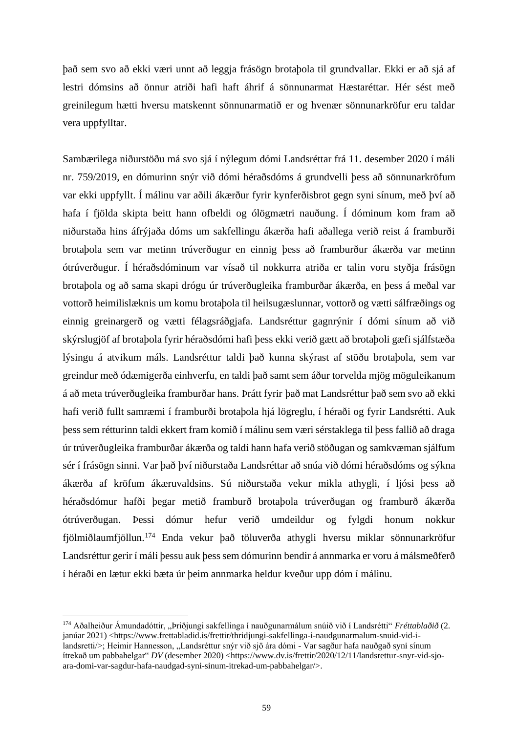það sem svo að ekki væri unnt að leggja frásögn brotaþola til grundvallar. Ekki er að sjá af lestri dómsins að önnur atriði hafi haft áhrif á sönnunarmat Hæstaréttar. Hér sést með greinilegum hætti hversu matskennt sönnunarmatið er og hvenær sönnunarkröfur eru taldar vera uppfylltar.

Sambærilega niðurstöðu má svo sjá í nýlegum dómi Landsréttar frá 11. desember 2020 í máli nr. 759/2019, en dómurinn snýr við dómi héraðsdóms á grundvelli þess að sönnunarkröfum var ekki uppfyllt. Í málinu var aðili ákærður fyrir kynferðisbrot gegn syni sínum, með því að hafa í fjölda skipta beitt hann ofbeldi og ólögmætri nauðung. Í dóminum kom fram að niðurstaða hins áfrýjaða dóms um sakfellingu ákærða hafi aðallega verið reist á framburði brotaþola sem var metinn trúverðugur en einnig þess að framburður ákærða var metinn ótrúverðugur. Í héraðsdóminum var vísað til nokkurra atriða er talin voru styðja frásögn brotaþola og að sama skapi drógu úr trúverðugleika framburðar ákærða, en þess á meðal var vottorð heimilislæknis um komu brotaþola til heilsugæslunnar, vottorð og vætti sálfræðings og einnig greinargerð og vætti félagsráðgjafa. Landsréttur gagnrýnir í dómi sínum að við skýrslugjöf af brotaþola fyrir héraðsdómi hafi þess ekki verið gætt að brotaþoli gæfi sjálfstæða lýsingu á atvikum máls. Landsréttur taldi það kunna skýrast af stöðu brotaþola, sem var greindur með ódæmigerða einhverfu, en taldi það samt sem áður torvelda mjög möguleikanum á að meta trúverðugleika framburðar hans. Þrátt fyrir það mat Landsréttur það sem svo að ekki hafi verið fullt samræmi í framburði brotaþola hjá lögreglu, í héraði og fyrir Landsrétti. Auk þess sem rétturinn taldi ekkert fram komið í málinu sem væri sérstaklega til þess fallið að draga úr trúverðugleika framburðar ákærða og taldi hann hafa verið stöðugan og samkvæman sjálfum sér í frásögn sinni. Var það því niðurstaða Landsréttar að snúa við dómi héraðsdóms og sýkna ákærða af kröfum ákæruvaldsins. Sú niðurstaða vekur mikla athygli, í ljósi þess að héraðsdómur hafði þegar metið framburð brotaþola trúverðugan og framburð ákærða ótrúverðugan. Þessi dómur hefur verið umdeildur og fylgdi honum nokkur fjölmiðlaumfjöllun.[174] Enda vekur það töluverða athygli hversu miklar sönnunarkröfur Landsréttur gerir í máli þessu auk þess sem dómurinn bendir á annmarka er voru á málsmeðferð í héraði en lætur ekki bæta úr þeim annmarka heldur kveður upp dóm í málinu.

---

[174] Aðalheiður Ámundadóttir, „Þriðjungi sakfellinga í nauðgunarmálum snúið við í Landsrétti" *Fréttablaðið* (2. janúar 2021) <https://www.frettabladid.is/frettir/thridjungi-sakfellinga-i-naudgunarmalum-snuid-vid-i-landsretti/>; Heimir Hannesson, „Landsréttur snýr við sjö ára dómi - Var sagður hafa nauðgað syni sínum ítrekað um pabbahelgar" *DV* (desember 2020) <https://www.dv.is/frettir/2020/12/11/landsrettur-snyr-vid-sjo-ara-domi-var-sagdur-hafa-naudgad-syni-sinum-itrekad-um-pabbahelgar/>.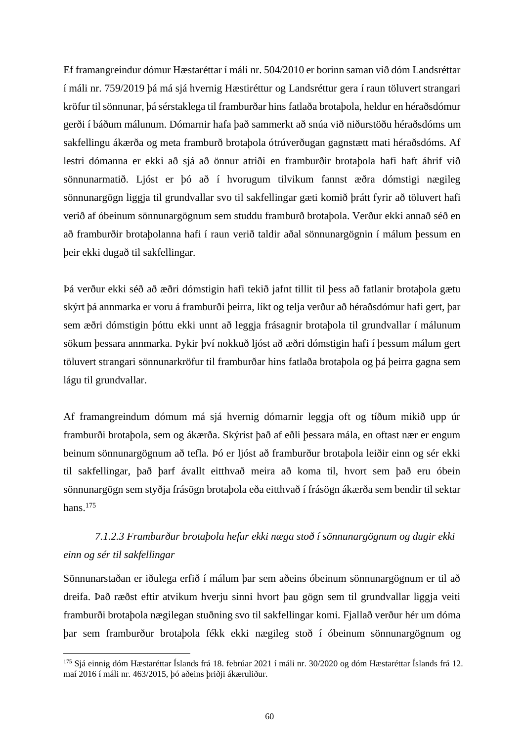Ef framangreindur dómur Hæstaréttar í máli nr. 504/2010 er borinn saman við dóm Landsréttar í máli nr. 759/2019 þá má sjá hvernig Hæstiréttur og Landsréttur gera í raun töluvert strangari kröfur til sönnunar, þá sérstaklega til framburðar hins fatlaða brotaþola, heldur en héraðsdómur gerði í báðum málunum. Dómarnir hafa það sammerkt að snúa við niðurstöðu héraðsdóms um sakfellingu ákærða og meta framburð brotaþola ótrúverðugan gagnstætt mati héraðsdóms. Af lestri dómanna er ekki að sjá að önnur atriði en framburðir brotaþola hafi haft áhrif við sönnunarmatið. Ljóst er þó að í hvorugum tilvikum fannst æðra dómstigi nægileg sönnunargögn liggja til grundvallar svo til sakfellingar gæti komið þrátt fyrir að töluvert hafi verið af óbeinum sönnunargögnum sem studdu framburð brotaþola. Verður ekki annað séð en að framburðir brotaþolanna hafi í raun verið taldir aðal sönnunargögnin í málum þessum en þeir ekki dugað til sakfellingar.

Þá verður ekki séð að æðri dómstigin hafi tekið jafnt tillit til þess að fatlanir brotaþola gætu skýrt þá annmarka er voru á framburði þeirra, líkt og telja verður að héraðsdómur hafi gert, þar sem æðri dómstigin þóttu ekki unnt að leggja frásagnir brotaþola til grundvallar í málunum sökum þessara annmarka. Þykir því nokkuð ljóst að æðri dómstigin hafi í þessum málum gert töluvert strangari sönnunarkröfur til framburðar hins fatlaða brotaþola og þá þeirra gagna sem lágu til grundvallar.

Af framangreindum dómum má sjá hvernig dómarnir leggja oft og tíðum mikið upp úr framburði brotaþola, sem og ákærða. Skýrist það af eðli þessara mála, en oftast nær er engum beinum sönnunargögnum að tefla. Þó er ljóst að framburður brotaþola leiðir einn og sér ekki til sakfellingar, það þarf ávallt eitthvað meira að koma til, hvort sem það eru óbein sönnunargögn sem styðja frásögn brotaþola eða eitthvað í frásögn ákærða sem bendir til sektar hans.[175]

#### *7.1.2.3 Framburður brotaþola hefur ekki næga stoð í sönnunargögnum og dugir ekki einn og sér til sakfellingar*

Sönnunarstaðan er iðulega erfið í málum þar sem aðeins óbeinum sönnunargögnum er til að dreifa. Það ræðst eftir atvikum hverju sinni hvort þau gögn sem til grundvallar liggja veiti framburði brotaþola nægilegan stuðning svo til sakfellingar komi. Fjallað verður hér um dóma þar sem framburður brotaþola fékk ekki nægileg stoð í óbeinum sönnunargögnum og

---

[175] Sjá einnig dóm Hæstaréttar Íslands frá 18. febrúar 2021 í máli nr. 30/2020 og dóm Hæstaréttar Íslands frá 12. maí 2016 í máli nr. 463/2015, þó aðeins þriðji ákæruliður.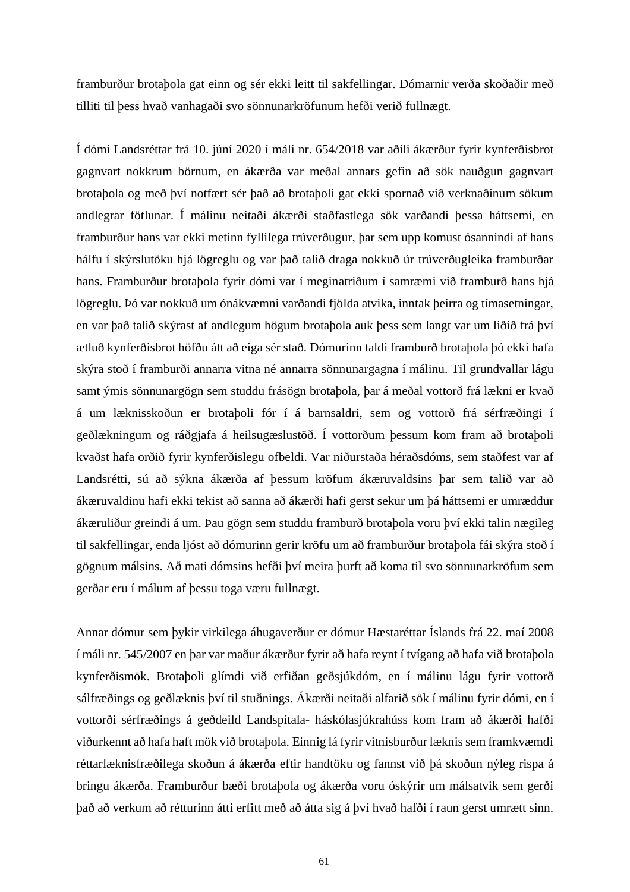framburður brotaþola gat einn og sér ekki leitt til sakfellingar. Dómarnir verða skoðaðir með tilliti til þess hvað vanhagaði svo sönnunarkröfunum hefði verið fullnægt.

Í dómi Landsréttar frá 10. júní 2020 í máli nr. 654/2018 var aðili ákærður fyrir kynferðisbrot gagnvart nokkrum börnum, en ákærða var meðal annars gefin að sök nauðgun gagnvart brotaþola og með því notfært sér það að brotaþoli gat ekki spornað við verknaðinum sökum andlegrar fötlunar. Í málinu neitaði ákærði staðfastlega sök varðandi þessa háttsemi, en framburður hans var ekki metinn fyllilega trúverðugur, þar sem upp komust ósannindi af hans hálfu í skýrslutöku hjá lögreglu og var það talið draga nokkuð úr trúverðugleika framburðar hans. Framburður brotaþola fyrir dómi var í meginatriðum í samræmi við framburð hans hjá lögreglu. Þó var nokkuð um ónákvæmni varðandi fjölda atvika, inntak þeirra og tímasetningar, en var það talið skýrast af andlegum högum brotaþola auk þess sem langt var um liðið frá því ætluð kynferðisbrot höfðu átt að eiga sér stað. Dómurinn taldi framburð brotaþola þó ekki hafa skýra stoð í framburði annarra vitna né annarra sönnunargagna í málinu. Til grundvallar lágu samt ýmis sönnunargögn sem studdu frásögn brotaþola, þar á meðal vottorð frá lækni er kvað á um læknisskoðun er brotaþoli fór í á barnsaldri, sem og vottorð frá sérfræðingi í geðlækningum og ráðgjafa á heilsugæslustöð. Í vottorðum þessum kom fram að brotaþoli kvaðst hafa orðið fyrir kynferðislegu ofbeldi. Var niðurstaða héraðsdóms, sem staðfest var af Landsrétti, sú að sýkna ákærða af þessum kröfum ákæruvaldsins þar sem talið var að ákæruvaldinu hafi ekki tekist að sanna að ákærði hafi gerst sekur um þá háttsemi er umræddur ákæruliður greindi á um. Þau gögn sem studdu framburð brotaþola voru því ekki talin nægileg til sakfellingar, enda ljóst að dómurinn gerir kröfu um að framburður brotaþola fái skýra stoð í gögnum málsins. Að mati dómsins hefði því meira þurft að koma til svo sönnunarkröfum sem gerðar eru í málum af þessu toga væru fullnægt.

Annar dómur sem þykir virkilega áhugaverður er dómur Hæstaréttar Íslands frá 22. maí 2008 í máli nr. 545/2007 en þar var maður ákærður fyrir að hafa reynt í tvígang að hafa við brotaþola kynferðismök. Brotaþoli glímdi við erfiðan geðsjúkdóm, en í málinu lágu fyrir vottorð sálfræðings og geðlæknis því til stuðnings. Ákærði neitaði alfarið sök í málinu fyrir dómi, en í vottorði sérfræðings á geðdeild Landspítala- háskólasjúkrahúss kom fram að ákærði hafði viðurkennt að hafa haft mök við brotaþola. Einnig lá fyrir vitnisburður læknis sem framkvæmdi réttarlæknisfræðilega skoðun á ákærða eftir handtöku og fannst við þá skoðun nýleg rispa á bringu ákærða. Framburður bæði brotaþola og ákærða voru óskýrir um málsatvik sem gerði það að verkum að rétturinn átti erfitt með að átta sig á því hvað hafði í raun gerst umrætt sinn.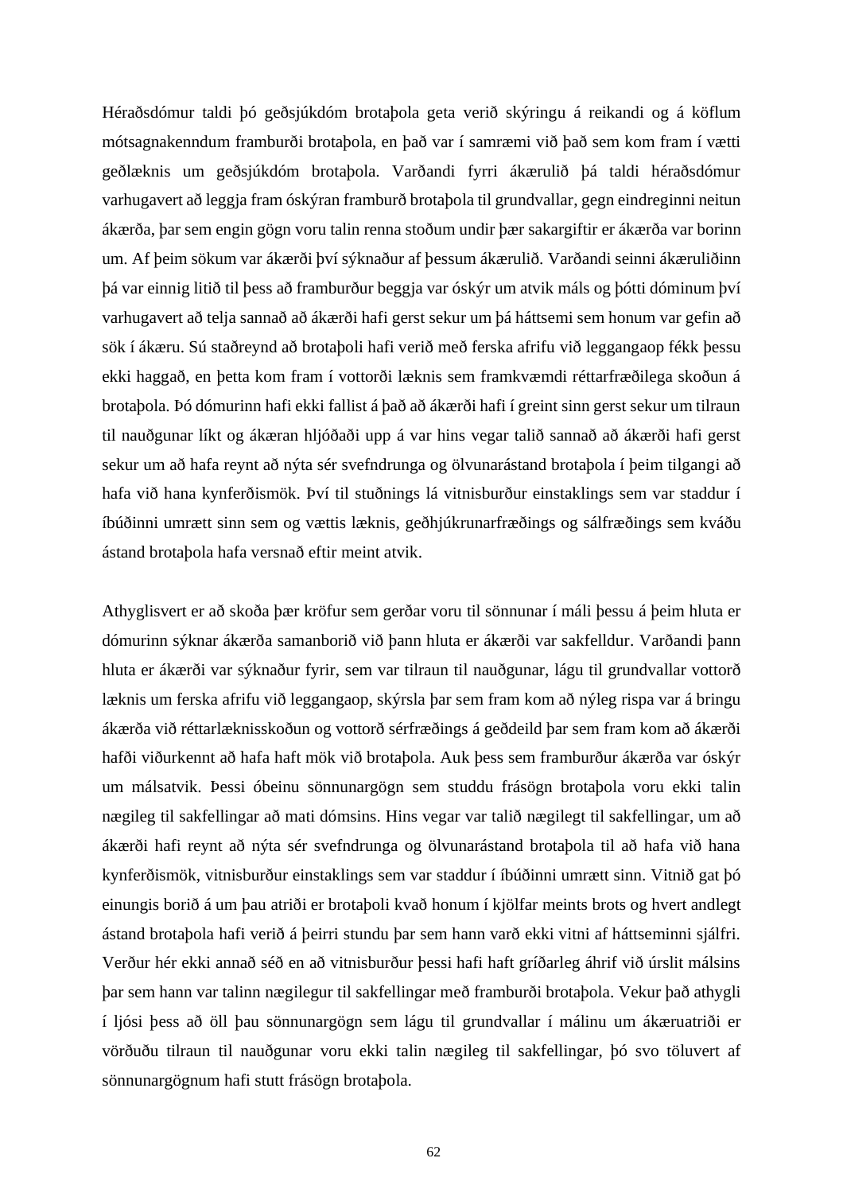Héraðsdómur taldi þó geðsjúkdóm brotaþola geta verið skýringu á reikandi og á köflum mótsagnakenndum framburði brotaþola, en það var í samræmi við það sem kom fram í vætti geðlæknis um geðsjúkdóm brotaþola. Varðandi fyrri ákærulið þá taldi héraðsdómur varhugavert að leggja fram óskýran framburð brotaþola til grundvallar, gegn eindreginni neitun ákærða, þar sem engin gögn voru talin renna stoðum undir þær sakargiftir er ákærða var borinn um. Af þeim sökum var ákærði því sýknaður af þessum ákærulið. Varðandi seinni ákæruliðinn þá var einnig litið til þess að framburður beggja var óskýr um atvik máls og þótti dóminum því varhugavert að telja sannað að ákærði hafi gerst sekur um þá háttsemi sem honum var gefin að sök í ákæru. Sú staðreynd að brotaþoli hafi verið með ferska afrifu við leggangaop fékk þessu ekki haggað, en þetta kom fram í vottorði læknis sem framkvæmdi réttarfræðilega skoðun á brotaþola. Þó dómurinn hafi ekki fallist á það að ákærði hafi í greint sinn gerst sekur um tilraun til nauðgunar líkt og ákæran hljóðaði upp á var hins vegar talið sannað að ákærði hafi gerst sekur um að hafa reynt að nýta sér svefndrunga og ölvunarástand brotaþola í þeim tilgangi að hafa við hana kynferðismök. Því til stuðnings lá vitnisburður einstaklings sem var staddur í íbúðinni umrætt sinn sem og vættis læknis, geðhjúkrunarfræðings og sálfræðings sem kváðu ástand brotaþola hafa versnað eftir meint atvik.

Athyglisvert er að skoða þær kröfur sem gerðar voru til sönnunar í máli þessu á þeim hluta er dómurinn sýknar ákærða samanborið við þann hluta er ákærði var sakfelldur. Varðandi þann hluta er ákærði var sýknaður fyrir, sem var tilraun til nauðgunar, lágu til grundvallar vottorð læknis um ferska afrifu við leggangaop, skýrsla þar sem fram kom að nýleg rispa var á bringu ákærða við réttarlæknisskoðun og vottorð sérfræðings á geðdeild þar sem fram kom að ákærði hafði viðurkennt að hafa haft mök við brotaþola. Auk þess sem framburður ákærða var óskýr um málsatvik. Þessi óbeinu sönnunargögn sem studdu frásögn brotaþola voru ekki talin nægileg til sakfellingar að mati dómsins. Hins vegar var talið nægilegt til sakfellingar, um að ákærði hafi reynt að nýta sér svefndrunga og ölvunarástand brotaþola til að hafa við hana kynferðismök, vitnisburður einstaklings sem var staddur í íbúðinni umrætt sinn. Vitnið gat þó einungis borið á um þau atriði er brotaþoli kvað honum í kjölfar meints brots og hvert andlegt ástand brotaþola hafi verið á þeirri stundu þar sem hann varð ekki vitni af háttseminni sjálfri. Verður hér ekki annað séð en að vitnisburður þessi hafi haft gríðarleg áhrif við úrslit málsins þar sem hann var talinn nægilegur til sakfellingar með framburði brotaþola. Vekur það athygli í ljósi þess að öll þau sönnunargögn sem lágu til grundvallar í málinu um ákæruatriði er vörðuðu tilraun til nauðgunar voru ekki talin nægileg til sakfellingar, þó svo töluvert af sönnunargögnum hafi stutt frásögn brotaþola.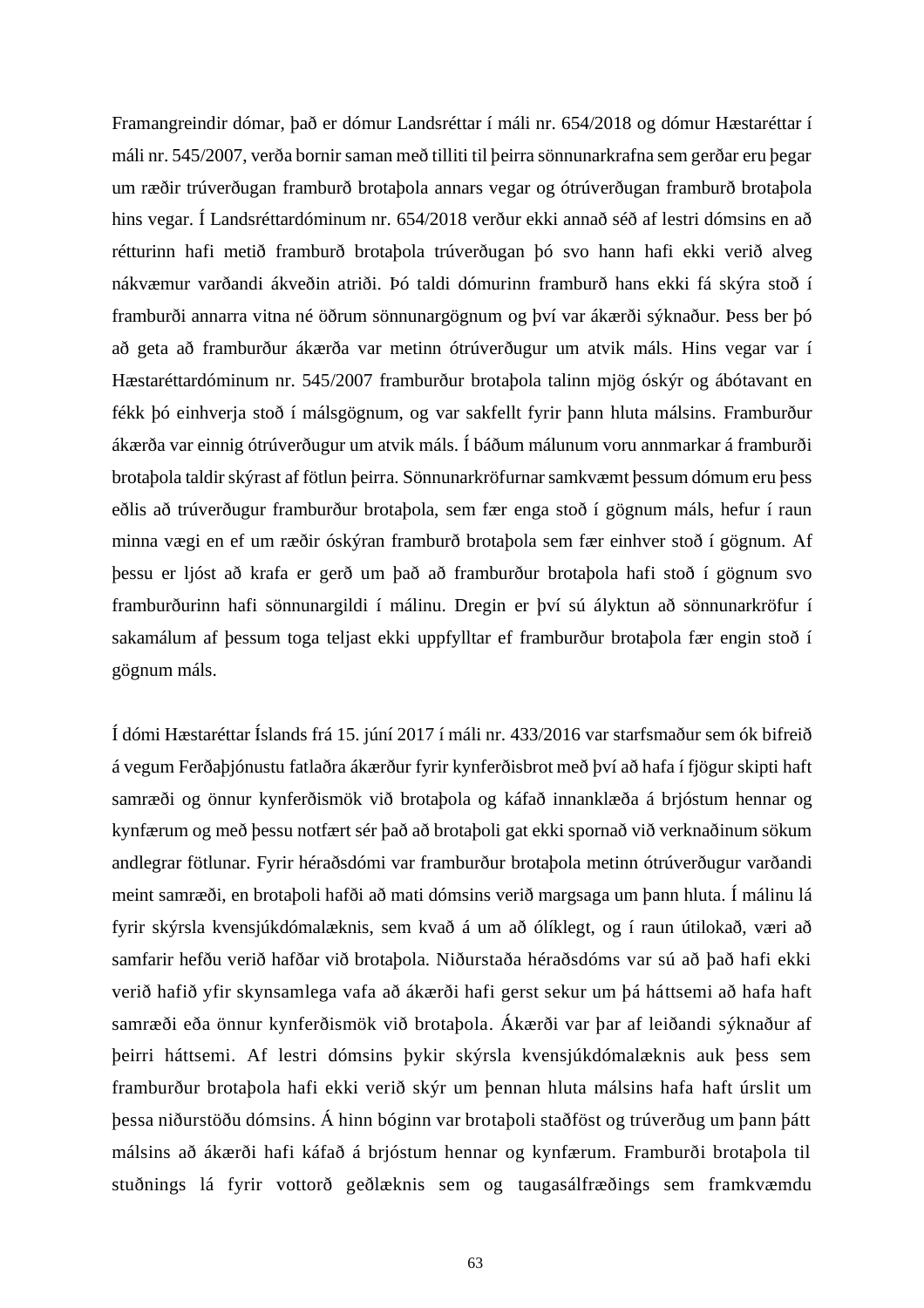Framangreindir dómar, það er dómur Landsréttar í máli nr. 654/2018 og dómur Hæstaréttar í máli nr. 545/2007, verða bornir saman með tilliti til þeirra sönnunarkrafna sem gerðar eru þegar um ræðir trúverðugan framburð brotaþola annars vegar og ótrúverðugan framburð brotaþola hins vegar. Í Landsréttardóminum nr. 654/2018 verður ekki annað séð af lestri dómsins en að rétturinn hafi metið framburð brotaþola trúverðugan þó svo hann hafi ekki verið alveg nákvæmur varðandi ákveðin atriði. Þó taldi dómurinn framburð hans ekki fá skýra stoð í framburði annarra vitna né öðrum sönnunargögnum og því var ákærði sýknaður. Þess ber þó að geta að framburður ákærða var metinn ótrúverðugur um atvik máls. Hins vegar var í Hæstaréttardóminum nr. 545/2007 framburður brotaþola talinn mjög óskýr og ábótavant en fékk þó einhverja stoð í málsgögnum, og var sakfellt fyrir þann hluta málsins. Framburður ákærða var einnig ótrúverðugur um atvik máls. Í báðum málunum voru annmarkar á framburði brotaþola taldir skýrast af fötlun þeirra. Sönnunarkröfurnar samkvæmt þessum dómum eru þess eðlis að trúverðugur framburður brotaþola, sem fær enga stoð í gögnum máls, hefur í raun minna vægi en ef um ræðir óskýran framburð brotaþola sem fær einhver stoð í gögnum. Af þessu er ljóst að krafa er gerð um það að framburður brotaþola hafi stoð í gögnum svo framburðurinn hafi sönnunargildi í málinu. Dregin er því sú ályktun að sönnunarkröfur í sakamálum af þessum toga teljast ekki uppfylltar ef framburður brotaþola fær engin stoð í gögnum máls.

Í dómi Hæstaréttar Íslands frá 15. júní 2017 í máli nr. 433/2016 var starfsmaður sem ók bifreið á vegum Ferðaþjónustu fatlaðra ákærður fyrir kynferðisbrot með því að hafa í fjögur skipti haft samræði og önnur kynferðismök við brotaþola og káfað innanklæða á brjóstum hennar og kynfærum og með þessu notfært sér það að brotaþoli gat ekki spornað við verknaðinum sökum andlegrar fötlunar. Fyrir héraðsdómi var framburður brotaþola metinn ótrúverðugur varðandi meint samræði, en brotaþoli hafði að mati dómsins verið margsaga um þann hluta. Í málinu lá fyrir skýrsla kvensjúkdómalæknis, sem kvað á um að ólíklegt, og í raun útilokað, væri að samfarir hefðu verið hafðar við brotaþola. Niðurstaða héraðsdóms var sú að það hafi ekki verið hafið yfir skynsamlega vafa að ákærði hafi gerst sekur um þá háttsemi að hafa haft samræði eða önnur kynferðismök við brotaþola. Ákærði var þar af leiðandi sýknaður af þeirri háttsemi. Af lestri dómsins þykir skýrsla kvensjúkdómalæknis auk þess sem framburður brotaþola hafi ekki verið skýr um þennan hluta málsins hafa haft úrslit um þessa niðurstöðu dómsins. Á hinn bóginn var brotaþoli staðföst og trúverðug um þann þátt málsins að ákærði hafi káfað á brjóstum hennar og kynfærum. Framburði brotaþola til stuðnings lá fyrir vottorð geðlæknis sem og taugasálfræðings sem framkvæmdu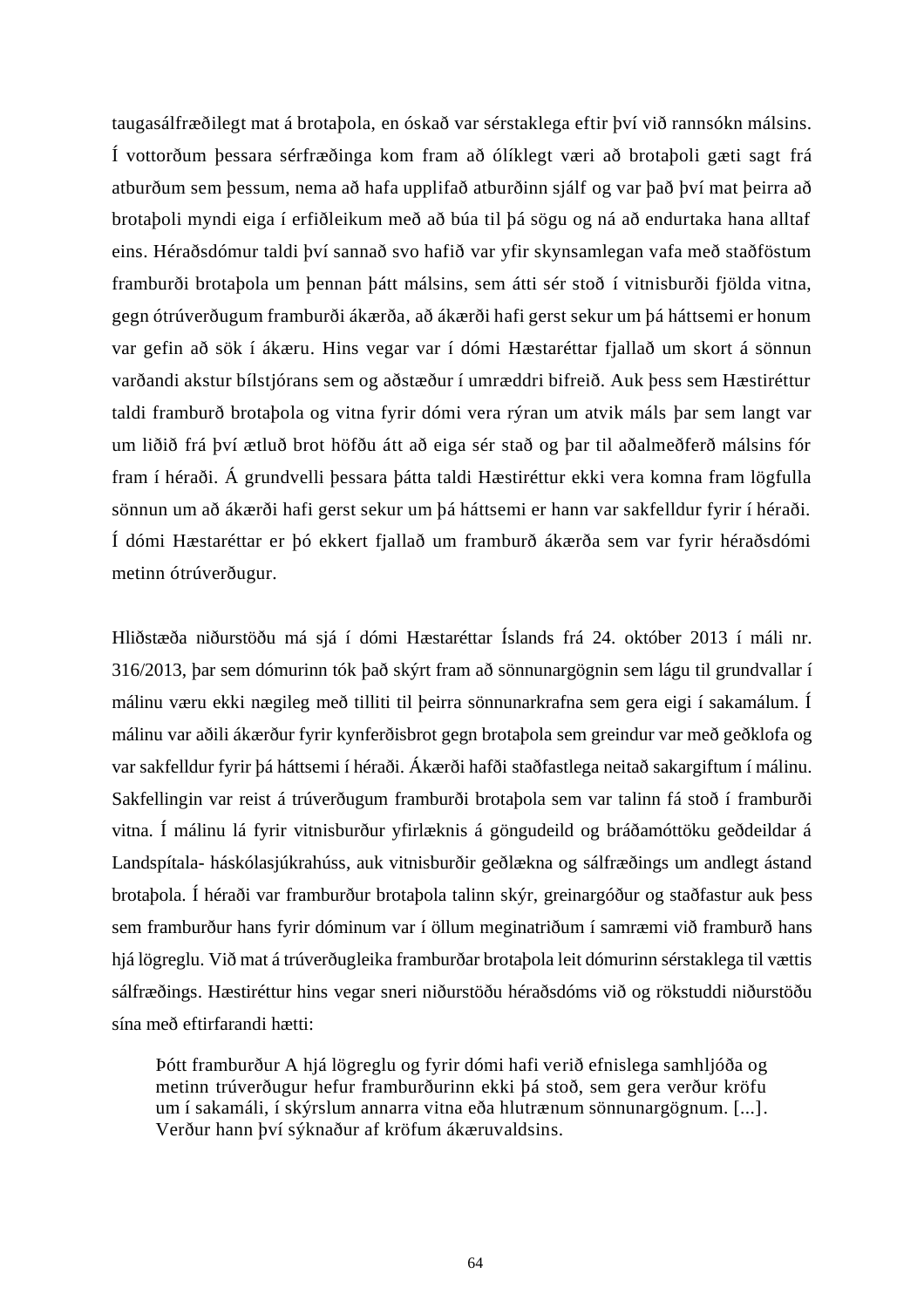taugasálfræðilegt mat á brotaþola, en óskað var sérstaklega eftir því við rannsókn málsins. Í vottorðum þessara sérfræðinga kom fram að ólíklegt væri að brotaþoli gæti sagt frá atburðum sem þessum, nema að hafa upplifað atburðinn sjálf og var það því mat þeirra að brotaþoli myndi eiga í erfiðleikum með að búa til þá sögu og ná að endurtaka hana alltaf eins. Héraðsdómur taldi því sannað svo hafið var yfir skynsamlegan vafa með staðföstum framburði brotaþola um þennan þátt málsins, sem átti sér stoð í vitnisburði fjölda vitna, gegn ótrúverðugum framburði ákærða, að ákærði hafi gerst sekur um þá háttsemi er honum var gefin að sök í ákæru. Hins vegar var í dómi Hæstaréttar fjallað um skort á sönnun varðandi akstur bílstjórans sem og aðstæður í umræddri bifreið. Auk þess sem Hæstiréttur taldi framburð brotaþola og vitna fyrir dómi vera rýran um atvik máls þar sem langt var um liðið frá því ætluð brot höfðu átt að eiga sér stað og þar til aðalmeðferð málsins fór fram í héraði. Á grundvelli þessara þátta taldi Hæstiréttur ekki vera komna fram lögfulla sönnun um að ákærði hafi gerst sekur um þá háttsemi er hann var sakfelldur fyrir í héraði. Í dómi Hæstaréttar er þó ekkert fjallað um framburð ákærða sem var fyrir héraðsdómi metinn ótrúverðugur.

Hliðstæða niðurstöðu má sjá í dómi Hæstaréttar Íslands frá 24. október 2013 í máli nr. 316/2013, þar sem dómurinn tók það skýrt fram að sönnunargögnin sem lágu til grundvallar í málinu væru ekki nægileg með tilliti til þeirra sönnunarkrafna sem gera eigi í sakamálum. Í málinu var aðili ákærður fyrir kynferðisbrot gegn brotaþola sem greindur var með geðklofa og var sakfelldur fyrir þá háttsemi í héraði. Ákærði hafði staðfastlega neitað sakargiftum í málinu. Sakfellingin var reist á trúverðugum framburði brotaþola sem var talinn fá stoð í framburði vitna. Í málinu lá fyrir vitnisburður yfirlæknis á göngudeild og bráðamóttöku geðdeildar á Landspítala- háskólasjúkrahúss, auk vitnisburðir geðlækna og sálfræðings um andlegt ástand brotaþola. Í héraði var framburður brotaþola talinn skýr, greinargóður og staðfastur auk þess sem framburður hans fyrir dóminum var í öllum meginatriðum í samræmi við framburð hans hjá lögreglu. Við mat á trúverðugleika framburðar brotaþola leit dómurinn sérstaklega til vættis sálfræðings. Hæstiréttur hins vegar sneri niðurstöðu héraðsdóms við og rökstuddi niðurstöðu sína með eftirfarandi hætti:

> Þótt framburður A hjá lögreglu og fyrir dómi hafi verið efnislega samhljóða og metinn trúverðugur hefur framburðurinn ekki þá stoð, sem gera verður kröfu um í sakamáli, í skýrslum annarra vitna eða hlutrænum sönnunargögnum. [...]. Verður hann því sýknaður af kröfum ákæruvaldsins.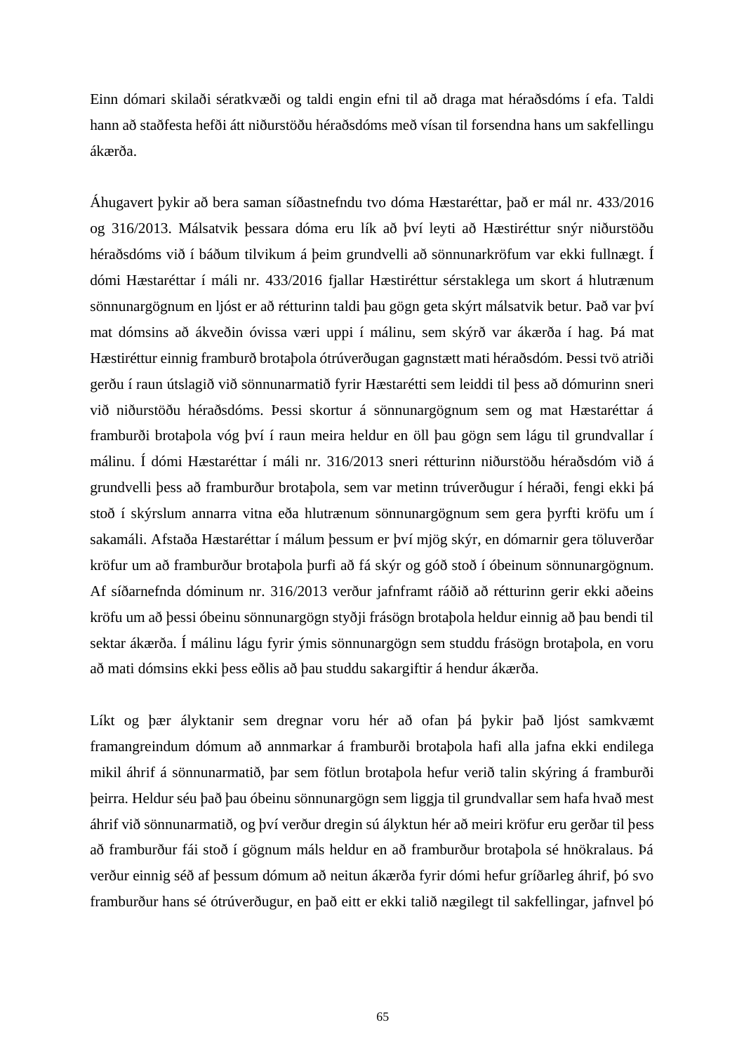Einn dómari skilaði sératkvæði og taldi engin efni til að draga mat héraðsdóms í efa. Taldi hann að staðfesta hefði átt niðurstöðu héraðsdóms með vísan til forsendna hans um sakfellingu ákærða.

Áhugavert þykir að bera saman síðastnefndu tvo dóma Hæstaréttar, það er mál nr. 433/2016 og 316/2013. Málsatvik þessara dóma eru lík að því leyti að Hæstiréttur snýr niðurstöðu héraðsdóms við í báðum tilvikum á þeim grundvelli að sönnunarkröfum var ekki fullnægt. Í dómi Hæstaréttar í máli nr. 433/2016 fjallar Hæstiréttur sérstaklega um skort á hlutrænum sönnunargögnum en ljóst er að rétturinn taldi þau gögn geta skýrt málsatvik betur. Það var því mat dómsins að ákveðin óvissa væri uppi í málinu, sem skýrð var ákærða í hag. Þá mat Hæstiréttur einnig framburð brotaþola ótrúverðugan gagnstætt mati héraðsdóm. Þessi tvö atriði gerðu í raun útslagið við sönnunarmatið fyrir Hæstarétti sem leiddi til þess að dómurinn sneri við niðurstöðu héraðsdóms. Þessi skortur á sönnunargögnum sem og mat Hæstaréttar á framburði brotaþola vóg því í raun meira heldur en öll þau gögn sem lágu til grundvallar í málinu. Í dómi Hæstaréttar í máli nr. 316/2013 sneri rétturinn niðurstöðu héraðsdóm við á grundvelli þess að framburður brotaþola, sem var metinn trúverðugur í héraði, fengi ekki þá stoð í skýrslum annarra vitna eða hlutrænum sönnunargögnum sem gera þyrfti kröfu um í sakamáli. Afstaða Hæstaréttar í málum þessum er því mjög skýr, en dómarnir gera töluverðar kröfur um að framburður brotaþola þurfi að fá skýr og góð stoð í óbeinum sönnunargögnum. Af síðarnefnda dóminum nr. 316/2013 verður jafnframt ráðið að rétturinn gerir ekki aðeins kröfu um að þessi óbeinu sönnunargögn styðji frásögn brotaþola heldur einnig að þau bendi til sektar ákærða. Í málinu lágu fyrir ýmis sönnunargögn sem studdu frásögn brotaþola, en voru að mati dómsins ekki þess eðlis að þau studdu sakargiftir á hendur ákærða.

Líkt og þær ályktanir sem dregnar voru hér að ofan þá þykir það ljóst samkvæmt framangreindum dómum að annmarkar á framburði brotaþola hafi alla jafna ekki endilega mikil áhrif á sönnunarmatið, þar sem fötlun brotaþola hefur verið talin skýring á framburði þeirra. Heldur séu það þau óbeinu sönnunargögn sem liggja til grundvallar sem hafa hvað mest áhrif við sönnunarmatið, og því verður dregin sú ályktun hér að meiri kröfur eru gerðar til þess að framburður fái stoð í gögnum máls heldur en að framburður brotaþola sé hnökralaus. Þá verður einnig séð af þessum dómum að neitun ákærða fyrir dómi hefur gríðarleg áhrif, þó svo framburður hans sé ótrúverðugur, en það eitt er ekki talið nægilegt til sakfellingar, jafnvel þó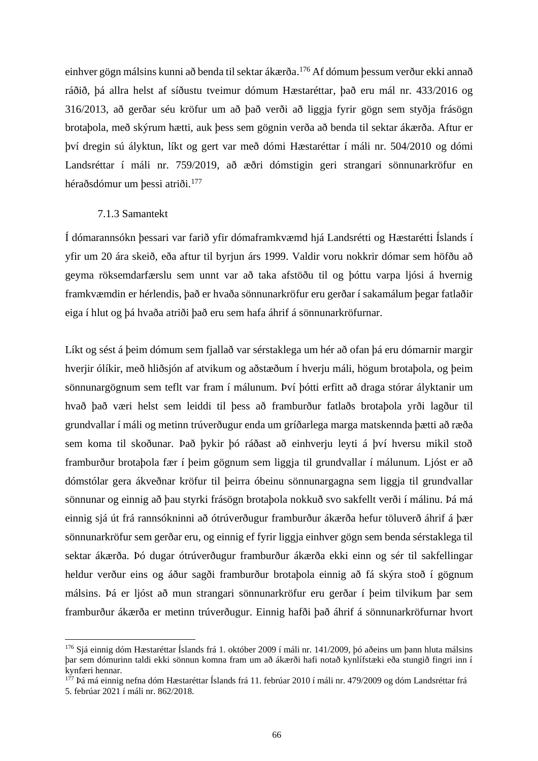einhver gögn málsins kunni að benda til sektar ákærða.[176] Af dómum þessum verður ekki annað ráðið, þá allra helst af síðustu tveimur dómum Hæstaréttar, það eru mál nr. 433/2016 og 316/2013, að gerðar séu kröfur um að það verði að liggja fyrir gögn sem styðja frásögn brotaþola, með skýrum hætti, auk þess sem gögnin verða að benda til sektar ákærða. Aftur er því dregin sú ályktun, líkt og gert var með dómi Hæstaréttar í máli nr. 504/2010 og dómi Landsréttar í máli nr. 759/2019, að æðri dómstigin geri strangari sönnunarkröfur en héraðsdómur um þessi atriði.[177]

### 7.1.3 Samantekt

Í dómarannsókn þessari var farið yfir dómaframkvæmd hjá Landsrétti og Hæstarétti Íslands í yfir um 20 ára skeið, eða aftur til byrjun árs 1999. Valdir voru nokkrir dómar sem höfðu að geyma röksemdarfærslu sem unnt var að taka afstöðu til og þóttu varpa ljósi á hvernig framkvæmdin er hérlendis, það er hvaða sönnunarkröfur eru gerðar í sakamálum þegar fatlaðir eiga í hlut og þá hvaða atriði það eru sem hafa áhrif á sönnunarkröfurnar.

Líkt og sést á þeim dómum sem fjallað var sérstaklega um hér að ofan þá eru dómarnir margir hverjir ólíkir, með hliðsjón af atvikum og aðstæðum í hverju máli, högum brotaþola, og þeim sönnunargögnum sem teflt var fram í málunum. Því þótti erfitt að draga stórar ályktanir um hvað það væri helst sem leiddi til þess að framburður fatlaðs brotaþola yrði lagður til grundvallar í máli og metinn trúverðugur enda um gríðarlega marga matskennda þætti að ræða sem koma til skoðunar. Það þykir þó ráðast að einhverju leyti á því hversu mikil stoð framburður brotaþola fær í þeim gögnum sem liggja til grundvallar í málunum. Ljóst er að dómstólar gera ákveðnar kröfur til þeirra óbeinu sönnunargagna sem liggja til grundvallar sönnunar og einnig að þau styrki frásögn brotaþola nokkuð svo sakfellt verði í málinu. Þá má einnig sjá út frá rannsókninni að ótrúverðugur framburður ákærða hefur töluverð áhrif á þær sönnunarkröfur sem gerðar eru, og einnig ef fyrir liggja einhver gögn sem benda sérstaklega til sektar ákærða. Þó dugar ótrúverðugur framburður ákærða ekki einn og sér til sakfellingar heldur verður eins og áður sagði framburður brotaþola einnig að fá skýra stoð í gögnum málsins. Þá er ljóst að mun strangari sönnunarkröfur eru gerðar í þeim tilvikum þar sem framburður ákærða er metinn trúverðugur. Einnig hafði það áhrif á sönnunarkröfurnar hvort

---

[176] Sjá einnig dóm Hæstaréttar Íslands frá 1. október 2009 í máli nr. 141/2009, þó aðeins um þann hluta málsins þar sem dómurinn taldi ekki sönnun komna fram um að ákærði hafi notað kynlífstæki eða stungið fingri inn í kynfæri hennar.

[177] Þá má einnig nefna dóm Hæstaréttar Íslands frá 11. febrúar 2010 í máli nr. 479/2009 og dóm Landsréttar frá 5. febrúar 2021 í máli nr. 862/2018.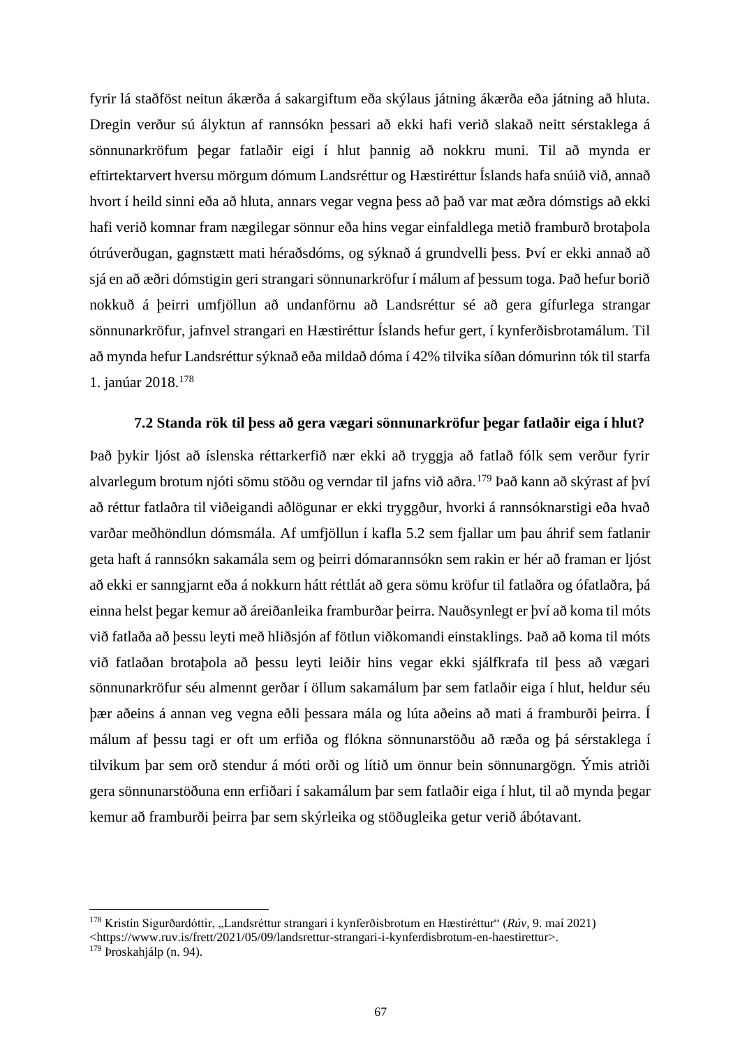fyrir lá staðföst neitun ákærða á sakargiftum eða skýlaus játning ákærða eða játning að hluta. Dregin verður sú ályktun af rannsókn þessari að ekki hafi verið slakað neitt sérstaklega á sönnunarkröfum þegar fatlaðir eigi í hlut þannig að nokkru muni. Til að mynda er eftirtektarvert hversu mörgum dómum Landsréttur og Hæstiréttur Íslands hafa snúið við, annað hvort í heild sinni eða að hluta, annars vegar vegna þess að það var mat æðra dómstigs að ekki hafi verið komnar fram nægilegar sönnur eða hins vegar einfaldlega metið framburð brotaþola ótrúverðugan, gagnstætt mati héraðsdóms, og sýknað á grundvelli þess. Því er ekki annað að sjá en að æðri dómstigin geri strangari sönnunarkröfur í málum af þessum toga. Það hefur borið nokkuð á þeirri umfjöllun að undanförnu að Landsréttur sé að gera gífurlega strangar sönnunarkröfur, jafnvel strangari en Hæstiréttur Íslands hefur gert, í kynferðisbrotamálum. Til að mynda hefur Landsréttur sýknað eða mildað dóma í 42% tilvika síðan dómurinn tók til starfa 1. janúar 2018.[178]

### 7.2 Standa rök til þess að gera vægari sönnunarkröfur þegar fatlaðir eiga í hlut?

Það þykir ljóst að íslenska réttarkerfið nær ekki að tryggja að fatlað fólk sem verður fyrir alvarlegum brotum njóti sömu stöðu og verndar til jafns við aðra.[179] Það kann að skýrast af því að réttur fatlaðra til viðeigandi aðlögunar er ekki tryggður, hvorki á rannsóknarstigi eða hvað varðar meðhöndlun dómsmála. Af umfjöllun í kafla 5.2 sem fjallar um þau áhrif sem fatlanir geta haft á rannsókn sakamála sem og þeirri dómarannsókn sem rakin er hér að framan er ljóst að ekki er sanngjarnt eða á nokkurn hátt réttlát að gera sömu kröfur til fatlaðra og ófatlaðra, þá einna helst þegar kemur að áreiðanleika framburðar þeirra. Nauðsynlegt er því að koma til móts við fatlaða að þessu leyti með hliðsjón af fötlun viðkomandi einstaklings. Það að koma til móts við fatlaðan brotaþola að þessu leyti leiðir hins vegar ekki sjálfkrafa til þess að vægari sönnunarkröfur séu almennt gerðar í öllum sakamálum þar sem fatlaðir eiga í hlut, heldur séu þær aðeins á annan veg vegna eðli þessara mála og lúta aðeins að mati á framburði þeirra. Í málum af þessu tagi er oft um erfiða og flókna sönnunarstöðu að ræða og þá sérstaklega í tilvikum þar sem orð stendur á móti orði og lítið um önnur bein sönnunargögn. Ýmis atriði gera sönnunarstöðuna enn erfiðari í sakamálum þar sem fatlaðir eiga í hlut, til að mynda þegar kemur að framburði þeirra þar sem skýrleika og stöðugleika getur verið ábótavant.

---

[178] Kristín Sigurðardóttir, „Landsréttur strangari í kynferðisbrotum en Hæstiréttur“ (*Rúv*, 9. maí 2021) <https://www.ruv.is/frett/2021/05/09/landsrettur-strangari-i-kynferdisbrotum-en-haestirettur>.

[179] Þroskahjálp (n. 94).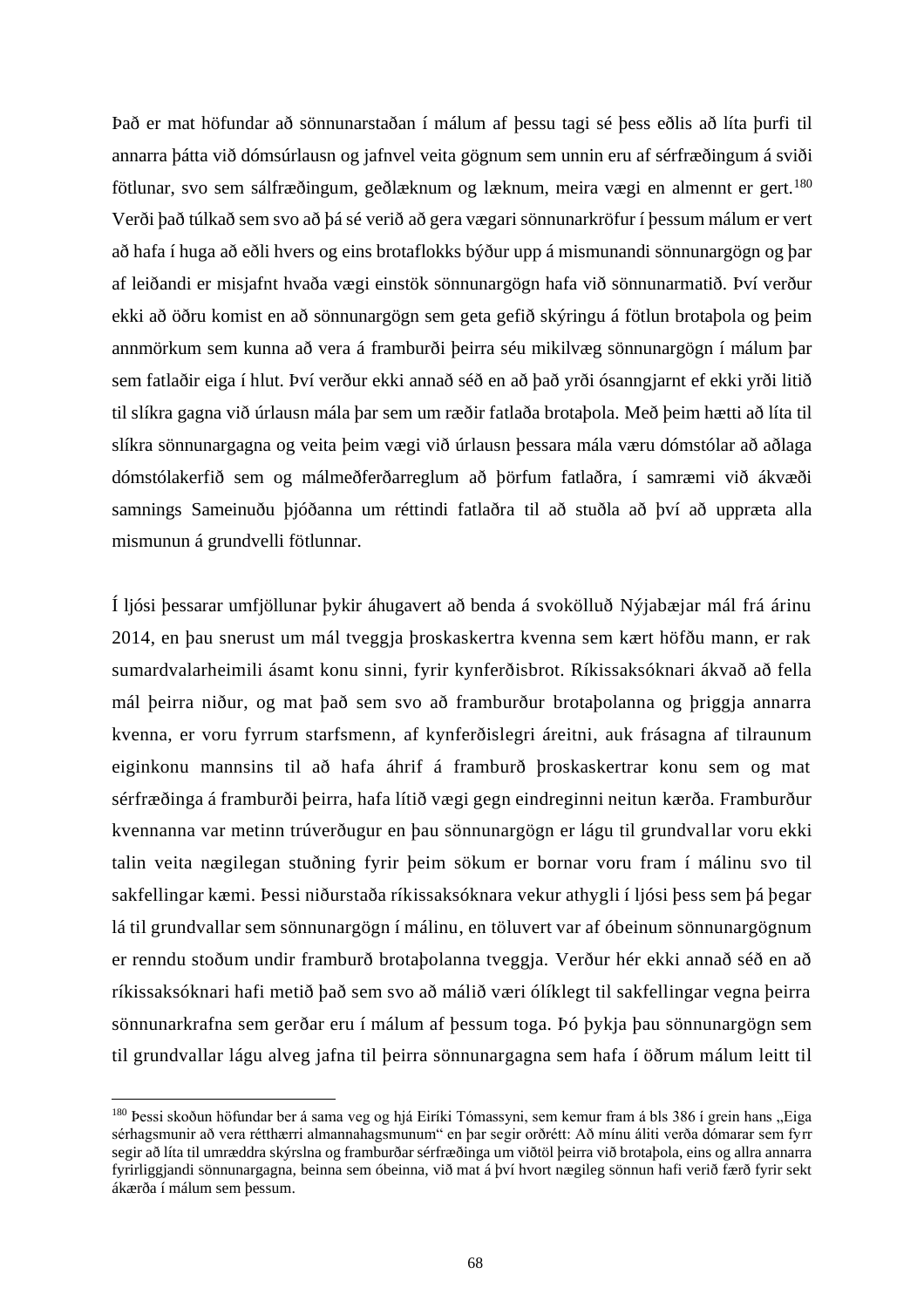Það er mat höfundar að sönnunarstaðan í málum af þessu tagi sé þess eðlis að líta þurfi til annarra þátta við dómsúrlausn og jafnvel veita gögnum sem unnin eru af sérfræðingum á sviði fötlunar, svo sem sálfræðingum, geðlæknum og læknum, meira vægi en almennt er gert.[180] Verði það túlkað sem svo að þá sé verið að gera vægari sönnunarkröfur í þessum málum er vert að hafa í huga að eðli hvers og eins brotaflokks býður upp á mismunandi sönnunargögn og þar af leiðandi er misjafnt hvaða vægi einstök sönnunargögn hafa við sönnunarmatið. Því verður ekki að öðru komist en að sönnunargögn sem geta gefið skýringu á fötlun brotaþola og þeim annmörkum sem kunna að vera á framburði þeirra séu mikilvæg sönnunargögn í málum þar sem fatlaðir eiga í hlut. Því verður ekki annað séð en að það yrði ósanngjarnt ef ekki yrði litið til slíkra gagna við úrlausn mála þar sem um ræðir fatlaða brotaþola. Með þeim hætti að líta til slíkra sönnunargagna og veita þeim vægi við úrlausn þessara mála væru dómstólar að aðlaga dómstólakerfið sem og málmeðferðarreglum að þörfum fatlaðra, í samræmi við ákvæði samnings Sameinuðu þjóðanna um réttindi fatlaðra til að stuðla að því að uppræta alla mismunun á grundvelli fötlunnar.

Í ljósi þessarar umfjöllunar þykir áhugavert að benda á svokölluð Nýjabæjar mál frá árinu 2014, en þau snerust um mál tveggja þroskaskertra kvenna sem kært höfðu mann, er rak sumardvalarheimili ásamt konu sinni, fyrir kynferðisbrot. Ríkissaksóknari ákvað að fella mál þeirra niður, og mat það sem svo að framburður brotaþolanna og þriggja annarra kvenna, er voru fyrrum starfsmenn, af kynferðislegri áreitni, auk frásagna af tilraunum eiginkonu mannsins til að hafa áhrif á framburð þroskaskertrar konu sem og mat sérfræðinga á framburði þeirra, hafa lítið vægi gegn eindreginni neitun kærða. Framburður kvennanna var metinn trúverðugur en þau sönnunargögn er lágu til grundvallar voru ekki talin veita nægilegan stuðning fyrir þeim sökum er bornar voru fram í málinu svo til sakfellingar kæmi. Þessi niðurstaða ríkissaksóknara vekur athygli í ljósi þess sem þá þegar lá til grundvallar sem sönnunargögn í málinu, en töluvert var af óbeinum sönnunargögnum er renndu stoðum undir framburð brotaþolanna tveggja. Verður hér ekki annað séð en að ríkissaksóknari hafi metið það sem svo að málið væri ólíklegt til sakfellingar vegna þeirra sönnunarkrafna sem gerðar eru í málum af þessum toga. Þó þykja þau sönnunargögn sem til grundvallar lágu alveg jafna til þeirra sönnunargagna sem hafa í öðrum málum leitt til

---

[180] Þessi skoðun höfundar ber á sama veg og hjá Eiríki Tómassyni, sem kemur fram á bls 386 í grein hans „Eiga sérhagsmunir að vera rétthærri almannahagsmunum" en þar segir orðrétt: Að mínu áliti verða dómarar sem fyrr segir að líta til umræddra skýrslna og framburðar sérfræðinga um viðtöl þeirra við brotaþola, eins og allra annarra fyrirliggjandi sönnunargagna, beinna sem óbeinna, við mat á því hvort nægileg sönnun hafi verið færð fyrir sekt ákærða í málum sem þessum.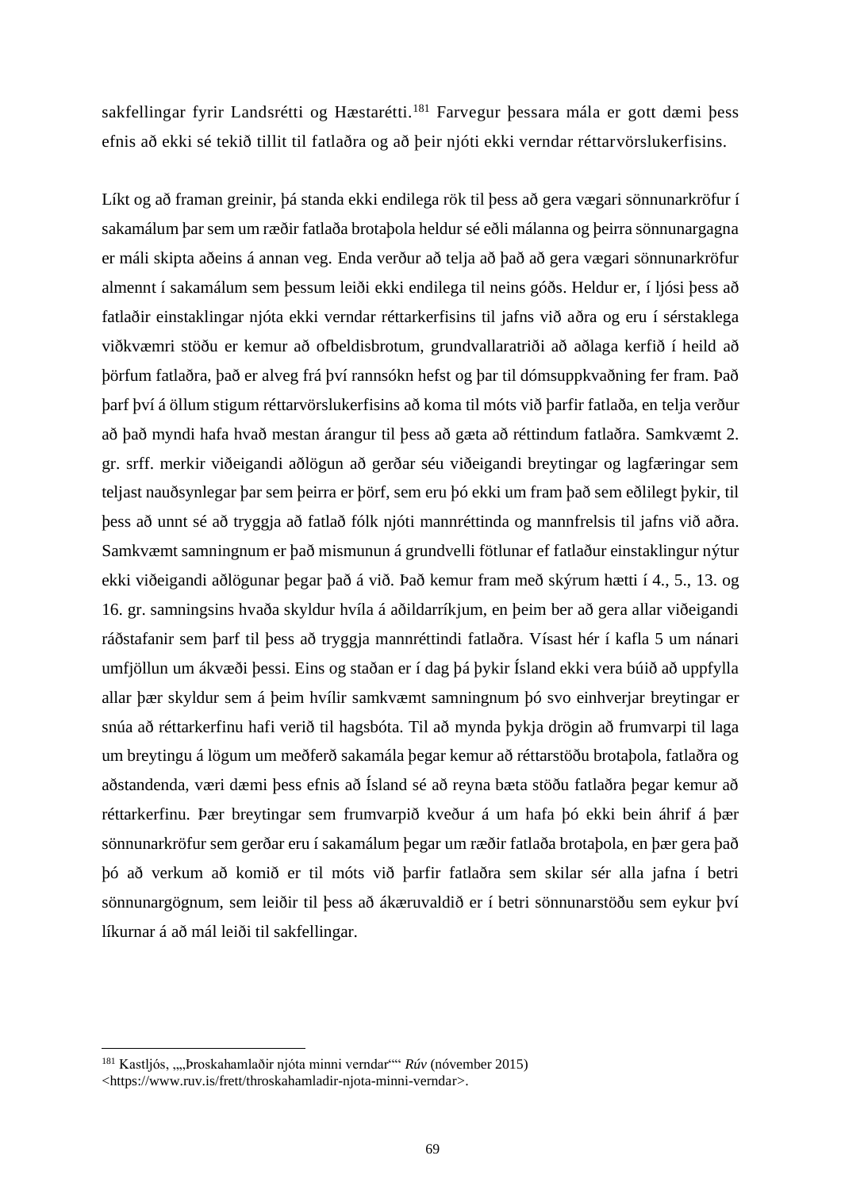sakfellingar fyrir Landsrétti og Hæstarétti.[181] Farvegur þessara mála er gott dæmi þess efnis að ekki sé tekið tillit til fatlaðra og að þeir njóti ekki verndar réttarvörslukerfisins.

Líkt og að framan greinir, þá standa ekki endilega rök til þess að gera vægari sönnunarkröfur í sakamálum þar sem um ræðir fatlaða brotaþola heldur sé eðli málanna og þeirra sönnunargagna er máli skipta aðeins á annan veg. Enda verður að telja að það að gera vægari sönnunarkröfur almennt í sakamálum sem þessum leiði ekki endilega til neins góðs. Heldur er, í ljósi þess að fatlaðir einstaklingar njóta ekki verndar réttarkerfisins til jafns við aðra og eru í sérstaklega viðkvæmri stöðu er kemur að ofbeldisbrotum, grundvallaratriði að aðlaga kerfið í heild að þörfum fatlaðra, það er alveg frá því rannsókn hefst og þar til dómsuppkvaðning fer fram. Það þarf því á öllum stigum réttarvörslukerfisins að koma til móts við þarfir fatlaða, en telja verður að það myndi hafa hvað mestan árangur til þess að gæta að réttindum fatlaðra. Samkvæmt 2. gr. srff. merkir viðeigandi aðlögun að gerðar séu viðeigandi breytingar og lagfæringar sem teljast nauðsynlegar þar sem þeirra er þörf, sem eru þó ekki um fram það sem eðlilegt þykir, til þess að unnt sé að tryggja að fatlað fólk njóti mannréttinda og mannfrelsis til jafns við aðra. Samkvæmt samningnum er það mismunun á grundvelli fötlunar ef fatlaður einstaklingur nýtur ekki viðeigandi aðlögunar þegar það á við. Það kemur fram með skýrum hætti í 4., 5., 13. og 16. gr. samningsins hvaða skyldur hvíla á aðildarríkjum, en þeim ber að gera allar viðeigandi ráðstafanir sem þarf til þess að tryggja mannréttindi fatlaðra. Vísast hér í kafla 5 um nánari umfjöllun um ákvæði þessi. Eins og staðan er í dag þá þykir Ísland ekki vera búið að uppfylla allar þær skyldur sem á þeim hvílir samkvæmt samningnum þó svo einhverjar breytingar er snúa að réttarkerfinu hafi verið til hagsbóta. Til að mynda þykja drögin að frumvarpi til laga um breytingu á lögum um meðferð sakamála þegar kemur að réttarstöðu brotaþola, fatlaðra og aðstandenda, væri dæmi þess efnis að Ísland sé að reyna bæta stöðu fatlaðra þegar kemur að réttarkerfinu. Þær breytingar sem frumvarpið kveður á um hafa þó ekki bein áhrif á þær sönnunarkröfur sem gerðar eru í sakamálum þegar um ræðir fatlaða brotaþola, en þær gera það þó að verkum að komið er til móts við þarfir fatlaðra sem skilar sér alla jafna í betri sönnunargögnum, sem leiðir til þess að ákæruvaldið er í betri sönnunarstöðu sem eykur því líkurnar á að mál leiði til sakfellingar.

---

[181] Kastljós, „„Þroskahamlaðir njóta minni verndar““ *Rúv* (nóvember 2015) <https://www.ruv.is/frett/throskahamladir-njota-minni-verndar>.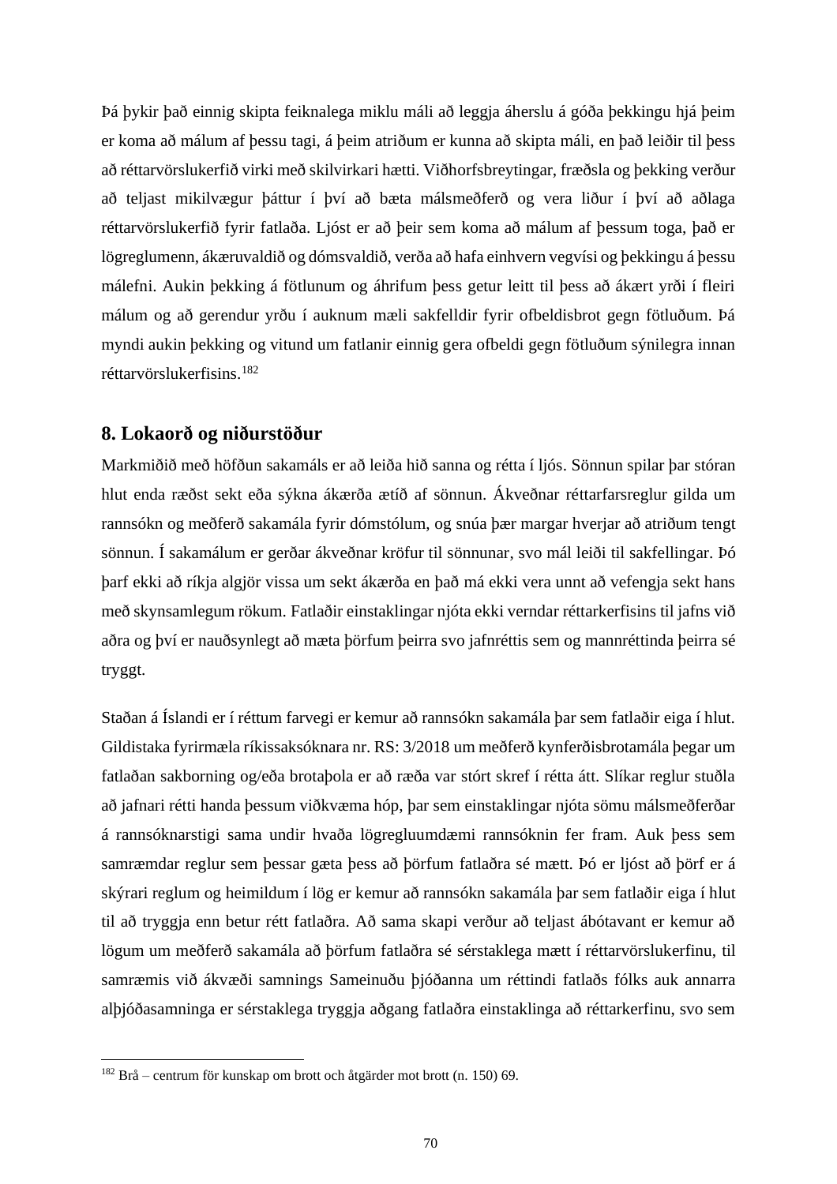Þá þykir það einnig skipta feiknalega miklu máli að leggja áherslu á góða þekkingu hjá þeim er koma að málum af þessu tagi, á þeim atriðum er kunna að skipta máli, en það leiðir til þess að réttarvörslukerfið virki með skilvirkari hætti. Viðhorfsbreytingar, fræðsla og þekking verður að teljast mikilvægur þáttur í því að bæta málsmeðferð og vera liður í því að aðlaga réttarvörslukerfið fyrir fatlaða. Ljóst er að þeir sem koma að málum af þessum toga, það er lögreglumenn, ákæruvaldið og dómsvaldið, verða að hafa einhvern vegvísi og þekkingu á þessu málefni. Aukin þekking á fötlunum og áhrifum þess getur leitt til þess að ákært yrði í fleiri málum og að gerendur yrðu í auknum mæli sakfelldir fyrir ofbeldisbrot gegn fötluðum. Þá myndi aukin þekking og vitund um fatlanir einnig gera ofbeldi gegn fötluðum sýnilegra innan réttarvörslukerfisins.[182]

## 8. Lokaorð og niðurstöður

Markmiðið með höfðun sakamáls er að leiða hið sanna og rétta í ljós. Sönnun spilar þar stóran hlut enda ræðst sekt eða sýkna ákærða ætíð af sönnun. Ákveðnar réttarfarsreglur gilda um rannsókn og meðferð sakamála fyrir dómstólum, og snúa þær margar hverjar að atriðum tengt sönnun. Í sakamálum er gerðar ákveðnar kröfur til sönnunar, svo mál leiði til sakfellingar. Þó þarf ekki að ríkja algjör vissa um sekt ákærða en það má ekki vera unnt að vefengja sekt hans með skynsamlegum rökum. Fatlaðir einstaklingar njóta ekki verndar réttarkerfisins til jafns við aðra og því er nauðsynlegt að mæta þörfum þeirra svo jafnréttis sem og mannréttinda þeirra sé tryggt.

Staðan á Íslandi er í réttum farvegi er kemur að rannsókn sakamála þar sem fatlaðir eiga í hlut. Gildistaka fyrirmæla ríkissaksóknara nr. RS: 3/2018 um meðferð kynferðisbrotamála þegar um fatlaðan sakborning og/eða brotaþola er að ræða var stórt skref í rétta átt. Slíkar reglur stuðla að jafnari rétti handa þessum viðkvæma hóp, þar sem einstaklingar njóta sömu málsmeðferðar á rannsóknarstigi sama undir hvaða lögregluumdæmi rannsóknin fer fram. Auk þess sem samræmdar reglur sem þessar gæta þess að þörfum fatlaðra sé mætt. Þó er ljóst að þörf er á skýrari reglum og heimildum í lög er kemur að rannsókn sakamála þar sem fatlaðir eiga í hlut til að tryggja enn betur rétt fatlaðra. Að sama skapi verður að teljast ábótavant er kemur að lögum um meðferð sakamála að þörfum fatlaðra sé sérstaklega mætt í réttarvörslukerfinu, til samræmis við ákvæði samnings Sameinuðu þjóðanna um réttindi fatlaðs fólks auk annarra alþjóðasamninga er sérstaklega tryggja aðgang fatlaðra einstaklinga að réttarkerfinu, svo sem

[182] Brå – centrum för kunskap om brott och åtgärder mot brott (n. 150) 69.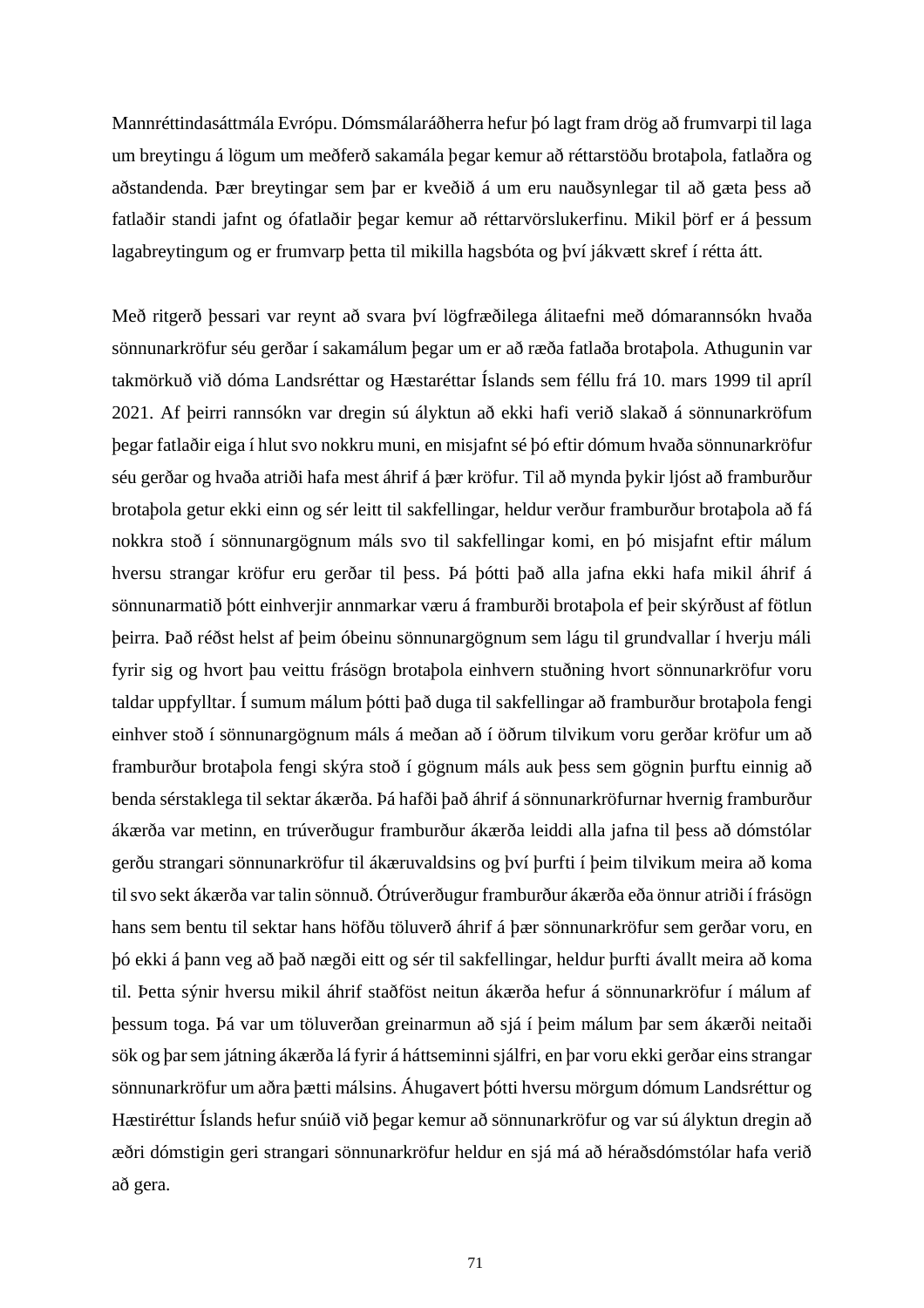Mannréttindasáttmála Evrópu. Dómsmálaráðherra hefur þó lagt fram drög að frumvarpi til laga um breytingu á lögum um meðferð sakamála þegar kemur að réttarstöðu brotaþola, fatlaðra og aðstandenda. Þær breytingar sem þar er kveðið á um eru nauðsynlegar til að gæta þess að fatlaðir standi jafnt og ófatlaðir þegar kemur að réttarvörslukerfinu. Mikil þörf er á þessum lagabreytingum og er frumvarp þetta til mikilla hagsbóta og því jákvætt skref í rétta átt.

Með ritgerð þessari var reynt að svara því lögfræðilega álitaefni með dómarannsókn hvaða sönnunarkröfur séu gerðar í sakamálum þegar um er að ræða fatlaða brotaþola. Athugunin var takmörkuð við dóma Landsréttar og Hæstaréttar Íslands sem féllu frá 10. mars 1999 til apríl 2021. Af þeirri rannsókn var dregin sú ályktun að ekki hafi verið slakað á sönnunarkröfum þegar fatlaðir eiga í hlut svo nokkru muni, en misjafnt sé þó eftir dómum hvaða sönnunarkröfur séu gerðar og hvaða atriði hafa mest áhrif á þær kröfur. Til að mynda þykir ljóst að framburður brotaþola getur ekki einn og sér leitt til sakfellingar, heldur verður framburður brotaþola að fá nokkra stoð í sönnunargögnum máls svo til sakfellingar komi, en þó misjafnt eftir málum hversu strangar kröfur eru gerðar til þess. Þá þótti það alla jafna ekki hafa mikil áhrif á sönnunarmatið þótt einhverjir annmarkar væru á framburði brotaþola ef þeir skýrðust af fötlun þeirra. Það réðst helst af þeim óbeinu sönnunargögnum sem lágu til grundvallar í hverju máli fyrir sig og hvort þau veittu frásögn brotaþola einhvern stuðning hvort sönnunarkröfur voru taldar uppfylltar. Í sumum málum þótti það duga til sakfellingar að framburður brotaþola fengi einhver stoð í sönnunargögnum máls á meðan að í öðrum tilvikum voru gerðar kröfur um að framburður brotaþola fengi skýra stoð í gögnum máls auk þess sem gögnin þurftu einnig að benda sérstaklega til sektar ákærða. Þá hafði það áhrif á sönnunarkröfurnar hvernig framburður ákærða var metinn, en trúverðugur framburður ákærða leiddi alla jafna til þess að dómstólar gerðu strangari sönnunarkröfur til ákæruvaldsins og því þurfti í þeim tilvikum meira að koma til svo sekt ákærða var talin sönnuð. Ótrúverðugur framburður ákærða eða önnur atriði í frásögn hans sem bentu til sektar hans höfðu töluverð áhrif á þær sönnunarkröfur sem gerðar voru, en þó ekki á þann veg að það nægði eitt og sér til sakfellingar, heldur þurfti ávallt meira að koma til. Þetta sýnir hversu mikil áhrif staðföst neitun ákærða hefur á sönnunarkröfur í málum af þessum toga. Þá var um töluverðan greinarmun að sjá í þeim málum þar sem ákærði neitaði sök og þar sem játning ákærða lá fyrir á háttseminni sjálfri, en þar voru ekki gerðar eins strangar sönnunarkröfur um aðra þætti málsins. Áhugavert þótti hversu mörgum dómum Landsréttur og Hæstiréttur Íslands hefur snúið við þegar kemur að sönnunarkröfur og var sú ályktun dregin að æðri dómstigin geri strangari sönnunarkröfur heldur en sjá má að héraðsdómstólar hafa verið að gera.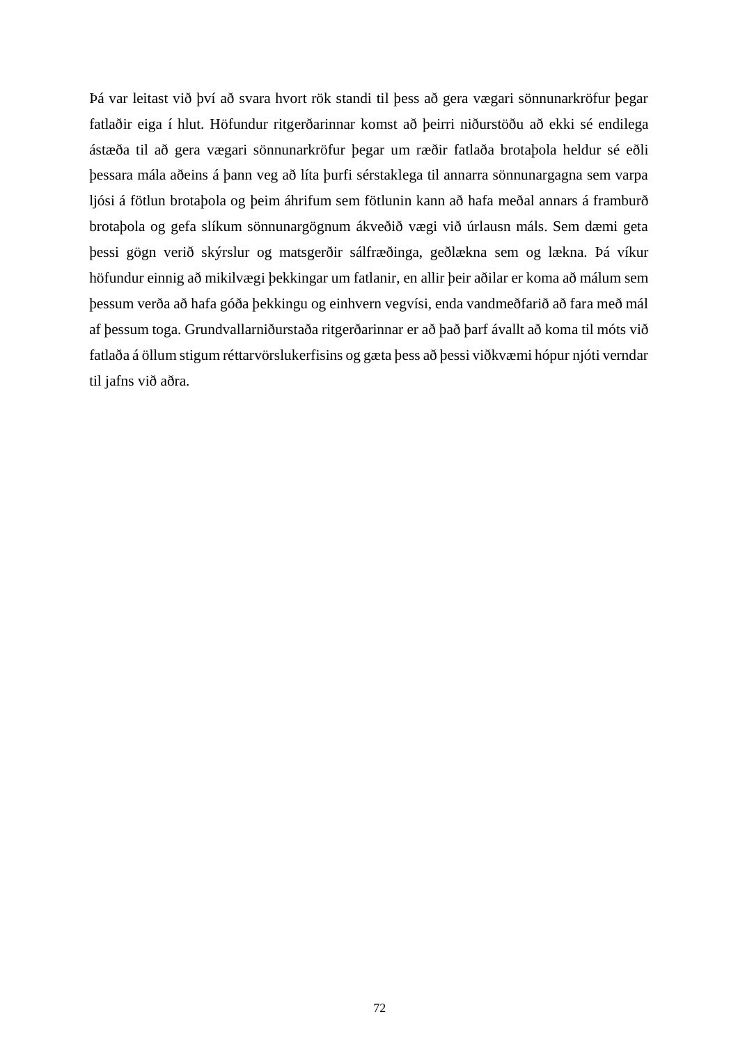Þá var leitast við því að svara hvort rök standi til þess að gera vægari sönnunarkröfur þegar fatlaðir eiga í hlut. Höfundur ritgerðarinnar komst að þeirri niðurstöðu að ekki sé endilega ástæða til að gera vægari sönnunarkröfur þegar um ræðir fatlaða brotaþola heldur sé eðli þessara mála aðeins á þann veg að líta þurfi sérstaklega til annarra sönnunargagna sem varpa ljósi á fötlun brotaþola og þeim áhrifum sem fötlunin kann að hafa meðal annars á framburð brotaþola og gefa slíkum sönnunargögnum ákveðið vægi við úrlausn máls. Sem dæmi geta þessi gögn verið skýrslur og matsgerðir sálfræðinga, geðlækna sem og lækna. Þá víkur höfundur einnig að mikilvægi þekkingar um fatlanir, en allir þeir aðilar er koma að málum sem þessum verða að hafa góða þekkingu og einhvern vegvísi, enda vandmeðfarið að fara með mál af þessum toga. Grundvallarniðurstaða ritgerðarinnar er að það þarf ávallt að koma til móts við fatlaða á öllum stigum réttarvörslukerfisins og gæta þess að þessi viðkvæmi hópur njóti verndar til jafns við aðra.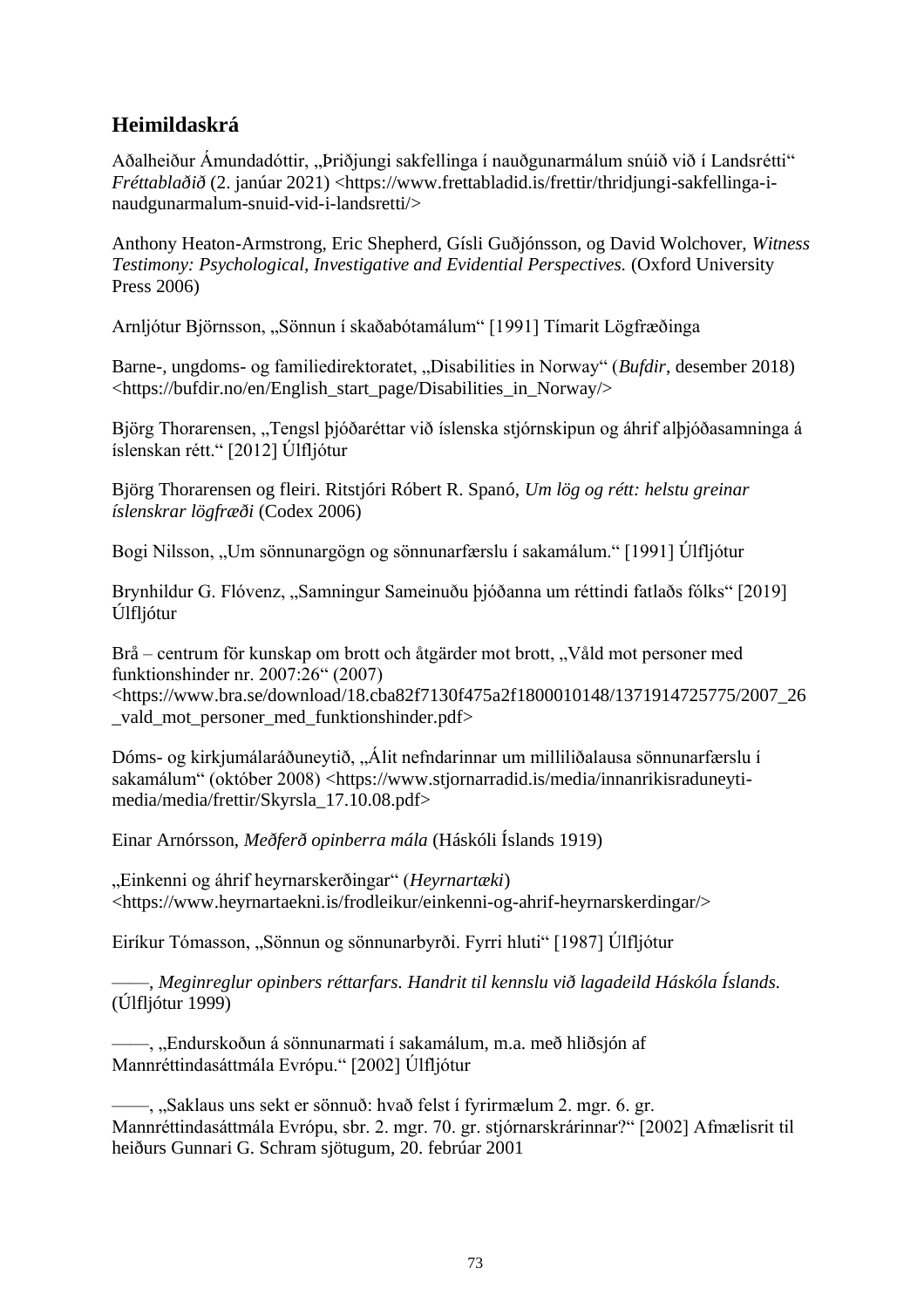## Heimildaskrá

Aðalheiður Ámundadóttir, „Þriðjungi sakfellinga í nauðgunarmálum snúið við í Landsrétti“ *Fréttablaðið* (2. janúar 2021) <https://www.frettabladid.is/frettir/thridjungi-sakfellinga-i-naudgunarmalum-snuid-vid-i-landsretti/>

Anthony Heaton-Armstrong, Eric Shepherd, Gísli Guðjónsson, og David Wolchover, *Witness Testimony: Psychological, Investigative and Evidential Perspectives.* (Oxford University Press 2006)

Arnljótur Björnsson, „Sönnun í skaðabótamálum“ [1991] Tímarit Lögfræðinga

Barne-, ungdoms- og familiedirektoratet, „Disabilities in Norway“ (*Bufdir*, desember 2018) <https://bufdir.no/en/English_start_page/Disabilities_in_Norway/>

Björg Thorarensen, „Tengsl þjóðaréttar við íslenska stjórnskipun og áhrif alþjóðasamninga á íslenskan rétt.“ [2012] Úlfljótur

Björg Thorarensen og fleiri. Ritstjóri Róbert R. Spanó, *Um lög og rétt: helstu greinar íslenskrar lögfræði* (Codex 2006)

Bogi Nilsson, „Um sönnunargögn og sönnunarfærslu í sakamálum.“ [1991] Úlfljótur

Brynhildur G. Flóvenz, „Samningur Sameinuðu þjóðanna um réttindi fatlaðs fólks“ [2019] Úlfljótur

Brå – centrum för kunskap om brott och åtgärder mot brott, „Våld mot personer med funktionshinder nr. 2007:26“ (2007) <https://www.bra.se/download/18.cba82f7130f475a2f1800010148/1371914725775/2007_26_vald_mot_personer_med_funktionshinder.pdf>

Dóms- og kirkjumálaráðuneytið, „Álit nefndarinnar um milliliðalausa sönnunarfærslu í sakamálum“ (október 2008) <https://www.stjornarradid.is/media/innanrikisraduneyti-media/media/frettir/Skyrsla_17.10.08.pdf>

Einar Arnórsson, *Meðferð opinberra mála* (Háskóli Íslands 1919)

„Einkenni og áhrif heyrnarskerðingar“ (*Heyrnartæki*) <https://www.heyrnartaekni.is/frodleikur/einkenni-og-ahrif-heyrnarskerdingar/>

Eiríkur Tómasson, „Sönnun og sönnunarbyrði. Fyrri hluti“ [1987] Úlfljótur

——, *Meginreglur opinbers réttarfars. Handrit til kennslu við lagadeild Háskóla Íslands.* (Úlfljótur 1999)

——, „Endurskoðun á sönnunarmati í sakamálum, m.a. með hliðsjón af Mannréttindasáttmála Evrópu.“ [2002] Úlfljótur

——, „Saklaus uns sekt er sönnuð: hvað felst í fyrirmælum 2. mgr. 6. gr. Mannréttindasáttmála Evrópu, sbr. 2. mgr. 70. gr. stjórnarskrárinnar?“ [2002] Afmælisrit til heiðurs Gunnari G. Schram sjötugum, 20. febrúar 2001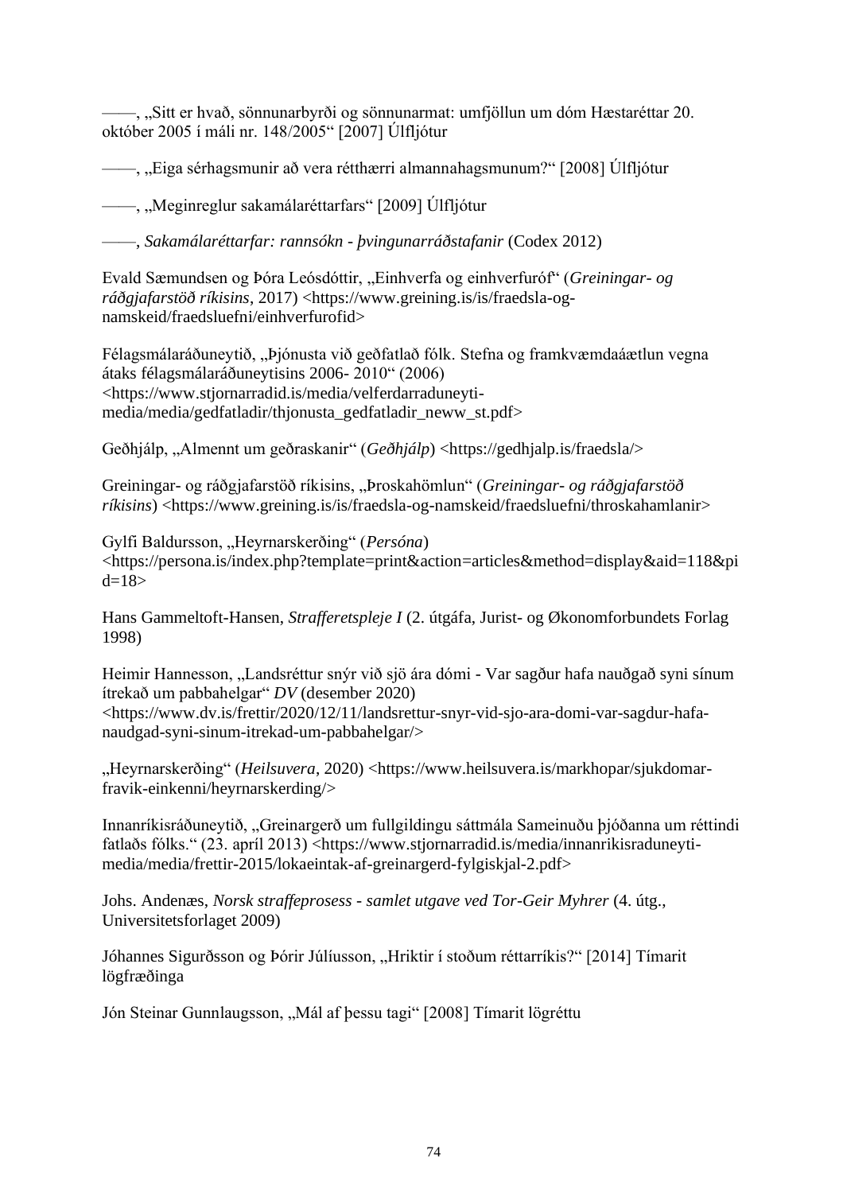——, „Sitt er hvað, sönnunarbyrði og sönnunarmat: umfjöllun um dóm Hæstaréttar 20. október 2005 í máli nr. 148/2005“ [2007] Úlfljótur

——, „Eiga sérhagsmunir að vera rétthærri almannahagsmunum?“ [2008] Úlfljótur

——, „Meginreglur sakamálaréttarfars“ [2009] Úlfljótur

——, *Sakamálaréttarfar: rannsókn - þvingunarráðstafanir* (Codex 2012)

Evald Sæmundsen og Þóra Leósdóttir, „Einhverfa og einhverfuróf“ (*Greiningar- og ráðgjafarstöð ríkisins*, 2017) <https://www.greining.is/is/fraedsla-og-namskeid/fraedsluefni/einhverfurofid>

Félagsmálaráðuneytið, „Þjónusta við geðfatlað fólk. Stefna og framkvæmdaáætlun vegna átaks félagsmálaráðuneytisins 2006- 2010“ (2006) <https://www.stjornarradid.is/media/velferdarraduneyti-media/media/gedfatladir/thjonusta_gedfatladir_neww_st.pdf>

Geðhjálp, „Almennt um geðraskanir“ (*Geðhjálp*) <https://gedhjalp.is/fraedsla/>

Greiningar- og ráðgjafarstöð ríkisins, „Þroskahömlun“ (*Greiningar- og ráðgjafarstöð ríkisins*) <https://www.greining.is/is/fraedsla-og-namskeid/fraedsluefni/throskahamlanir>

Gylfi Baldursson, „Heyrnarskerðing“ (*Persóna*) <https://persona.is/index.php?template=print&action=articles&method=display&aid=118&pid=18>

Hans Gammeltoft-Hansen, *Strafferetspleje I* (2. útgáfa, Jurist- og Økonomforbundets Forlag 1998)

Heimir Hannesson, „Landsréttur snýr við sjö ára dómi - Var sagður hafa nauðgað syni sínum ítrekað um pabbahelgar“ *DV* (desember 2020) <https://www.dv.is/frettir/2020/12/11/landsrettur-snyr-vid-sjo-ara-domi-var-sagdur-hafa-naudgad-syni-sinum-itrekad-um-pabbahelgar/>

„Heyrnarskerðing“ (*Heilsuvera*, 2020) <https://www.heilsuvera.is/markhopar/sjukdomar-fravik-einkenni/heyrnarskerding/>

Innanríkisráðuneytið, „Greinargerð um fullgildingu sáttmála Sameinuðu þjóðanna um réttindi fatlaðs fólks.“ (23. apríl 2013) <https://www.stjornarradid.is/media/innanrikisraduneyti-media/media/frettir-2015/lokaeintak-af-greinargerd-fylgiskjal-2.pdf>

Johs. Andenæs, *Norsk straffeprosess - samlet utgave ved Tor-Geir Myhrer* (4. útg., Universitetsforlaget 2009)

Jóhannes Sigurðsson og Þórir Júlíusson, „Hriktir í stoðum réttarríkis?“ [2014] Tímarit lögfræðinga

Jón Steinar Gunnlaugsson, „Mál af þessu tagi“ [2008] Tímarit lögréttu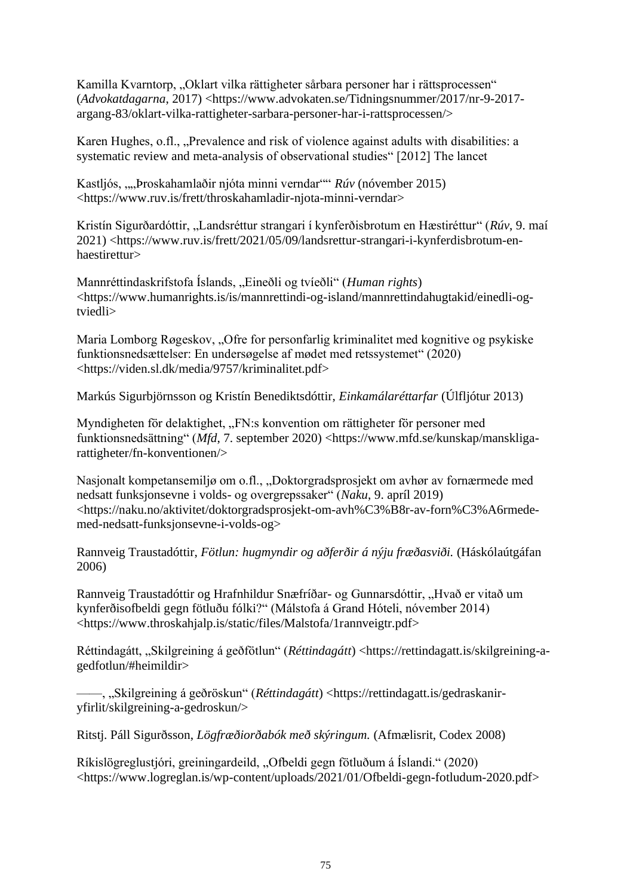Kamilla Kvarntorp, „Oklart vilka rättigheter sårbara personer har i rättsprocessen“ (*Advokatdagarna*, 2017) <https://www.advokaten.se/Tidningsnummer/2017/nr-9-2017-argang-83/oklart-vilka-rattigheter-sarbara-personer-har-i-rattsprocessen/>

Karen Hughes, o.fl., „Prevalence and risk of violence against adults with disabilities: a systematic review and meta-analysis of observational studies“ [2012] The lancet

Kastljós, „„Þroskahamlaðir njóta minni verndar““ *Rúv* (nóvember 2015) <https://www.ruv.is/frett/throskahamladir-njota-minni-verndar>

Kristín Sigurðardóttir, „Landsréttur strangari í kynferðisbrotum en Hæstiréttur“ (*Rúv*, 9. maí 2021) <https://www.ruv.is/frett/2021/05/09/landsrettur-strangari-i-kynferdisbrotum-en-haestirettur>

Mannréttindaskrifstofa Íslands, „Eineðli og tvíeðli“ (*Human rights*) <https://www.humanrights.is/is/mannrettindi-og-island/mannrettindahugtakid/einedli-og-tviedli>

Maria Lomborg Røgeskov, „Ofre for personfarlig kriminalitet med kognitive og psykiske funktionsnedsættelser: En undersøgelse af mødet med retssystemet“ (2020) <https://viden.sl.dk/media/9757/kriminalitet.pdf>

Markús Sigurbjörnsson og Kristín Benediktsdóttir, *Einkamálaréttarfar* (Úlfljótur 2013)

Myndigheten för delaktighet, „FN:s konvention om rättigheter för personer med funktionsnedsättning“ (*Mfd*, 7. september 2020) <https://www.mfd.se/kunskap/manskliga-rattigheter/fn-konventionen/>

Nasjonalt kompetansemiljø om o.fl., „Doktorgradsprosjekt om avhør av fornærmede med nedsatt funksjonsevne i volds- og overgrepssaker“ (*Naku*, 9. apríl 2019) <https://naku.no/aktivitet/doktorgradsprosjekt-om-avh%C3%B8r-av-forn%C3%A6rmede-med-nedsatt-funksjonsevne-i-volds-og>

Rannveig Traustadóttir, *Fötlun: hugmyndir og aðferðir á nýju fræðasviði.* (Háskólaútgáfan 2006)

Rannveig Traustadóttir og Hrafnhildur Snæfríðar- og Gunnarsdóttir, „Hvað er vitað um kynferðisofbeldi gegn fötluðu fólki?“ (Málstofa á Grand Hóteli, nóvember 2014) <https://www.throskahjalp.is/static/files/Malstofa/1rannveigtr.pdf>

Réttindagátt, „Skilgreining á geðfötlun“ (*Réttindagátt*) <https://rettindagatt.is/skilgreining-a-gedfotlun/#heimildir>

——, „Skilgreining á geðröskun“ (*Réttindagátt*) <https://rettindagatt.is/gedraskanir-yfirlit/skilgreining-a-gedroskun/>

Ritstj. Páll Sigurðsson, *Lögfræðiorðabók með skýringum.* (Afmælisrit, Codex 2008)

Ríkislögreglustjóri, greiningardeild, „Ofbeldi gegn fötluðum á Íslandi.“ (2020) <https://www.logreglan.is/wp-content/uploads/2021/01/Ofbeldi-gegn-fotludum-2020.pdf>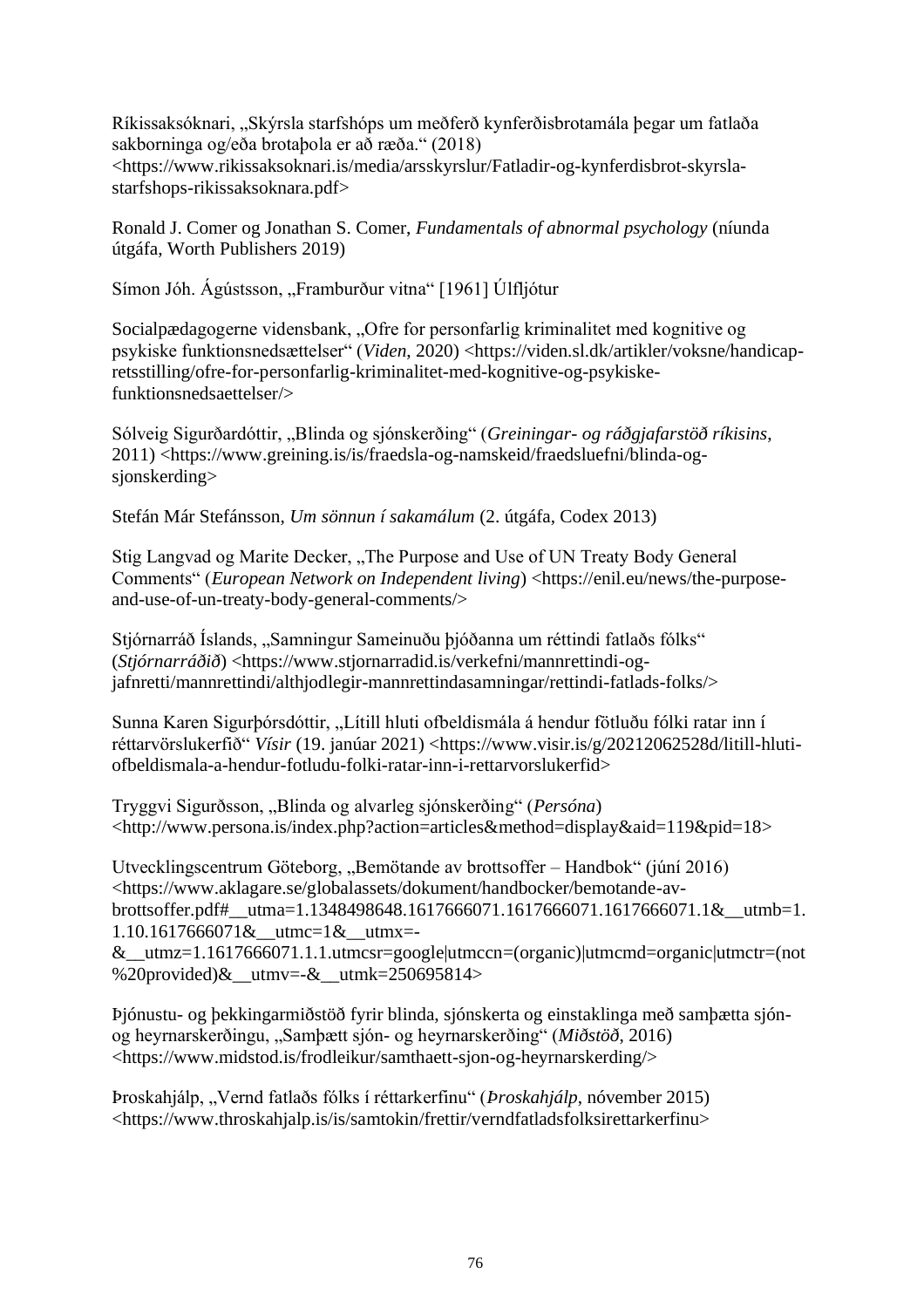Ríkissaksóknari, „Skýrsla starfshóps um meðferð kynferðisbrotamála þegar um fatlaða sakborninga og/eða brotaþola er að ræða." (2018) <https://www.rikissaksoknari.is/media/arsskyrslur/Fatladir-og-kynferdisbrot-skyrsla-starfshops-rikissaksoknara.pdf>

Ronald J. Comer og Jonathan S. Comer, *Fundamentals of abnormal psychology* (níunda útgáfa, Worth Publishers 2019)

Símon Jóh. Ágústsson, „Framburður vitna" [1961] Úlfljótur

Socialpædagogerne vidensbank, „Ofre for personfarlig kriminalitet med kognitive og psykiske funktionsnedsættelser" (*Viden*, 2020) <https://viden.sl.dk/artikler/voksne/handicap-retsstilling/ofre-for-personfarlig-kriminalitet-med-kognitive-og-psykiske-funktionsnedsaettelser/>

Sólveig Sigurðardóttir, „Blinda og sjónskerðing" (*Greiningar- og ráðgjafarstöð ríkisins*, 2011) <https://www.greining.is/is/fraedsla-og-namskeid/fraedsluefni/blinda-og-sjonskerding>

Stefán Már Stefánsson, *Um sönnun í sakamálum* (2. útgáfa, Codex 2013)

Stig Langvad og Marite Decker, „The Purpose and Use of UN Treaty Body General Comments" (*European Network on Independent living*) <https://enil.eu/news/the-purpose-and-use-of-un-treaty-body-general-comments/>

Stjórnarráð Íslands, „Samningur Sameinuðu þjóðanna um réttindi fatlaðs fólks" (*Stjórnarráðið*) <https://www.stjornarradid.is/verkefni/mannrettindi-og-jafnretti/mannrettindi/althjodlegir-mannrettindasamningar/rettindi-fatlads-folks/>

Sunna Karen Sigurþórsdóttir, „Lítill hluti ofbeldismála á hendur fötluðu fólki ratar inn í réttarvörslukerfið" *Vísir* (19. janúar 2021) <https://www.visir.is/g/20212062528d/litill-hluti-ofbeldismala-a-hendur-fotludu-folki-ratar-inn-i-rettarvorslukerfid>

Tryggvi Sigurðsson, „Blinda og alvarleg sjónskerðing" (*Persóna*) <http://www.persona.is/index.php?action=articles&method=display&aid=119&pid=18>

Utvecklingscentrum Göteborg, „Bemötande av brottsoffer – Handbok" (júní 2016) <https://www.aklagare.se/globalassets/dokument/handbocker/bemotande-av-brottsoffer.pdf#__utma=1.1348498648.1617666071.1617666071.1617666071.1&__utmb=1.1.10.1617666071&__utmc=1&__utmx=-&__utmz=1.1617666071.1.1.utmcsr=google|utmccn=(organic)|utmcmd=organic|utmctr=(not%20provided)&__utmv=-&__utmk=250695814>

Þjónustu- og þekkingarmiðstöð fyrir blinda, sjónskerta og einstaklinga með samþætta sjón- og heyrnarskerðingu, „Samþætt sjón- og heyrnarskerðing" (*Miðstöð*, 2016) <https://www.midstod.is/frodleikur/samthaett-sjon-og-heyrnarskerding/>

Þroskahjálp, „Vernd fatlaðs fólks í réttarkerfinu" (*Þroskahjálp*, nóvember 2015) <https://www.throskahjalp.is/is/samtokin/frettir/verndfatladsfolksirettarkerfinu>